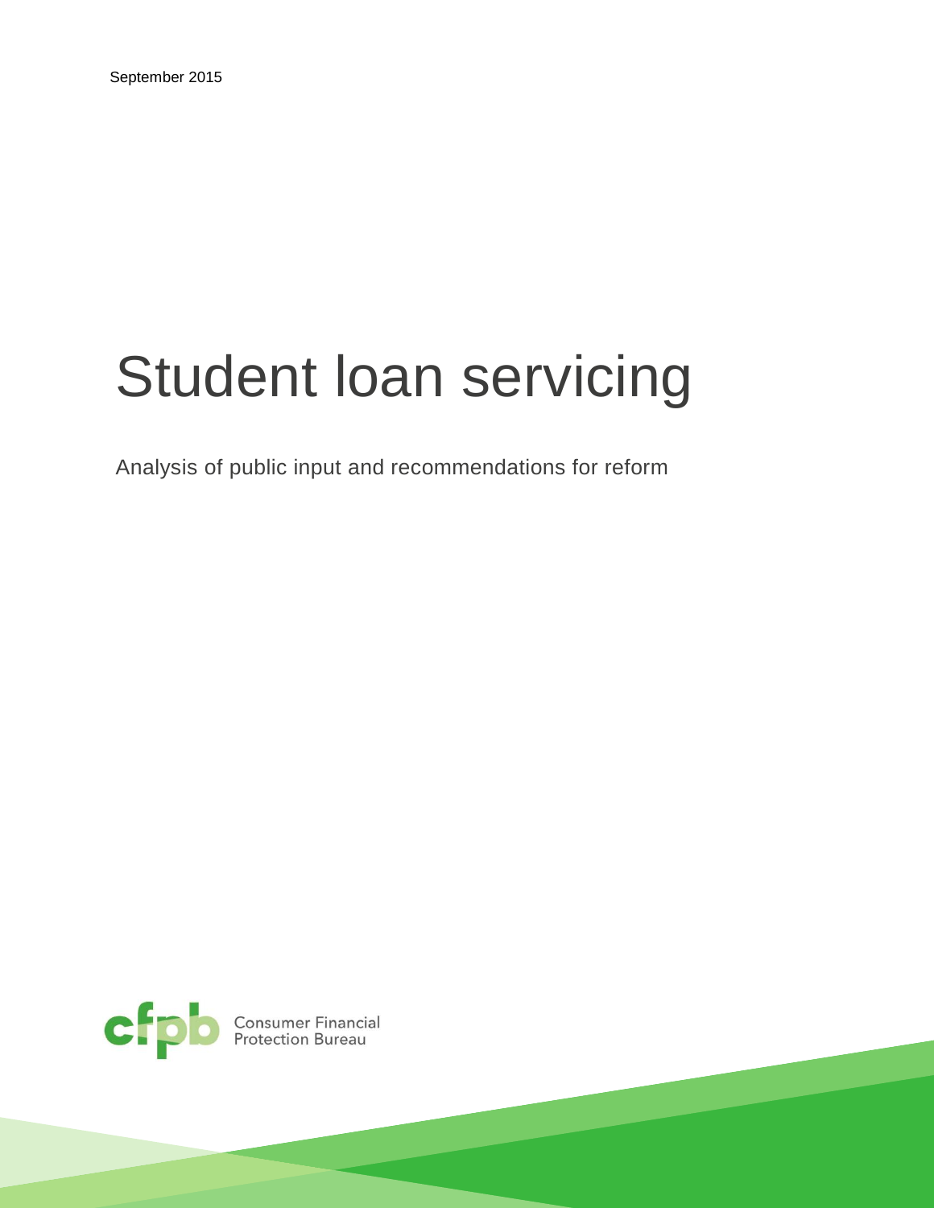September 2015

# Student loan servicing

Analysis of public input and recommendations for reform

Consumer Financial Protection Bureau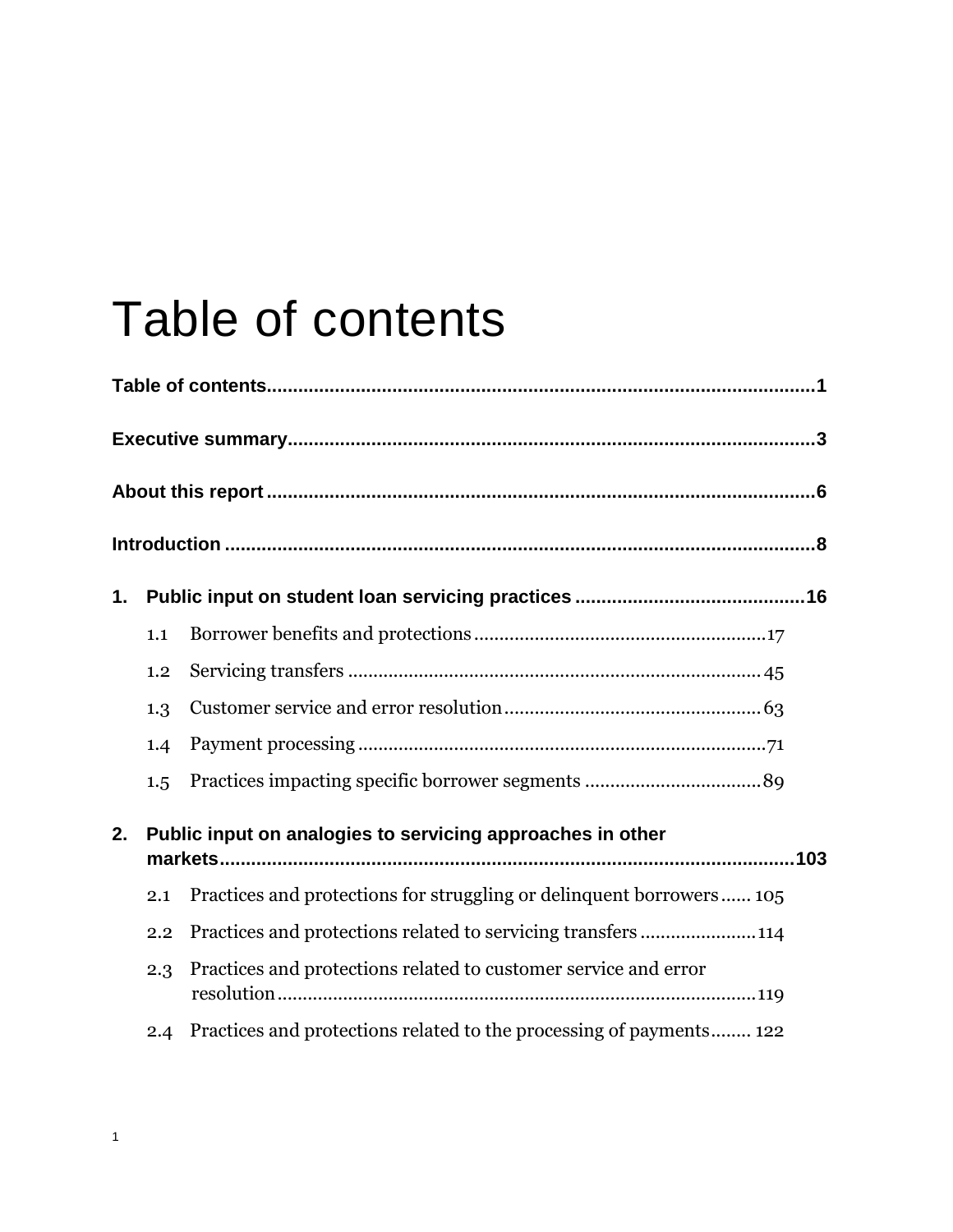# Table of contents

**Table of contents** .......... **1**

**Executive summary** .......... **3**

**About this report** .......... **6**

**Introduction** .......... **8**

**1. Public input on student loan servicing practices** .......... **16**

- 1.1 Borrower benefits and protections .......... 17
- 1.2 Servicing transfers .......... 45
- 1.3 Customer service and error resolution .......... 63
- 1.4 Payment processing .......... 71
- 1.5 Practices impacting specific borrower segments .......... 89

**2. Public input on analogies to servicing approaches in other markets** .......... **103**

- 2.1 Practices and protections for struggling or delinquent borrowers .......... 105
- 2.2 Practices and protections related to servicing transfers .......... 114
- 2.3 Practices and protections related to customer service and error resolution .......... 119
- 2.4 Practices and protections related to the processing of payments .......... 122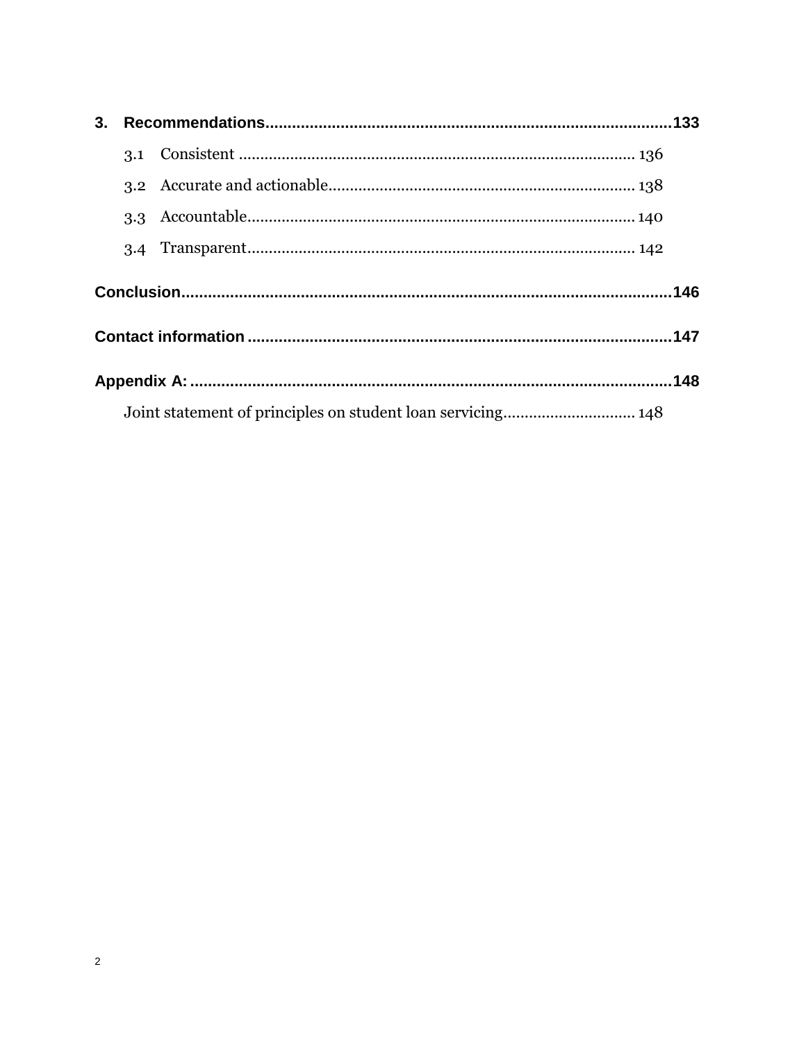**3. Recommendations** .......... **133**

- 3.1 Consistent .......... 136
- 3.2 Accurate and actionable .......... 138
- 3.3 Accountable .......... 140
- 3.4 Transparent .......... 142

**Conclusion** .......... **146**

**Contact information** .......... **147**

**Appendix A:** .......... **148**

- Joint statement of principles on student loan servicing .......... 148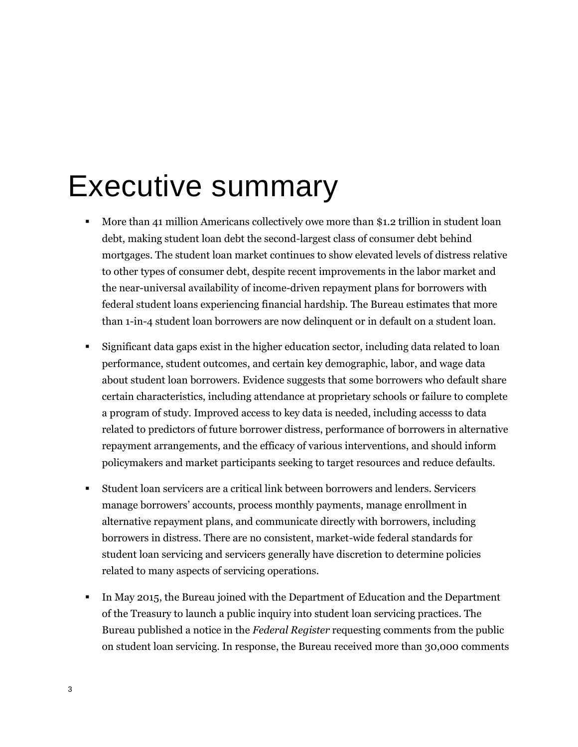# Executive summary

- More than 41 million Americans collectively owe more than $1.2 trillion in student loan debt, making student loan debt the second-largest class of consumer debt behind mortgages. The student loan market continues to show elevated levels of distress relative to other types of consumer debt, despite recent improvements in the labor market and the near-universal availability of income-driven repayment plans for borrowers with federal student loans experiencing financial hardship. The Bureau estimates that more than 1-in-4 student loan borrowers are now delinquent or in default on a student loan.

- Significant data gaps exist in the higher education sector, including data related to loan performance, student outcomes, and certain key demographic, labor, and wage data about student loan borrowers. Evidence suggests that some borrowers who default share certain characteristics, including attendance at proprietary schools or failure to complete a program of study. Improved access to key data is needed, including accesss to data related to predictors of future borrower distress, performance of borrowers in alternative repayment arrangements, and the efficacy of various interventions, and should inform policymakers and market participants seeking to target resources and reduce defaults.

- Student loan servicers are a critical link between borrowers and lenders. Servicers manage borrowers' accounts, process monthly payments, manage enrollment in alternative repayment plans, and communicate directly with borrowers, including borrowers in distress. There are no consistent, market-wide federal standards for student loan servicing and servicers generally have discretion to determine policies related to many aspects of servicing operations.

- In May 2015, the Bureau joined with the Department of Education and the Department of the Treasury to launch a public inquiry into student loan servicing practices. The Bureau published a notice in the *Federal Register* requesting comments from the public on student loan servicing. In response, the Bureau received more than 30,000 comments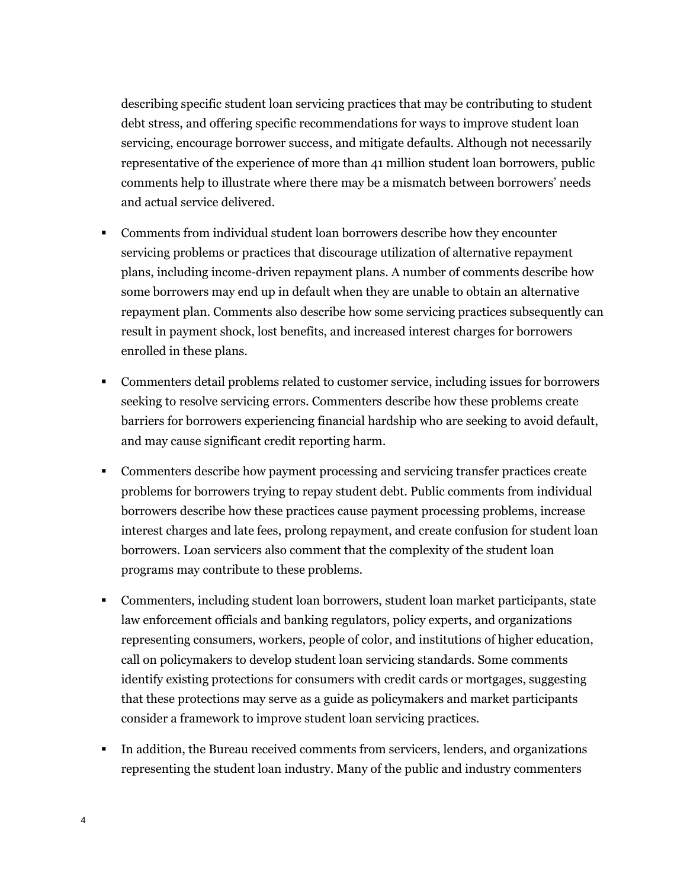describing specific student loan servicing practices that may be contributing to student debt stress, and offering specific recommendations for ways to improve student loan servicing, encourage borrower success, and mitigate defaults. Although not necessarily representative of the experience of more than 41 million student loan borrowers, public comments help to illustrate where there may be a mismatch between borrowers' needs and actual service delivered.

- Comments from individual student loan borrowers describe how they encounter servicing problems or practices that discourage utilization of alternative repayment plans, including income-driven repayment plans. A number of comments describe how some borrowers may end up in default when they are unable to obtain an alternative repayment plan. Comments also describe how some servicing practices subsequently can result in payment shock, lost benefits, and increased interest charges for borrowers enrolled in these plans.

- Commenters detail problems related to customer service, including issues for borrowers seeking to resolve servicing errors. Commenters describe how these problems create barriers for borrowers experiencing financial hardship who are seeking to avoid default, and may cause significant credit reporting harm.

- Commenters describe how payment processing and servicing transfer practices create problems for borrowers trying to repay student debt. Public comments from individual borrowers describe how these practices cause payment processing problems, increase interest charges and late fees, prolong repayment, and create confusion for student loan borrowers. Loan servicers also comment that the complexity of the student loan programs may contribute to these problems.

- Commenters, including student loan borrowers, student loan market participants, state law enforcement officials and banking regulators, policy experts, and organizations representing consumers, workers, people of color, and institutions of higher education, call on policymakers to develop student loan servicing standards. Some comments identify existing protections for consumers with credit cards or mortgages, suggesting that these protections may serve as a guide as policymakers and market participants consider a framework to improve student loan servicing practices.

- In addition, the Bureau received comments from servicers, lenders, and organizations representing the student loan industry. Many of the public and industry commenters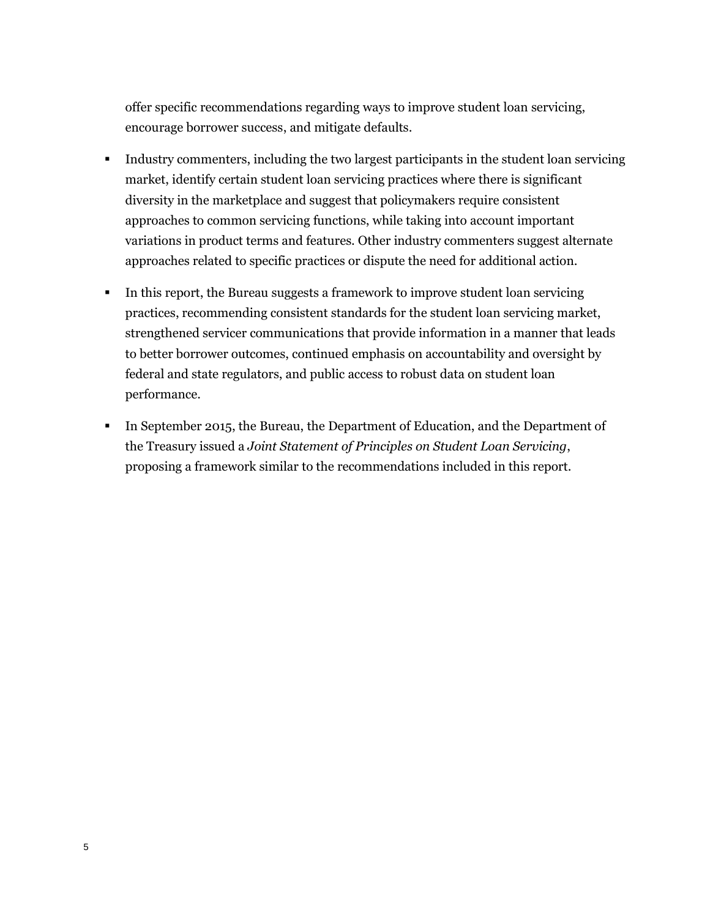offer specific recommendations regarding ways to improve student loan servicing, encourage borrower success, and mitigate defaults.

- Industry commenters, including the two largest participants in the student loan servicing market, identify certain student loan servicing practices where there is significant diversity in the marketplace and suggest that policymakers require consistent approaches to common servicing functions, while taking into account important variations in product terms and features. Other industry commenters suggest alternate approaches related to specific practices or dispute the need for additional action.
- In this report, the Bureau suggests a framework to improve student loan servicing practices, recommending consistent standards for the student loan servicing market, strengthened servicer communications that provide information in a manner that leads to better borrower outcomes, continued emphasis on accountability and oversight by federal and state regulators, and public access to robust data on student loan performance.
- In September 2015, the Bureau, the Department of Education, and the Department of the Treasury issued a *Joint Statement of Principles on Student Loan Servicing*, proposing a framework similar to the recommendations included in this report.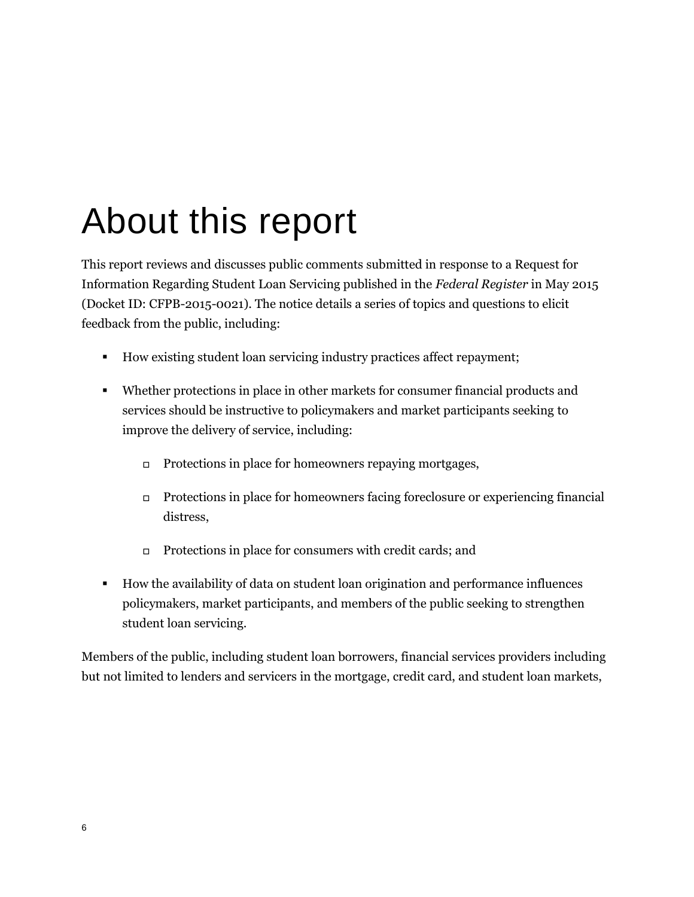# About this report

This report reviews and discusses public comments submitted in response to a Request for Information Regarding Student Loan Servicing published in the *Federal Register* in May 2015 (Docket ID: CFPB-2015-0021). The notice details a series of topics and questions to elicit feedback from the public, including:

- How existing student loan servicing industry practices affect repayment;
- Whether protections in place in other markets for consumer financial products and services should be instructive to policymakers and market participants seeking to improve the delivery of service, including:
  - Protections in place for homeowners repaying mortgages,
  - Protections in place for homeowners facing foreclosure or experiencing financial distress,
  - Protections in place for consumers with credit cards; and
- How the availability of data on student loan origination and performance influences policymakers, market participants, and members of the public seeking to strengthen student loan servicing.

Members of the public, including student loan borrowers, financial services providers including but not limited to lenders and servicers in the mortgage, credit card, and student loan markets,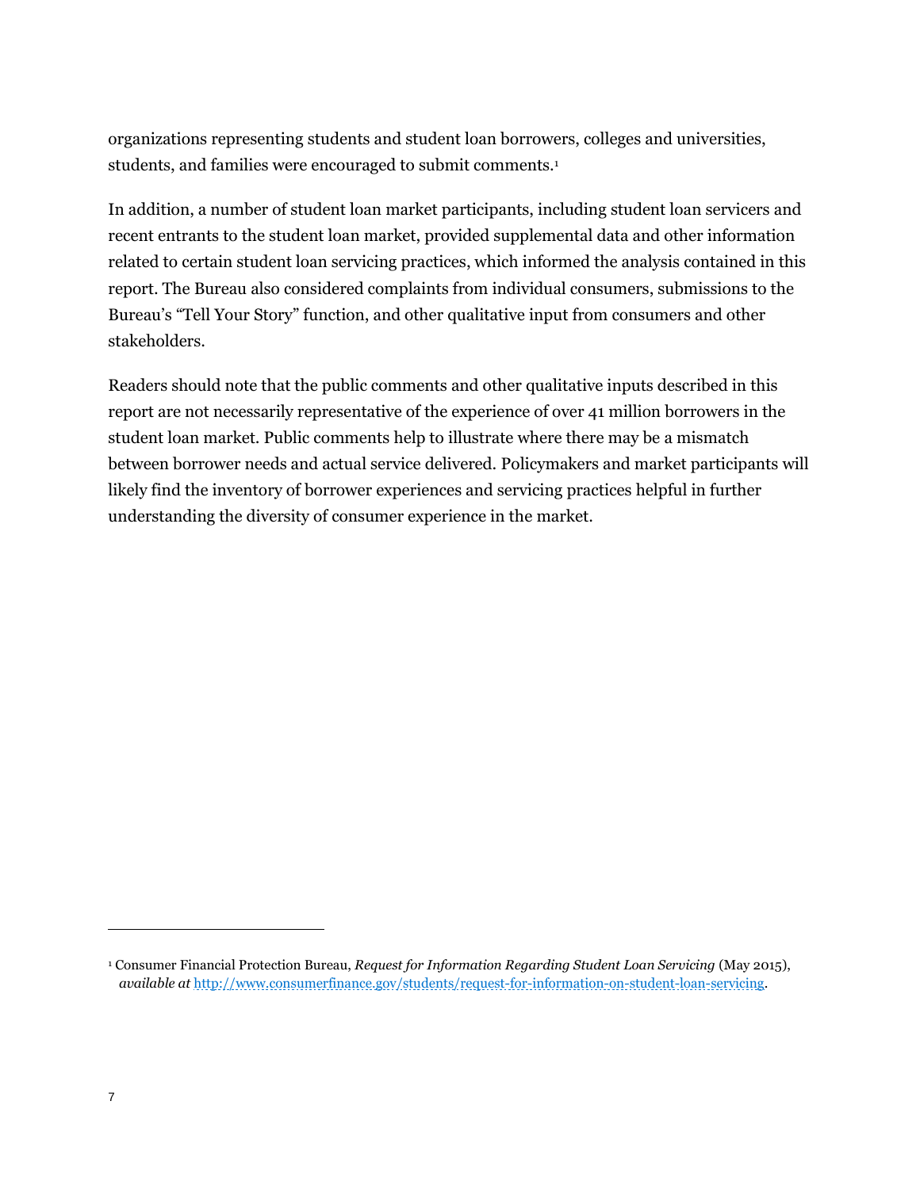organizations representing students and student loan borrowers, colleges and universities, students, and families were encouraged to submit comments.[1]

In addition, a number of student loan market participants, including student loan servicers and recent entrants to the student loan market, provided supplemental data and other information related to certain student loan servicing practices, which informed the analysis contained in this report. The Bureau also considered complaints from individual consumers, submissions to the Bureau's "Tell Your Story" function, and other qualitative input from consumers and other stakeholders.

Readers should note that the public comments and other qualitative inputs described in this report are not necessarily representative of the experience of over 41 million borrowers in the student loan market. Public comments help to illustrate where there may be a mismatch between borrower needs and actual service delivered. Policymakers and market participants will likely find the inventory of borrower experiences and servicing practices helpful in further understanding the diversity of consumer experience in the market.

---

[1] Consumer Financial Protection Bureau, *Request for Information Regarding Student Loan Servicing* (May 2015), *available at* http://www.consumerfinance.gov/students/request-for-information-on-student-loan-servicing.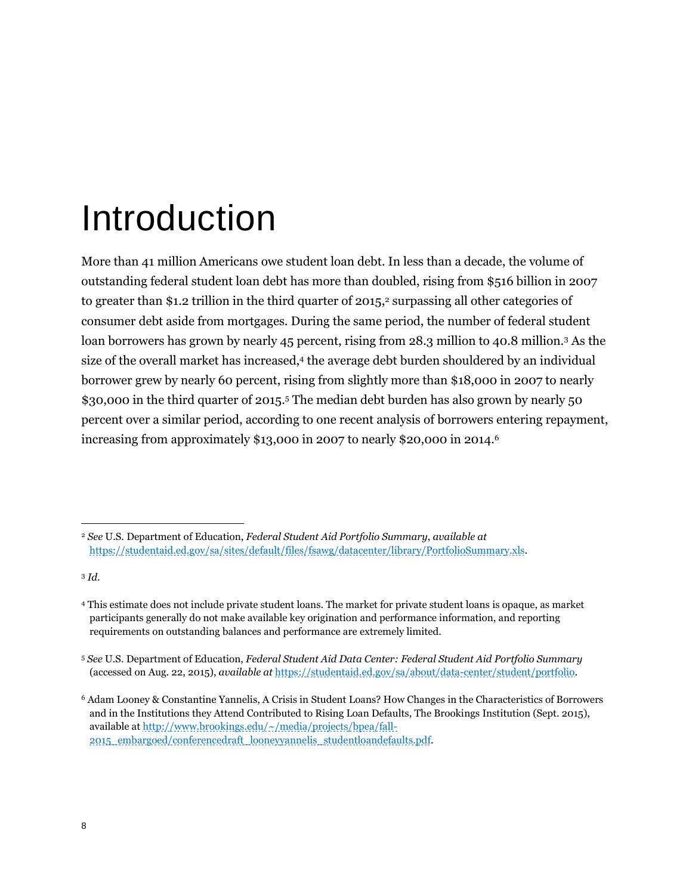# Introduction

More than 41 million Americans owe student loan debt. In less than a decade, the volume of outstanding federal student loan debt has more than doubled, rising from $516 billion in 2007 to greater than $1.2 trillion in the third quarter of 2015,[2] surpassing all other categories of consumer debt aside from mortgages. During the same period, the number of federal student loan borrowers has grown by nearly 45 percent, rising from 28.3 million to 40.8 million.[3] As the size of the overall market has increased,[4] the average debt burden shouldered by an individual borrower grew by nearly 60 percent, rising from slightly more than $18,000 in 2007 to nearly $30,000 in the third quarter of 2015.[5] The median debt burden has also grown by nearly 50 percent over a similar period, according to one recent analysis of borrowers entering repayment, increasing from approximately $13,000 in 2007 to nearly $20,000 in 2014.[6]

---

[2] *See* U.S. Department of Education, *Federal Student Aid Portfolio Summary*, *available at* https://studentaid.ed.gov/sa/sites/default/files/fsawg/datacenter/library/PortfolioSummary.xls.

[3] *Id.*

[4] This estimate does not include private student loans. The market for private student loans is opaque, as market participants generally do not make available key origination and performance information, and reporting requirements on outstanding balances and performance are extremely limited.

[5] *See* U.S. Department of Education, *Federal Student Aid Data Center: Federal Student Aid Portfolio Summary* (accessed on Aug. 22, 2015), *available at* https://studentaid.ed.gov/sa/about/data-center/student/portfolio.

[6] Adam Looney & Constantine Yannelis, A Crisis in Student Loans? How Changes in the Characteristics of Borrowers and in the Institutions they Attend Contributed to Rising Loan Defaults, The Brookings Institution (Sept. 2015), available at http://www.brookings.edu/~/media/projects/bpea/fall-2015_embargoed/conferencedraft_looneyyannelis_studentloandefaults.pdf.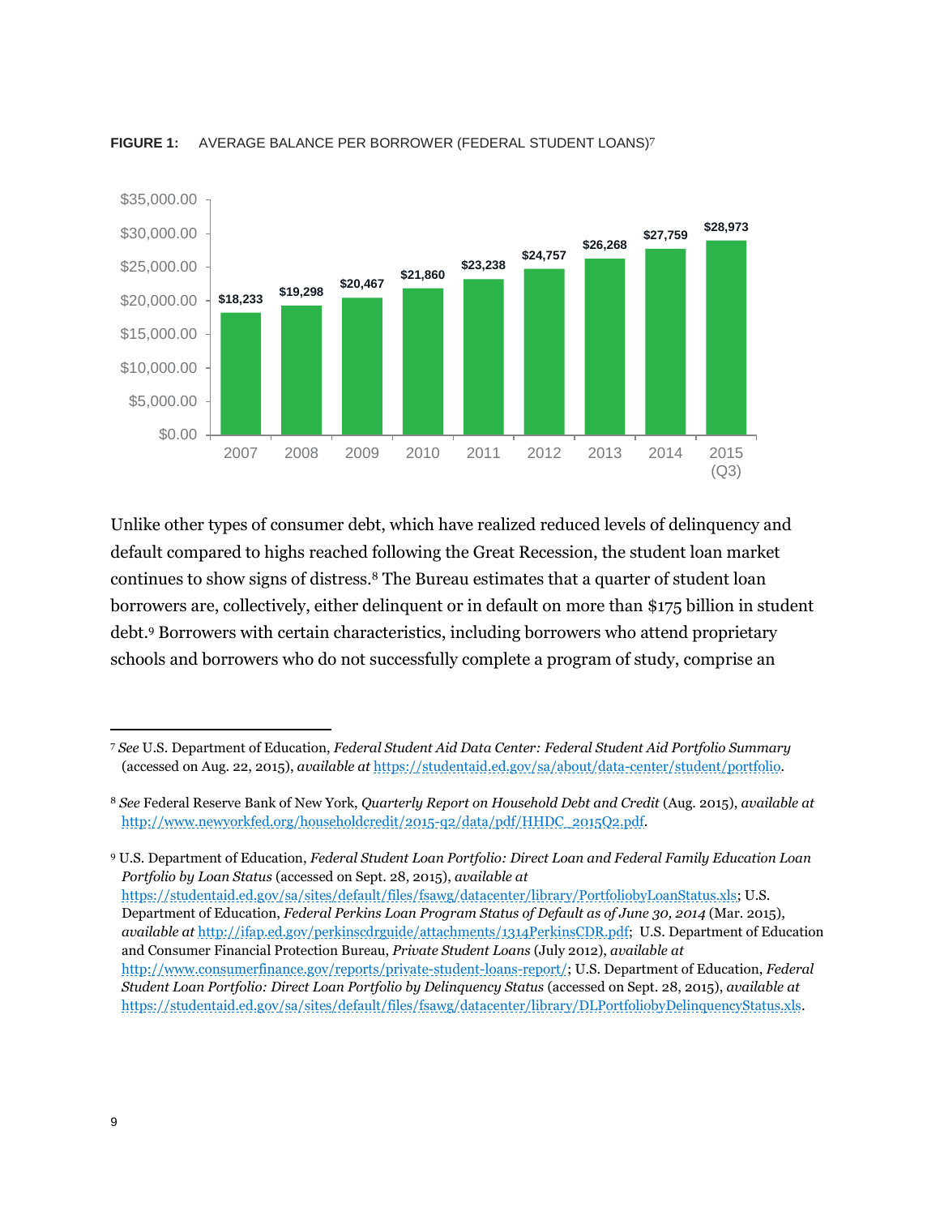**FIGURE 1:** AVERAGE BALANCE PER BORROWER (FEDERAL STUDENT LOANS)[7]

| Year | Average Balance |
|---|---|
| 2007 | $18,233 |
| 2008 | $19,298 |
| 2009 | $20,467 |
| 2010 | $21,860 |
| 2011 | $23,238 |
| 2012 | $24,757 |
| 2013 | $26,268 |
| 2014 | $27,759 |
| 2015 (Q3) | $28,973 |

Unlike other types of consumer debt, which have realized reduced levels of delinquency and default compared to highs reached following the Great Recession, the student loan market continues to show signs of distress.[8] The Bureau estimates that a quarter of student loan borrowers are, collectively, either delinquent or in default on more than $175 billion in student debt.[9] Borrowers with certain characteristics, including borrowers who attend proprietary schools and borrowers who do not successfully complete a program of study, comprise an

---

[7] *See* U.S. Department of Education, *Federal Student Aid Data Center: Federal Student Aid Portfolio Summary* (accessed on Aug. 22, 2015), *available at* https://studentaid.ed.gov/sa/about/data-center/student/portfolio.

[8] *See* Federal Reserve Bank of New York, *Quarterly Report on Household Debt and Credit* (Aug. 2015), *available at* http://www.newyorkfed.org/householdcredit/2015-q2/data/pdf/HHDC_2015Q2.pdf.

[9] U.S. Department of Education, *Federal Student Loan Portfolio: Direct Loan and Federal Family Education Loan Portfolio by Loan Status* (accessed on Sept. 28, 2015), *available at* https://studentaid.ed.gov/sa/sites/default/files/fsawg/datacenter/library/PortfoliobyLoanStatus.xls; U.S. Department of Education, *Federal Perkins Loan Program Status of Default as of June 30, 2014* (Mar. 2015), *available at* http://ifap.ed.gov/perkinscdrguide/attachments/1314PerkinsCDR.pdf; U.S. Department of Education and Consumer Financial Protection Bureau, *Private Student Loans* (July 2012), *available at* http://www.consumerfinance.gov/reports/private-student-loans-report/; U.S. Department of Education, *Federal Student Loan Portfolio: Direct Loan Portfolio by Delinquency Status* (accessed on Sept. 28, 2015), *available at* https://studentaid.ed.gov/sa/sites/default/files/fsawg/datacenter/library/DLPortfoliobyDelinquencyStatus.xls.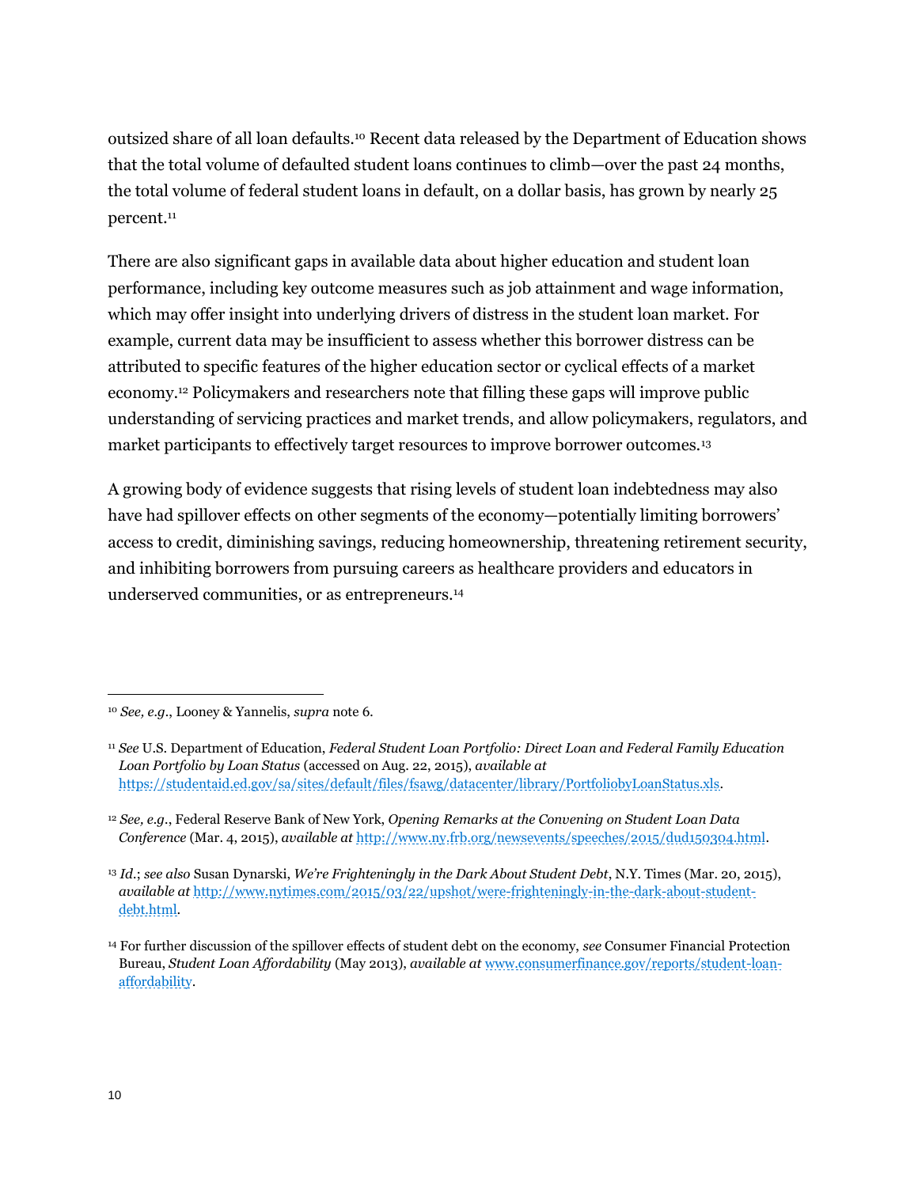outsized share of all loan defaults.[10] Recent data released by the Department of Education shows that the total volume of defaulted student loans continues to climb—over the past 24 months, the total volume of federal student loans in default, on a dollar basis, has grown by nearly 25 percent.[11]

There are also significant gaps in available data about higher education and student loan performance, including key outcome measures such as job attainment and wage information, which may offer insight into underlying drivers of distress in the student loan market. For example, current data may be insufficient to assess whether this borrower distress can be attributed to specific features of the higher education sector or cyclical effects of a market economy.[12] Policymakers and researchers note that filling these gaps will improve public understanding of servicing practices and market trends, and allow policymakers, regulators, and market participants to effectively target resources to improve borrower outcomes.[13]

A growing body of evidence suggests that rising levels of student loan indebtedness may also have had spillover effects on other segments of the economy—potentially limiting borrowers' access to credit, diminishing savings, reducing homeownership, threatening retirement security, and inhibiting borrowers from pursuing careers as healthcare providers and educators in underserved communities, or as entrepreneurs.[14]

---

[10] *See, e.g.*, Looney & Yannelis, *supra* note 6.

[11] *See* U.S. Department of Education, *Federal Student Loan Portfolio: Direct Loan and Federal Family Education Loan Portfolio by Loan Status* (accessed on Aug. 22, 2015), *available at* https://studentaid.ed.gov/sa/sites/default/files/fsawg/datacenter/library/PortfoliobyLoanStatus.xls.

[12] *See, e.g.*, Federal Reserve Bank of New York, *Opening Remarks at the Convening on Student Loan Data Conference* (Mar. 4, 2015), *available at* http://www.ny.frb.org/newsevents/speeches/2015/dud150304.html.

[13] *Id.*; *see also* Susan Dynarski, *We're Frighteningly in the Dark About Student Debt*, N.Y. Times (Mar. 20, 2015), *available at* http://www.nytimes.com/2015/03/22/upshot/were-frighteningly-in-the-dark-about-student-debt.html.

[14] For further discussion of the spillover effects of student debt on the economy, *see* Consumer Financial Protection Bureau, *Student Loan Affordability* (May 2013), *available at* www.consumerfinance.gov/reports/student-loan-affordability.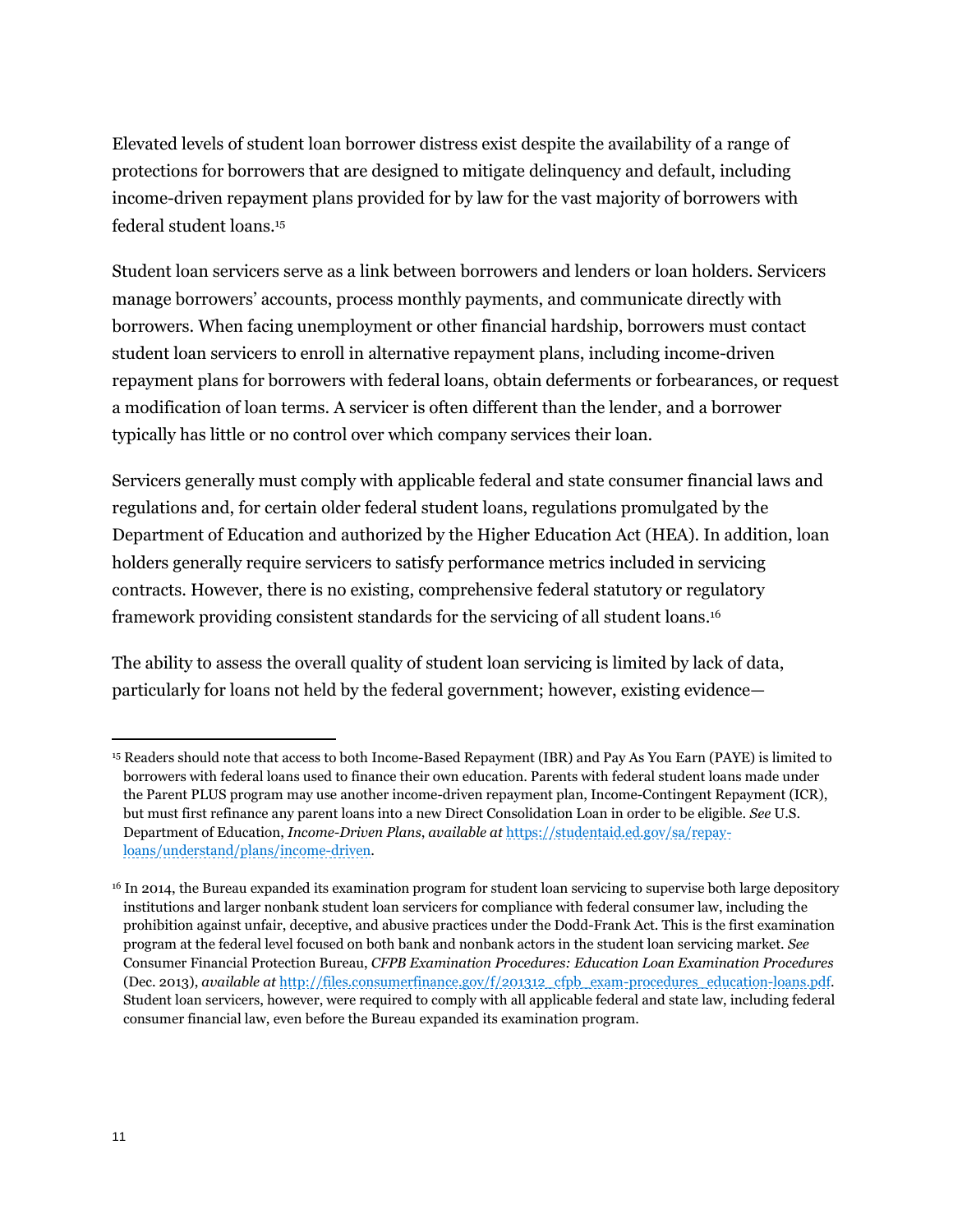Elevated levels of student loan borrower distress exist despite the availability of a range of protections for borrowers that are designed to mitigate delinquency and default, including income-driven repayment plans provided for by law for the vast majority of borrowers with federal student loans.[15]

Student loan servicers serve as a link between borrowers and lenders or loan holders. Servicers manage borrowers' accounts, process monthly payments, and communicate directly with borrowers. When facing unemployment or other financial hardship, borrowers must contact student loan servicers to enroll in alternative repayment plans, including income-driven repayment plans for borrowers with federal loans, obtain deferments or forbearances, or request a modification of loan terms. A servicer is often different than the lender, and a borrower typically has little or no control over which company services their loan.

Servicers generally must comply with applicable federal and state consumer financial laws and regulations and, for certain older federal student loans, regulations promulgated by the Department of Education and authorized by the Higher Education Act (HEA). In addition, loan holders generally require servicers to satisfy performance metrics included in servicing contracts. However, there is no existing, comprehensive federal statutory or regulatory framework providing consistent standards for the servicing of all student loans.[16]

The ability to assess the overall quality of student loan servicing is limited by lack of data, particularly for loans not held by the federal government; however, existing evidence—

---

[15] Readers should note that access to both Income-Based Repayment (IBR) and Pay As You Earn (PAYE) is limited to borrowers with federal loans used to finance their own education. Parents with federal student loans made under the Parent PLUS program may use another income-driven repayment plan, Income-Contingent Repayment (ICR), but must first refinance any parent loans into a new Direct Consolidation Loan in order to be eligible. *See* U.S. Department of Education, *Income-Driven Plans*, *available at* https://studentaid.ed.gov/sa/repay-loans/understand/plans/income-driven.

[16] In 2014, the Bureau expanded its examination program for student loan servicing to supervise both large depository institutions and larger nonbank student loan servicers for compliance with federal consumer law, including the prohibition against unfair, deceptive, and abusive practices under the Dodd-Frank Act. This is the first examination program at the federal level focused on both bank and nonbank actors in the student loan servicing market. *See* Consumer Financial Protection Bureau, *CFPB Examination Procedures: Education Loan Examination Procedures* (Dec. 2013), *available at* http://files.consumerfinance.gov/f/201312_cfpb_exam-procedures_education-loans.pdf. Student loan servicers, however, were required to comply with all applicable federal and state law, including federal consumer financial law, even before the Bureau expanded its examination program.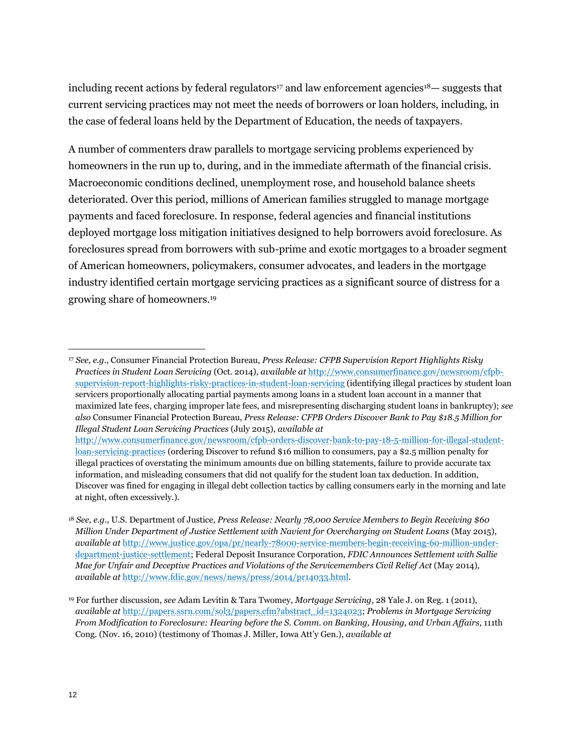including recent actions by federal regulators[17] and law enforcement agencies[18]— suggests that current servicing practices may not meet the needs of borrowers or loan holders, including, in the case of federal loans held by the Department of Education, the needs of taxpayers.

A number of commenters draw parallels to mortgage servicing problems experienced by homeowners in the run up to, during, and in the immediate aftermath of the financial crisis. Macroeconomic conditions declined, unemployment rose, and household balance sheets deteriorated. Over this period, millions of American families struggled to manage mortgage payments and faced foreclosure. In response, federal agencies and financial institutions deployed mortgage loss mitigation initiatives designed to help borrowers avoid foreclosure. As foreclosures spread from borrowers with sub-prime and exotic mortgages to a broader segment of American homeowners, policymakers, consumer advocates, and leaders in the mortgage industry identified certain mortgage servicing practices as a significant source of distress for a growing share of homeowners.[19]

---

[17] *See, e.g.*, Consumer Financial Protection Bureau, *Press Release: CFPB Supervision Report Highlights Risky Practices in Student Loan Servicing* (Oct. 2014), *available at* http://www.consumerfinance.gov/newsroom/cfpb-supervision-report-highlights-risky-practices-in-student-loan-servicing (identifying illegal practices by student loan servicers proportionally allocating partial payments among loans in a student loan account in a manner that maximized late fees, charging improper late fees, and misrepresenting discharging student loans in bankruptcy); *see also* Consumer Financial Protection Bureau, *Press Release: CFPB Orders Discover Bank to Pay $18.5 Million for Illegal Student Loan Servicing Practices* (July 2015), *available at* http://www.consumerfinance.gov/newsroom/cfpb-orders-discover-bank-to-pay-18-5-million-for-illegal-student-loan-servicing-practices (ordering Discover to refund $16 million to consumers, pay a $2.5 million penalty for illegal practices of overstating the minimum amounts due on billing statements, failure to provide accurate tax information, and misleading consumers that did not qualify for the student loan tax deduction. In addition, Discover was fined for engaging in illegal debt collection tactics by calling consumers early in the morning and late at night, often excessively.).

[18] *See, e.g.*, U.S. Department of Justice, *Press Release: Nearly 78,000 Service Members to Begin Receiving $60 Million Under Department of Justice Settlement with Navient for Overcharging on Student Loans* (May 2015), *available at* http://www.justice.gov/opa/pr/nearly-78000-service-members-begin-receiving-60-million-under-department-justice-settlement; Federal Deposit Insurance Corporation, *FDIC Announces Settlement with Sallie Mae for Unfair and Deceptive Practices and Violations of the Servicemembers Civil Relief Act* (May 2014), *available at* http://www.fdic.gov/news/news/press/2014/pr14033.html.

[19] For further discussion, *see* Adam Levitin & Tara Twomey, *Mortgage Servicing*, 28 Yale J. on Reg. 1 (2011), *available at* http://papers.ssrn.com/sol3/papers.cfm?abstract_id=1324023; *Problems in Mortgage Servicing From Modification to Foreclosure: Hearing before the S. Comm. on Banking, Housing, and Urban Affairs*, 111th Cong. (Nov. 16, 2010) (testimony of Thomas J. Miller, Iowa Att'y Gen.), *available at*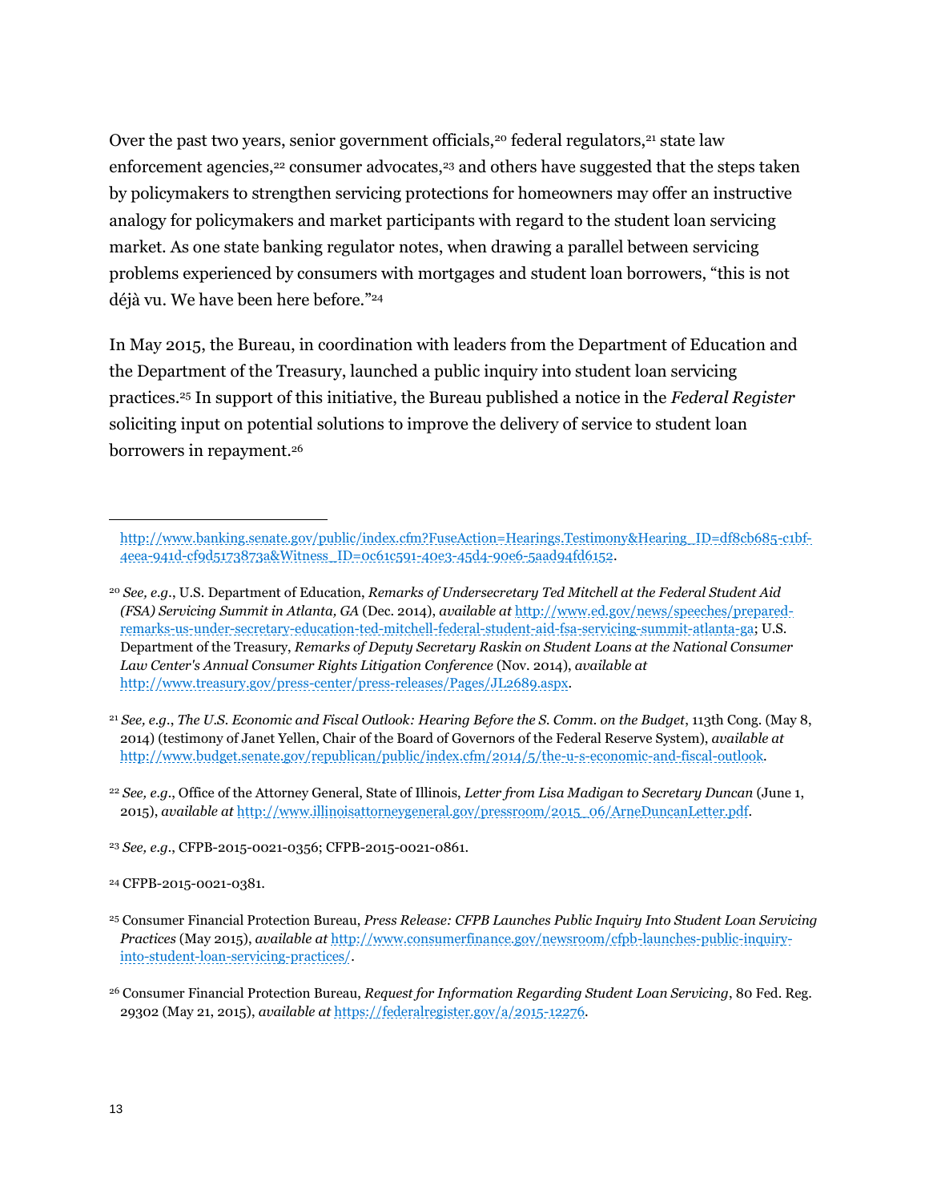Over the past two years, senior government officials,[20] federal regulators,[21] state law enforcement agencies,[22] consumer advocates,[23] and others have suggested that the steps taken by policymakers to strengthen servicing protections for homeowners may offer an instructive analogy for policymakers and market participants with regard to the student loan servicing market. As one state banking regulator notes, when drawing a parallel between servicing problems experienced by consumers with mortgages and student loan borrowers, "this is not déjà vu. We have been here before."[24]

In May 2015, the Bureau, in coordination with leaders from the Department of Education and the Department of the Treasury, launched a public inquiry into student loan servicing practices.[25] In support of this initiative, the Bureau published a notice in the *Federal Register* soliciting input on potential solutions to improve the delivery of service to student loan borrowers in repayment.[26]

---

http://www.banking.senate.gov/public/index.cfm?FuseAction=Hearings.Testimony&Hearing_ID=df8cb685-c1bf-4eea-941d-cf9d5173873a&Witness_ID=0c61c591-40e3-45d4-90e6-5aad94fd6152.

[20] *See, e.g.*, U.S. Department of Education, *Remarks of Undersecretary Ted Mitchell at the Federal Student Aid (FSA) Servicing Summit in Atlanta, GA* (Dec. 2014), *available at* http://www.ed.gov/news/speeches/prepared-remarks-us-under-secretary-education-ted-mitchell-federal-student-aid-fsa-servicing-summit-atlanta-ga; U.S. Department of the Treasury, *Remarks of Deputy Secretary Raskin on Student Loans at the National Consumer Law Center's Annual Consumer Rights Litigation Conference* (Nov. 2014), *available at* http://www.treasury.gov/press-center/press-releases/Pages/JL2689.aspx.

[21] *See, e.g.*, *The U.S. Economic and Fiscal Outlook: Hearing Before the S. Comm. on the Budget*, 113th Cong. (May 8, 2014) (testimony of Janet Yellen, Chair of the Board of Governors of the Federal Reserve System), *available at* http://www.budget.senate.gov/republican/public/index.cfm/2014/5/the-u-s-economic-and-fiscal-outlook.

[22] *See, e.g.*, Office of the Attorney General, State of Illinois, *Letter from Lisa Madigan to Secretary Duncan* (June 1, 2015), *available at* http://www.illinoisattorneygeneral.gov/pressroom/2015_06/ArneDuncanLetter.pdf.

[23] *See, e.g.*, CFPB-2015-0021-0356; CFPB-2015-0021-0861.

[24] CFPB-2015-0021-0381.

[25] Consumer Financial Protection Bureau, *Press Release: CFPB Launches Public Inquiry Into Student Loan Servicing Practices* (May 2015), *available at* http://www.consumerfinance.gov/newsroom/cfpb-launches-public-inquiry-into-student-loan-servicing-practices/.

[26] Consumer Financial Protection Bureau, *Request for Information Regarding Student Loan Servicing*, 80 Fed. Reg. 29302 (May 21, 2015), *available at* https://federalregister.gov/a/2015-12276.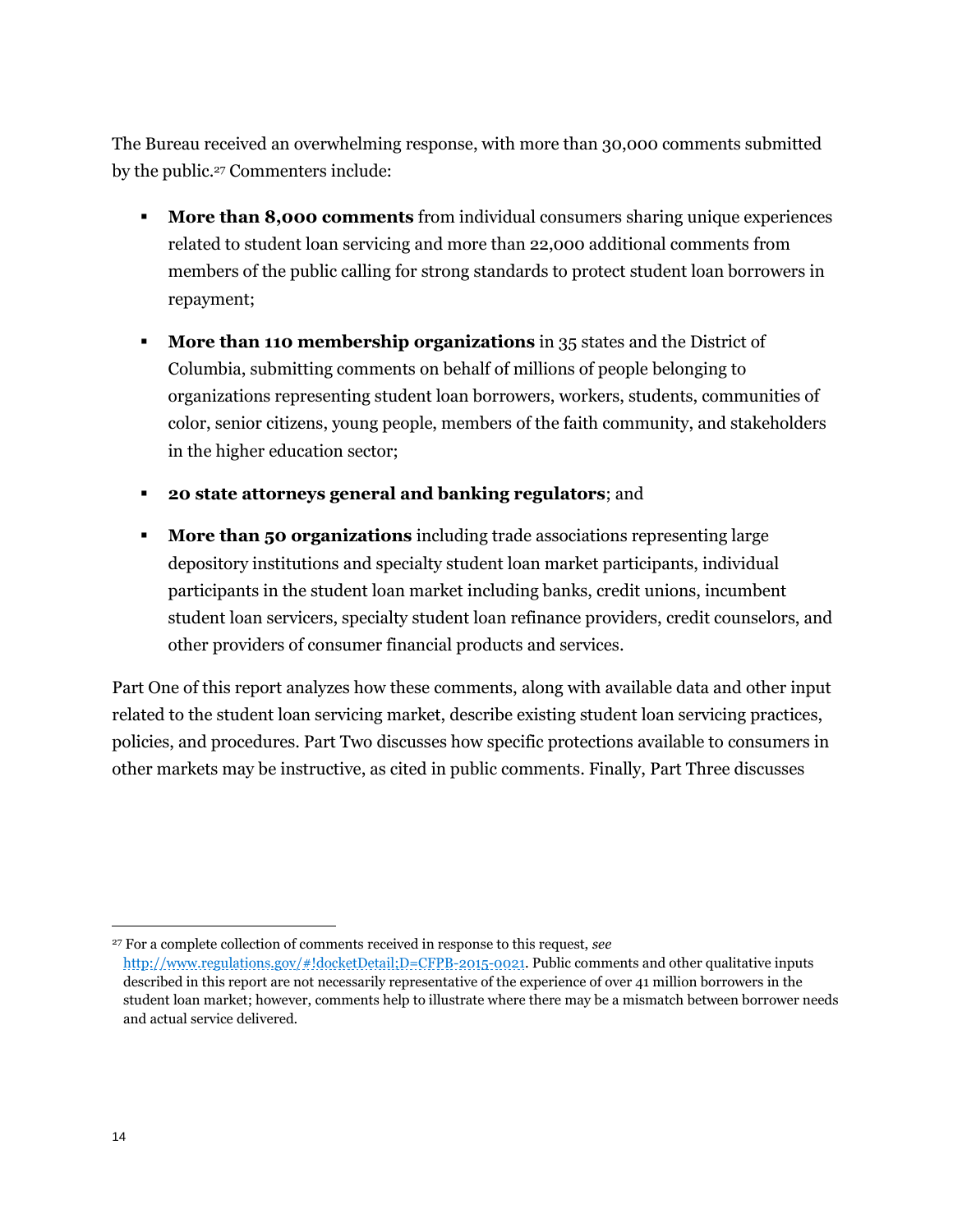The Bureau received an overwhelming response, with more than 30,000 comments submitted by the public.[27] Commenters include:

- **More than 8,000 comments** from individual consumers sharing unique experiences related to student loan servicing and more than 22,000 additional comments from members of the public calling for strong standards to protect student loan borrowers in repayment;
- **More than 110 membership organizations** in 35 states and the District of Columbia, submitting comments on behalf of millions of people belonging to organizations representing student loan borrowers, workers, students, communities of color, senior citizens, young people, members of the faith community, and stakeholders in the higher education sector;
- **20 state attorneys general and banking regulators**; and
- **More than 50 organizations** including trade associations representing large depository institutions and specialty student loan market participants, individual participants in the student loan market including banks, credit unions, incumbent student loan servicers, specialty student loan refinance providers, credit counselors, and other providers of consumer financial products and services.

Part One of this report analyzes how these comments, along with available data and other input related to the student loan servicing market, describe existing student loan servicing practices, policies, and procedures. Part Two discusses how specific protections available to consumers in other markets may be instructive, as cited in public comments. Finally, Part Three discusses

---

[27] For a complete collection of comments received in response to this request, *see* http://www.regulations.gov/#!docketDetail;D=CFPB-2015-0021. Public comments and other qualitative inputs described in this report are not necessarily representative of the experience of over 41 million borrowers in the student loan market; however, comments help to illustrate where there may be a mismatch between borrower needs and actual service delivered.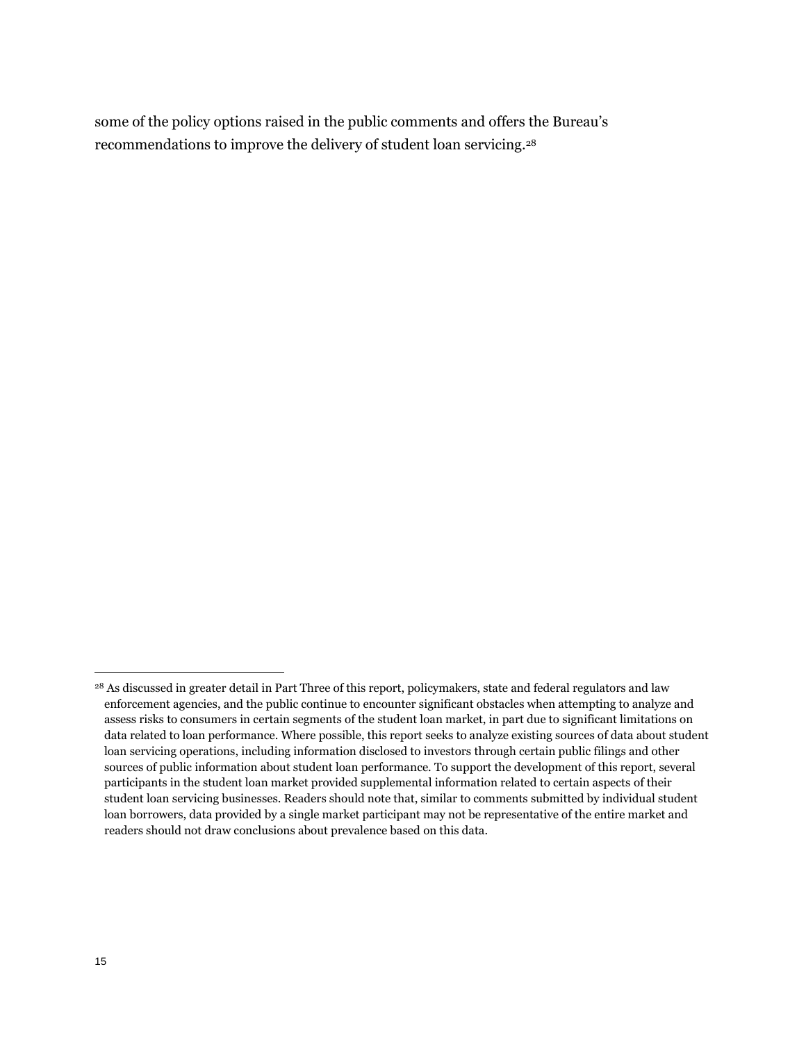some of the policy options raised in the public comments and offers the Bureau's recommendations to improve the delivery of student loan servicing.[28]

[28] As discussed in greater detail in Part Three of this report, policymakers, state and federal regulators and law enforcement agencies, and the public continue to encounter significant obstacles when attempting to analyze and assess risks to consumers in certain segments of the student loan market, in part due to significant limitations on data related to loan performance. Where possible, this report seeks to analyze existing sources of data about student loan servicing operations, including information disclosed to investors through certain public filings and other sources of public information about student loan performance. To support the development of this report, several participants in the student loan market provided supplemental information related to certain aspects of their student loan servicing businesses. Readers should note that, similar to comments submitted by individual student loan borrowers, data provided by a single market participant may not be representative of the entire market and readers should not draw conclusions about prevalence based on this data.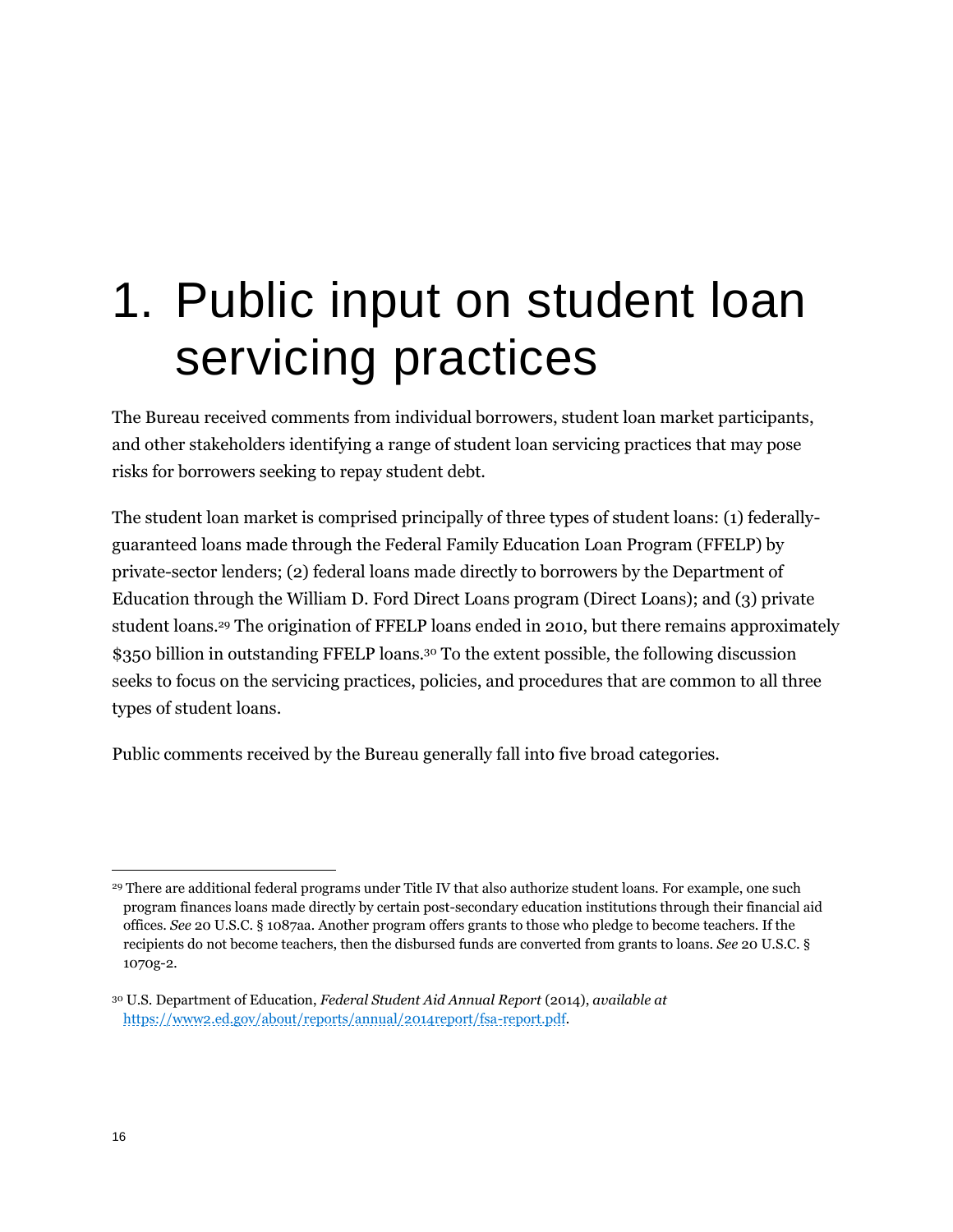# 1. Public input on student loan servicing practices

The Bureau received comments from individual borrowers, student loan market participants, and other stakeholders identifying a range of student loan servicing practices that may pose risks for borrowers seeking to repay student debt.

The student loan market is comprised principally of three types of student loans: (1) federally-guaranteed loans made through the Federal Family Education Loan Program (FFELP) by private-sector lenders; (2) federal loans made directly to borrowers by the Department of Education through the William D. Ford Direct Loans program (Direct Loans); and (3) private student loans.[29] The origination of FFELP loans ended in 2010, but there remains approximately $350 billion in outstanding FFELP loans.[30] To the extent possible, the following discussion seeks to focus on the servicing practices, policies, and procedures that are common to all three types of student loans.

Public comments received by the Bureau generally fall into five broad categories.

---

[29] There are additional federal programs under Title IV that also authorize student loans. For example, one such program finances loans made directly by certain post-secondary education institutions through their financial aid offices. *See* 20 U.S.C. § 1087aa. Another program offers grants to those who pledge to become teachers. If the recipients do not become teachers, then the disbursed funds are converted from grants to loans. *See* 20 U.S.C. § 1070g-2.

[30] U.S. Department of Education, *Federal Student Aid Annual Report* (2014), *available at* https://www2.ed.gov/about/reports/annual/2014report/fsa-report.pdf.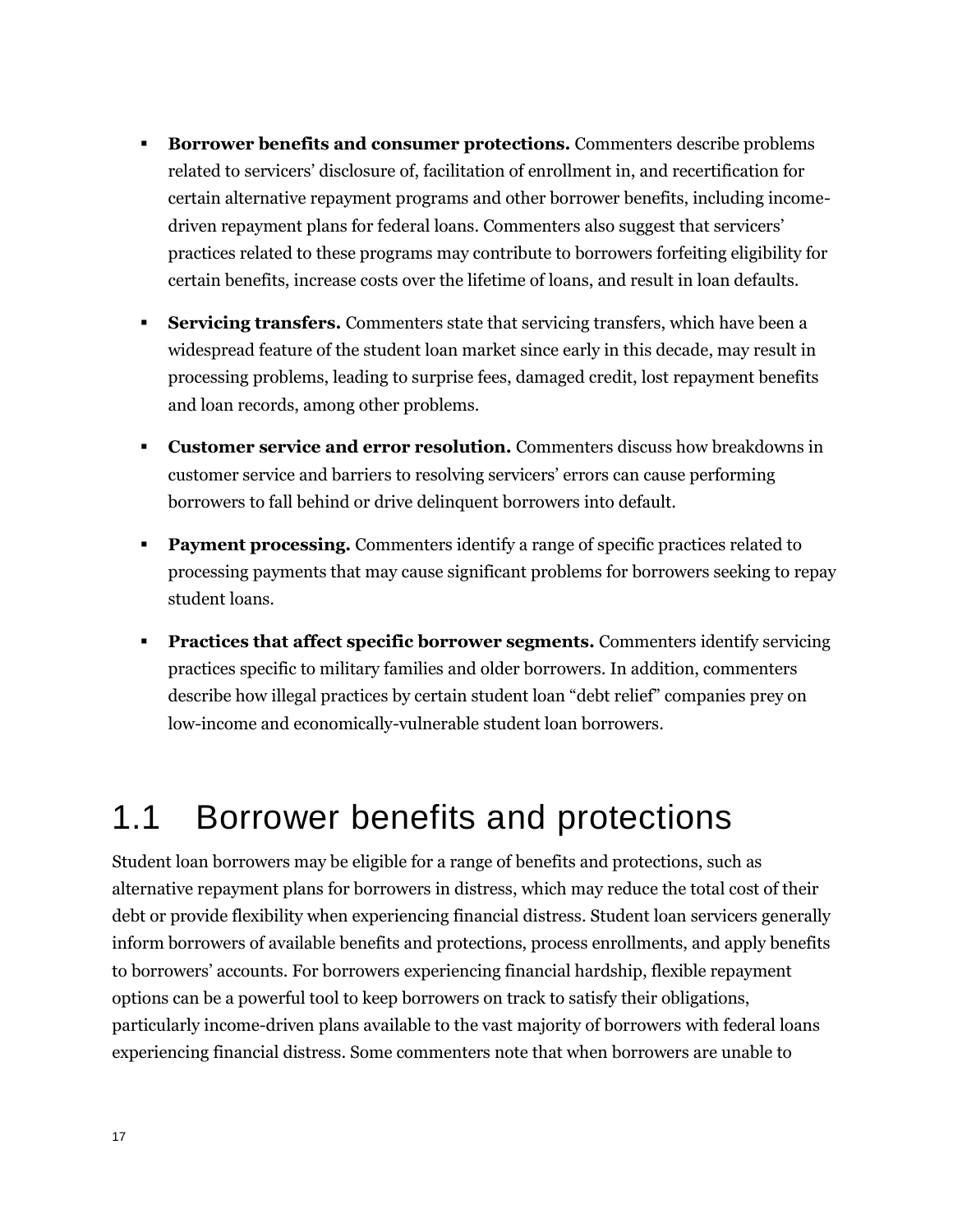- **Borrower benefits and consumer protections.** Commenters describe problems related to servicers' disclosure of, facilitation of enrollment in, and recertification for certain alternative repayment programs and other borrower benefits, including income-driven repayment plans for federal loans. Commenters also suggest that servicers' practices related to these programs may contribute to borrowers forfeiting eligibility for certain benefits, increase costs over the lifetime of loans, and result in loan defaults.
- **Servicing transfers.** Commenters state that servicing transfers, which have been a widespread feature of the student loan market since early in this decade, may result in processing problems, leading to surprise fees, damaged credit, lost repayment benefits and loan records, among other problems.
- **Customer service and error resolution.** Commenters discuss how breakdowns in customer service and barriers to resolving servicers' errors can cause performing borrowers to fall behind or drive delinquent borrowers into default.
- **Payment processing.** Commenters identify a range of specific practices related to processing payments that may cause significant problems for borrowers seeking to repay student loans.
- **Practices that affect specific borrower segments.** Commenters identify servicing practices specific to military families and older borrowers. In addition, commenters describe how illegal practices by certain student loan "debt relief" companies prey on low-income and economically-vulnerable student loan borrowers.

## 1.1 Borrower benefits and protections

Student loan borrowers may be eligible for a range of benefits and protections, such as alternative repayment plans for borrowers in distress, which may reduce the total cost of their debt or provide flexibility when experiencing financial distress. Student loan servicers generally inform borrowers of available benefits and protections, process enrollments, and apply benefits to borrowers' accounts. For borrowers experiencing financial hardship, flexible repayment options can be a powerful tool to keep borrowers on track to satisfy their obligations, particularly income-driven plans available to the vast majority of borrowers with federal loans experiencing financial distress. Some commenters note that when borrowers are unable to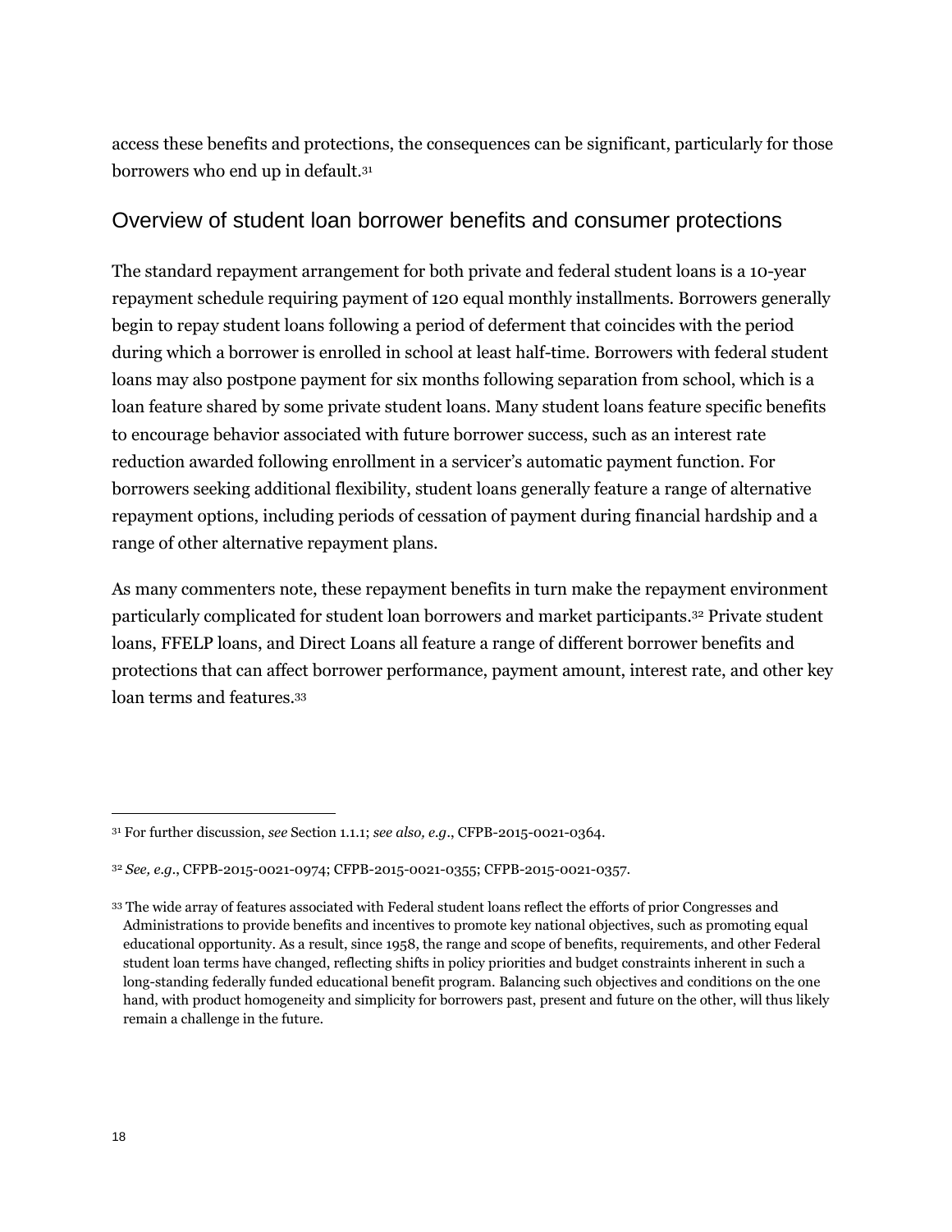access these benefits and protections, the consequences can be significant, particularly for those borrowers who end up in default.[31]

## Overview of student loan borrower benefits and consumer protections

The standard repayment arrangement for both private and federal student loans is a 10-year repayment schedule requiring payment of 120 equal monthly installments. Borrowers generally begin to repay student loans following a period of deferment that coincides with the period during which a borrower is enrolled in school at least half-time. Borrowers with federal student loans may also postpone payment for six months following separation from school, which is a loan feature shared by some private student loans. Many student loans feature specific benefits to encourage behavior associated with future borrower success, such as an interest rate reduction awarded following enrollment in a servicer's automatic payment function. For borrowers seeking additional flexibility, student loans generally feature a range of alternative repayment options, including periods of cessation of payment during financial hardship and a range of other alternative repayment plans.

As many commenters note, these repayment benefits in turn make the repayment environment particularly complicated for student loan borrowers and market participants.[32] Private student loans, FFELP loans, and Direct Loans all feature a range of different borrower benefits and protections that can affect borrower performance, payment amount, interest rate, and other key loan terms and features.[33]

---

[31] For further discussion, *see* Section 1.1.1; *see also, e.g*., CFPB-2015-0021-0364.

[32] *See, e.g*., CFPB-2015-0021-0974; CFPB-2015-0021-0355; CFPB-2015-0021-0357.

[33] The wide array of features associated with Federal student loans reflect the efforts of prior Congresses and Administrations to provide benefits and incentives to promote key national objectives, such as promoting equal educational opportunity. As a result, since 1958, the range and scope of benefits, requirements, and other Federal student loan terms have changed, reflecting shifts in policy priorities and budget constraints inherent in such a long-standing federally funded educational benefit program. Balancing such objectives and conditions on the one hand, with product homogeneity and simplicity for borrowers past, present and future on the other, will thus likely remain a challenge in the future.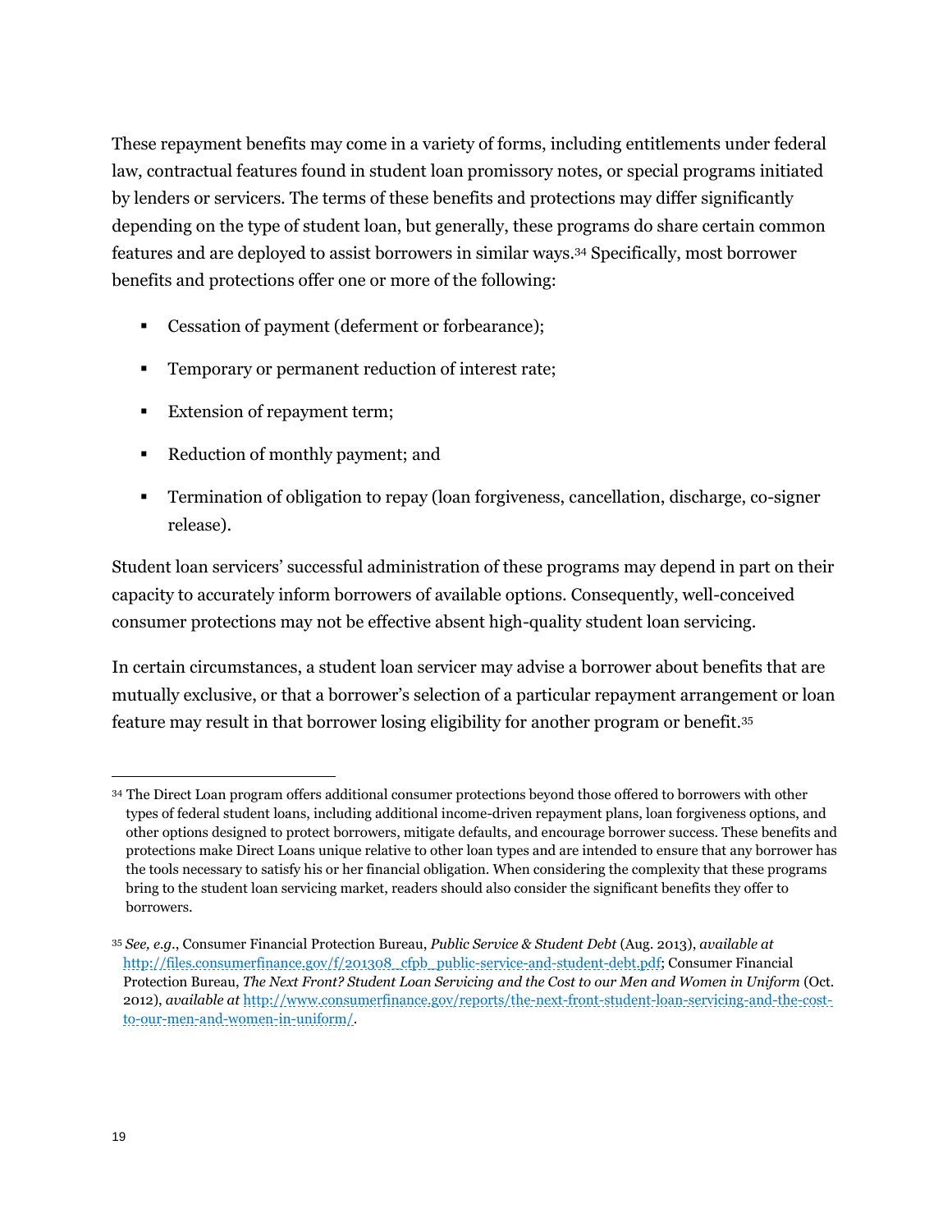These repayment benefits may come in a variety of forms, including entitlements under federal law, contractual features found in student loan promissory notes, or special programs initiated by lenders or servicers. The terms of these benefits and protections may differ significantly depending on the type of student loan, but generally, these programs do share certain common features and are deployed to assist borrowers in similar ways.[34] Specifically, most borrower benefits and protections offer one or more of the following:

- Cessation of payment (deferment or forbearance);
- Temporary or permanent reduction of interest rate;
- Extension of repayment term;
- Reduction of monthly payment; and
- Termination of obligation to repay (loan forgiveness, cancellation, discharge, co-signer release).

Student loan servicers' successful administration of these programs may depend in part on their capacity to accurately inform borrowers of available options. Consequently, well-conceived consumer protections may not be effective absent high-quality student loan servicing.

In certain circumstances, a student loan servicer may advise a borrower about benefits that are mutually exclusive, or that a borrower's selection of a particular repayment arrangement or loan feature may result in that borrower losing eligibility for another program or benefit.[35]

---

[34] The Direct Loan program offers additional consumer protections beyond those offered to borrowers with other types of federal student loans, including additional income-driven repayment plans, loan forgiveness options, and other options designed to protect borrowers, mitigate defaults, and encourage borrower success. These benefits and protections make Direct Loans unique relative to other loan types and are intended to ensure that any borrower has the tools necessary to satisfy his or her financial obligation. When considering the complexity that these programs bring to the student loan servicing market, readers should also consider the significant benefits they offer to borrowers.

[35] *See, e.g.*, Consumer Financial Protection Bureau, *Public Service & Student Debt* (Aug. 2013), *available at* http://files.consumerfinance.gov/f/201308_cfpb_public-service-and-student-debt.pdf; Consumer Financial Protection Bureau, *The Next Front? Student Loan Servicing and the Cost to our Men and Women in Uniform* (Oct. 2012), *available at* http://www.consumerfinance.gov/reports/the-next-front-student-loan-servicing-and-the-cost-to-our-men-and-women-in-uniform/.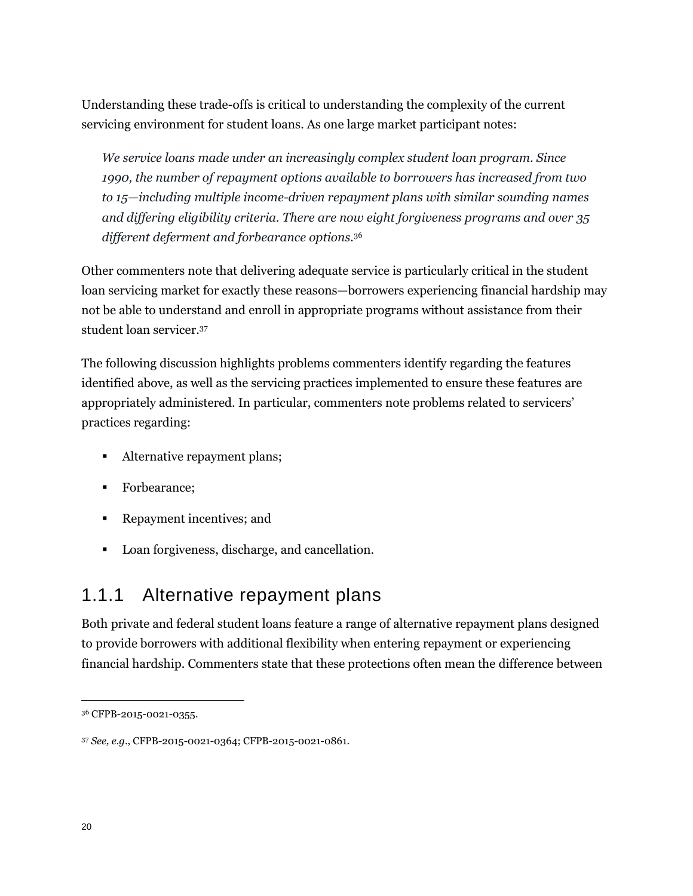Understanding these trade-offs is critical to understanding the complexity of the current servicing environment for student loans. As one large market participant notes:

> *We service loans made under an increasingly complex student loan program. Since 1990, the number of repayment options available to borrowers has increased from two to 15—including multiple income-driven repayment plans with similar sounding names and differing eligibility criteria. There are now eight forgiveness programs and over 35 different deferment and forbearance options.*[36]

Other commenters note that delivering adequate service is particularly critical in the student loan servicing market for exactly these reasons—borrowers experiencing financial hardship may not be able to understand and enroll in appropriate programs without assistance from their student loan servicer.[37]

The following discussion highlights problems commenters identify regarding the features identified above, as well as the servicing practices implemented to ensure these features are appropriately administered. In particular, commenters note problems related to servicers' practices regarding:

- Alternative repayment plans;
- Forbearance;
- Repayment incentives; and
- Loan forgiveness, discharge, and cancellation.

### 1.1.1 Alternative repayment plans

Both private and federal student loans feature a range of alternative repayment plans designed to provide borrowers with additional flexibility when entering repayment or experiencing financial hardship. Commenters state that these protections often mean the difference between

---

[36] CFPB-2015-0021-0355.

[37] *See, e.g.*, CFPB-2015-0021-0364; CFPB-2015-0021-0861.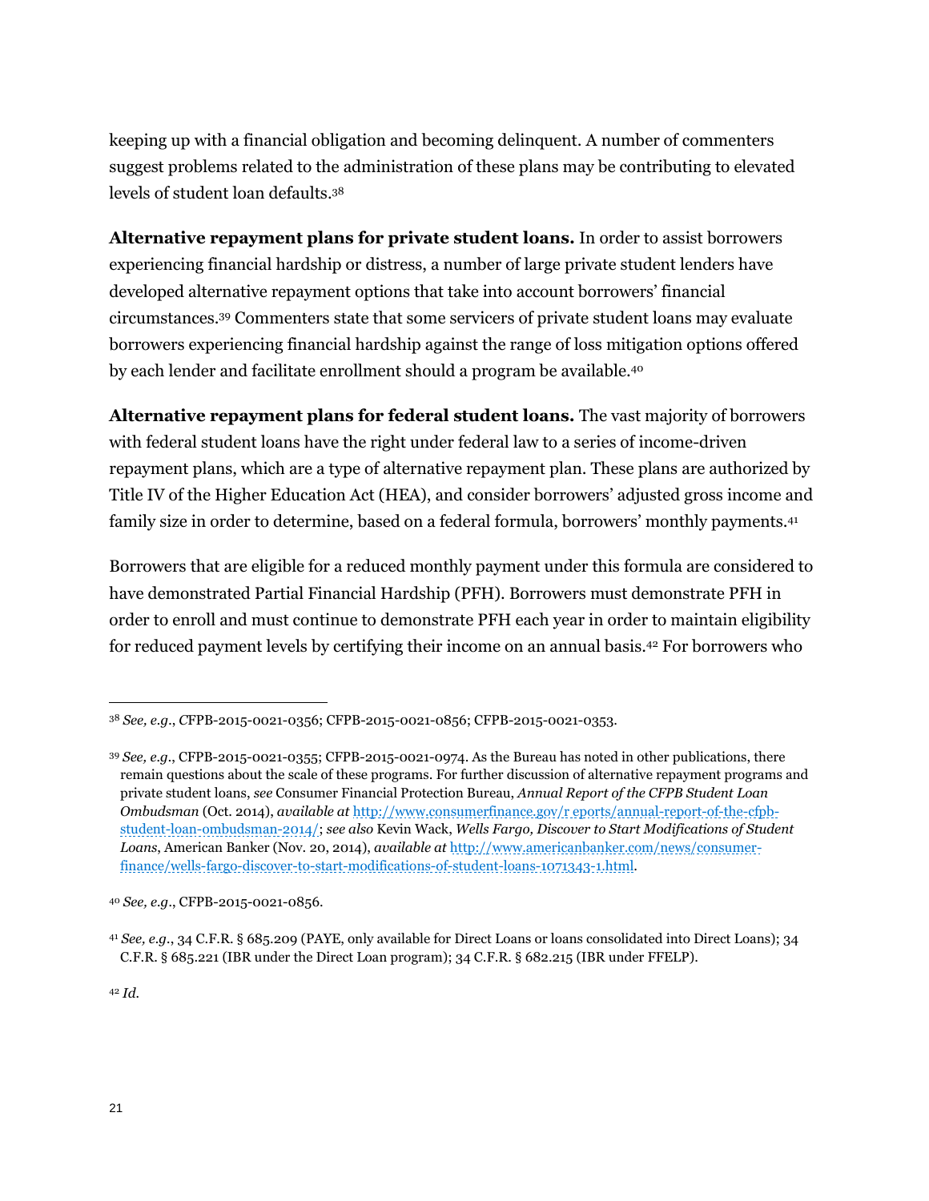keeping up with a financial obligation and becoming delinquent. A number of commenters suggest problems related to the administration of these plans may be contributing to elevated levels of student loan defaults.[38]

**Alternative repayment plans for private student loans.** In order to assist borrowers experiencing financial hardship or distress, a number of large private student lenders have developed alternative repayment options that take into account borrowers' financial circumstances.[39] Commenters state that some servicers of private student loans may evaluate borrowers experiencing financial hardship against the range of loss mitigation options offered by each lender and facilitate enrollment should a program be available.[40]

**Alternative repayment plans for federal student loans.** The vast majority of borrowers with federal student loans have the right under federal law to a series of income-driven repayment plans, which are a type of alternative repayment plan. These plans are authorized by Title IV of the Higher Education Act (HEA), and consider borrowers' adjusted gross income and family size in order to determine, based on a federal formula, borrowers' monthly payments.[41]

Borrowers that are eligible for a reduced monthly payment under this formula are considered to have demonstrated Partial Financial Hardship (PFH). Borrowers must demonstrate PFH in order to enroll and must continue to demonstrate PFH each year in order to maintain eligibility for reduced payment levels by certifying their income on an annual basis.[42] For borrowers who

---

[38] *See, e.g.*, CFPB-2015-0021-0356; CFPB-2015-0021-0856; CFPB-2015-0021-0353.

[39] *See, e.g.*, CFPB-2015-0021-0355; CFPB-2015-0021-0974. As the Bureau has noted in other publications, there remain questions about the scale of these programs. For further discussion of alternative repayment programs and private student loans, *see* Consumer Financial Protection Bureau, *Annual Report of the CFPB Student Loan Ombudsman* (Oct. 2014), *available at* http://www.consumerfinance.gov/r eports/annual-report-of-the-cfpb-student-loan-ombudsman-2014/; *see also* Kevin Wack, *Wells Fargo, Discover to Start Modifications of Student Loans*, American Banker (Nov. 20, 2014), *available at* http://www.americanbanker.com/news/consumer-finance/wells-fargo-discover-to-start-modifications-of-student-loans-1071343-1.html.

[40] *See, e.g.*, CFPB-2015-0021-0856.

[41] *See, e.g.*, 34 C.F.R. § 685.209 (PAYE, only available for Direct Loans or loans consolidated into Direct Loans); 34 C.F.R. § 685.221 (IBR under the Direct Loan program); 34 C.F.R. § 682.215 (IBR under FFELP).

[42] *Id.*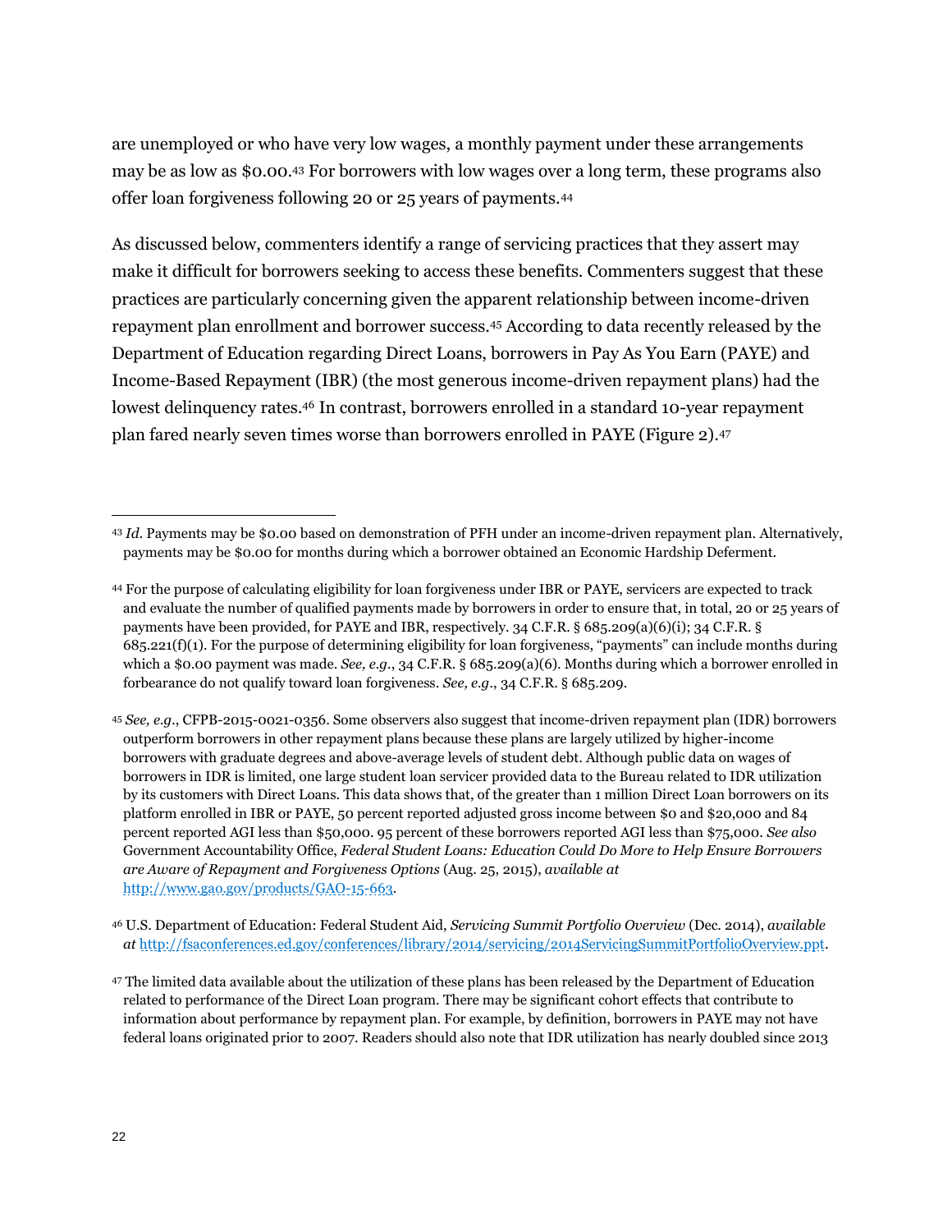are unemployed or who have very low wages, a monthly payment under these arrangements may be as low as $0.00.[43] For borrowers with low wages over a long term, these programs also offer loan forgiveness following 20 or 25 years of payments.[44]

As discussed below, commenters identify a range of servicing practices that they assert may make it difficult for borrowers seeking to access these benefits. Commenters suggest that these practices are particularly concerning given the apparent relationship between income-driven repayment plan enrollment and borrower success.[45] According to data recently released by the Department of Education regarding Direct Loans, borrowers in Pay As You Earn (PAYE) and Income-Based Repayment (IBR) (the most generous income-driven repayment plans) had the lowest delinquency rates.[46] In contrast, borrowers enrolled in a standard 10-year repayment plan fared nearly seven times worse than borrowers enrolled in PAYE (Figure 2).[47]

---

[43] *Id.* Payments may be $0.00 based on demonstration of PFH under an income-driven repayment plan. Alternatively, payments may be $0.00 for months during which a borrower obtained an Economic Hardship Deferment.

[44] For the purpose of calculating eligibility for loan forgiveness under IBR or PAYE, servicers are expected to track and evaluate the number of qualified payments made by borrowers in order to ensure that, in total, 20 or 25 years of payments have been provided, for PAYE and IBR, respectively. 34 C.F.R. § 685.209(a)(6)(i); 34 C.F.R. § 685.221(f)(1). For the purpose of determining eligibility for loan forgiveness, "payments" can include months during which a $0.00 payment was made. *See, e.g.*, 34 C.F.R. § 685.209(a)(6). Months during which a borrower enrolled in forbearance do not qualify toward loan forgiveness. *See, e.g.*, 34 C.F.R. § 685.209.

[45] *See, e.g.*, CFPB-2015-0021-0356. Some observers also suggest that income-driven repayment plan (IDR) borrowers outperform borrowers in other repayment plans because these plans are largely utilized by higher-income borrowers with graduate degrees and above-average levels of student debt. Although public data on wages of borrowers in IDR is limited, one large student loan servicer provided data to the Bureau related to IDR utilization by its customers with Direct Loans. This data shows that, of the greater than 1 million Direct Loan borrowers on its platform enrolled in IBR or PAYE, 50 percent reported adjusted gross income between $0 and $20,000 and 84 percent reported AGI less than $50,000. 95 percent of these borrowers reported AGI less than $75,000. *See also* Government Accountability Office, *Federal Student Loans: Education Could Do More to Help Ensure Borrowers are Aware of Repayment and Forgiveness Options* (Aug. 25, 2015), *available at* http://www.gao.gov/products/GAO-15-663.

[46] U.S. Department of Education: Federal Student Aid, *Servicing Summit Portfolio Overview* (Dec. 2014), *available at* http://fsaconferences.ed.gov/conferences/library/2014/servicing/2014ServicingSummitPortfolioOverview.ppt.

[47] The limited data available about the utilization of these plans has been released by the Department of Education related to performance of the Direct Loan program. There may be significant cohort effects that contribute to information about performance by repayment plan. For example, by definition, borrowers in PAYE may not have federal loans originated prior to 2007. Readers should also note that IDR utilization has nearly doubled since 2013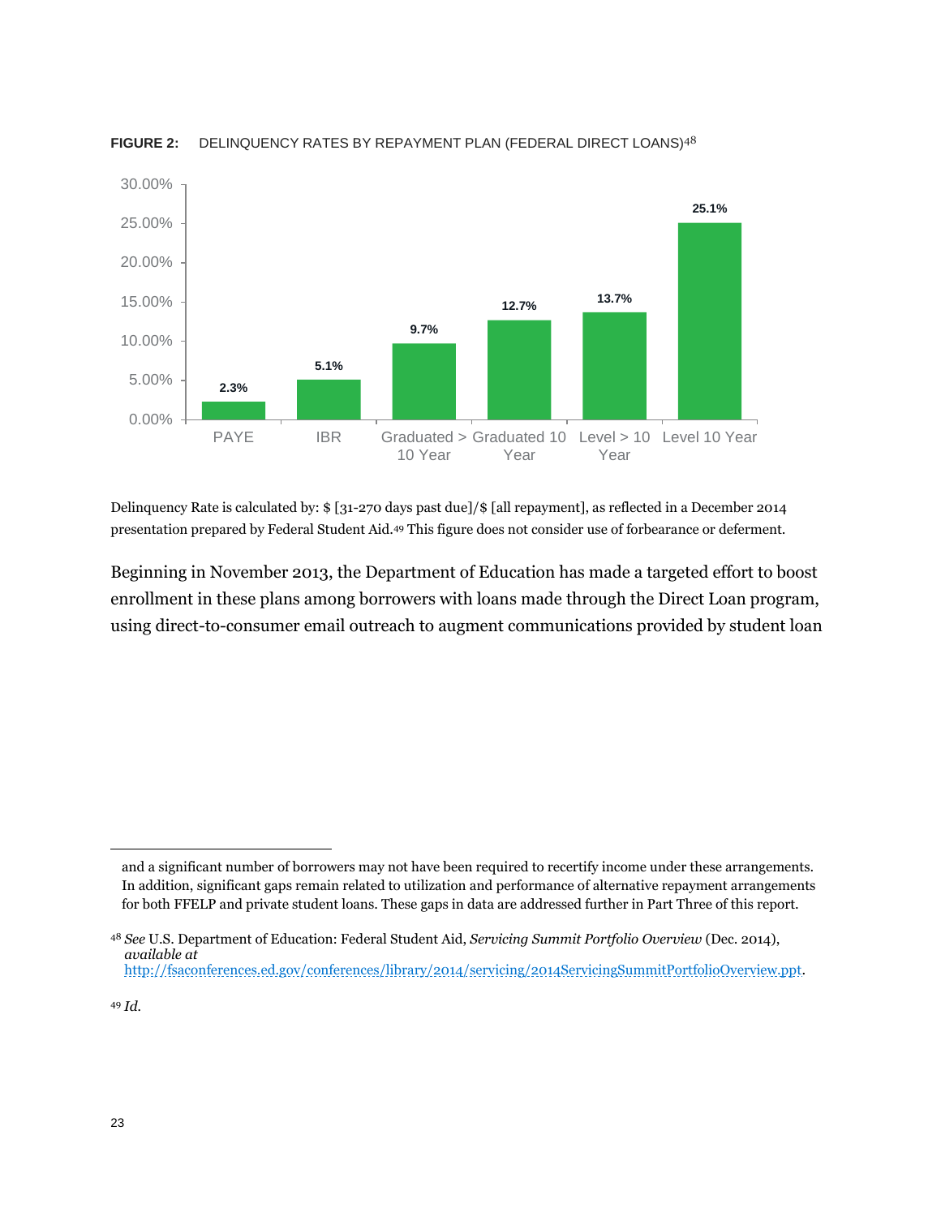**FIGURE 2:** DELINQUENCY RATES BY REPAYMENT PLAN (FEDERAL DIRECT LOANS)[48]

| Repayment Plan | Delinquency Rate |
|---|---|
| PAYE | 2.3% |
| IBR | 5.1% |
| Graduated > 10 Year | 9.7% |
| Graduated 10 Year | 12.7% |
| Level > 10 Year | 13.7% |
| Level 10 Year | 25.1% |

Delinquency Rate is calculated by: $ [31-270 days past due]/$ [all repayment], as reflected in a December 2014 presentation prepared by Federal Student Aid.[49] This figure does not consider use of forbearance or deferment.

Beginning in November 2013, the Department of Education has made a targeted effort to boost enrollment in these plans among borrowers with loans made through the Direct Loan program, using direct-to-consumer email outreach to augment communications provided by student loan

---

and a significant number of borrowers may not have been required to recertify income under these arrangements. In addition, significant gaps remain related to utilization and performance of alternative repayment arrangements for both FFELP and private student loans. These gaps in data are addressed further in Part Three of this report.

[48] *See* U.S. Department of Education: Federal Student Aid, *Servicing Summit Portfolio Overview* (Dec. 2014), *available at* http://fsaconferences.ed.gov/conferences/library/2014/servicing/2014ServicingSummitPortfolioOverview.ppt.

[49] *Id.*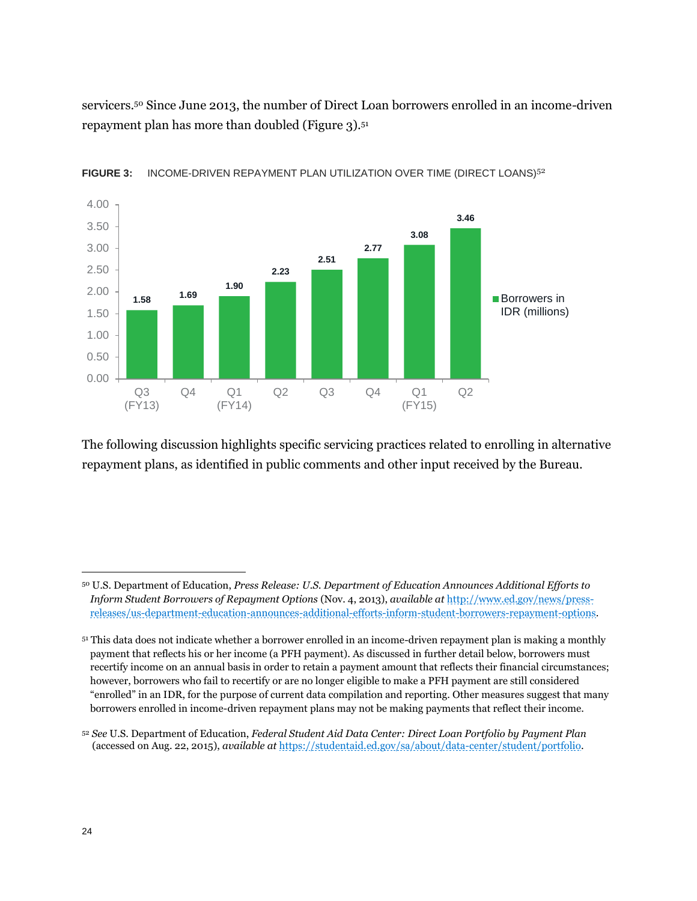servicers.[50] Since June 2013, the number of Direct Loan borrowers enrolled in an income-driven repayment plan has more than doubled (Figure 3).[51]

**FIGURE 3:** INCOME-DRIVEN REPAYMENT PLAN UTILIZATION OVER TIME (DIRECT LOANS)[52]

| Quarter | Borrowers in IDR (millions) |
|---|---|
| Q3 (FY13) | 1.58 |
| Q4 | 1.69 |
| Q1 (FY14) | 1.90 |
| Q2 | 2.23 |
| Q3 | 2.51 |
| Q4 | 2.77 |
| Q1 (FY15) | 3.08 |
| Q2 | 3.46 |

The following discussion highlights specific servicing practices related to enrolling in alternative repayment plans, as identified in public comments and other input received by the Bureau.

---

[50] U.S. Department of Education, *Press Release: U.S. Department of Education Announces Additional Efforts to Inform Student Borrowers of Repayment Options* (Nov. 4, 2013), *available at* http://www.ed.gov/news/press-releases/us-department-education-announces-additional-efforts-inform-student-borrowers-repayment-options.

[51] This data does not indicate whether a borrower enrolled in an income-driven repayment plan is making a monthly payment that reflects his or her income (a PFH payment). As discussed in further detail below, borrowers must recertify income on an annual basis in order to retain a payment amount that reflects their financial circumstances; however, borrowers who fail to recertify or are no longer eligible to make a PFH payment are still considered "enrolled" in an IDR, for the purpose of current data compilation and reporting. Other measures suggest that many borrowers enrolled in income-driven repayment plans may not be making payments that reflect their income.

[52] *See* U.S. Department of Education, *Federal Student Aid Data Center: Direct Loan Portfolio by Payment Plan* (accessed on Aug. 22, 2015), *available at* https://studentaid.ed.gov/sa/about/data-center/student/portfolio.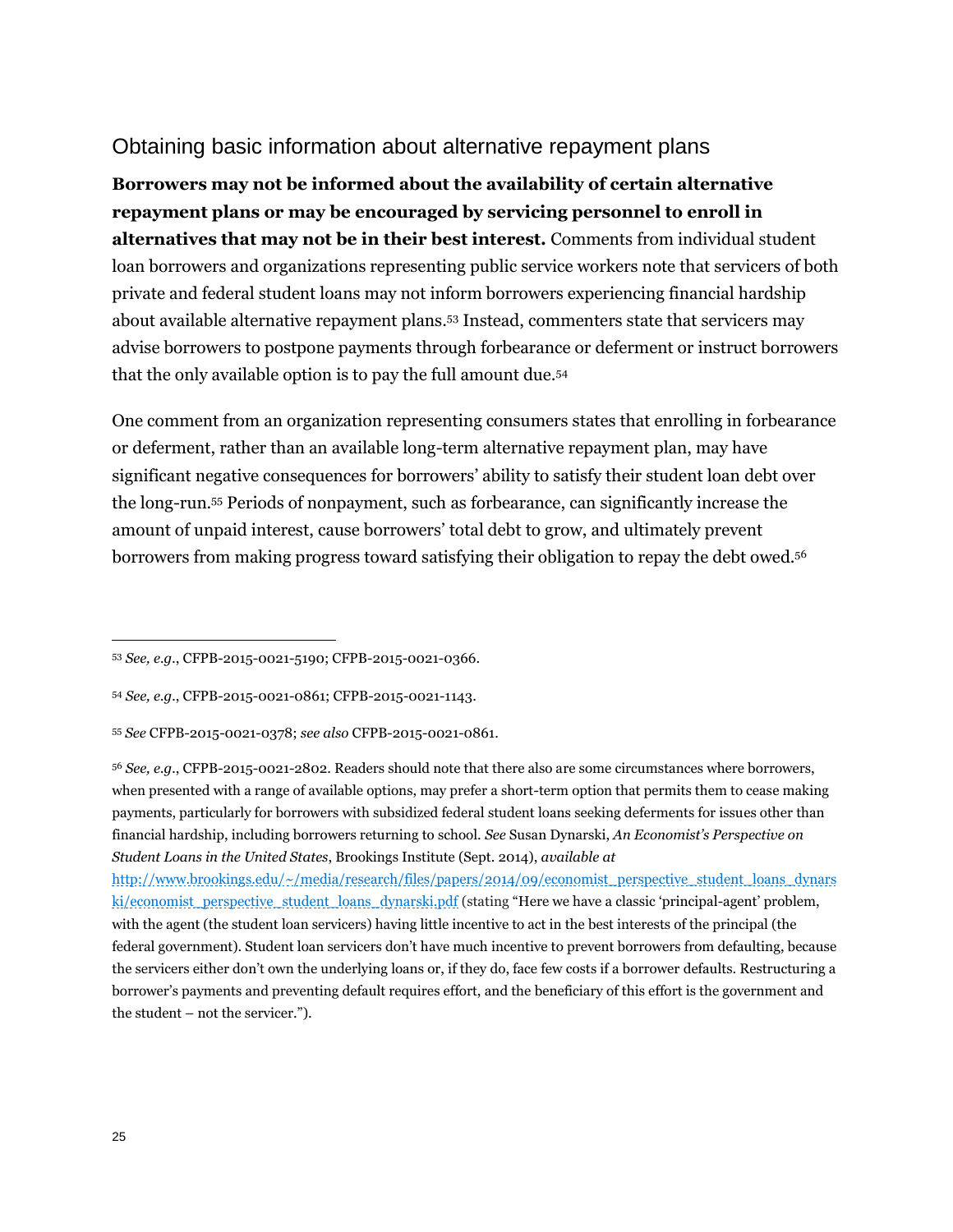## Obtaining basic information about alternative repayment plans

**Borrowers may not be informed about the availability of certain alternative repayment plans or may be encouraged by servicing personnel to enroll in alternatives that may not be in their best interest.** Comments from individual student loan borrowers and organizations representing public service workers note that servicers of both private and federal student loans may not inform borrowers experiencing financial hardship about available alternative repayment plans.[53] Instead, commenters state that servicers may advise borrowers to postpone payments through forbearance or deferment or instruct borrowers that the only available option is to pay the full amount due.[54]

One comment from an organization representing consumers states that enrolling in forbearance or deferment, rather than an available long-term alternative repayment plan, may have significant negative consequences for borrowers' ability to satisfy their student loan debt over the long-run.[55] Periods of nonpayment, such as forbearance, can significantly increase the amount of unpaid interest, cause borrowers' total debt to grow, and ultimately prevent borrowers from making progress toward satisfying their obligation to repay the debt owed.[56]

---

[53] *See, e.g.*, CFPB-2015-0021-5190; CFPB-2015-0021-0366.

[54] *See, e.g.*, CFPB-2015-0021-0861; CFPB-2015-0021-1143.

[55] *See* CFPB-2015-0021-0378; *see also* CFPB-2015-0021-0861.

[56] *See, e.g.*, CFPB-2015-0021-2802. Readers should note that there also are some circumstances where borrowers, when presented with a range of available options, may prefer a short-term option that permits them to cease making payments, particularly for borrowers with subsidized federal student loans seeking deferments for issues other than financial hardship, including borrowers returning to school. *See* Susan Dynarski, *An Economist's Perspective on Student Loans in the United States*, Brookings Institute (Sept. 2014), *available at* http://www.brookings.edu/~/media/research/files/papers/2014/09/economist_perspective_student_loans_dynarski/economist_perspective_student_loans_dynarski.pdf (stating "Here we have a classic 'principal-agent' problem, with the agent (the student loan servicers) having little incentive to act in the best interests of the principal (the federal government). Student loan servicers don't have much incentive to prevent borrowers from defaulting, because the servicers either don't own the underlying loans or, if they do, face few costs if a borrower defaults. Restructuring a borrower's payments and preventing default requires effort, and the beneficiary of this effort is the government and the student – not the servicer.").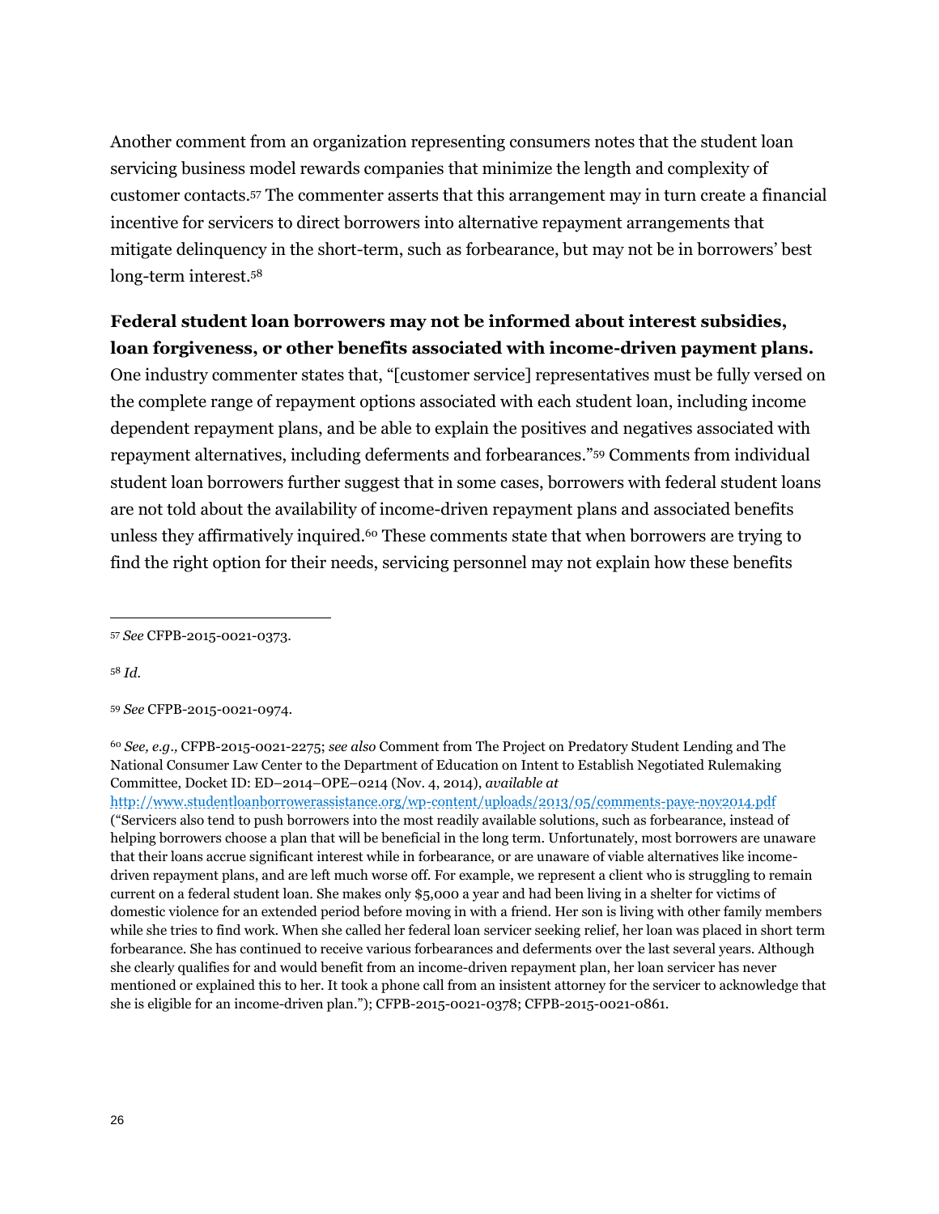Another comment from an organization representing consumers notes that the student loan servicing business model rewards companies that minimize the length and complexity of customer contacts.[57] The commenter asserts that this arrangement may in turn create a financial incentive for servicers to direct borrowers into alternative repayment arrangements that mitigate delinquency in the short-term, such as forbearance, but may not be in borrowers' best long-term interest.[58]

**Federal student loan borrowers may not be informed about interest subsidies, loan forgiveness, or other benefits associated with income-driven payment plans.** One industry commenter states that, "[customer service] representatives must be fully versed on the complete range of repayment options associated with each student loan, including income dependent repayment plans, and be able to explain the positives and negatives associated with repayment alternatives, including deferments and forbearances."[59] Comments from individual student loan borrowers further suggest that in some cases, borrowers with federal student loans are not told about the availability of income-driven repayment plans and associated benefits unless they affirmatively inquired.[60] These comments state that when borrowers are trying to find the right option for their needs, servicing personnel may not explain how these benefits

---

[57] *See* CFPB-2015-0021-0373.

[58] *Id.*

[59] *See* CFPB-2015-0021-0974.

[60] *See, e.g.,* CFPB-2015-0021-2275; *see also* Comment from The Project on Predatory Student Lending and The National Consumer Law Center to the Department of Education on Intent to Establish Negotiated Rulemaking Committee, Docket ID: ED–2014–OPE–0214 (Nov. 4, 2014), *available at* http://www.studentloanborrowerassistance.org/wp-content/uploads/2013/05/comments-paye-nov2014.pdf ("Servicers also tend to push borrowers into the most readily available solutions, such as forbearance, instead of helping borrowers choose a plan that will be beneficial in the long term. Unfortunately, most borrowers are unaware that their loans accrue significant interest while in forbearance, or are unaware of viable alternatives like income-driven repayment plans, and are left much worse off. For example, we represent a client who is struggling to remain current on a federal student loan. She makes only $5,000 a year and had been living in a shelter for victims of domestic violence for an extended period before moving in with a friend. Her son is living with other family members while she tries to find work. When she called her federal loan servicer seeking relief, her loan was placed in short term forbearance. She has continued to receive various forbearances and deferments over the last several years. Although she clearly qualifies for and would benefit from an income-driven repayment plan, her loan servicer has never mentioned or explained this to her. It took a phone call from an insistent attorney for the servicer to acknowledge that she is eligible for an income-driven plan."); CFPB-2015-0021-0378; CFPB-2015-0021-0861.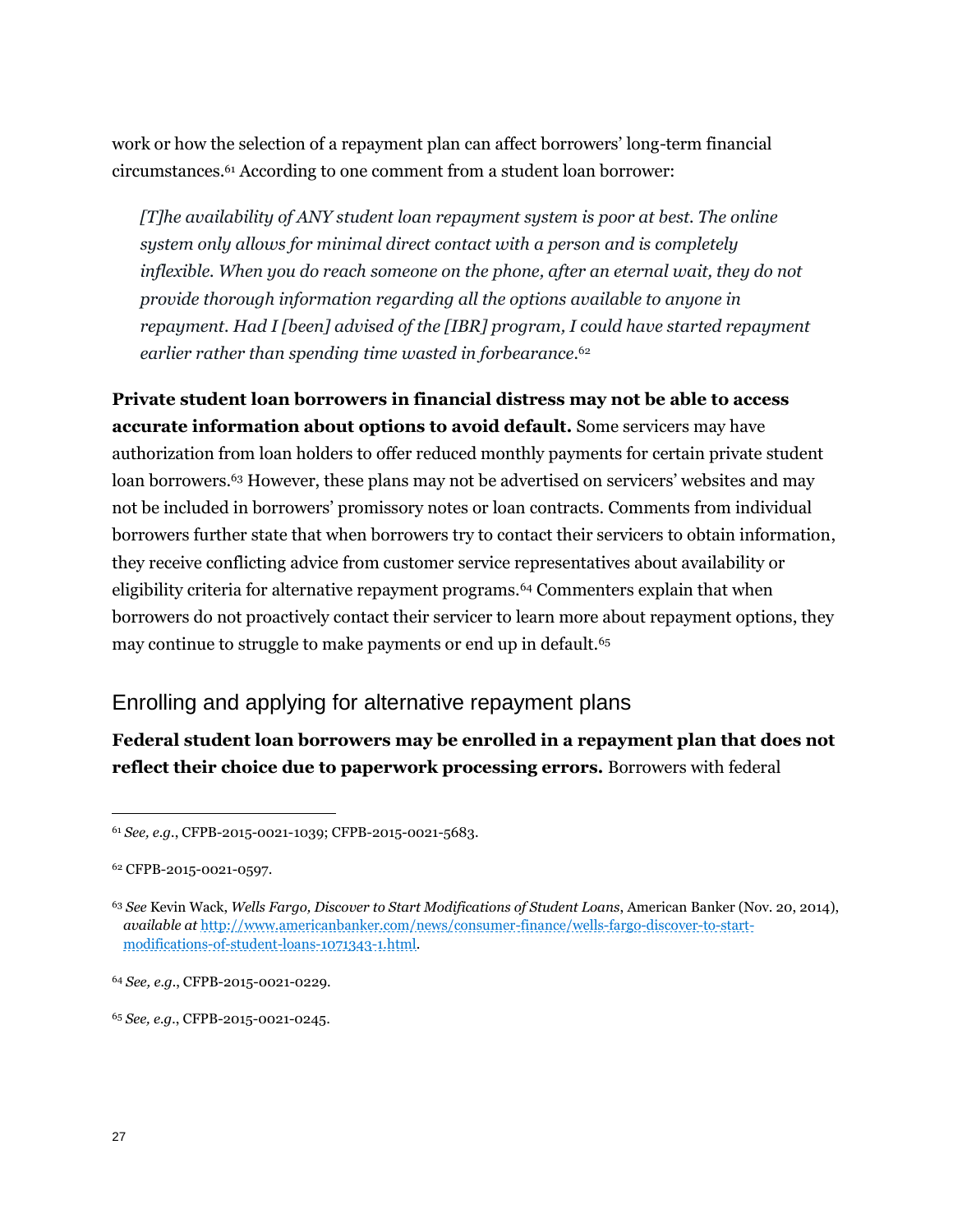work or how the selection of a repayment plan can affect borrowers' long-term financial circumstances.[61] According to one comment from a student loan borrower:

> *[T]he availability of ANY student loan repayment system is poor at best. The online system only allows for minimal direct contact with a person and is completely inflexible. When you do reach someone on the phone, after an eternal wait, they do not provide thorough information regarding all the options available to anyone in repayment. Had I [been] advised of the [IBR] program, I could have started repayment earlier rather than spending time wasted in forbearance.*[62]

**Private student loan borrowers in financial distress may not be able to access accurate information about options to avoid default.** Some servicers may have authorization from loan holders to offer reduced monthly payments for certain private student loan borrowers.[63] However, these plans may not be advertised on servicers' websites and may not be included in borrowers' promissory notes or loan contracts. Comments from individual borrowers further state that when borrowers try to contact their servicers to obtain information, they receive conflicting advice from customer service representatives about availability or eligibility criteria for alternative repayment programs.[64] Commenters explain that when borrowers do not proactively contact their servicer to learn more about repayment options, they may continue to struggle to make payments or end up in default.[65]

## Enrolling and applying for alternative repayment plans

**Federal student loan borrowers may be enrolled in a repayment plan that does not reflect their choice due to paperwork processing errors.** Borrowers with federal

---

[61] *See, e.g.*, CFPB-2015-0021-1039; CFPB-2015-0021-5683.

[62] CFPB-2015-0021-0597.

[63] *See* Kevin Wack, *Wells Fargo, Discover to Start Modifications of Student Loans*, American Banker (Nov. 20, 2014), *available at* http://www.americanbanker.com/news/consumer-finance/wells-fargo-discover-to-start-modifications-of-student-loans-1071343-1.html.

[64] *See, e.g.*, CFPB-2015-0021-0229.

[65] *See, e.g.*, CFPB-2015-0021-0245.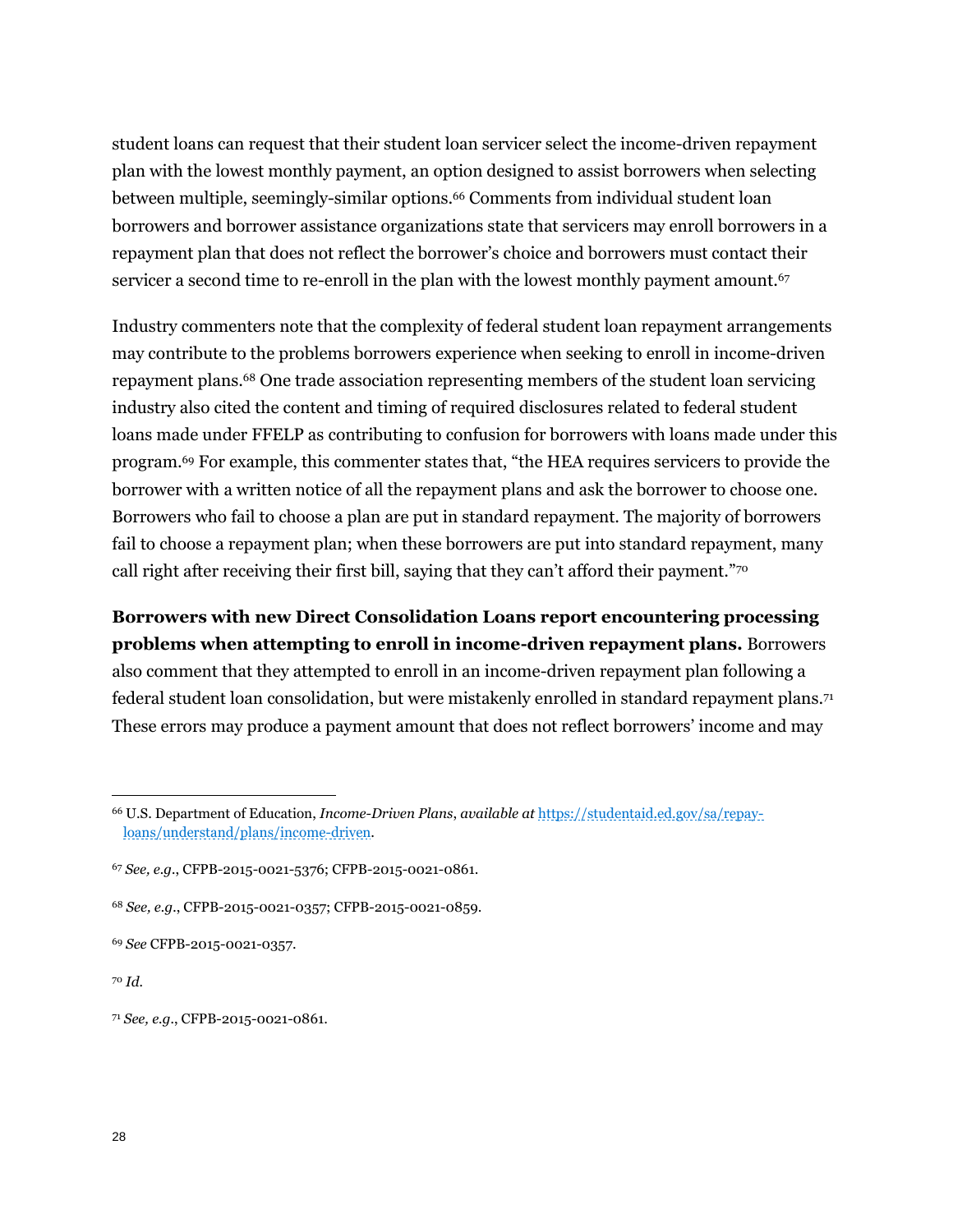student loans can request that their student loan servicer select the income-driven repayment plan with the lowest monthly payment, an option designed to assist borrowers when selecting between multiple, seemingly-similar options.[66] Comments from individual student loan borrowers and borrower assistance organizations state that servicers may enroll borrowers in a repayment plan that does not reflect the borrower's choice and borrowers must contact their servicer a second time to re-enroll in the plan with the lowest monthly payment amount.[67]

Industry commenters note that the complexity of federal student loan repayment arrangements may contribute to the problems borrowers experience when seeking to enroll in income-driven repayment plans.[68] One trade association representing members of the student loan servicing industry also cited the content and timing of required disclosures related to federal student loans made under FFELP as contributing to confusion for borrowers with loans made under this program.[69] For example, this commenter states that, "the HEA requires servicers to provide the borrower with a written notice of all the repayment plans and ask the borrower to choose one. Borrowers who fail to choose a plan are put in standard repayment. The majority of borrowers fail to choose a repayment plan; when these borrowers are put into standard repayment, many call right after receiving their first bill, saying that they can't afford their payment."[70]

**Borrowers with new Direct Consolidation Loans report encountering processing problems when attempting to enroll in income-driven repayment plans.** Borrowers also comment that they attempted to enroll in an income-driven repayment plan following a federal student loan consolidation, but were mistakenly enrolled in standard repayment plans.[71] These errors may produce a payment amount that does not reflect borrowers' income and may

---

[66] U.S. Department of Education, *Income-Driven Plans*, *available at* https://studentaid.ed.gov/sa/repay-loans/understand/plans/income-driven.

[67] *See, e.g.*, CFPB-2015-0021-5376; CFPB-2015-0021-0861.

[68] *See, e.g.*, CFPB-2015-0021-0357; CFPB-2015-0021-0859.

[69] *See* CFPB-2015-0021-0357.

[70] *Id.*

[71] *See, e.g.*, CFPB-2015-0021-0861.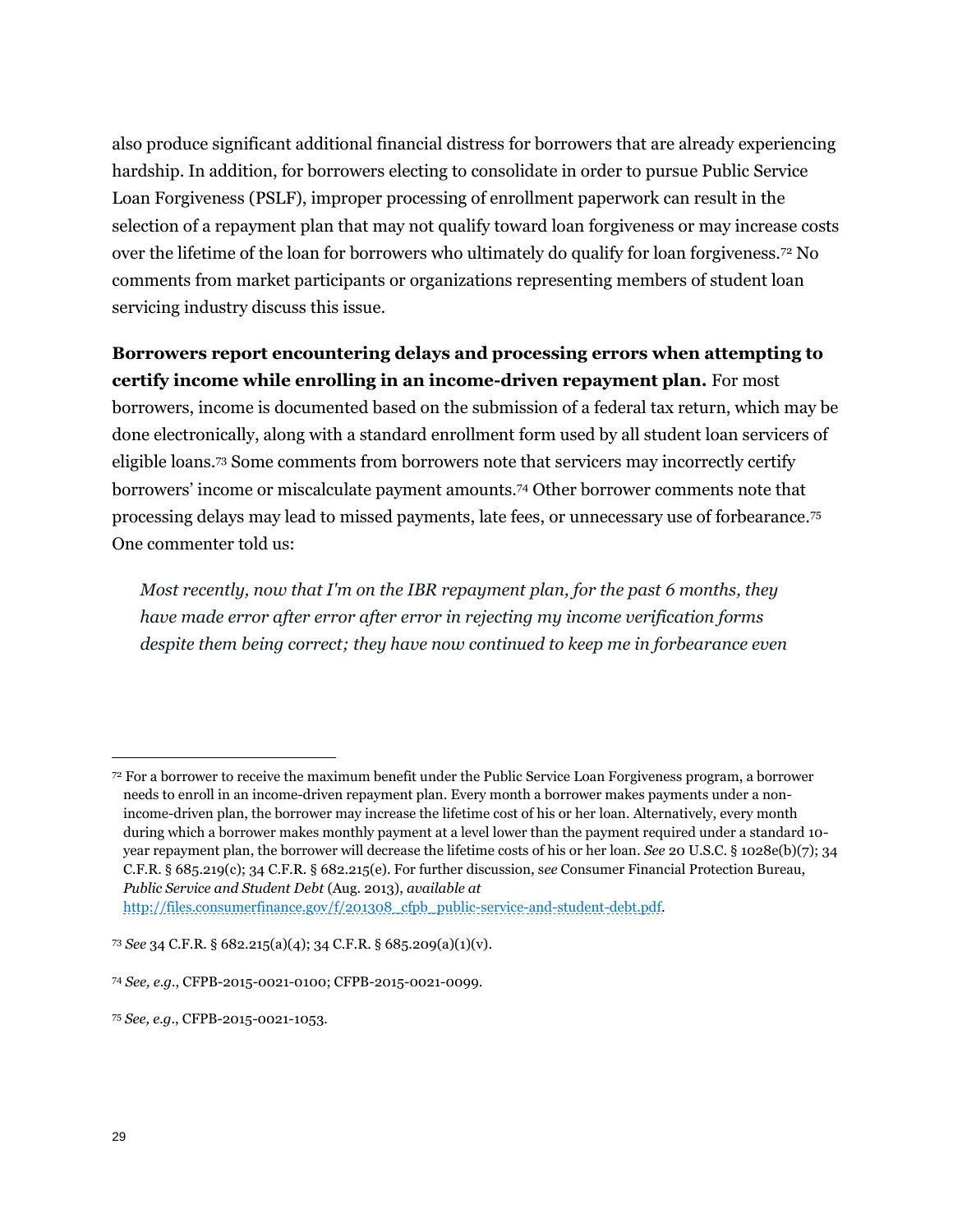also produce significant additional financial distress for borrowers that are already experiencing hardship. In addition, for borrowers electing to consolidate in order to pursue Public Service Loan Forgiveness (PSLF), improper processing of enrollment paperwork can result in the selection of a repayment plan that may not qualify toward loan forgiveness or may increase costs over the lifetime of the loan for borrowers who ultimately do qualify for loan forgiveness.[72] No comments from market participants or organizations representing members of student loan servicing industry discuss this issue.

**Borrowers report encountering delays and processing errors when attempting to certify income while enrolling in an income-driven repayment plan.** For most borrowers, income is documented based on the submission of a federal tax return, which may be done electronically, along with a standard enrollment form used by all student loan servicers of eligible loans.[73] Some comments from borrowers note that servicers may incorrectly certify borrowers' income or miscalculate payment amounts.[74] Other borrower comments note that processing delays may lead to missed payments, late fees, or unnecessary use of forbearance.[75] One commenter told us:

> *Most recently, now that I'm on the IBR repayment plan, for the past 6 months, they have made error after error after error in rejecting my income verification forms despite them being correct; they have now continued to keep me in forbearance even*

---

[72] For a borrower to receive the maximum benefit under the Public Service Loan Forgiveness program, a borrower needs to enroll in an income-driven repayment plan. Every month a borrower makes payments under a non-income-driven plan, the borrower may increase the lifetime cost of his or her loan. Alternatively, every month during which a borrower makes monthly payment at a level lower than the payment required under a standard 10-year repayment plan, the borrower will decrease the lifetime costs of his or her loan. *See* 20 U.S.C. § 1028e(b)(7); 34 C.F.R. § 685.219(c); 34 C.F.R. § 682.215(e). For further discussion, *see* Consumer Financial Protection Bureau, *Public Service and Student Debt* (Aug. 2013), *available at* http://files.consumerfinance.gov/f/201308_cfpb_public-service-and-student-debt.pdf.

[73] *See* 34 C.F.R. § 682.215(a)(4); 34 C.F.R. § 685.209(a)(1)(v).

[74] *See, e.g.*, CFPB-2015-0021-0100; CFPB-2015-0021-0099.

[75] *See, e.g.*, CFPB-2015-0021-1053.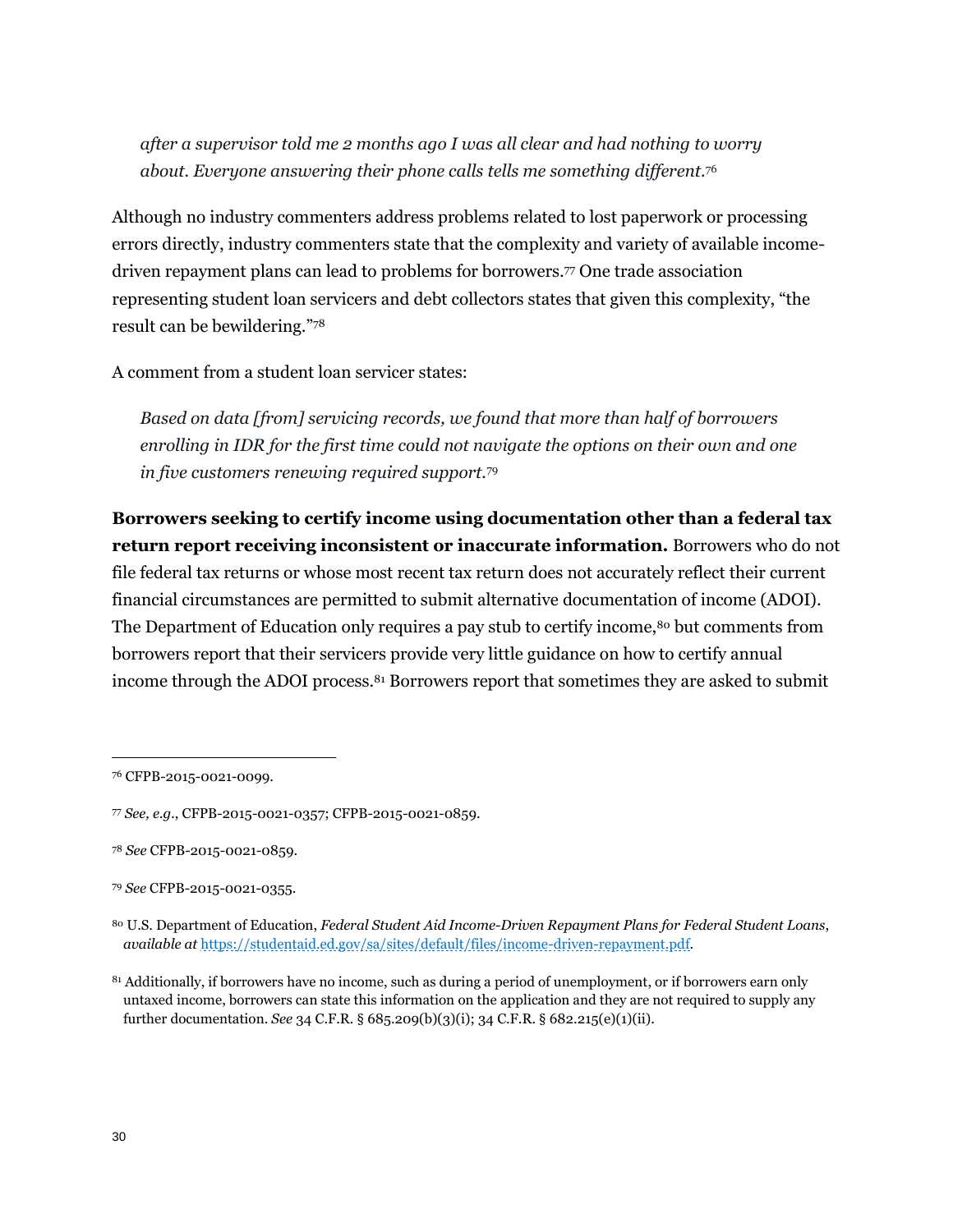*after a supervisor told me 2 months ago I was all clear and had nothing to worry about. Everyone answering their phone calls tells me something different.*[76]

Although no industry commenters address problems related to lost paperwork or processing errors directly, industry commenters state that the complexity and variety of available income-driven repayment plans can lead to problems for borrowers.[77] One trade association representing student loan servicers and debt collectors states that given this complexity, "the result can be bewildering."[78]

A comment from a student loan servicer states:

*Based on data [from] servicing records, we found that more than half of borrowers enrolling in IDR for the first time could not navigate the options on their own and one in five customers renewing required support.*[79]

**Borrowers seeking to certify income using documentation other than a federal tax return report receiving inconsistent or inaccurate information.** Borrowers who do not file federal tax returns or whose most recent tax return does not accurately reflect their current financial circumstances are permitted to submit alternative documentation of income (ADOI). The Department of Education only requires a pay stub to certify income,[80] but comments from borrowers report that their servicers provide very little guidance on how to certify annual income through the ADOI process.[81] Borrowers report that sometimes they are asked to submit

---

[76] CFPB-2015-0021-0099.

[77] *See, e.g.*, CFPB-2015-0021-0357; CFPB-2015-0021-0859.

[78] *See* CFPB-2015-0021-0859.

[79] *See* CFPB-2015-0021-0355.

[80] U.S. Department of Education, *Federal Student Aid Income-Driven Repayment Plans for Federal Student Loans*, *available at* https://studentaid.ed.gov/sa/sites/default/files/income-driven-repayment.pdf.

[81] Additionally, if borrowers have no income, such as during a period of unemployment, or if borrowers earn only untaxed income, borrowers can state this information on the application and they are not required to supply any further documentation. *See* 34 C.F.R. § 685.209(b)(3)(i); 34 C.F.R. § 682.215(e)(1)(ii).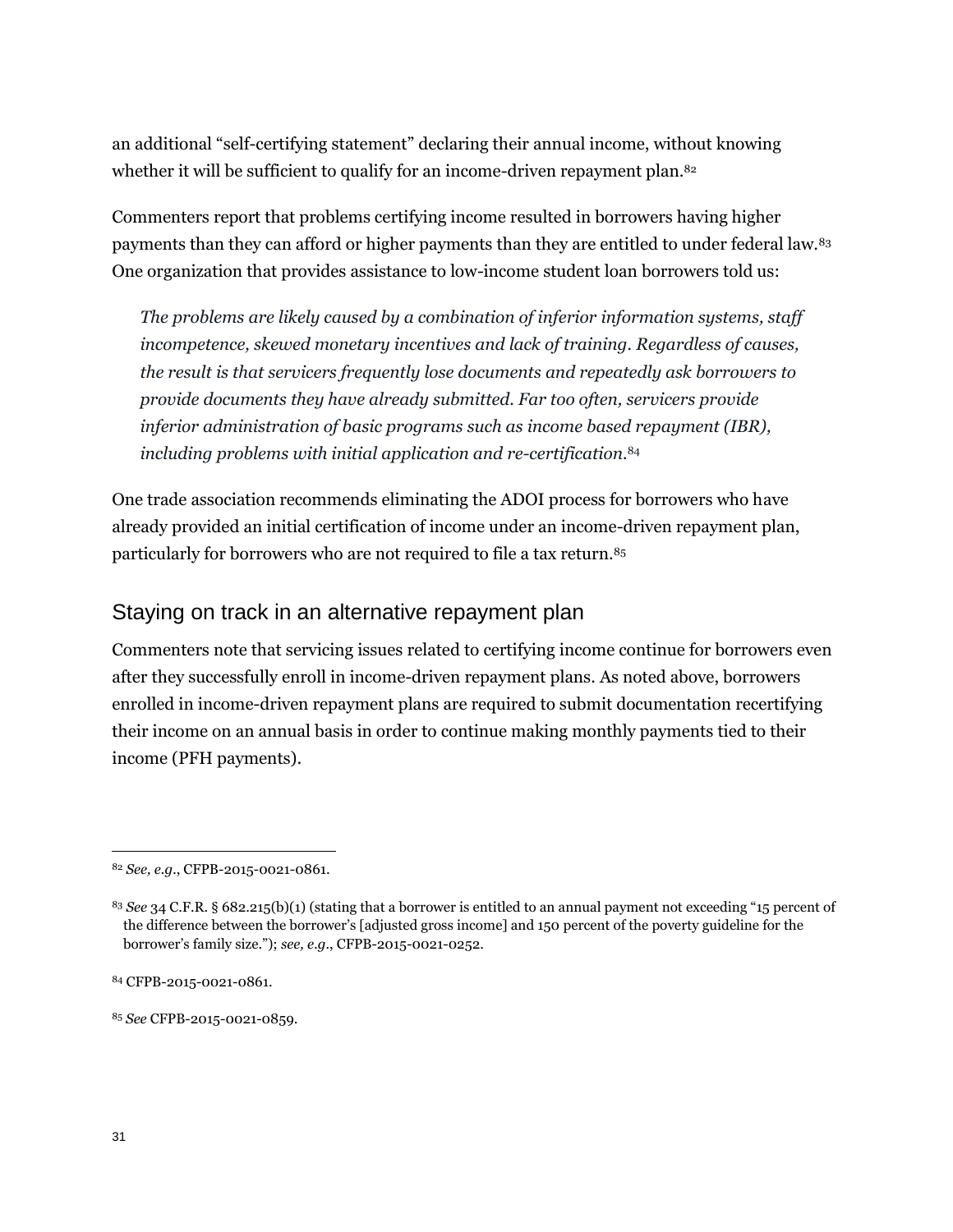an additional "self-certifying statement" declaring their annual income, without knowing whether it will be sufficient to qualify for an income-driven repayment plan.[82]

Commenters report that problems certifying income resulted in borrowers having higher payments than they can afford or higher payments than they are entitled to under federal law.[83] One organization that provides assistance to low-income student loan borrowers told us:

> *The problems are likely caused by a combination of inferior information systems, staff incompetence, skewed monetary incentives and lack of training. Regardless of causes, the result is that servicers frequently lose documents and repeatedly ask borrowers to provide documents they have already submitted. Far too often, servicers provide inferior administration of basic programs such as income based repayment (IBR), including problems with initial application and re-certification.*[84]

One trade association recommends eliminating the ADOI process for borrowers who have already provided an initial certification of income under an income-driven repayment plan, particularly for borrowers who are not required to file a tax return.[85]

## Staying on track in an alternative repayment plan

Commenters note that servicing issues related to certifying income continue for borrowers even after they successfully enroll in income-driven repayment plans. As noted above, borrowers enrolled in income-driven repayment plans are required to submit documentation recertifying their income on an annual basis in order to continue making monthly payments tied to their income (PFH payments).

---

[82] *See, e.g.*, CFPB-2015-0021-0861.

[83] *See* 34 C.F.R. § 682.215(b)(1) (stating that a borrower is entitled to an annual payment not exceeding "15 percent of the difference between the borrower's [adjusted gross income] and 150 percent of the poverty guideline for the borrower's family size."); *see, e.g.*, CFPB-2015-0021-0252.

[84] CFPB-2015-0021-0861.

[85] *See* CFPB-2015-0021-0859.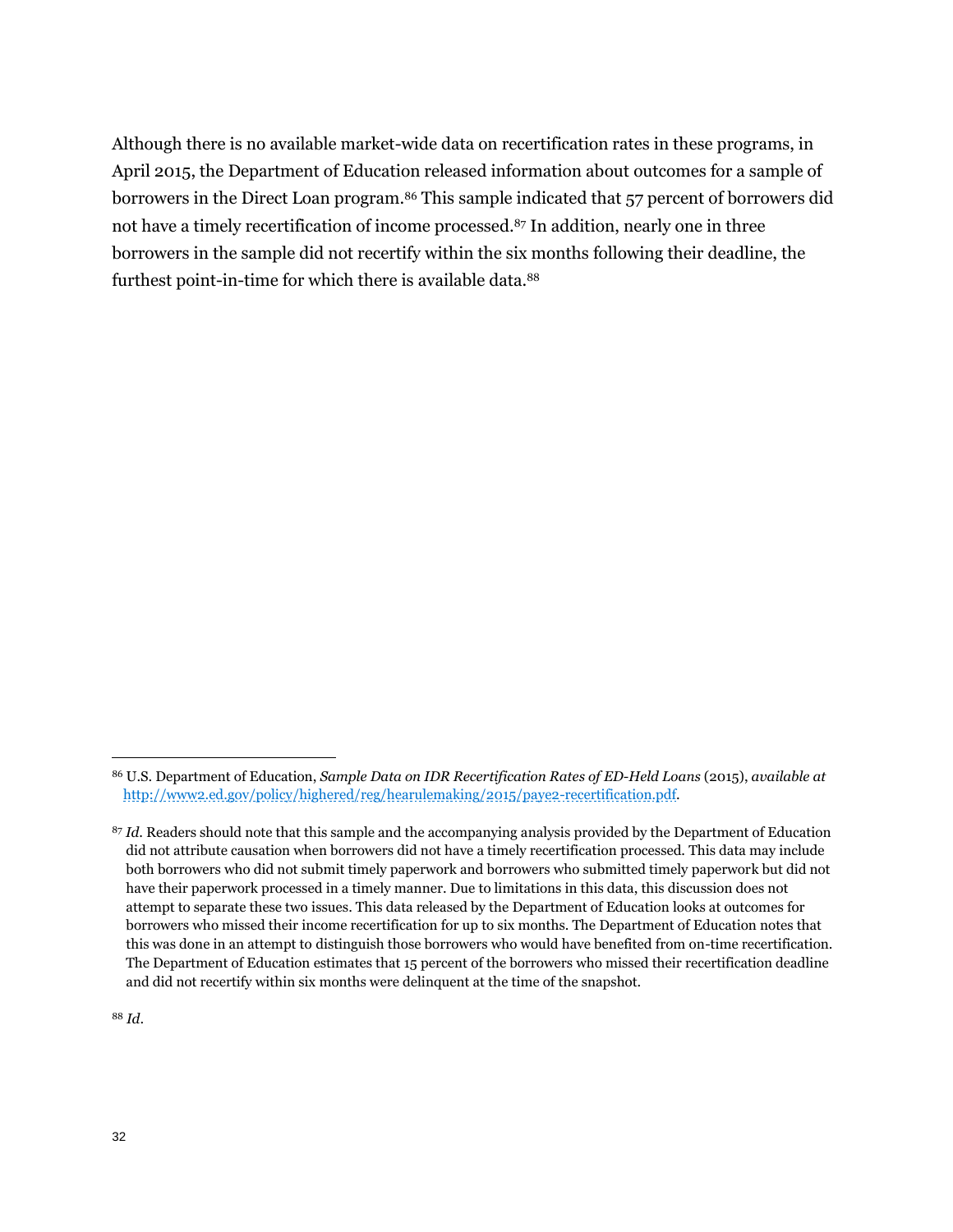Although there is no available market-wide data on recertification rates in these programs, in April 2015, the Department of Education released information about outcomes for a sample of borrowers in the Direct Loan program.[86] This sample indicated that 57 percent of borrowers did not have a timely recertification of income processed.[87] In addition, nearly one in three borrowers in the sample did not recertify within the six months following their deadline, the furthest point-in-time for which there is available data.[88]

---

[86] U.S. Department of Education, *Sample Data on IDR Recertification Rates of ED-Held Loans* (2015), *available at* http://www2.ed.gov/policy/highered/reg/hearulemaking/2015/paye2-recertification.pdf.

[87] *Id.* Readers should note that this sample and the accompanying analysis provided by the Department of Education did not attribute causation when borrowers did not have a timely recertification processed. This data may include both borrowers who did not submit timely paperwork and borrowers who submitted timely paperwork but did not have their paperwork processed in a timely manner. Due to limitations in this data, this discussion does not attempt to separate these two issues. This data released by the Department of Education looks at outcomes for borrowers who missed their income recertification for up to six months. The Department of Education notes that this was done in an attempt to distinguish those borrowers who would have benefited from on-time recertification. The Department of Education estimates that 15 percent of the borrowers who missed their recertification deadline and did not recertify within six months were delinquent at the time of the snapshot.

[88] *Id.*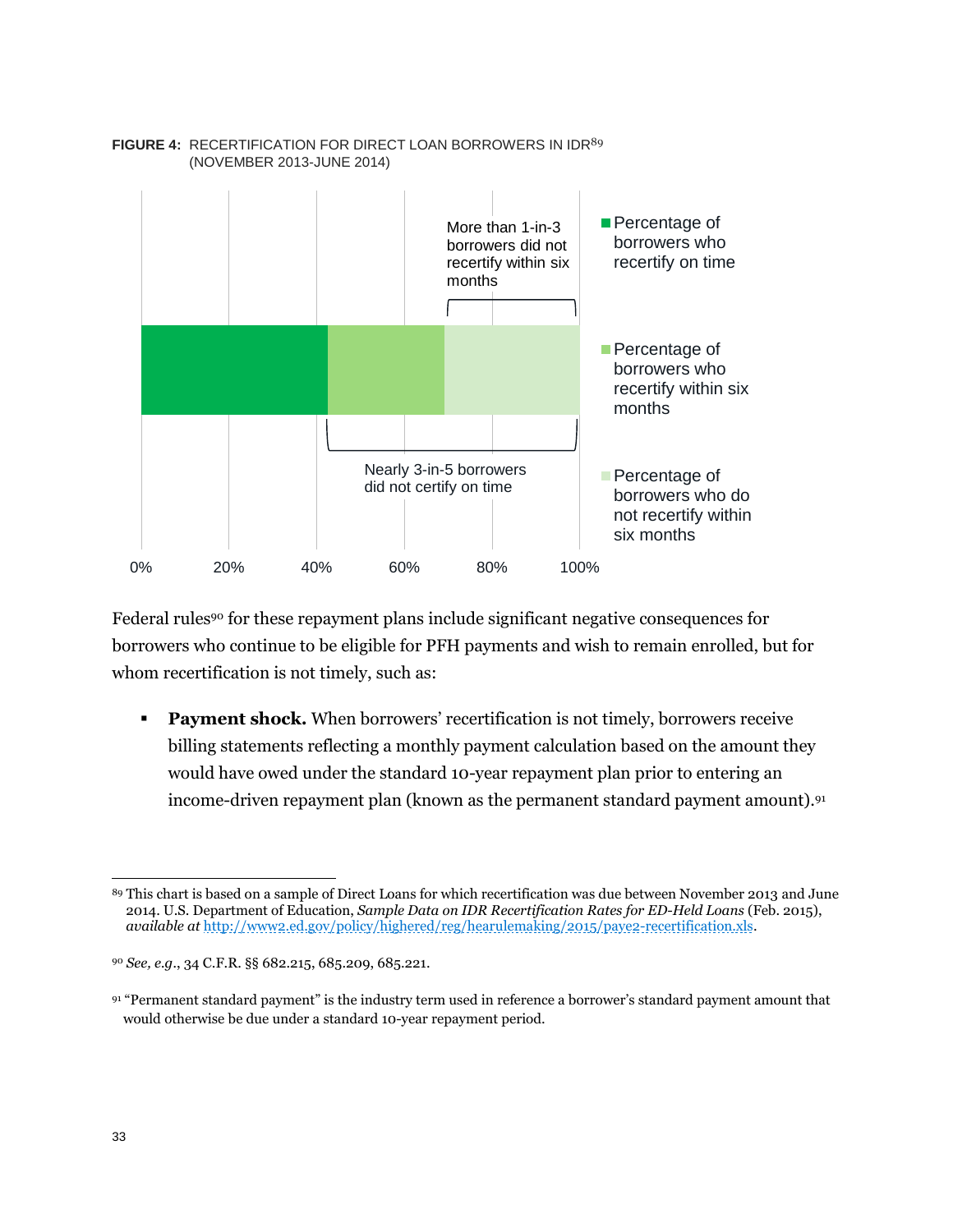**FIGURE 4:** RECERTIFICATION FOR DIRECT LOAN BORROWERS IN IDR[89]
(NOVEMBER 2013-JUNE 2014)

More than 1-in-3 borrowers did not recertify within six months

Nearly 3-in-5 borrowers did not certify on time

- Percentage of borrowers who recertify on time
- Percentage of borrowers who recertify within six months
- Percentage of borrowers who do not recertify within six months

0% 20% 40% 60% 80% 100%

Federal rules[90] for these repayment plans include significant negative consequences for borrowers who continue to be eligible for PFH payments and wish to remain enrolled, but for whom recertification is not timely, such as:

- **Payment shock.** When borrowers' recertification is not timely, borrowers receive billing statements reflecting a monthly payment calculation based on the amount they would have owed under the standard 10-year repayment plan prior to entering an income-driven repayment plan (known as the permanent standard payment amount).[91]

---

[89] This chart is based on a sample of Direct Loans for which recertification was due between November 2013 and June 2014. U.S. Department of Education, *Sample Data on IDR Recertification Rates for ED-Held Loans* (Feb. 2015), *available at* http://www2.ed.gov/policy/highered/reg/hearulemaking/2015/paye2-recertification.xls.

[90] *See, e.g.*, 34 C.F.R. §§ 682.215, 685.209, 685.221.

[91] "Permanent standard payment" is the industry term used in reference a borrower's standard payment amount that would otherwise be due under a standard 10-year repayment period.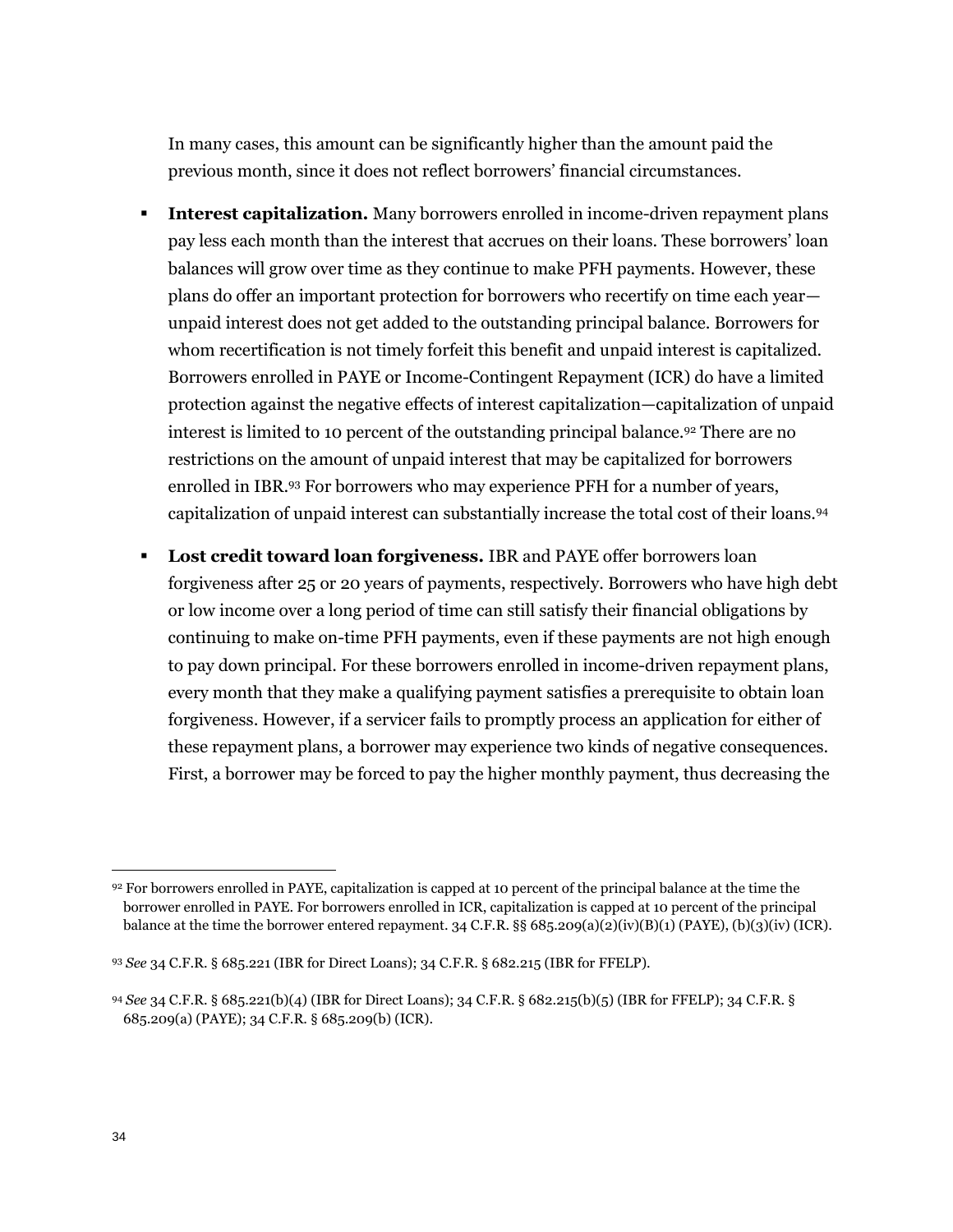In many cases, this amount can be significantly higher than the amount paid the previous month, since it does not reflect borrowers' financial circumstances.

- **Interest capitalization.** Many borrowers enrolled in income-driven repayment plans pay less each month than the interest that accrues on their loans. These borrowers' loan balances will grow over time as they continue to make PFH payments. However, these plans do offer an important protection for borrowers who recertify on time each year—unpaid interest does not get added to the outstanding principal balance. Borrowers for whom recertification is not timely forfeit this benefit and unpaid interest is capitalized. Borrowers enrolled in PAYE or Income-Contingent Repayment (ICR) do have a limited protection against the negative effects of interest capitalization—capitalization of unpaid interest is limited to 10 percent of the outstanding principal balance.[92] There are no restrictions on the amount of unpaid interest that may be capitalized for borrowers enrolled in IBR.[93] For borrowers who may experience PFH for a number of years, capitalization of unpaid interest can substantially increase the total cost of their loans.[94]
- **Lost credit toward loan forgiveness.** IBR and PAYE offer borrowers loan forgiveness after 25 or 20 years of payments, respectively. Borrowers who have high debt or low income over a long period of time can still satisfy their financial obligations by continuing to make on-time PFH payments, even if these payments are not high enough to pay down principal. For these borrowers enrolled in income-driven repayment plans, every month that they make a qualifying payment satisfies a prerequisite to obtain loan forgiveness. However, if a servicer fails to promptly process an application for either of these repayment plans, a borrower may experience two kinds of negative consequences. First, a borrower may be forced to pay the higher monthly payment, thus decreasing the

---

[92] For borrowers enrolled in PAYE, capitalization is capped at 10 percent of the principal balance at the time the borrower enrolled in PAYE. For borrowers enrolled in ICR, capitalization is capped at 10 percent of the principal balance at the time the borrower entered repayment. 34 C.F.R. §§ 685.209(a)(2)(iv)(B)(1) (PAYE), (b)(3)(iv) (ICR).

[93] *See* 34 C.F.R. § 685.221 (IBR for Direct Loans); 34 C.F.R. § 682.215 (IBR for FFELP).

[94] *See* 34 C.F.R. § 685.221(b)(4) (IBR for Direct Loans); 34 C.F.R. § 682.215(b)(5) (IBR for FFELP); 34 C.F.R. § 685.209(a) (PAYE); 34 C.F.R. § 685.209(b) (ICR).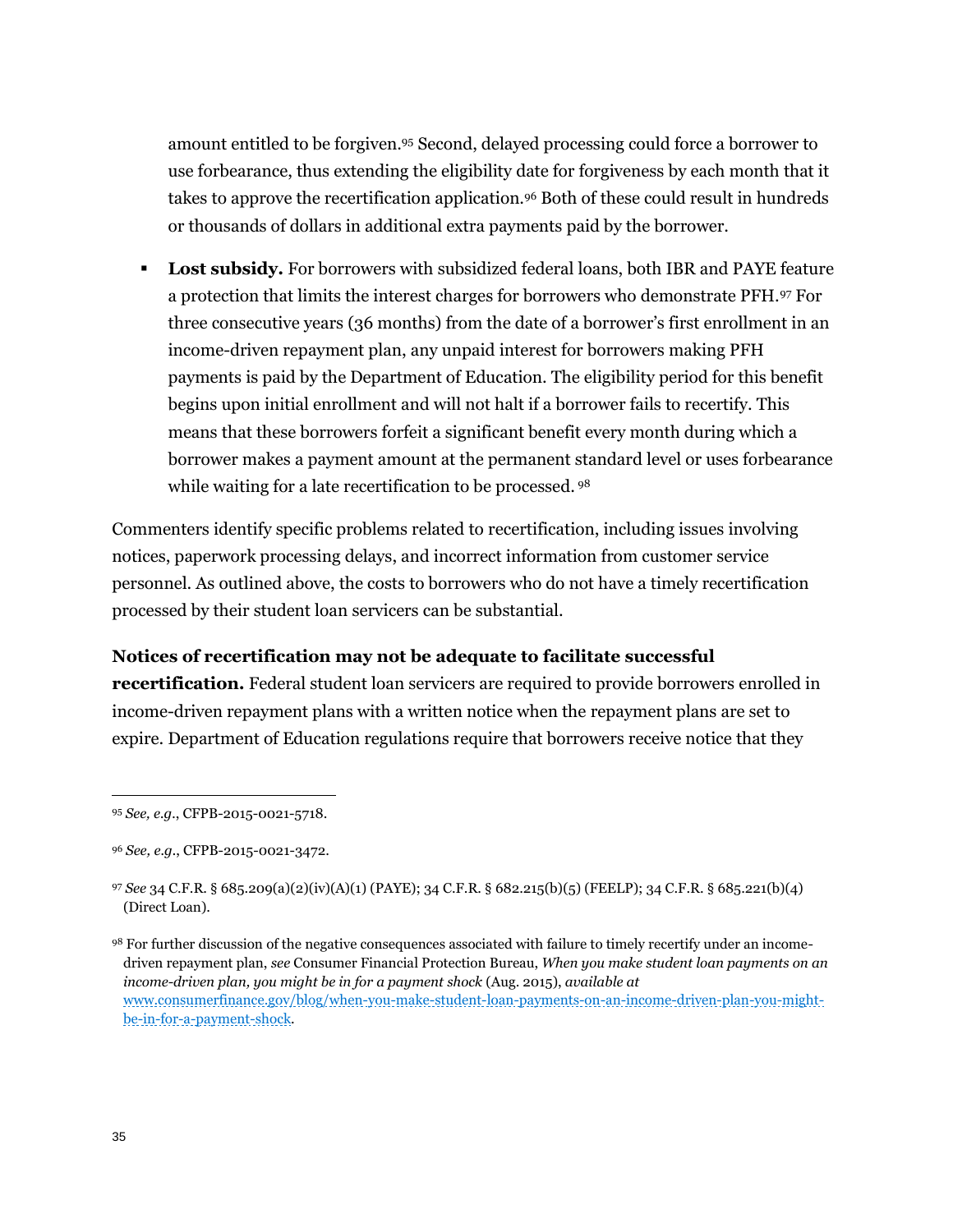amount entitled to be forgiven.[95] Second, delayed processing could force a borrower to use forbearance, thus extending the eligibility date for forgiveness by each month that it takes to approve the recertification application.[96] Both of these could result in hundreds or thousands of dollars in additional extra payments paid by the borrower.

- **Lost subsidy.** For borrowers with subsidized federal loans, both IBR and PAYE feature a protection that limits the interest charges for borrowers who demonstrate PFH.[97] For three consecutive years (36 months) from the date of a borrower's first enrollment in an income-driven repayment plan, any unpaid interest for borrowers making PFH payments is paid by the Department of Education. The eligibility period for this benefit begins upon initial enrollment and will not halt if a borrower fails to recertify. This means that these borrowers forfeit a significant benefit every month during which a borrower makes a payment amount at the permanent standard level or uses forbearance while waiting for a late recertification to be processed.[98]

Commenters identify specific problems related to recertification, including issues involving notices, paperwork processing delays, and incorrect information from customer service personnel. As outlined above, the costs to borrowers who do not have a timely recertification processed by their student loan servicers can be substantial.

**Notices of recertification may not be adequate to facilitate successful recertification.** Federal student loan servicers are required to provide borrowers enrolled in income-driven repayment plans with a written notice when the repayment plans are set to expire. Department of Education regulations require that borrowers receive notice that they

---

[95] *See, e.g.*, CFPB-2015-0021-5718.

[96] *See, e.g.*, CFPB-2015-0021-3472.

[97] *See* 34 C.F.R. § 685.209(a)(2)(iv)(A)(1) (PAYE); 34 C.F.R. § 682.215(b)(5) (FEELP); 34 C.F.R. § 685.221(b)(4) (Direct Loan).

[98] For further discussion of the negative consequences associated with failure to timely recertify under an income-driven repayment plan, *see* Consumer Financial Protection Bureau, *When you make student loan payments on an income-driven plan, you might be in for a payment shock* (Aug. 2015), *available at* www.consumerfinance.gov/blog/when-you-make-student-loan-payments-on-an-income-driven-plan-you-might-be-in-for-a-payment-shock.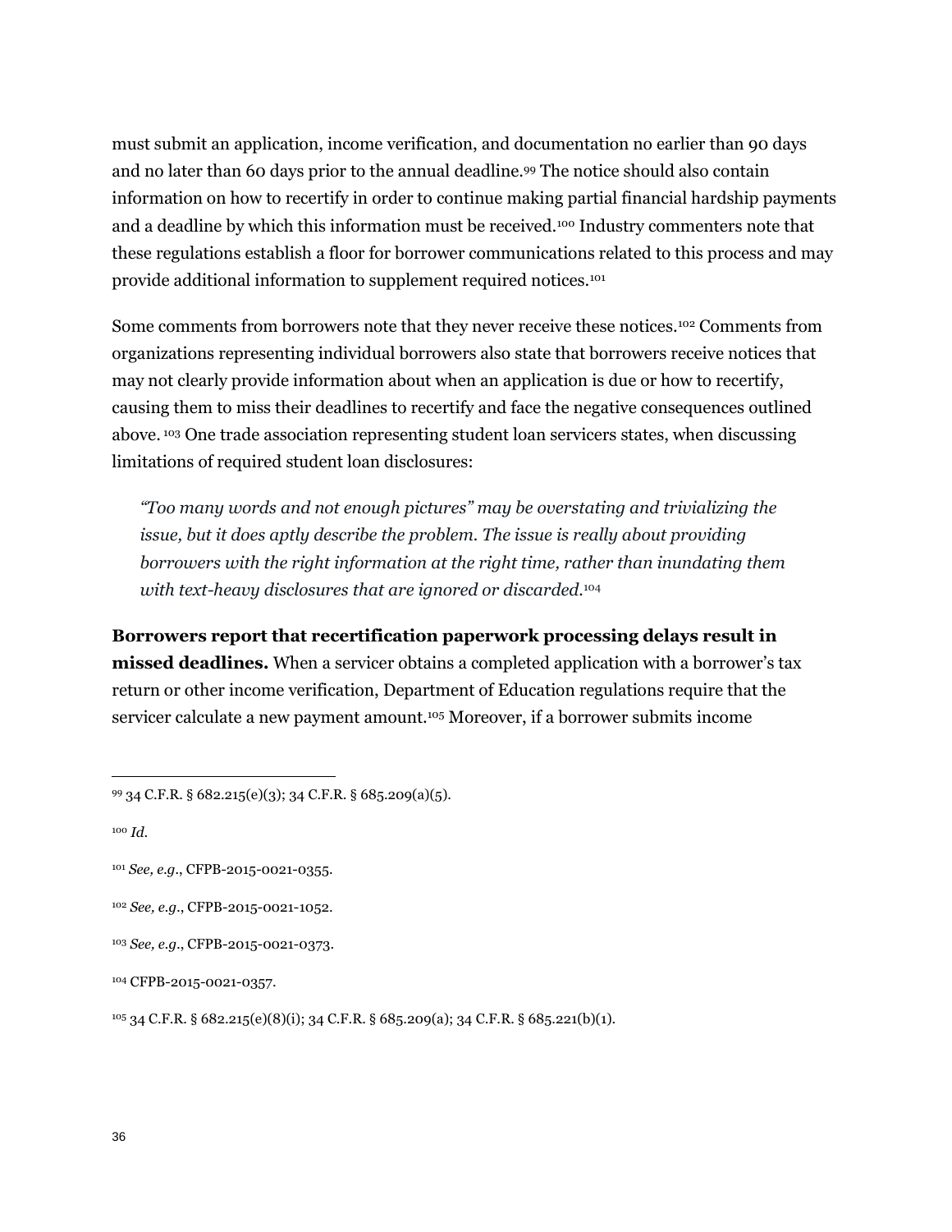must submit an application, income verification, and documentation no earlier than 90 days and no later than 60 days prior to the annual deadline.[99] The notice should also contain information on how to recertify in order to continue making partial financial hardship payments and a deadline by which this information must be received.[100] Industry commenters note that these regulations establish a floor for borrower communications related to this process and may provide additional information to supplement required notices.[101]

Some comments from borrowers note that they never receive these notices.[102] Comments from organizations representing individual borrowers also state that borrowers receive notices that may not clearly provide information about when an application is due or how to recertify, causing them to miss their deadlines to recertify and face the negative consequences outlined above.[103] One trade association representing student loan servicers states, when discussing limitations of required student loan disclosures:

> *"Too many words and not enough pictures" may be overstating and trivializing the issue, but it does aptly describe the problem. The issue is really about providing borrowers with the right information at the right time, rather than inundating them with text-heavy disclosures that are ignored or discarded.*[104]

**Borrowers report that recertification paperwork processing delays result in missed deadlines.** When a servicer obtains a completed application with a borrower's tax return or other income verification, Department of Education regulations require that the servicer calculate a new payment amount.[105] Moreover, if a borrower submits income

---

[99] 34 C.F.R. § 682.215(e)(3); 34 C.F.R. § 685.209(a)(5).

[100] *Id.*

[101] *See, e.g.*, CFPB-2015-0021-0355.

[102] *See, e.g.*, CFPB-2015-0021-1052.

[103] *See, e.g.*, CFPB-2015-0021-0373.

[104] CFPB-2015-0021-0357.

[105] 34 C.F.R. § 682.215(e)(8)(i); 34 C.F.R. § 685.209(a); 34 C.F.R. § 685.221(b)(1).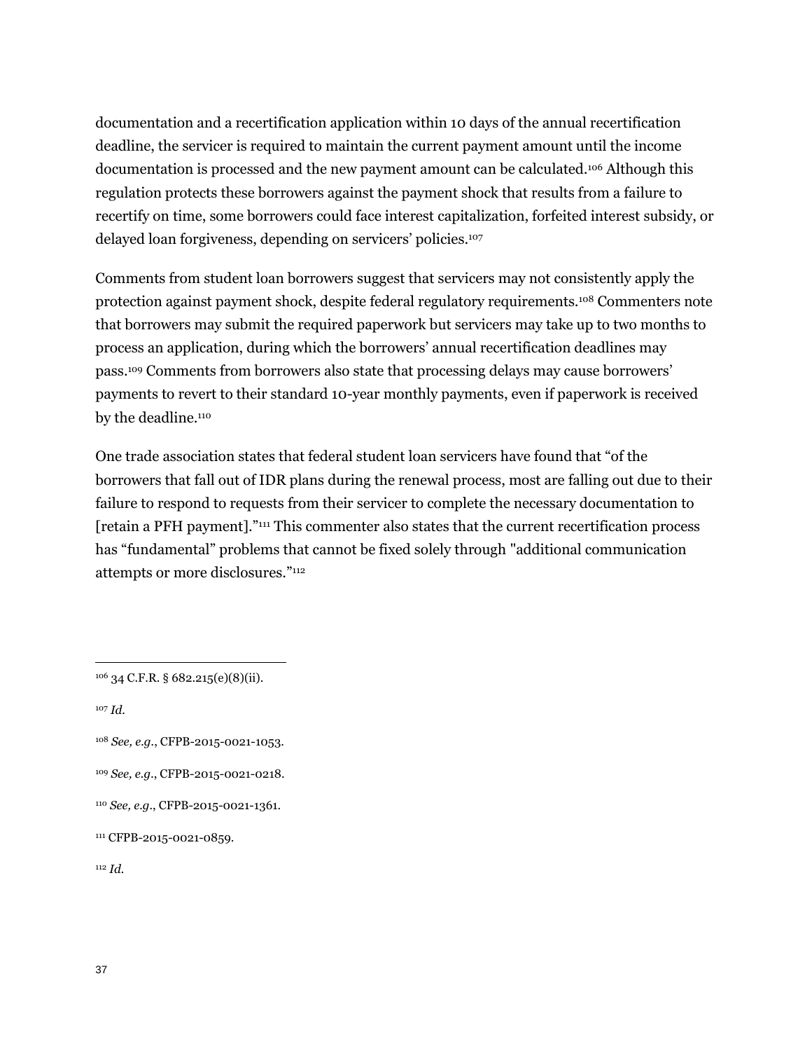documentation and a recertification application within 10 days of the annual recertification deadline, the servicer is required to maintain the current payment amount until the income documentation is processed and the new payment amount can be calculated.[106] Although this regulation protects these borrowers against the payment shock that results from a failure to recertify on time, some borrowers could face interest capitalization, forfeited interest subsidy, or delayed loan forgiveness, depending on servicers' policies.[107]

Comments from student loan borrowers suggest that servicers may not consistently apply the protection against payment shock, despite federal regulatory requirements.[108] Commenters note that borrowers may submit the required paperwork but servicers may take up to two months to process an application, during which the borrowers' annual recertification deadlines may pass.[109] Comments from borrowers also state that processing delays may cause borrowers' payments to revert to their standard 10-year monthly payments, even if paperwork is received by the deadline.[110]

One trade association states that federal student loan servicers have found that "of the borrowers that fall out of IDR plans during the renewal process, most are falling out due to their failure to respond to requests from their servicer to complete the necessary documentation to [retain a PFH payment]."[111] This commenter also states that the current recertification process has "fundamental" problems that cannot be fixed solely through "additional communication attempts or more disclosures."[112]

---

[106] 34 C.F.R. § 682.215(e)(8)(ii).

[107] *Id.*

[108] *See, e.g.*, CFPB-2015-0021-1053.

[109] *See, e.g.*, CFPB-2015-0021-0218.

[110] *See, e.g.*, CFPB-2015-0021-1361.

[111] CFPB-2015-0021-0859.

[112] *Id.*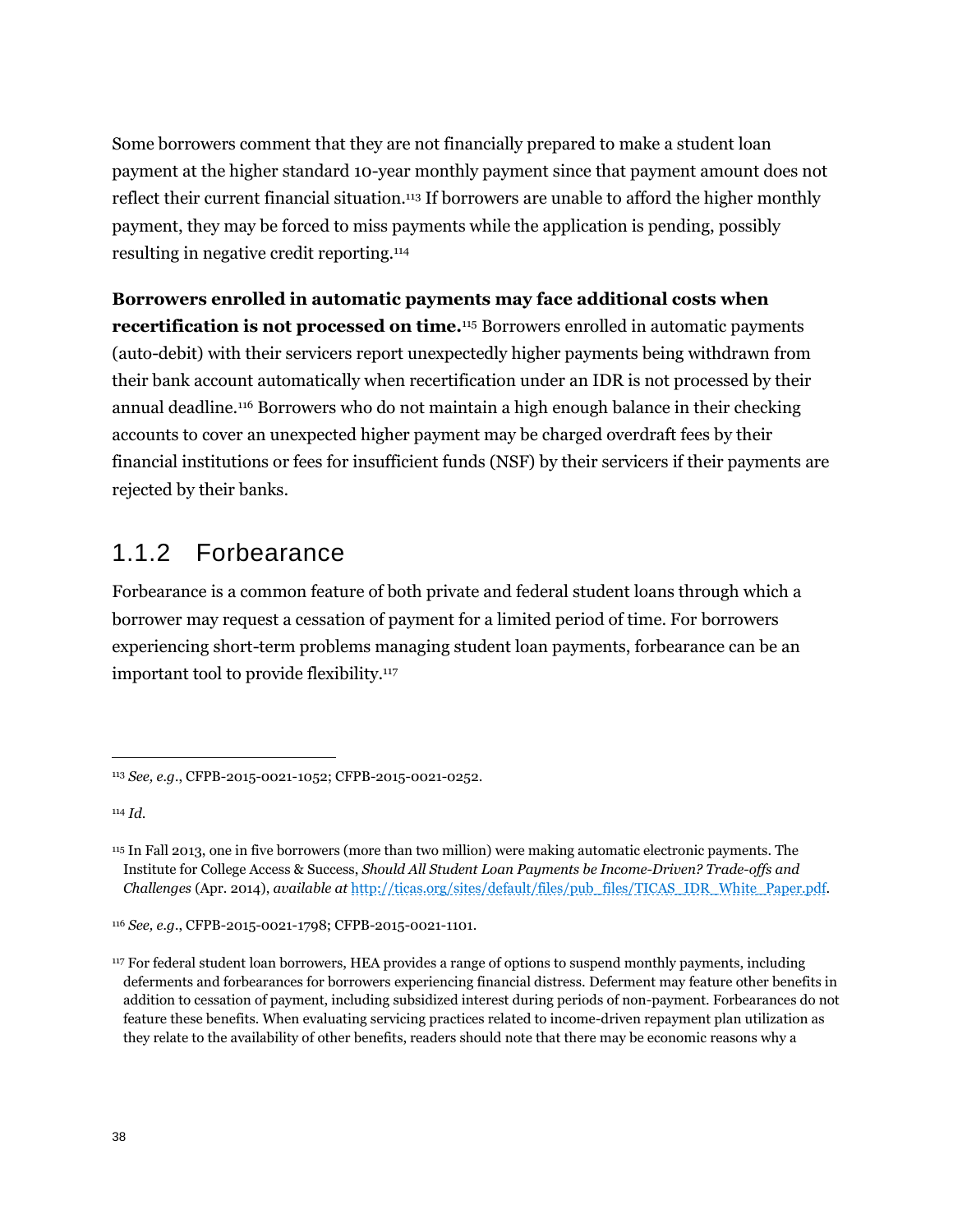Some borrowers comment that they are not financially prepared to make a student loan payment at the higher standard 10-year monthly payment since that payment amount does not reflect their current financial situation.[113] If borrowers are unable to afford the higher monthly payment, they may be forced to miss payments while the application is pending, possibly resulting in negative credit reporting.[114]

**Borrowers enrolled in automatic payments may face additional costs when recertification is not processed on time.**[115] Borrowers enrolled in automatic payments (auto-debit) with their servicers report unexpectedly higher payments being withdrawn from their bank account automatically when recertification under an IDR is not processed by their annual deadline.[116] Borrowers who do not maintain a high enough balance in their checking accounts to cover an unexpected higher payment may be charged overdraft fees by their financial institutions or fees for insufficient funds (NSF) by their servicers if their payments are rejected by their banks.

### 1.1.2 Forbearance

Forbearance is a common feature of both private and federal student loans through which a borrower may request a cessation of payment for a limited period of time. For borrowers experiencing short-term problems managing student loan payments, forbearance can be an important tool to provide flexibility.[117]

---

[113] *See, e.g.*, CFPB-2015-0021-1052; CFPB-2015-0021-0252.

[114] *Id.*

[115] In Fall 2013, one in five borrowers (more than two million) were making automatic electronic payments. The Institute for College Access & Success, *Should All Student Loan Payments be Income-Driven? Trade-offs and Challenges* (Apr. 2014), *available at* http://ticas.org/sites/default/files/pub_files/TICAS_IDR_White_Paper.pdf.

[116] *See, e.g.*, CFPB-2015-0021-1798; CFPB-2015-0021-1101.

[117] For federal student loan borrowers, HEA provides a range of options to suspend monthly payments, including deferments and forbearances for borrowers experiencing financial distress. Deferment may feature other benefits in addition to cessation of payment, including subsidized interest during periods of non-payment. Forbearances do not feature these benefits. When evaluating servicing practices related to income-driven repayment plan utilization as they relate to the availability of other benefits, readers should note that there may be economic reasons why a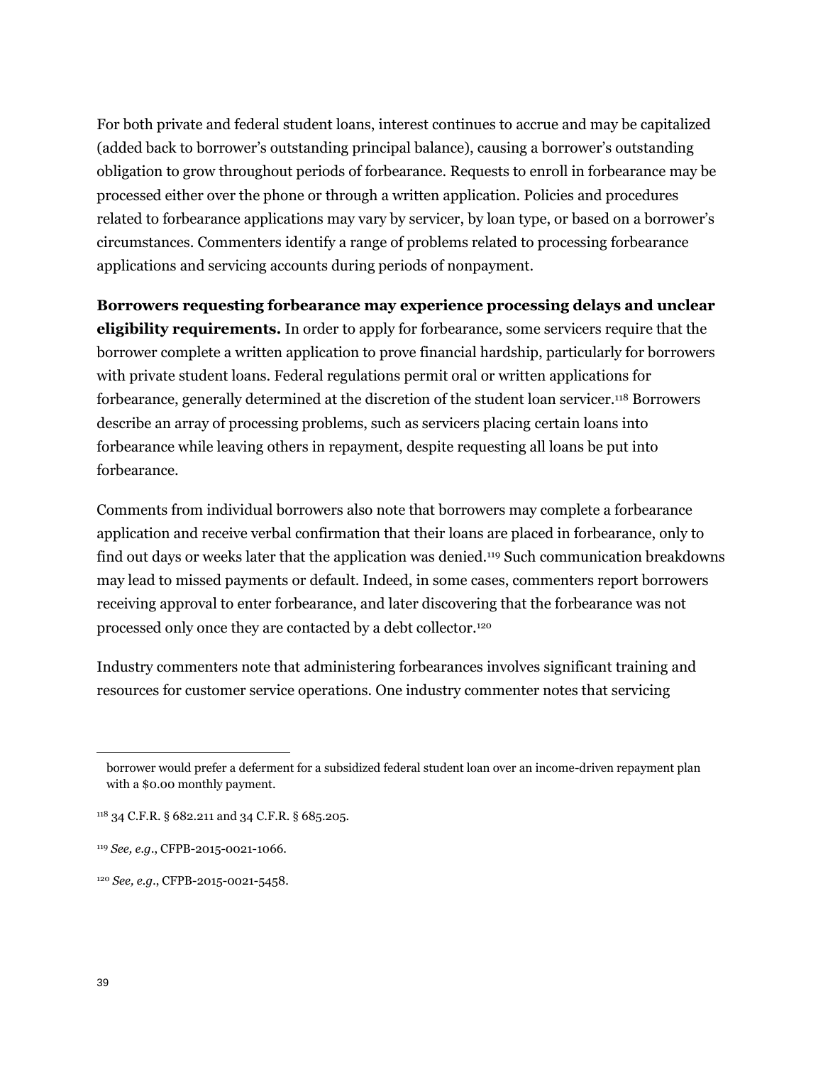For both private and federal student loans, interest continues to accrue and may be capitalized (added back to borrower's outstanding principal balance), causing a borrower's outstanding obligation to grow throughout periods of forbearance. Requests to enroll in forbearance may be processed either over the phone or through a written application. Policies and procedures related to forbearance applications may vary by servicer, by loan type, or based on a borrower's circumstances. Commenters identify a range of problems related to processing forbearance applications and servicing accounts during periods of nonpayment.

**Borrowers requesting forbearance may experience processing delays and unclear eligibility requirements.** In order to apply for forbearance, some servicers require that the borrower complete a written application to prove financial hardship, particularly for borrowers with private student loans. Federal regulations permit oral or written applications for forbearance, generally determined at the discretion of the student loan servicer.[118] Borrowers describe an array of processing problems, such as servicers placing certain loans into forbearance while leaving others in repayment, despite requesting all loans be put into forbearance.

Comments from individual borrowers also note that borrowers may complete a forbearance application and receive verbal confirmation that their loans are placed in forbearance, only to find out days or weeks later that the application was denied.[119] Such communication breakdowns may lead to missed payments or default. Indeed, in some cases, commenters report borrowers receiving approval to enter forbearance, and later discovering that the forbearance was not processed only once they are contacted by a debt collector.[120]

Industry commenters note that administering forbearances involves significant training and resources for customer service operations. One industry commenter notes that servicing

---

borrower would prefer a deferment for a subsidized federal student loan over an income-driven repayment plan with a $0.00 monthly payment.

[118] 34 C.F.R. § 682.211 and 34 C.F.R. § 685.205.

[119] *See, e.g.*, CFPB-2015-0021-1066.

[120] *See, e.g.*, CFPB-2015-0021-5458.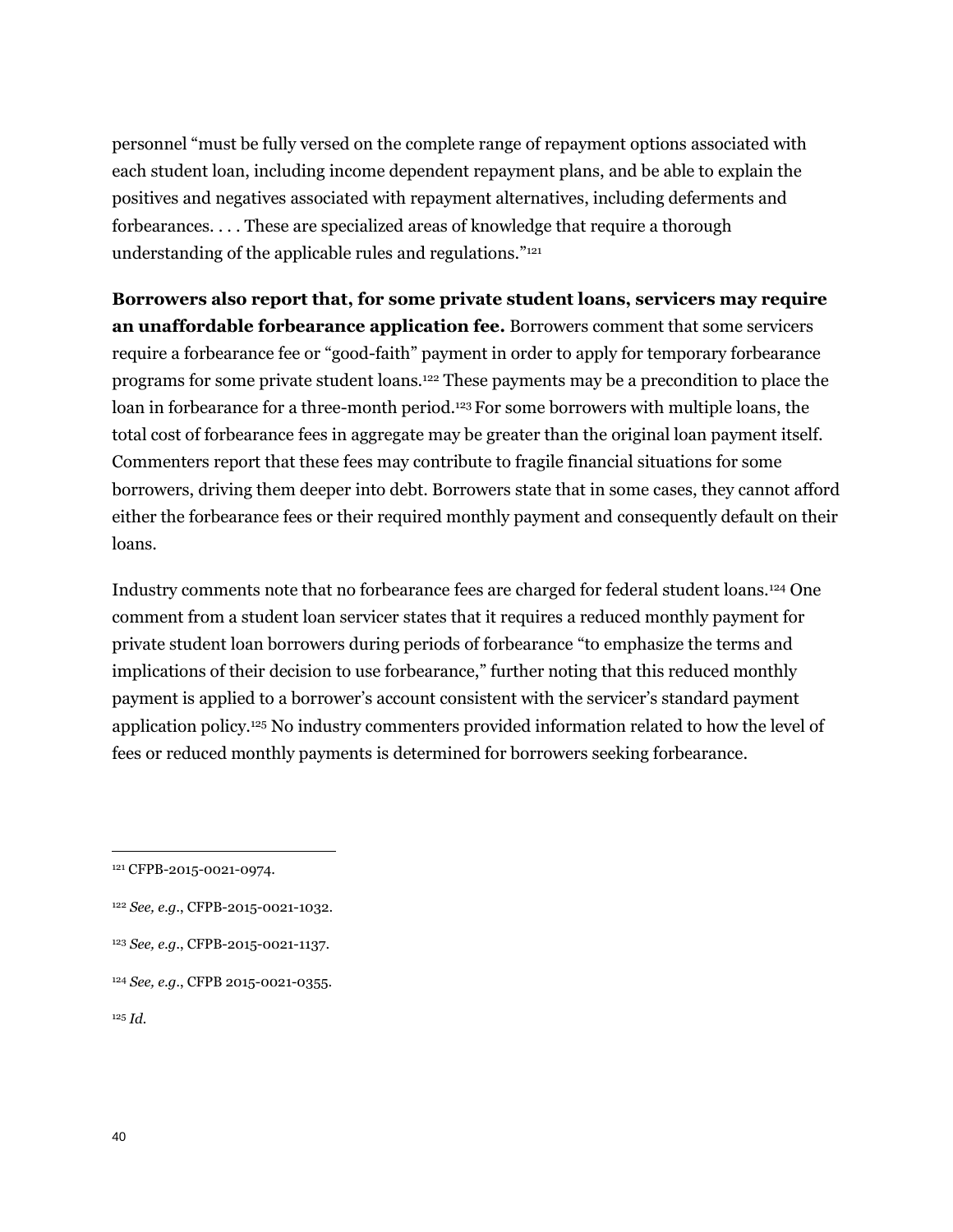personnel "must be fully versed on the complete range of repayment options associated with each student loan, including income dependent repayment plans, and be able to explain the positives and negatives associated with repayment alternatives, including deferments and forbearances. . . . These are specialized areas of knowledge that require a thorough understanding of the applicable rules and regulations."[121]

**Borrowers also report that, for some private student loans, servicers may require an unaffordable forbearance application fee.** Borrowers comment that some servicers require a forbearance fee or "good-faith" payment in order to apply for temporary forbearance programs for some private student loans.[122] These payments may be a precondition to place the loan in forbearance for a three-month period.[123] For some borrowers with multiple loans, the total cost of forbearance fees in aggregate may be greater than the original loan payment itself. Commenters report that these fees may contribute to fragile financial situations for some borrowers, driving them deeper into debt. Borrowers state that in some cases, they cannot afford either the forbearance fees or their required monthly payment and consequently default on their loans.

Industry comments note that no forbearance fees are charged for federal student loans.[124] One comment from a student loan servicer states that it requires a reduced monthly payment for private student loan borrowers during periods of forbearance "to emphasize the terms and implications of their decision to use forbearance," further noting that this reduced monthly payment is applied to a borrower's account consistent with the servicer's standard payment application policy.[125] No industry commenters provided information related to how the level of fees or reduced monthly payments is determined for borrowers seeking forbearance.

---

[121] CFPB-2015-0021-0974.

[122] *See, e.g.*, CFPB-2015-0021-1032.

[123] *See, e.g.*, CFPB-2015-0021-1137.

[124] *See, e.g.*, CFPB 2015-0021-0355.

[125] *Id.*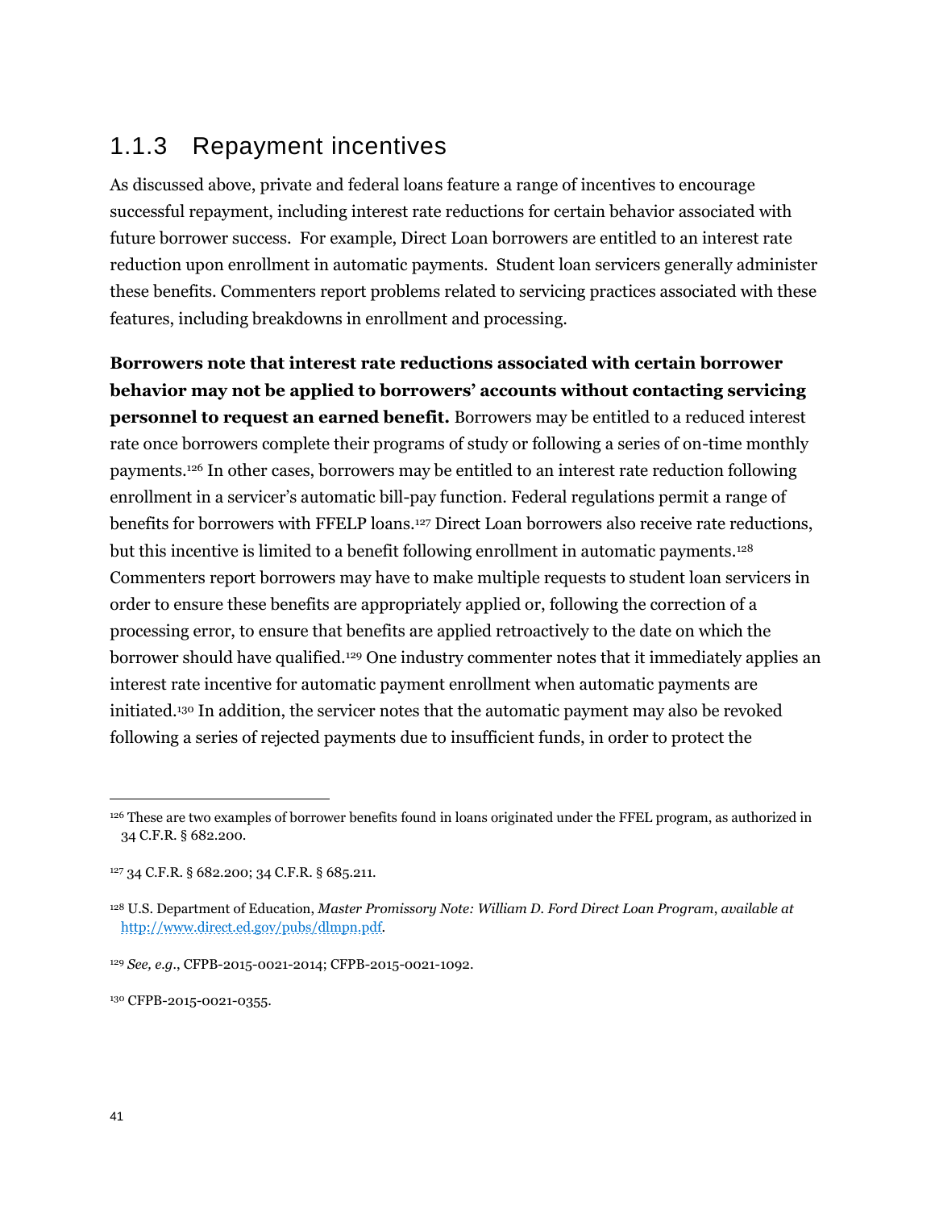### 1.1.3 Repayment incentives

As discussed above, private and federal loans feature a range of incentives to encourage successful repayment, including interest rate reductions for certain behavior associated with future borrower success. For example, Direct Loan borrowers are entitled to an interest rate reduction upon enrollment in automatic payments. Student loan servicers generally administer these benefits. Commenters report problems related to servicing practices associated with these features, including breakdowns in enrollment and processing.

**Borrowers note that interest rate reductions associated with certain borrower behavior may not be applied to borrowers' accounts without contacting servicing personnel to request an earned benefit.** Borrowers may be entitled to a reduced interest rate once borrowers complete their programs of study or following a series of on-time monthly payments.[126] In other cases, borrowers may be entitled to an interest rate reduction following enrollment in a servicer's automatic bill-pay function. Federal regulations permit a range of benefits for borrowers with FFELP loans.[127] Direct Loan borrowers also receive rate reductions, but this incentive is limited to a benefit following enrollment in automatic payments.[128] Commenters report borrowers may have to make multiple requests to student loan servicers in order to ensure these benefits are appropriately applied or, following the correction of a processing error, to ensure that benefits are applied retroactively to the date on which the borrower should have qualified.[129] One industry commenter notes that it immediately applies an interest rate incentive for automatic payment enrollment when automatic payments are initiated.[130] In addition, the servicer notes that the automatic payment may also be revoked following a series of rejected payments due to insufficient funds, in order to protect the

---

[126] These are two examples of borrower benefits found in loans originated under the FFEL program, as authorized in 34 C.F.R. § 682.200.

[127] 34 C.F.R. § 682.200; 34 C.F.R. § 685.211.

[128] U.S. Department of Education, *Master Promissory Note: William D. Ford Direct Loan Program*, *available at* http://www.direct.ed.gov/pubs/dlmpn.pdf.

[129] *See, e.g.*, CFPB-2015-0021-2014; CFPB-2015-0021-1092.

[130] CFPB-2015-0021-0355.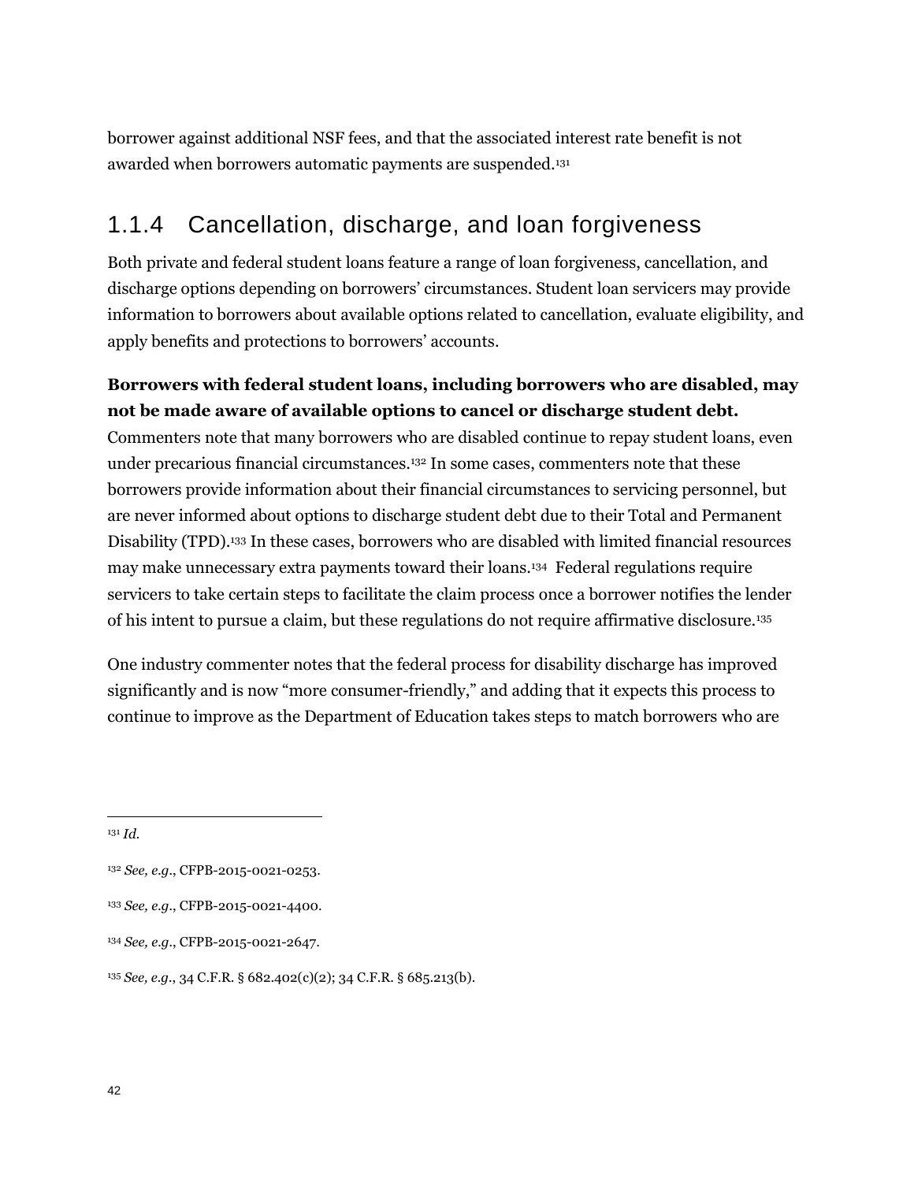borrower against additional NSF fees, and that the associated interest rate benefit is not awarded when borrowers automatic payments are suspended.[131]

### 1.1.4 Cancellation, discharge, and loan forgiveness

Both private and federal student loans feature a range of loan forgiveness, cancellation, and discharge options depending on borrowers' circumstances. Student loan servicers may provide information to borrowers about available options related to cancellation, evaluate eligibility, and apply benefits and protections to borrowers' accounts.

**Borrowers with federal student loans, including borrowers who are disabled, may not be made aware of available options to cancel or discharge student debt.** Commenters note that many borrowers who are disabled continue to repay student loans, even under precarious financial circumstances.[132] In some cases, commenters note that these borrowers provide information about their financial circumstances to servicing personnel, but are never informed about options to discharge student debt due to their Total and Permanent Disability (TPD).[133] In these cases, borrowers who are disabled with limited financial resources may make unnecessary extra payments toward their loans.[134] Federal regulations require servicers to take certain steps to facilitate the claim process once a borrower notifies the lender of his intent to pursue a claim, but these regulations do not require affirmative disclosure.[135]

One industry commenter notes that the federal process for disability discharge has improved significantly and is now "more consumer-friendly," and adding that it expects this process to continue to improve as the Department of Education takes steps to match borrowers who are

---

[131] *Id.*

[132] *See, e.g.*, CFPB-2015-0021-0253.

[133] *See, e.g.*, CFPB-2015-0021-4400.

[134] *See, e.g.*, CFPB-2015-0021-2647.

[135] *See, e.g.*, 34 C.F.R. § 682.402(c)(2); 34 C.F.R. § 685.213(b).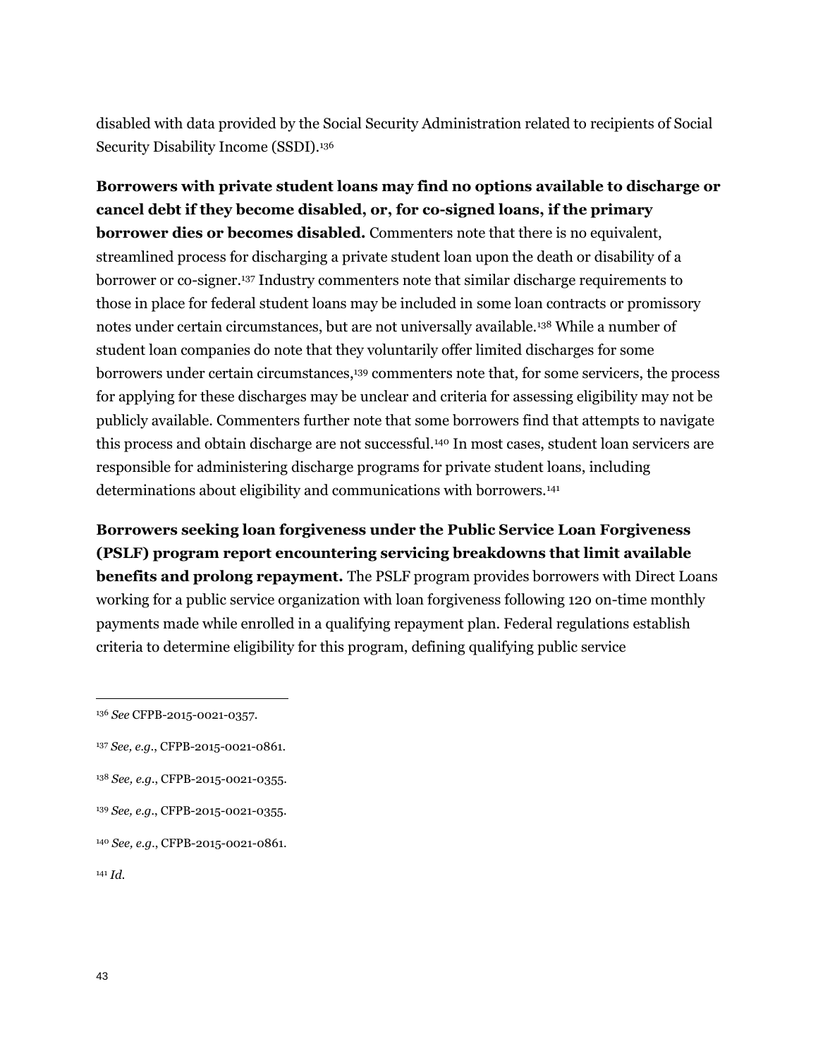disabled with data provided by the Social Security Administration related to recipients of Social Security Disability Income (SSDI).[136]

**Borrowers with private student loans may find no options available to discharge or cancel debt if they become disabled, or, for co-signed loans, if the primary borrower dies or becomes disabled.** Commenters note that there is no equivalent, streamlined process for discharging a private student loan upon the death or disability of a borrower or co-signer.[137] Industry commenters note that similar discharge requirements to those in place for federal student loans may be included in some loan contracts or promissory notes under certain circumstances, but are not universally available.[138] While a number of student loan companies do note that they voluntarily offer limited discharges for some borrowers under certain circumstances,[139] commenters note that, for some servicers, the process for applying for these discharges may be unclear and criteria for assessing eligibility may not be publicly available. Commenters further note that some borrowers find that attempts to navigate this process and obtain discharge are not successful.[140] In most cases, student loan servicers are responsible for administering discharge programs for private student loans, including determinations about eligibility and communications with borrowers.[141]

**Borrowers seeking loan forgiveness under the Public Service Loan Forgiveness (PSLF) program report encountering servicing breakdowns that limit available benefits and prolong repayment.** The PSLF program provides borrowers with Direct Loans working for a public service organization with loan forgiveness following 120 on-time monthly payments made while enrolled in a qualifying repayment plan. Federal regulations establish criteria to determine eligibility for this program, defining qualifying public service

---

[136] *See* CFPB-2015-0021-0357.

[137] *See, e.g.*, CFPB-2015-0021-0861.

[138] *See, e.g.*, CFPB-2015-0021-0355.

[139] *See, e.g.*, CFPB-2015-0021-0355.

[140] *See, e.g.*, CFPB-2015-0021-0861.

[141] *Id.*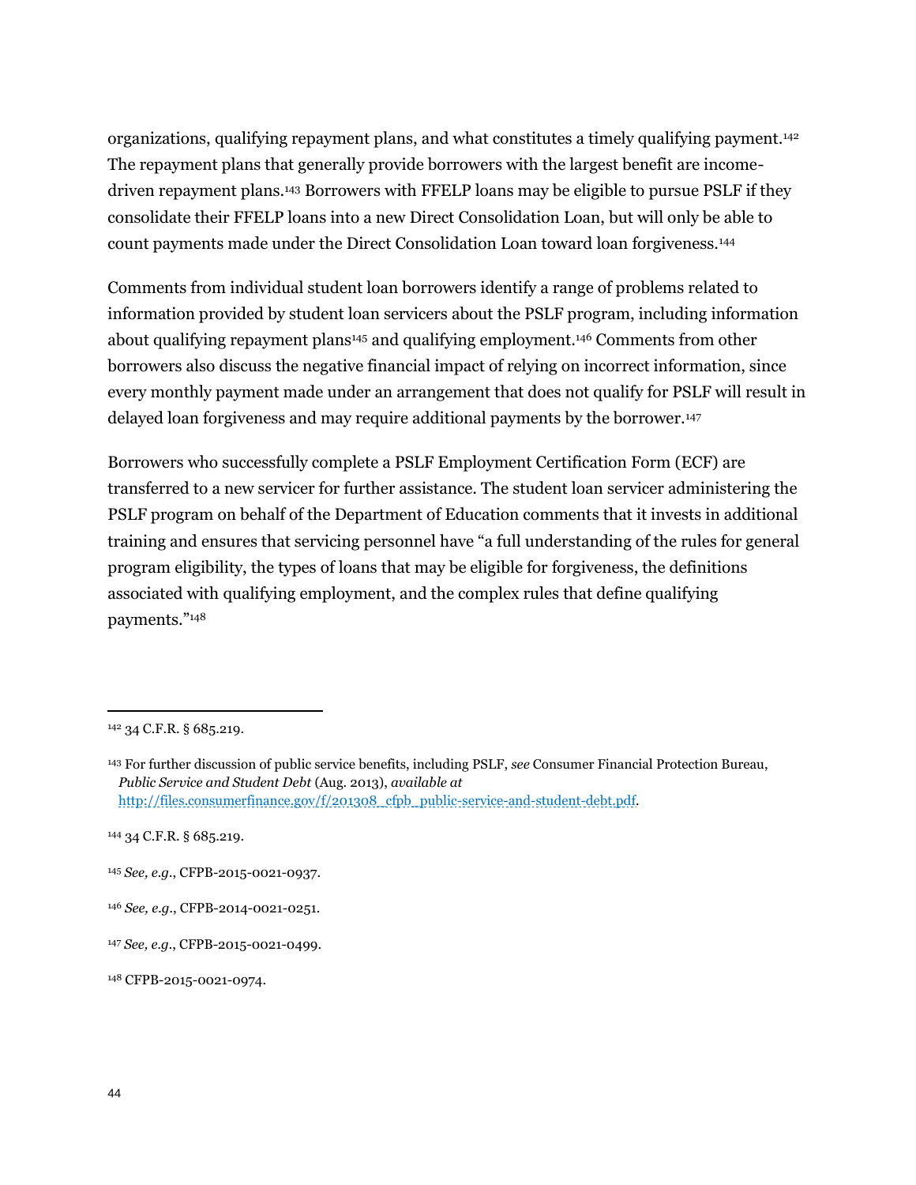organizations, qualifying repayment plans, and what constitutes a timely qualifying payment.[142] The repayment plans that generally provide borrowers with the largest benefit are income-driven repayment plans.[143] Borrowers with FFELP loans may be eligible to pursue PSLF if they consolidate their FFELP loans into a new Direct Consolidation Loan, but will only be able to count payments made under the Direct Consolidation Loan toward loan forgiveness.[144]

Comments from individual student loan borrowers identify a range of problems related to information provided by student loan servicers about the PSLF program, including information about qualifying repayment plans[145] and qualifying employment.[146] Comments from other borrowers also discuss the negative financial impact of relying on incorrect information, since every monthly payment made under an arrangement that does not qualify for PSLF will result in delayed loan forgiveness and may require additional payments by the borrower.[147]

Borrowers who successfully complete a PSLF Employment Certification Form (ECF) are transferred to a new servicer for further assistance. The student loan servicer administering the PSLF program on behalf of the Department of Education comments that it invests in additional training and ensures that servicing personnel have "a full understanding of the rules for general program eligibility, the types of loans that may be eligible for forgiveness, the definitions associated with qualifying employment, and the complex rules that define qualifying payments."[148]

---

[142] 34 C.F.R. § 685.219.

[143] For further discussion of public service benefits, including PSLF, *see* Consumer Financial Protection Bureau, *Public Service and Student Debt* (Aug. 2013), *available at* http://files.consumerfinance.gov/f/201308_cfpb_public-service-and-student-debt.pdf.

[144] 34 C.F.R. § 685.219.

[145] *See, e.g.*, CFPB-2015-0021-0937.

[146] *See, e.g.*, CFPB-2014-0021-0251.

[147] *See, e.g.*, CFPB-2015-0021-0499.

[148] CFPB-2015-0021-0974.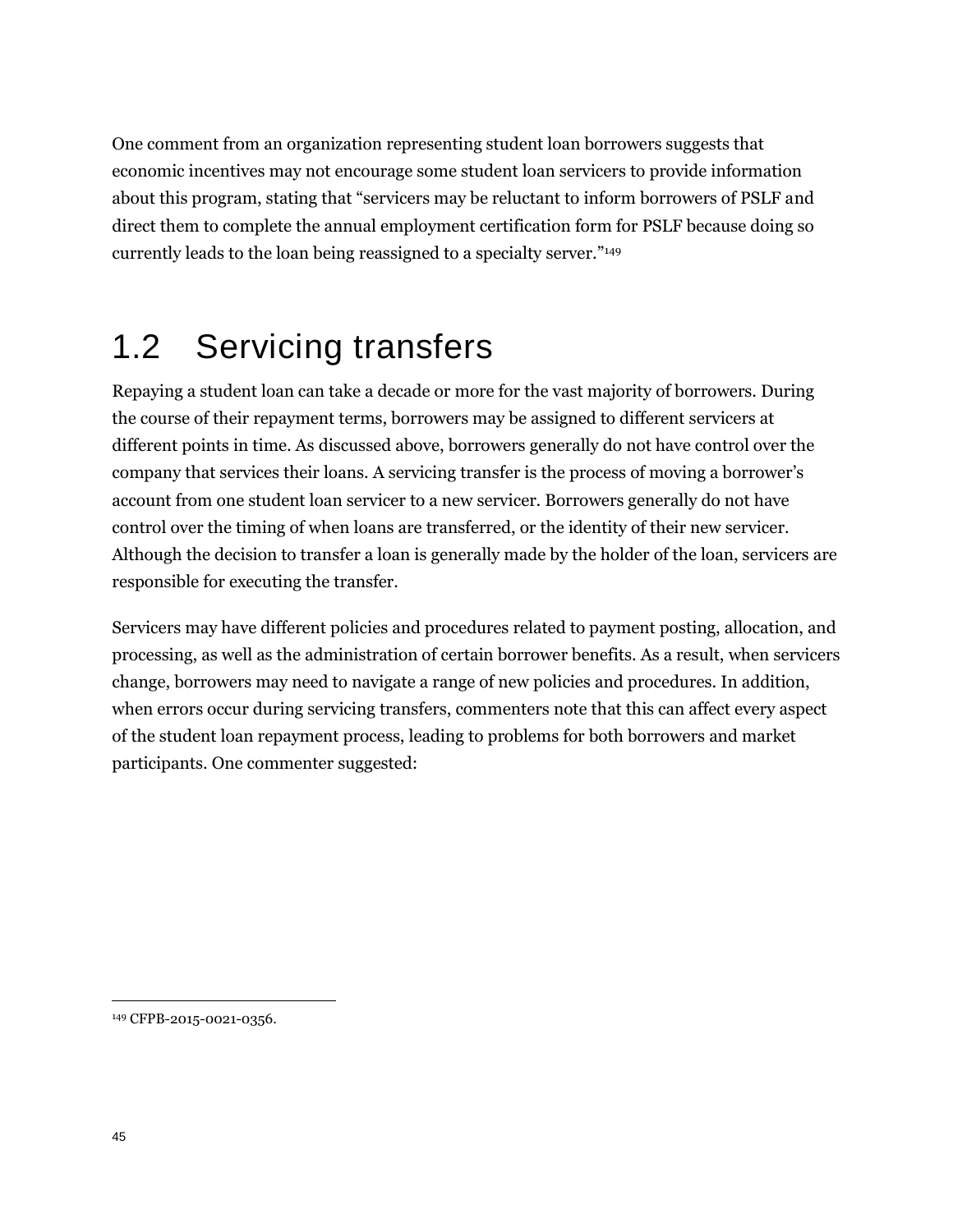One comment from an organization representing student loan borrowers suggests that economic incentives may not encourage some student loan servicers to provide information about this program, stating that "servicers may be reluctant to inform borrowers of PSLF and direct them to complete the annual employment certification form for PSLF because doing so currently leads to the loan being reassigned to a specialty server."[149]

## 1.2 Servicing transfers

Repaying a student loan can take a decade or more for the vast majority of borrowers. During the course of their repayment terms, borrowers may be assigned to different servicers at different points in time. As discussed above, borrowers generally do not have control over the company that services their loans. A servicing transfer is the process of moving a borrower's account from one student loan servicer to a new servicer. Borrowers generally do not have control over the timing of when loans are transferred, or the identity of their new servicer. Although the decision to transfer a loan is generally made by the holder of the loan, servicers are responsible for executing the transfer.

Servicers may have different policies and procedures related to payment posting, allocation, and processing, as well as the administration of certain borrower benefits. As a result, when servicers change, borrowers may need to navigate a range of new policies and procedures. In addition, when errors occur during servicing transfers, commenters note that this can affect every aspect of the student loan repayment process, leading to problems for both borrowers and market participants. One commenter suggested:

---

[149] CFPB-2015-0021-0356.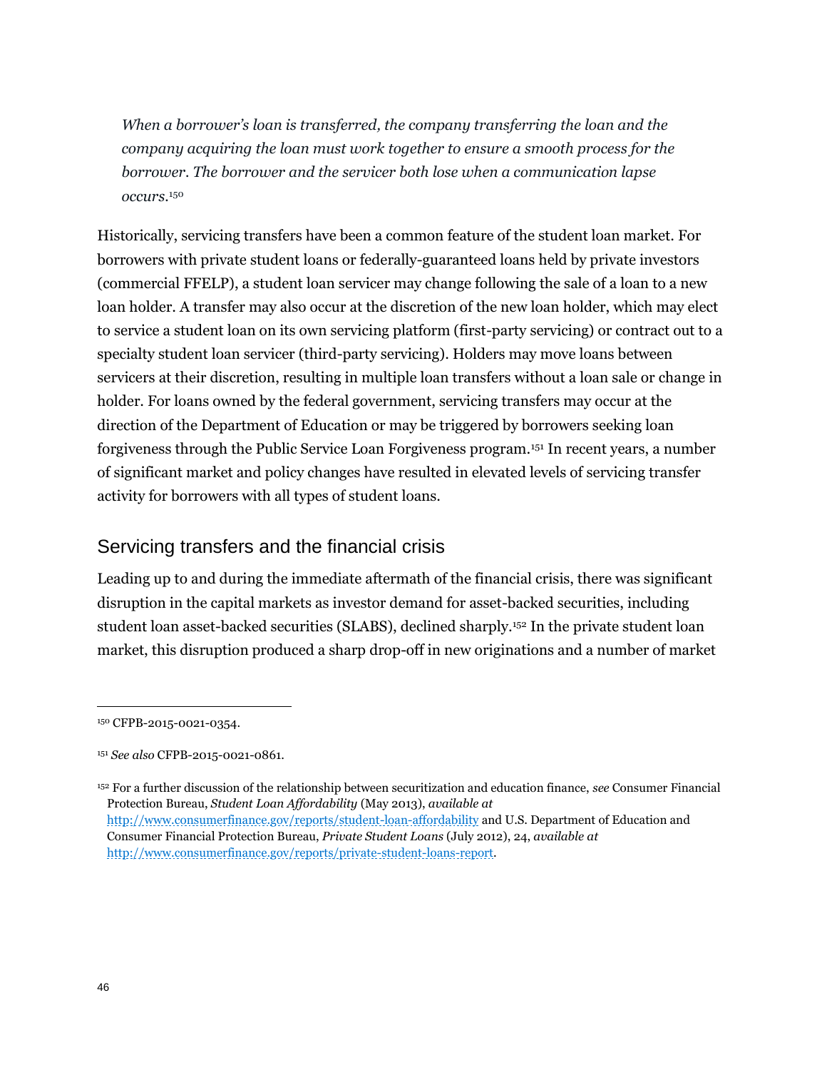> *When a borrower's loan is transferred, the company transferring the loan and the company acquiring the loan must work together to ensure a smooth process for the borrower. The borrower and the servicer both lose when a communication lapse occurs.*[150]

Historically, servicing transfers have been a common feature of the student loan market. For borrowers with private student loans or federally-guaranteed loans held by private investors (commercial FFELP), a student loan servicer may change following the sale of a loan to a new loan holder. A transfer may also occur at the discretion of the new loan holder, which may elect to service a student loan on its own servicing platform (first-party servicing) or contract out to a specialty student loan servicer (third-party servicing). Holders may move loans between servicers at their discretion, resulting in multiple loan transfers without a loan sale or change in holder. For loans owned by the federal government, servicing transfers may occur at the direction of the Department of Education or may be triggered by borrowers seeking loan forgiveness through the Public Service Loan Forgiveness program.[151] In recent years, a number of significant market and policy changes have resulted in elevated levels of servicing transfer activity for borrowers with all types of student loans.

## Servicing transfers and the financial crisis

Leading up to and during the immediate aftermath of the financial crisis, there was significant disruption in the capital markets as investor demand for asset-backed securities, including student loan asset-backed securities (SLABS), declined sharply.[152] In the private student loan market, this disruption produced a sharp drop-off in new originations and a number of market

---

[150] CFPB-2015-0021-0354.

[151] *See also* CFPB-2015-0021-0861.

[152] For a further discussion of the relationship between securitization and education finance, *see* Consumer Financial Protection Bureau, *Student Loan Affordability* (May 2013), *available at* http://www.consumerfinance.gov/reports/student-loan-affordability and U.S. Department of Education and Consumer Financial Protection Bureau, *Private Student Loans* (July 2012), 24, *available at* http://www.consumerfinance.gov/reports/private-student-loans-report.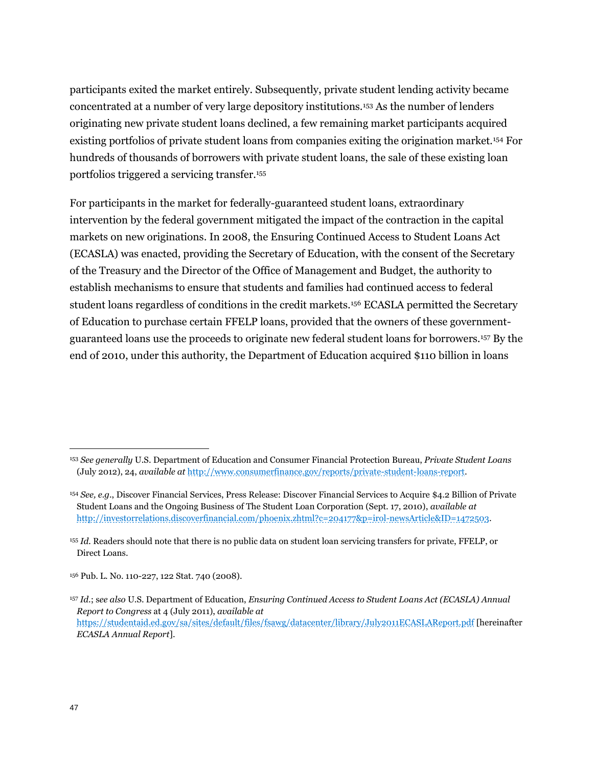participants exited the market entirely. Subsequently, private student lending activity became concentrated at a number of very large depository institutions.[153] As the number of lenders originating new private student loans declined, a few remaining market participants acquired existing portfolios of private student loans from companies exiting the origination market.[154] For hundreds of thousands of borrowers with private student loans, the sale of these existing loan portfolios triggered a servicing transfer.[155]

For participants in the market for federally-guaranteed student loans, extraordinary intervention by the federal government mitigated the impact of the contraction in the capital markets on new originations. In 2008, the Ensuring Continued Access to Student Loans Act (ECASLA) was enacted, providing the Secretary of Education, with the consent of the Secretary of the Treasury and the Director of the Office of Management and Budget, the authority to establish mechanisms to ensure that students and families had continued access to federal student loans regardless of conditions in the credit markets.[156] ECASLA permitted the Secretary of Education to purchase certain FFELP loans, provided that the owners of these government-guaranteed loans use the proceeds to originate new federal student loans for borrowers.[157] By the end of 2010, under this authority, the Department of Education acquired $110 billion in loans

---

[153] *See generally* U.S. Department of Education and Consumer Financial Protection Bureau, *Private Student Loans* (July 2012), 24, *available at* http://www.consumerfinance.gov/reports/private-student-loans-report.

[154] *See, e.g.*, Discover Financial Services, Press Release: Discover Financial Services to Acquire $4.2 Billion of Private Student Loans and the Ongoing Business of The Student Loan Corporation (Sept. 17, 2010), *available at* http://investorrelations.discoverfinancial.com/phoenix.zhtml?c=204177&p=irol-newsArticle&ID=1472503.

[155] *Id.* Readers should note that there is no public data on student loan servicing transfers for private, FFELP, or Direct Loans.

[156] Pub. L. No. 110-227, 122 Stat. 740 (2008).

[157] *Id.*; *see also* U.S. Department of Education, *Ensuring Continued Access to Student Loans Act (ECASLA) Annual Report to Congress* at 4 (July 2011), *available at* https://studentaid.ed.gov/sa/sites/default/files/fsawg/datacenter/library/July2011ECASLAReport.pdf [hereinafter *ECASLA Annual Report*].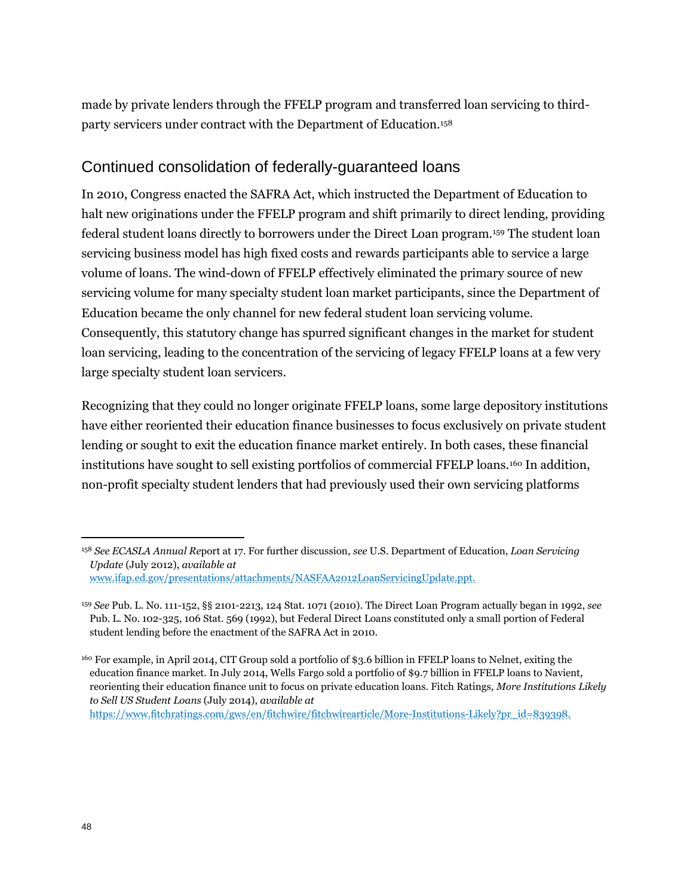made by private lenders through the FFELP program and transferred loan servicing to third-party servicers under contract with the Department of Education.[158]

## Continued consolidation of federally-guaranteed loans

In 2010, Congress enacted the SAFRA Act, which instructed the Department of Education to halt new originations under the FFELP program and shift primarily to direct lending, providing federal student loans directly to borrowers under the Direct Loan program.[159] The student loan servicing business model has high fixed costs and rewards participants able to service a large volume of loans. The wind-down of FFELP effectively eliminated the primary source of new servicing volume for many specialty student loan market participants, since the Department of Education became the only channel for new federal student loan servicing volume. Consequently, this statutory change has spurred significant changes in the market for student loan servicing, leading to the concentration of the servicing of legacy FFELP loans at a few very large specialty student loan servicers.

Recognizing that they could no longer originate FFELP loans, some large depository institutions have either reoriented their education finance businesses to focus exclusively on private student lending or sought to exit the education finance market entirely. In both cases, these financial institutions have sought to sell existing portfolios of commercial FFELP loans.[160] In addition, non-profit specialty student lenders that had previously used their own servicing platforms

---

[158] *See ECASLA Annual R*eport at 17. For further discussion, *see* U.S. Department of Education, *Loan Servicing Update* (July 2012), *available at* www.ifap.ed.gov/presentations/attachments/NASFAA2012LoanServicingUpdate.ppt.

[159] *See* Pub. L. No. 111-152, §§ 2101-2213, 124 Stat. 1071 (2010). The Direct Loan Program actually began in 1992, *see* Pub. L. No. 102-325, 106 Stat. 569 (1992), but Federal Direct Loans constituted only a small portion of Federal student lending before the enactment of the SAFRA Act in 2010.

[160] For example, in April 2014, CIT Group sold a portfolio of $3.6 billion in FFELP loans to Nelnet, exiting the education finance market. In July 2014, Wells Fargo sold a portfolio of $9.7 billion in FFELP loans to Navient, reorienting their education finance unit to focus on private education loans. Fitch Ratings, *More Institutions Likely to Sell US Student Loans* (July 2014), *available at* https://www.fitchratings.com/gws/en/fitchwire/fitchwirearticle/More-Institutions-Likely?pr_id=839398.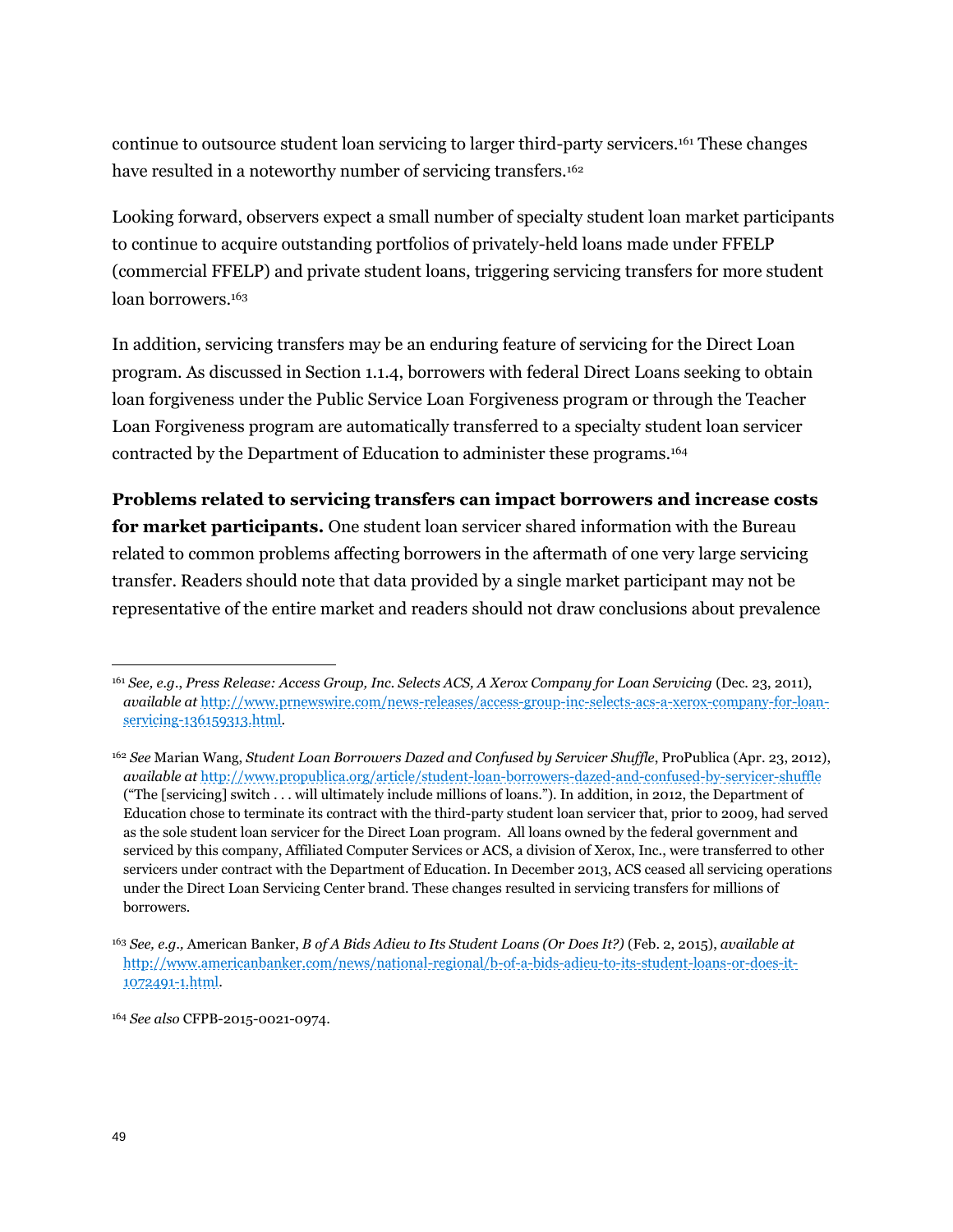continue to outsource student loan servicing to larger third-party servicers.[161] These changes have resulted in a noteworthy number of servicing transfers.[162]

Looking forward, observers expect a small number of specialty student loan market participants to continue to acquire outstanding portfolios of privately-held loans made under FFELP (commercial FFELP) and private student loans, triggering servicing transfers for more student loan borrowers.[163]

In addition, servicing transfers may be an enduring feature of servicing for the Direct Loan program. As discussed in Section 1.1.4, borrowers with federal Direct Loans seeking to obtain loan forgiveness under the Public Service Loan Forgiveness program or through the Teacher Loan Forgiveness program are automatically transferred to a specialty student loan servicer contracted by the Department of Education to administer these programs.[164]

**Problems related to servicing transfers can impact borrowers and increase costs for market participants.** One student loan servicer shared information with the Bureau related to common problems affecting borrowers in the aftermath of one very large servicing transfer. Readers should note that data provided by a single market participant may not be representative of the entire market and readers should not draw conclusions about prevalence

---

[161] *See, e.g.*, *Press Release: Access Group, Inc. Selects ACS, A Xerox Company for Loan Servicing* (Dec. 23, 2011), *available at* http://www.prnewswire.com/news-releases/access-group-inc-selects-acs-a-xerox-company-for-loan-servicing-136159313.html.

[162] *See* Marian Wang, *Student Loan Borrowers Dazed and Confused by Servicer Shuffle*, ProPublica (Apr. 23, 2012), *available at* http://www.propublica.org/article/student-loan-borrowers-dazed-and-confused-by-servicer-shuffle ("The [servicing] switch . . . will ultimately include millions of loans."). In addition, in 2012, the Department of Education chose to terminate its contract with the third-party student loan servicer that, prior to 2009, had served as the sole student loan servicer for the Direct Loan program. All loans owned by the federal government and serviced by this company, Affiliated Computer Services or ACS, a division of Xerox, Inc., were transferred to other servicers under contract with the Department of Education. In December 2013, ACS ceased all servicing operations under the Direct Loan Servicing Center brand. These changes resulted in servicing transfers for millions of borrowers.

[163] *See, e.g.,* American Banker, *B of A Bids Adieu to Its Student Loans (Or Does It?)* (Feb. 2, 2015), *available at* http://www.americanbanker.com/news/national-regional/b-of-a-bids-adieu-to-its-student-loans-or-does-it-1072491-1.html.

[164] *See also* CFPB-2015-0021-0974.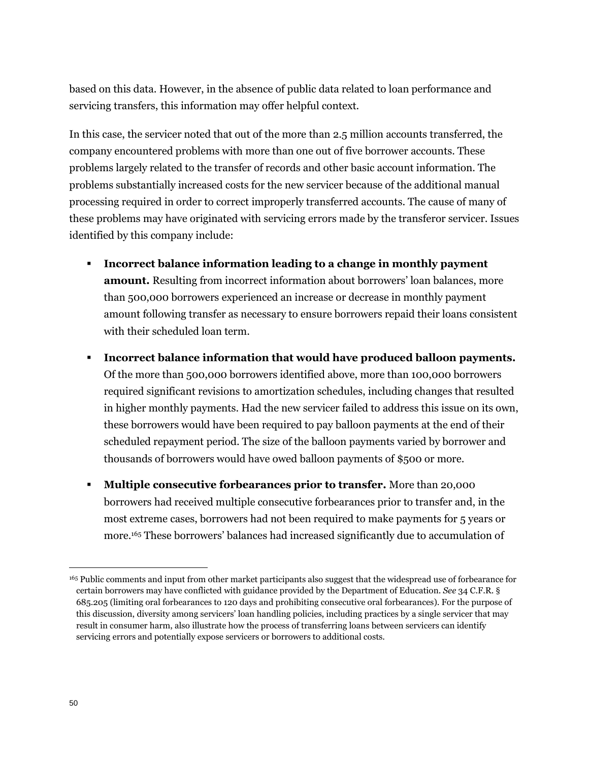based on this data. However, in the absence of public data related to loan performance and servicing transfers, this information may offer helpful context.

In this case, the servicer noted that out of the more than 2.5 million accounts transferred, the company encountered problems with more than one out of five borrower accounts. These problems largely related to the transfer of records and other basic account information. The problems substantially increased costs for the new servicer because of the additional manual processing required in order to correct improperly transferred accounts. The cause of many of these problems may have originated with servicing errors made by the transferor servicer. Issues identified by this company include:

- **Incorrect balance information leading to a change in monthly payment amount.** Resulting from incorrect information about borrowers' loan balances, more than 500,000 borrowers experienced an increase or decrease in monthly payment amount following transfer as necessary to ensure borrowers repaid their loans consistent with their scheduled loan term.
- **Incorrect balance information that would have produced balloon payments.** Of the more than 500,000 borrowers identified above, more than 100,000 borrowers required significant revisions to amortization schedules, including changes that resulted in higher monthly payments. Had the new servicer failed to address this issue on its own, these borrowers would have been required to pay balloon payments at the end of their scheduled repayment period. The size of the balloon payments varied by borrower and thousands of borrowers would have owed balloon payments of $500 or more.
- **Multiple consecutive forbearances prior to transfer.** More than 20,000 borrowers had received multiple consecutive forbearances prior to transfer and, in the most extreme cases, borrowers had not been required to make payments for 5 years or more.[165] These borrowers' balances had increased significantly due to accumulation of

[165] Public comments and input from other market participants also suggest that the widespread use of forbearance for certain borrowers may have conflicted with guidance provided by the Department of Education. *See* 34 C.F.R. § 685.205 (limiting oral forbearances to 120 days and prohibiting consecutive oral forbearances). For the purpose of this discussion, diversity among servicers' loan handling policies, including practices by a single servicer that may result in consumer harm, also illustrate how the process of transferring loans between servicers can identify servicing errors and potentially expose servicers or borrowers to additional costs.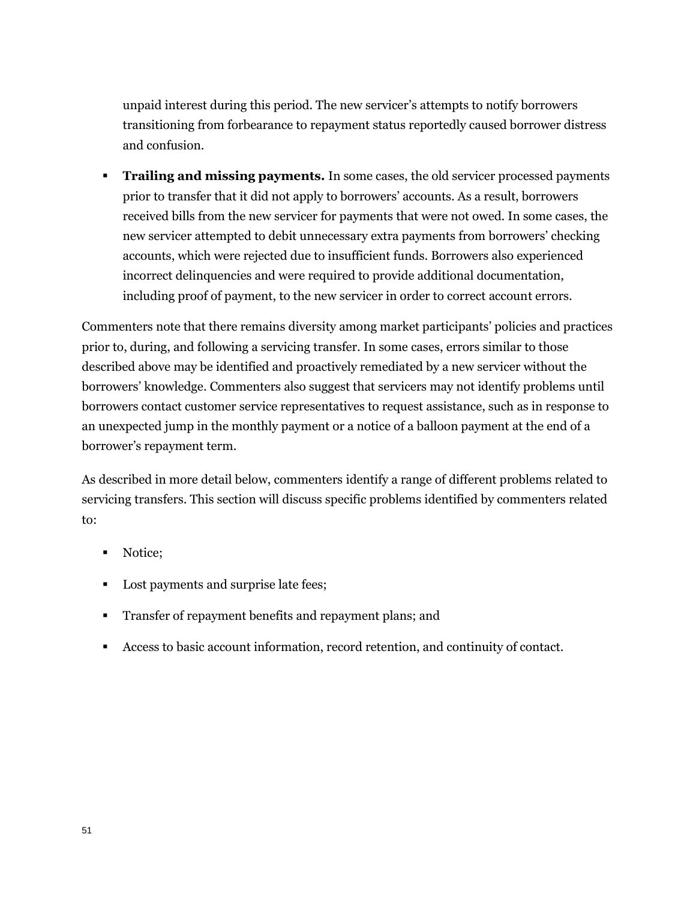unpaid interest during this period. The new servicer's attempts to notify borrowers transitioning from forbearance to repayment status reportedly caused borrower distress and confusion.

- **Trailing and missing payments.** In some cases, the old servicer processed payments prior to transfer that it did not apply to borrowers' accounts. As a result, borrowers received bills from the new servicer for payments that were not owed. In some cases, the new servicer attempted to debit unnecessary extra payments from borrowers' checking accounts, which were rejected due to insufficient funds. Borrowers also experienced incorrect delinquencies and were required to provide additional documentation, including proof of payment, to the new servicer in order to correct account errors.

Commenters note that there remains diversity among market participants' policies and practices prior to, during, and following a servicing transfer. In some cases, errors similar to those described above may be identified and proactively remediated by a new servicer without the borrowers' knowledge. Commenters also suggest that servicers may not identify problems until borrowers contact customer service representatives to request assistance, such as in response to an unexpected jump in the monthly payment or a notice of a balloon payment at the end of a borrower's repayment term.

As described in more detail below, commenters identify a range of different problems related to servicing transfers. This section will discuss specific problems identified by commenters related to:

- Notice;
- Lost payments and surprise late fees;
- Transfer of repayment benefits and repayment plans; and
- Access to basic account information, record retention, and continuity of contact.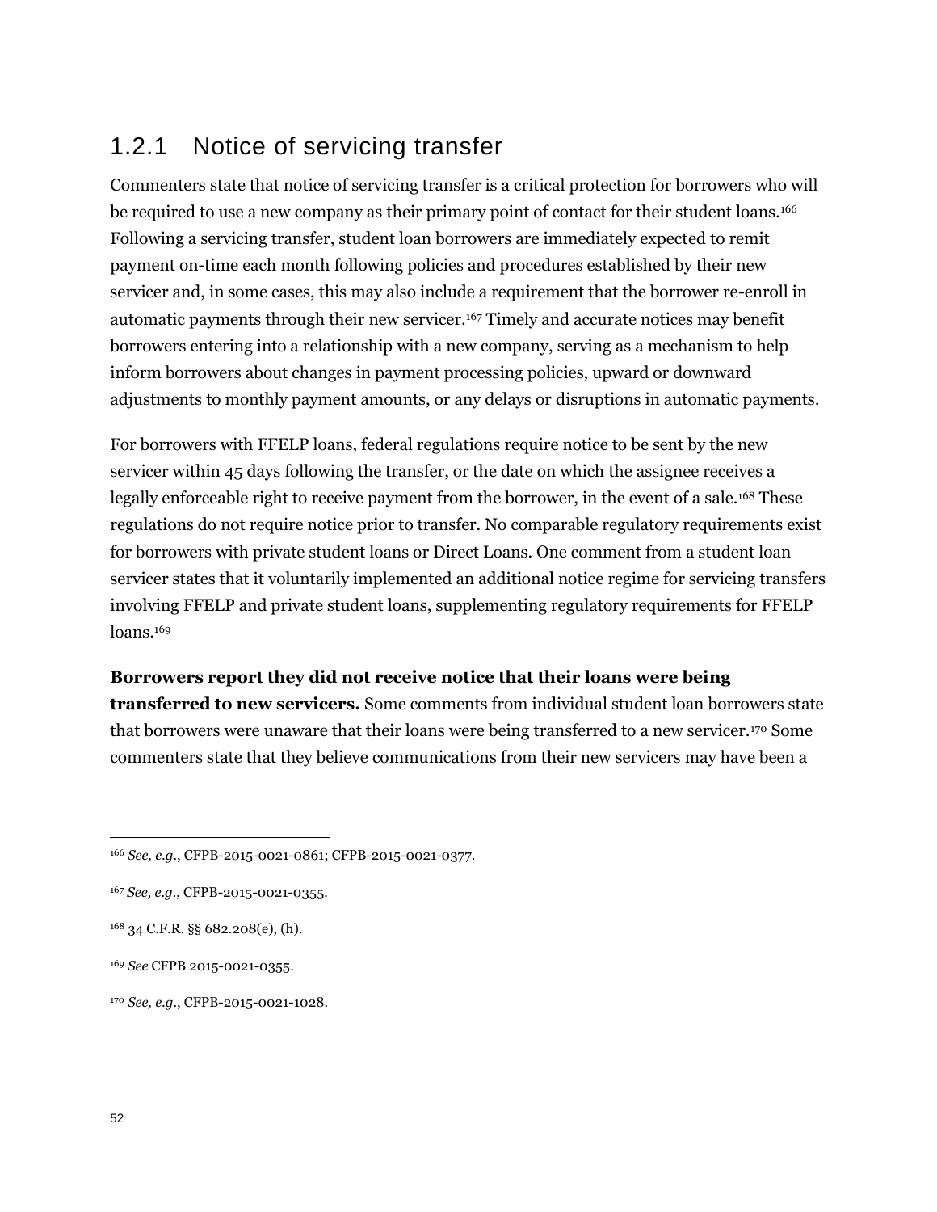### 1.2.1 Notice of servicing transfer

Commenters state that notice of servicing transfer is a critical protection for borrowers who will be required to use a new company as their primary point of contact for their student loans.[166] Following a servicing transfer, student loan borrowers are immediately expected to remit payment on-time each month following policies and procedures established by their new servicer and, in some cases, this may also include a requirement that the borrower re-enroll in automatic payments through their new servicer.[167] Timely and accurate notices may benefit borrowers entering into a relationship with a new company, serving as a mechanism to help inform borrowers about changes in payment processing policies, upward or downward adjustments to monthly payment amounts, or any delays or disruptions in automatic payments.

For borrowers with FFELP loans, federal regulations require notice to be sent by the new servicer within 45 days following the transfer, or the date on which the assignee receives a legally enforceable right to receive payment from the borrower, in the event of a sale.[168] These regulations do not require notice prior to transfer. No comparable regulatory requirements exist for borrowers with private student loans or Direct Loans. One comment from a student loan servicer states that it voluntarily implemented an additional notice regime for servicing transfers involving FFELP and private student loans, supplementing regulatory requirements for FFELP loans.[169]

**Borrowers report they did not receive notice that their loans were being transferred to new servicers.** Some comments from individual student loan borrowers state that borrowers were unaware that their loans were being transferred to a new servicer.[170] Some commenters state that they believe communications from their new servicers may have been a

---

[166] *See, e.g.*, CFPB-2015-0021-0861; CFPB-2015-0021-0377.

[167] *See, e.g.*, CFPB-2015-0021-0355.

[168] 34 C.F.R. §§ 682.208(e), (h).

[169] *See* CFPB 2015-0021-0355.

[170] *See, e.g.*, CFPB-2015-0021-1028.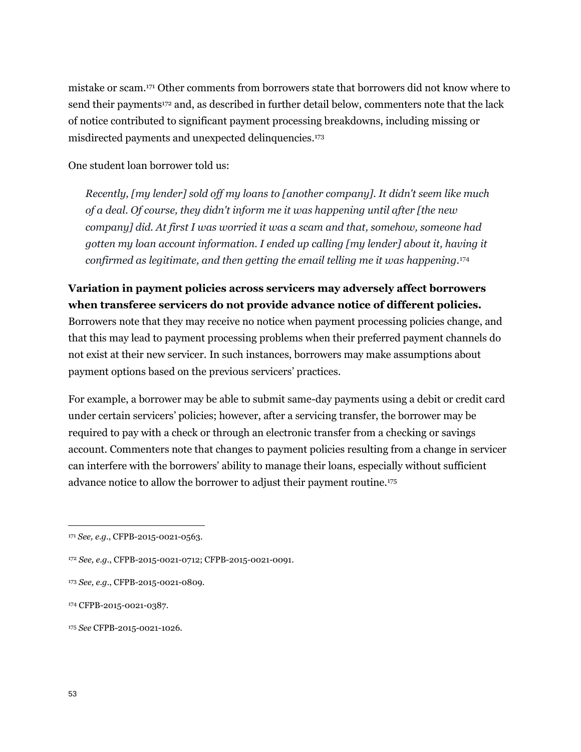mistake or scam.[171] Other comments from borrowers state that borrowers did not know where to send their payments[172] and, as described in further detail below, commenters note that the lack of notice contributed to significant payment processing breakdowns, including missing or misdirected payments and unexpected delinquencies.[173]

One student loan borrower told us:

> *Recently, [my lender] sold off my loans to [another company]. It didn't seem like much of a deal. Of course, they didn't inform me it was happening until after [the new company] did. At first I was worried it was a scam and that, somehow, someone had gotten my loan account information. I ended up calling [my lender] about it, having it confirmed as legitimate, and then getting the email telling me it was happening.*[174]

**Variation in payment policies across servicers may adversely affect borrowers when transferee servicers do not provide advance notice of different policies.** Borrowers note that they may receive no notice when payment processing policies change, and that this may lead to payment processing problems when their preferred payment channels do not exist at their new servicer. In such instances, borrowers may make assumptions about payment options based on the previous servicers' practices.

For example, a borrower may be able to submit same-day payments using a debit or credit card under certain servicers' policies; however, after a servicing transfer, the borrower may be required to pay with a check or through an electronic transfer from a checking or savings account. Commenters note that changes to payment policies resulting from a change in servicer can interfere with the borrowers' ability to manage their loans, especially without sufficient advance notice to allow the borrower to adjust their payment routine.[175]

---

[171] *See, e.g.*, CFPB-2015-0021-0563.

[172] *See, e.g.*, CFPB-2015-0021-0712; CFPB-2015-0021-0091.

[173] *See, e.g.*, CFPB-2015-0021-0809.

[174] CFPB-2015-0021-0387.

[175] *See* CFPB-2015-0021-1026.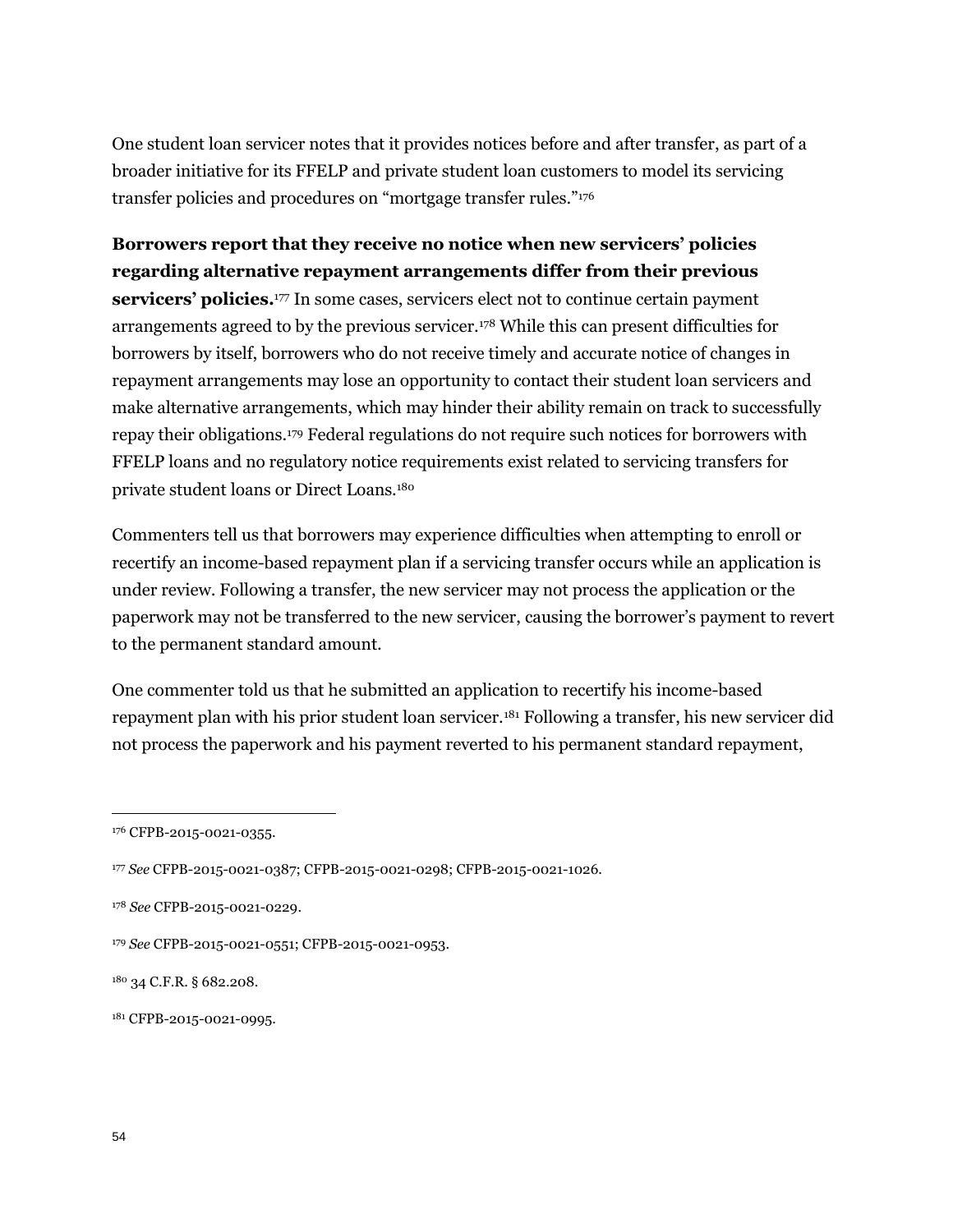One student loan servicer notes that it provides notices before and after transfer, as part of a broader initiative for its FFELP and private student loan customers to model its servicing transfer policies and procedures on "mortgage transfer rules."[176]

**Borrowers report that they receive no notice when new servicers' policies regarding alternative repayment arrangements differ from their previous servicers' policies.**[177] In some cases, servicers elect not to continue certain payment arrangements agreed to by the previous servicer.[178] While this can present difficulties for borrowers by itself, borrowers who do not receive timely and accurate notice of changes in repayment arrangements may lose an opportunity to contact their student loan servicers and make alternative arrangements, which may hinder their ability remain on track to successfully repay their obligations.[179] Federal regulations do not require such notices for borrowers with FFELP loans and no regulatory notice requirements exist related to servicing transfers for private student loans or Direct Loans.[180]

Commenters tell us that borrowers may experience difficulties when attempting to enroll or recertify an income-based repayment plan if a servicing transfer occurs while an application is under review. Following a transfer, the new servicer may not process the application or the paperwork may not be transferred to the new servicer, causing the borrower's payment to revert to the permanent standard amount.

One commenter told us that he submitted an application to recertify his income-based repayment plan with his prior student loan servicer.[181] Following a transfer, his new servicer did not process the paperwork and his payment reverted to his permanent standard repayment,

---

[176] CFPB-2015-0021-0355.

[177] *See* CFPB-2015-0021-0387; CFPB-2015-0021-0298; CFPB-2015-0021-1026.

[178] *See* CFPB-2015-0021-0229.

[179] *See* CFPB-2015-0021-0551; CFPB-2015-0021-0953.

[180] 34 C.F.R. § 682.208.

[181] CFPB-2015-0021-0995.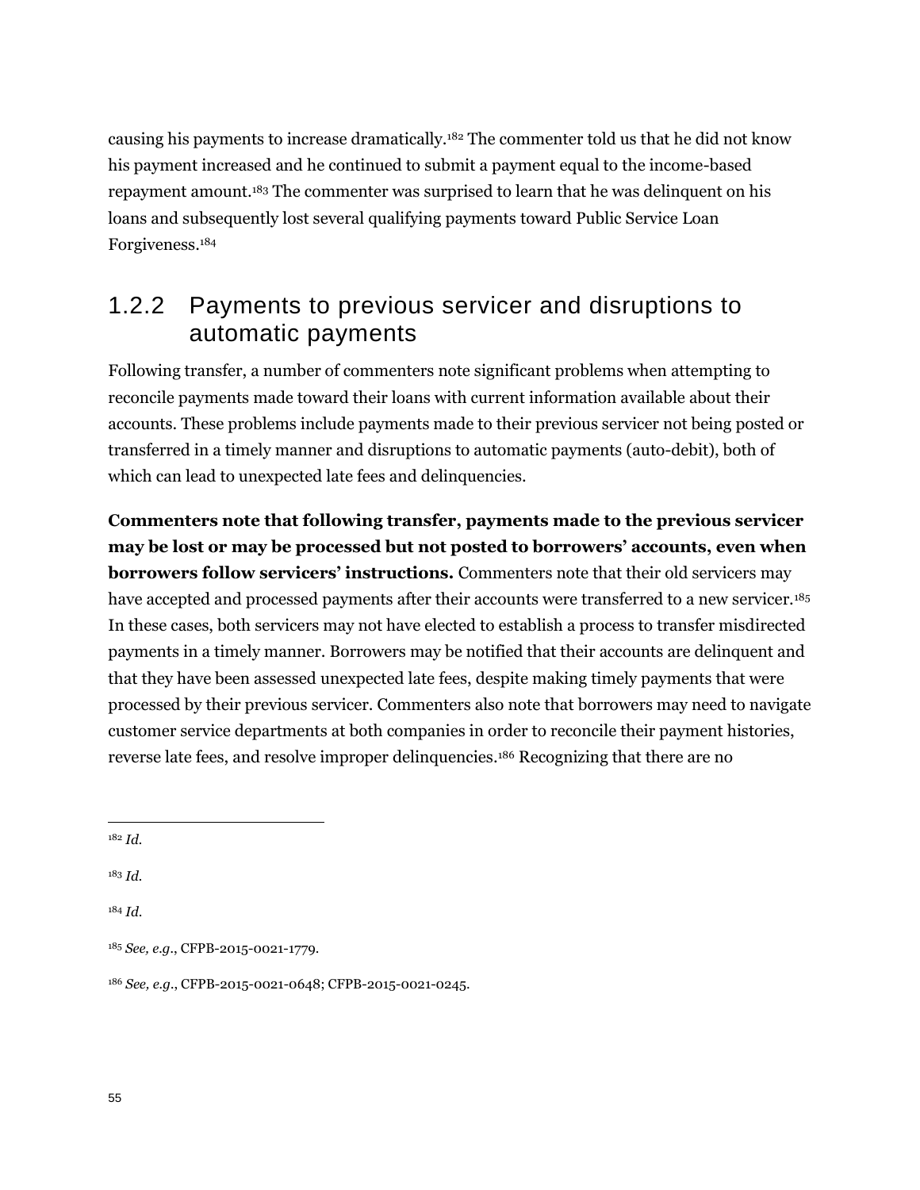causing his payments to increase dramatically.[182] The commenter told us that he did not know his payment increased and he continued to submit a payment equal to the income-based repayment amount.[183] The commenter was surprised to learn that he was delinquent on his loans and subsequently lost several qualifying payments toward Public Service Loan Forgiveness.[184]

### 1.2.2 Payments to previous servicer and disruptions to automatic payments

Following transfer, a number of commenters note significant problems when attempting to reconcile payments made toward their loans with current information available about their accounts. These problems include payments made to their previous servicer not being posted or transferred in a timely manner and disruptions to automatic payments (auto-debit), both of which can lead to unexpected late fees and delinquencies.

**Commenters note that following transfer, payments made to the previous servicer may be lost or may be processed but not posted to borrowers' accounts, even when borrowers follow servicers' instructions.** Commenters note that their old servicers may have accepted and processed payments after their accounts were transferred to a new servicer.[185] In these cases, both servicers may not have elected to establish a process to transfer misdirected payments in a timely manner. Borrowers may be notified that their accounts are delinquent and that they have been assessed unexpected late fees, despite making timely payments that were processed by their previous servicer. Commenters also note that borrowers may need to navigate customer service departments at both companies in order to reconcile their payment histories, reverse late fees, and resolve improper delinquencies.[186] Recognizing that there are no

---

[182] *Id.*

[183] *Id.*

[184] *Id.*

[185] *See, e.g.*, CFPB-2015-0021-1779.

[186] *See, e.g.*, CFPB-2015-0021-0648; CFPB-2015-0021-0245.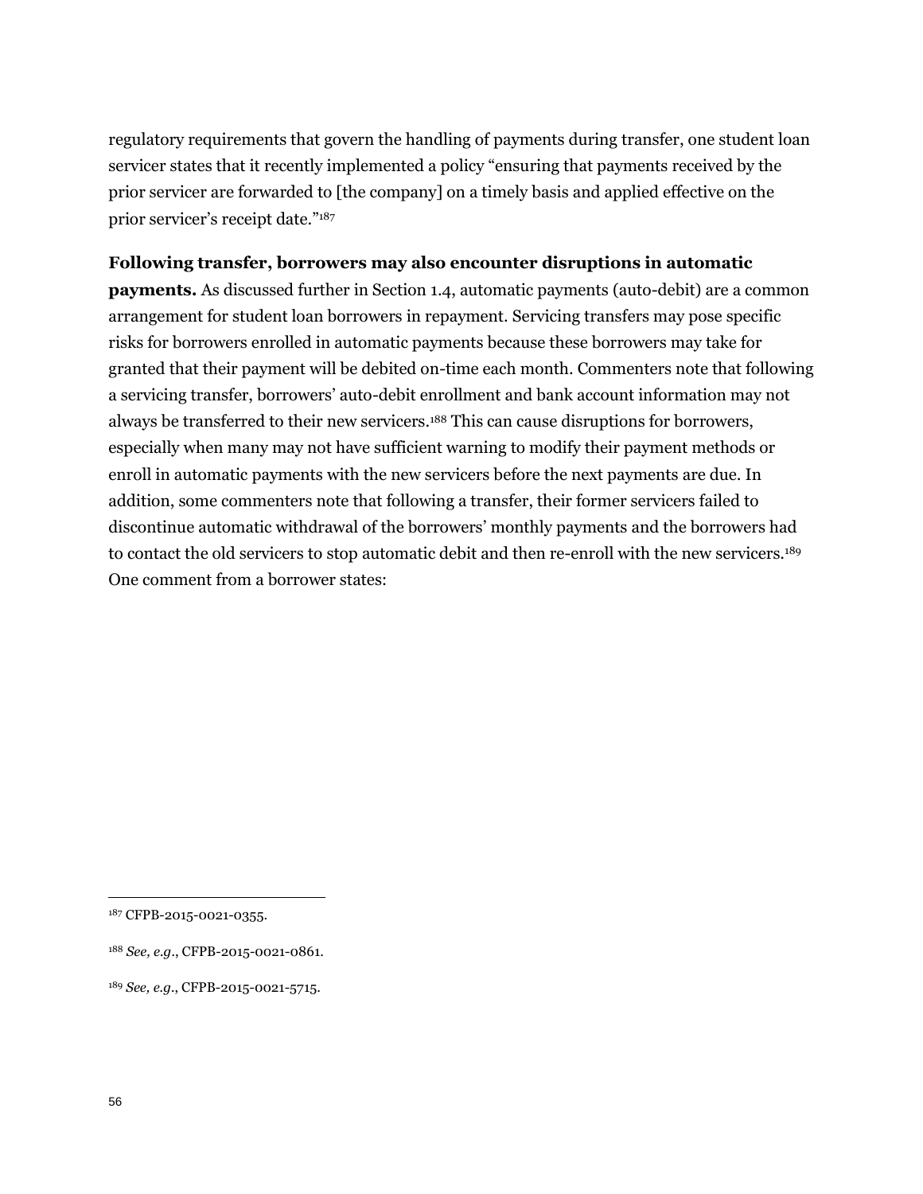regulatory requirements that govern the handling of payments during transfer, one student loan servicer states that it recently implemented a policy "ensuring that payments received by the prior servicer are forwarded to [the company] on a timely basis and applied effective on the prior servicer's receipt date."[187]

**Following transfer, borrowers may also encounter disruptions in automatic payments.** As discussed further in Section 1.4, automatic payments (auto-debit) are a common arrangement for student loan borrowers in repayment. Servicing transfers may pose specific risks for borrowers enrolled in automatic payments because these borrowers may take for granted that their payment will be debited on-time each month. Commenters note that following a servicing transfer, borrowers' auto-debit enrollment and bank account information may not always be transferred to their new servicers.[188] This can cause disruptions for borrowers, especially when many may not have sufficient warning to modify their payment methods or enroll in automatic payments with the new servicers before the next payments are due. In addition, some commenters note that following a transfer, their former servicers failed to discontinue automatic withdrawal of the borrowers' monthly payments and the borrowers had to contact the old servicers to stop automatic debit and then re-enroll with the new servicers.[189] One comment from a borrower states:

---

[187] CFPB-2015-0021-0355.

[188] *See, e.g.*, CFPB-2015-0021-0861.

[189] *See, e.g.*, CFPB-2015-0021-5715.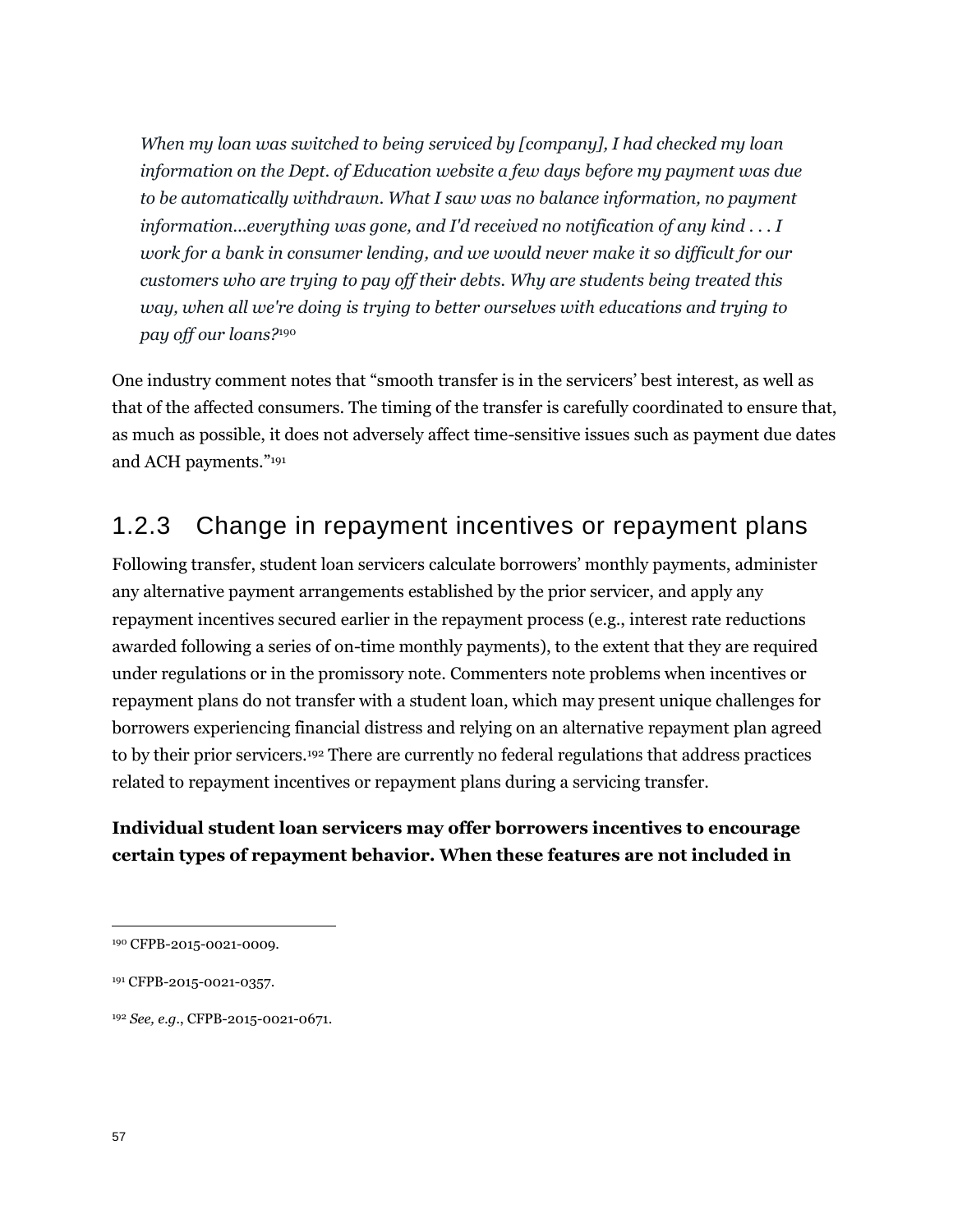*When my loan was switched to being serviced by [company], I had checked my loan information on the Dept. of Education website a few days before my payment was due to be automatically withdrawn. What I saw was no balance information, no payment information...everything was gone, and I'd received no notification of any kind . . . I work for a bank in consumer lending, and we would never make it so difficult for our customers who are trying to pay off their debts. Why are students being treated this way, when all we're doing is trying to better ourselves with educations and trying to pay off our loans?*[190]

One industry comment notes that "smooth transfer is in the servicers' best interest, as well as that of the affected consumers. The timing of the transfer is carefully coordinated to ensure that, as much as possible, it does not adversely affect time-sensitive issues such as payment due dates and ACH payments."[191]

## 1.2.3 Change in repayment incentives or repayment plans

Following transfer, student loan servicers calculate borrowers' monthly payments, administer any alternative payment arrangements established by the prior servicer, and apply any repayment incentives secured earlier in the repayment process (e.g., interest rate reductions awarded following a series of on-time monthly payments), to the extent that they are required under regulations or in the promissory note. Commenters note problems when incentives or repayment plans do not transfer with a student loan, which may present unique challenges for borrowers experiencing financial distress and relying on an alternative repayment plan agreed to by their prior servicers.[192] There are currently no federal regulations that address practices related to repayment incentives or repayment plans during a servicing transfer.

**Individual student loan servicers may offer borrowers incentives to encourage certain types of repayment behavior. When these features are not included in**

---

[190] CFPB-2015-0021-0009.

[191] CFPB-2015-0021-0357.

[192] *See, e.g.*, CFPB-2015-0021-0671.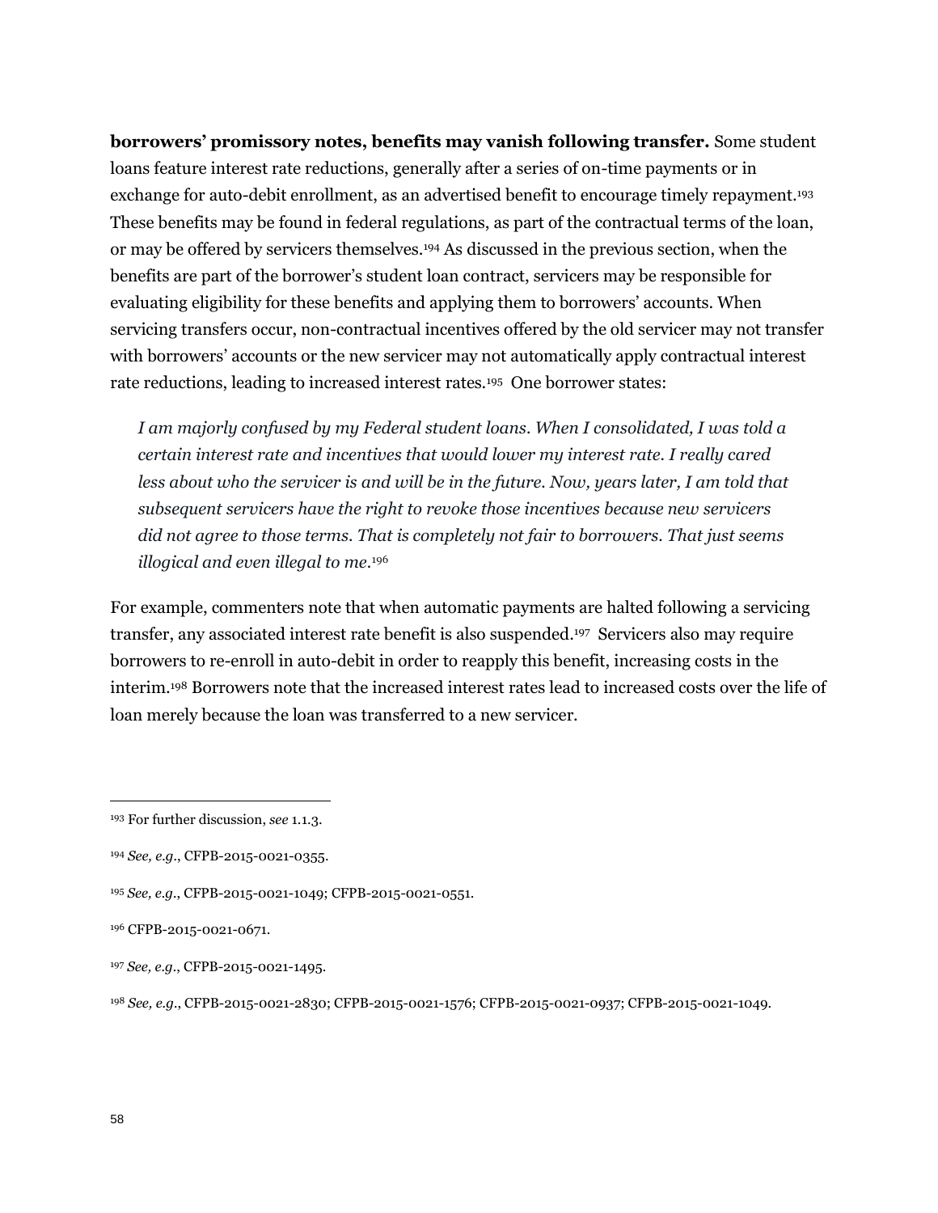**borrowers' promissory notes, benefits may vanish following transfer.** Some student loans feature interest rate reductions, generally after a series of on-time payments or in exchange for auto-debit enrollment, as an advertised benefit to encourage timely repayment.[193] These benefits may be found in federal regulations, as part of the contractual terms of the loan, or may be offered by servicers themselves.[194] As discussed in the previous section, when the benefits are part of the borrower's student loan contract, servicers may be responsible for evaluating eligibility for these benefits and applying them to borrowers' accounts. When servicing transfers occur, non-contractual incentives offered by the old servicer may not transfer with borrowers' accounts or the new servicer may not automatically apply contractual interest rate reductions, leading to increased interest rates.[195] One borrower states:

> *I am majorly confused by my Federal student loans. When I consolidated, I was told a certain interest rate and incentives that would lower my interest rate. I really cared less about who the servicer is and will be in the future. Now, years later, I am told that subsequent servicers have the right to revoke those incentives because new servicers did not agree to those terms. That is completely not fair to borrowers. That just seems illogical and even illegal to me.*[196]

For example, commenters note that when automatic payments are halted following a servicing transfer, any associated interest rate benefit is also suspended.[197] Servicers also may require borrowers to re-enroll in auto-debit in order to reapply this benefit, increasing costs in the interim.[198] Borrowers note that the increased interest rates lead to increased costs over the life of loan merely because the loan was transferred to a new servicer.

---

[193] For further discussion, *see* 1.1.3.

[194] *See, e.g.*, CFPB-2015-0021-0355.

[195] *See, e.g.*, CFPB-2015-0021-1049; CFPB-2015-0021-0551.

[196] CFPB-2015-0021-0671.

[197] *See, e.g.*, CFPB-2015-0021-1495.

[198] *See, e.g.*, CFPB-2015-0021-2830; CFPB-2015-0021-1576; CFPB-2015-0021-0937; CFPB-2015-0021-1049.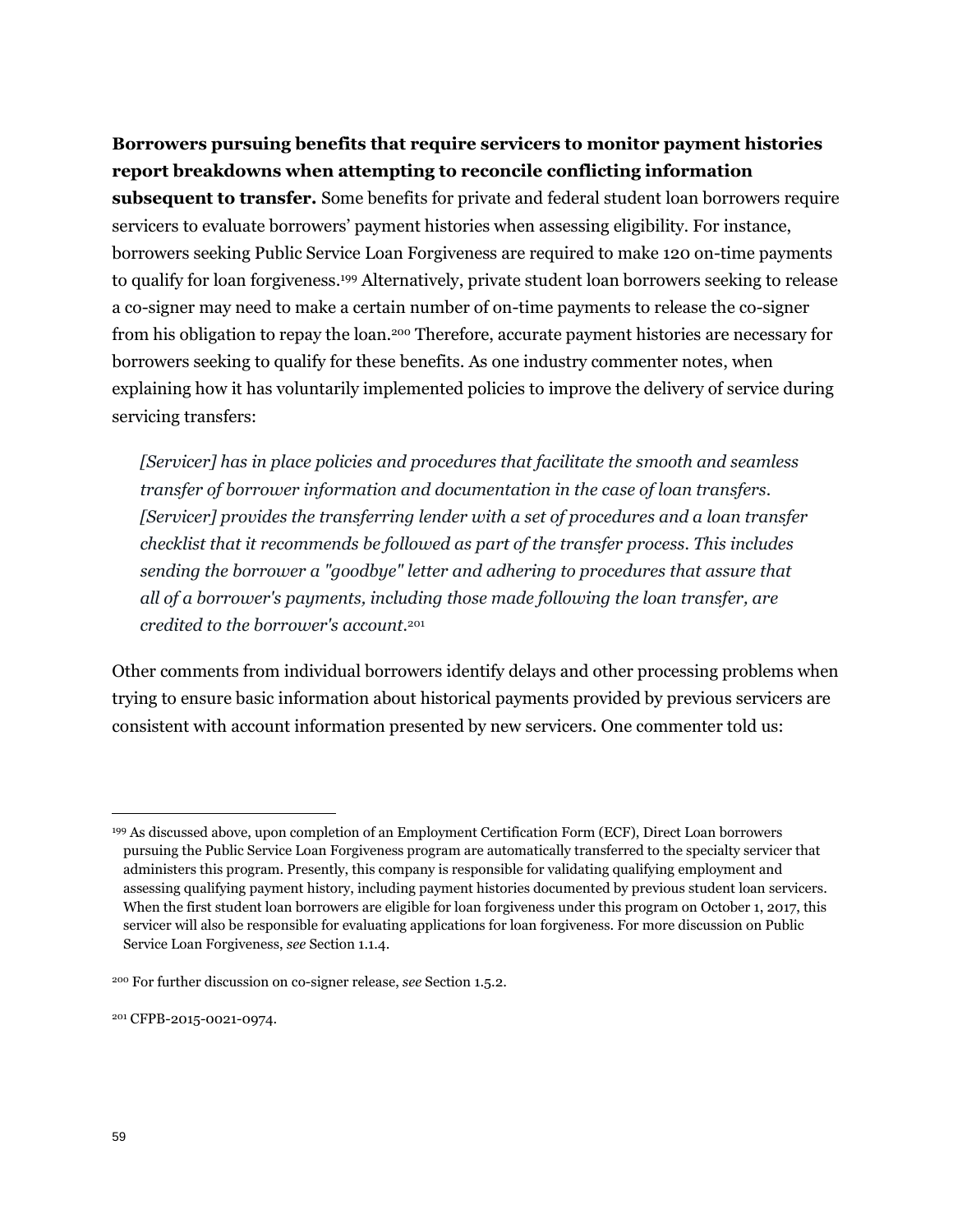**Borrowers pursuing benefits that require servicers to monitor payment histories report breakdowns when attempting to reconcile conflicting information subsequent to transfer.** Some benefits for private and federal student loan borrowers require servicers to evaluate borrowers' payment histories when assessing eligibility. For instance, borrowers seeking Public Service Loan Forgiveness are required to make 120 on-time payments to qualify for loan forgiveness.[199] Alternatively, private student loan borrowers seeking to release a co-signer may need to make a certain number of on-time payments to release the co-signer from his obligation to repay the loan.[200] Therefore, accurate payment histories are necessary for borrowers seeking to qualify for these benefits. As one industry commenter notes, when explaining how it has voluntarily implemented policies to improve the delivery of service during servicing transfers:

> *[Servicer] has in place policies and procedures that facilitate the smooth and seamless transfer of borrower information and documentation in the case of loan transfers. [Servicer] provides the transferring lender with a set of procedures and a loan transfer checklist that it recommends be followed as part of the transfer process. This includes sending the borrower a "goodbye" letter and adhering to procedures that assure that all of a borrower's payments, including those made following the loan transfer, are credited to the borrower's account.*[201]

Other comments from individual borrowers identify delays and other processing problems when trying to ensure basic information about historical payments provided by previous servicers are consistent with account information presented by new servicers. One commenter told us:

---

[199] As discussed above, upon completion of an Employment Certification Form (ECF), Direct Loan borrowers pursuing the Public Service Loan Forgiveness program are automatically transferred to the specialty servicer that administers this program. Presently, this company is responsible for validating qualifying employment and assessing qualifying payment history, including payment histories documented by previous student loan servicers. When the first student loan borrowers are eligible for loan forgiveness under this program on October 1, 2017, this servicer will also be responsible for evaluating applications for loan forgiveness. For more discussion on Public Service Loan Forgiveness, *see* Section 1.1.4.

[200] For further discussion on co-signer release, *see* Section 1.5.2.

[201] CFPB-2015-0021-0974.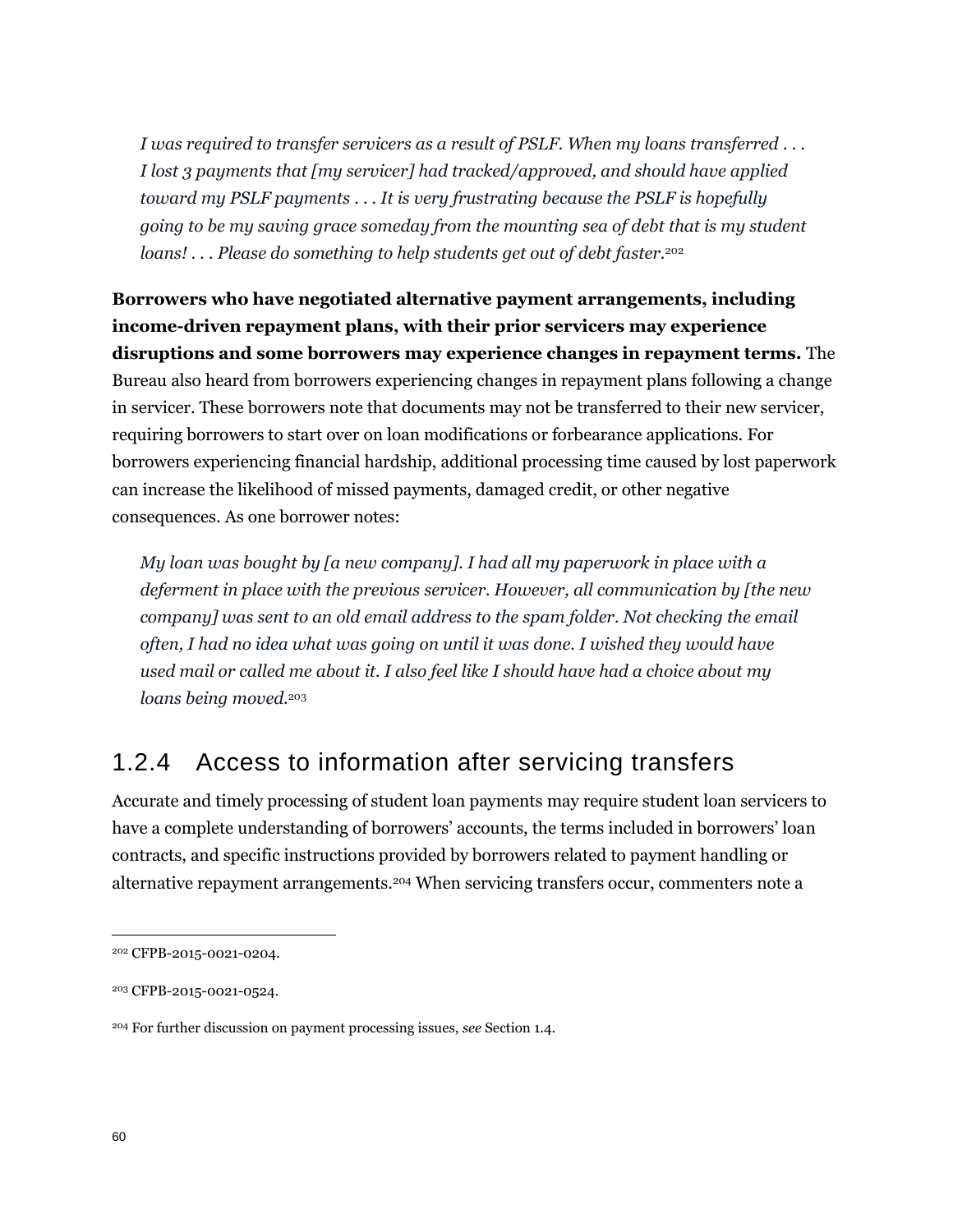*I was required to transfer servicers as a result of PSLF. When my loans transferred . . . I lost 3 payments that [my servicer] had tracked/approved, and should have applied toward my PSLF payments . . . It is very frustrating because the PSLF is hopefully going to be my saving grace someday from the mounting sea of debt that is my student loans! . . . Please do something to help students get out of debt faster.*[202]

**Borrowers who have negotiated alternative payment arrangements, including income-driven repayment plans, with their prior servicers may experience disruptions and some borrowers may experience changes in repayment terms.** The Bureau also heard from borrowers experiencing changes in repayment plans following a change in servicer. These borrowers note that documents may not be transferred to their new servicer, requiring borrowers to start over on loan modifications or forbearance applications. For borrowers experiencing financial hardship, additional processing time caused by lost paperwork can increase the likelihood of missed payments, damaged credit, or other negative consequences. As one borrower notes:

*My loan was bought by [a new company]. I had all my paperwork in place with a deferment in place with the previous servicer. However, all communication by [the new company] was sent to an old email address to the spam folder. Not checking the email often, I had no idea what was going on until it was done. I wished they would have used mail or called me about it. I also feel like I should have had a choice about my loans being moved.*[203]

### 1.2.4 Access to information after servicing transfers

Accurate and timely processing of student loan payments may require student loan servicers to have a complete understanding of borrowers' accounts, the terms included in borrowers' loan contracts, and specific instructions provided by borrowers related to payment handling or alternative repayment arrangements.[204] When servicing transfers occur, commenters note a

---

[202] CFPB-2015-0021-0204.

[203] CFPB-2015-0021-0524.

[204] For further discussion on payment processing issues, *see* Section 1.4.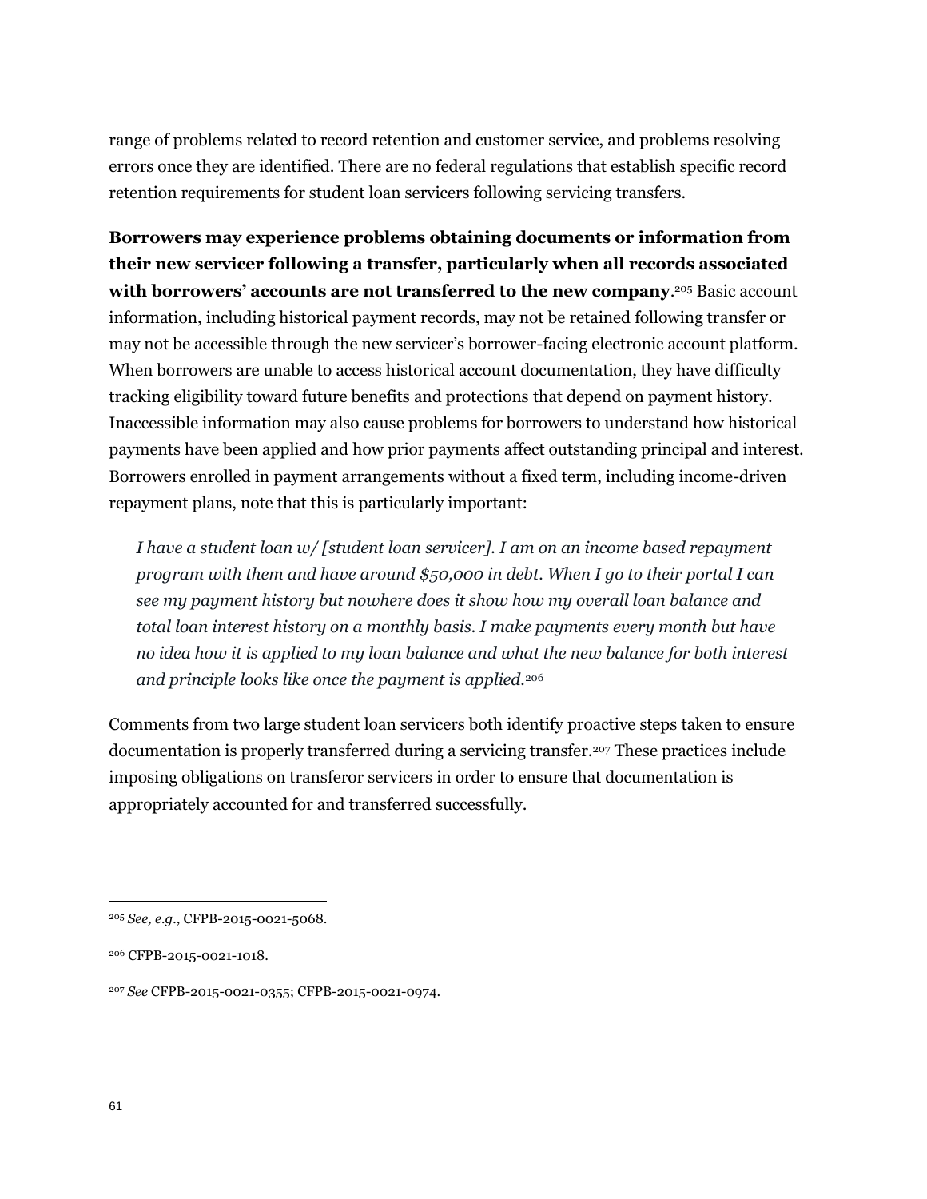range of problems related to record retention and customer service, and problems resolving errors once they are identified. There are no federal regulations that establish specific record retention requirements for student loan servicers following servicing transfers.

**Borrowers may experience problems obtaining documents or information from their new servicer following a transfer, particularly when all records associated with borrowers' accounts are not transferred to the new company**.[205] Basic account information, including historical payment records, may not be retained following transfer or may not be accessible through the new servicer's borrower-facing electronic account platform. When borrowers are unable to access historical account documentation, they have difficulty tracking eligibility toward future benefits and protections that depend on payment history. Inaccessible information may also cause problems for borrowers to understand how historical payments have been applied and how prior payments affect outstanding principal and interest. Borrowers enrolled in payment arrangements without a fixed term, including income-driven repayment plans, note that this is particularly important:

> *I have a student loan w/ [student loan servicer]. I am on an income based repayment program with them and have around $50,000 in debt. When I go to their portal I can see my payment history but nowhere does it show how my overall loan balance and total loan interest history on a monthly basis. I make payments every month but have no idea how it is applied to my loan balance and what the new balance for both interest and principle looks like once the payment is applied.*[206]

Comments from two large student loan servicers both identify proactive steps taken to ensure documentation is properly transferred during a servicing transfer.[207] These practices include imposing obligations on transferor servicers in order to ensure that documentation is appropriately accounted for and transferred successfully.

---

[205] *See, e.g.*, CFPB-2015-0021-5068.

[206] CFPB-2015-0021-1018.

[207] *See* CFPB-2015-0021-0355; CFPB-2015-0021-0974.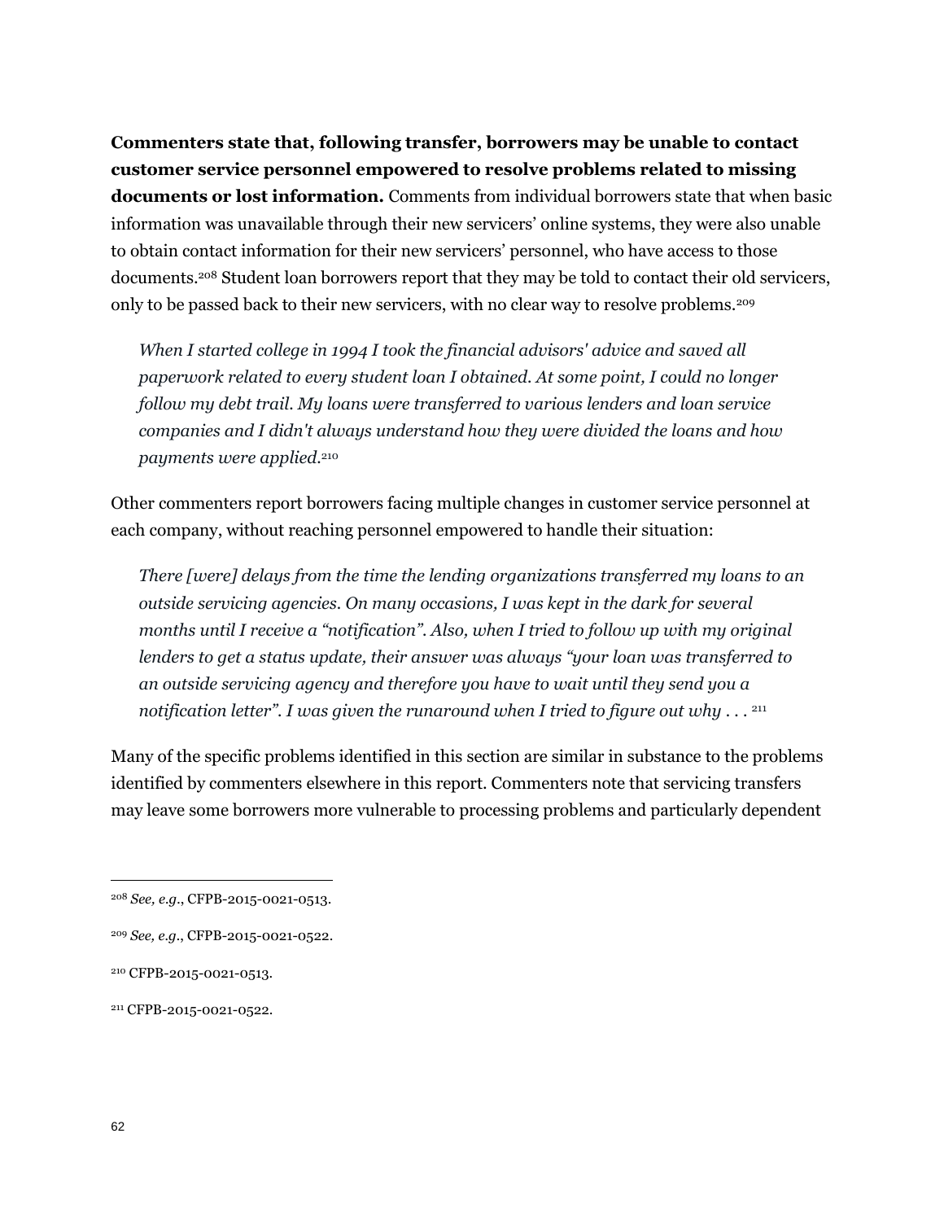**Commenters state that, following transfer, borrowers may be unable to contact customer service personnel empowered to resolve problems related to missing documents or lost information.** Comments from individual borrowers state that when basic information was unavailable through their new servicers' online systems, they were also unable to obtain contact information for their new servicers' personnel, who have access to those documents.[208] Student loan borrowers report that they may be told to contact their old servicers, only to be passed back to their new servicers, with no clear way to resolve problems.[209]

> *When I started college in 1994 I took the financial advisors' advice and saved all paperwork related to every student loan I obtained. At some point, I could no longer follow my debt trail. My loans were transferred to various lenders and loan service companies and I didn't always understand how they were divided the loans and how payments were applied.*[210]

Other commenters report borrowers facing multiple changes in customer service personnel at each company, without reaching personnel empowered to handle their situation:

> *There [were] delays from the time the lending organizations transferred my loans to an outside servicing agencies. On many occasions, I was kept in the dark for several months until I receive a "notification". Also, when I tried to follow up with my original lenders to get a status update, their answer was always "your loan was transferred to an outside servicing agency and therefore you have to wait until they send you a notification letter". I was given the runaround when I tried to figure out why . . .* [211]

Many of the specific problems identified in this section are similar in substance to the problems identified by commenters elsewhere in this report. Commenters note that servicing transfers may leave some borrowers more vulnerable to processing problems and particularly dependent

---

[208] *See, e.g.*, CFPB-2015-0021-0513.

[209] *See, e.g.*, CFPB-2015-0021-0522.

[210] CFPB-2015-0021-0513.

[211] CFPB-2015-0021-0522.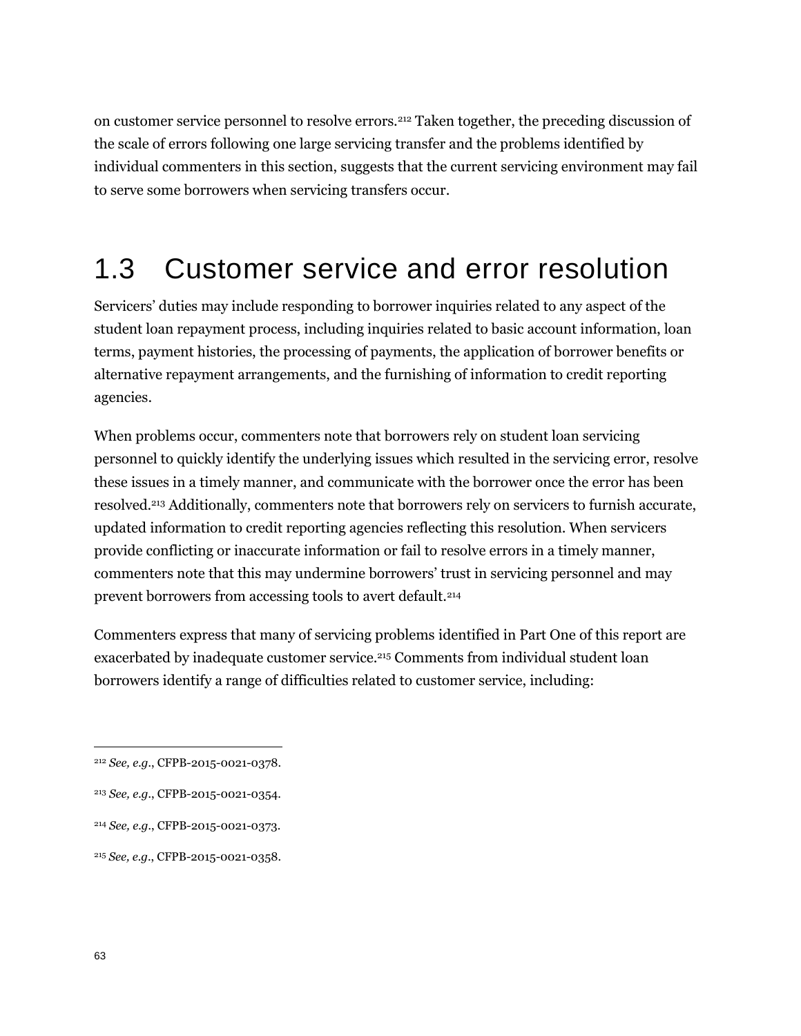on customer service personnel to resolve errors.[212] Taken together, the preceding discussion of the scale of errors following one large servicing transfer and the problems identified by individual commenters in this section, suggests that the current servicing environment may fail to serve some borrowers when servicing transfers occur.

## 1.3 Customer service and error resolution

Servicers' duties may include responding to borrower inquiries related to any aspect of the student loan repayment process, including inquiries related to basic account information, loan terms, payment histories, the processing of payments, the application of borrower benefits or alternative repayment arrangements, and the furnishing of information to credit reporting agencies.

When problems occur, commenters note that borrowers rely on student loan servicing personnel to quickly identify the underlying issues which resulted in the servicing error, resolve these issues in a timely manner, and communicate with the borrower once the error has been resolved.[213] Additionally, commenters note that borrowers rely on servicers to furnish accurate, updated information to credit reporting agencies reflecting this resolution. When servicers provide conflicting or inaccurate information or fail to resolve errors in a timely manner, commenters note that this may undermine borrowers' trust in servicing personnel and may prevent borrowers from accessing tools to avert default.[214]

Commenters express that many of servicing problems identified in Part One of this report are exacerbated by inadequate customer service.[215] Comments from individual student loan borrowers identify a range of difficulties related to customer service, including:

---

[212] *See, e.g.*, CFPB-2015-0021-0378.

[213] *See, e.g.*, CFPB-2015-0021-0354.

[214] *See, e.g.*, CFPB-2015-0021-0373.

[215] *See, e.g.*, CFPB-2015-0021-0358.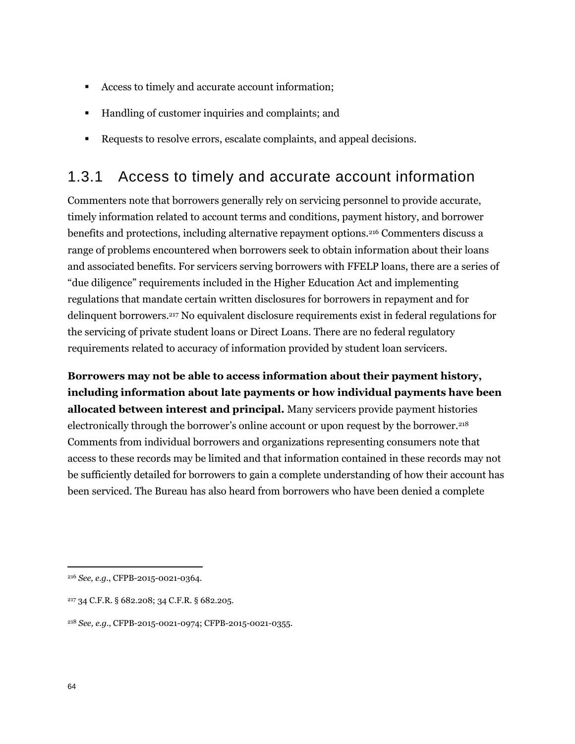- Access to timely and accurate account information;
- Handling of customer inquiries and complaints; and
- Requests to resolve errors, escalate complaints, and appeal decisions.

### 1.3.1 Access to timely and accurate account information

Commenters note that borrowers generally rely on servicing personnel to provide accurate, timely information related to account terms and conditions, payment history, and borrower benefits and protections, including alternative repayment options.[216] Commenters discuss a range of problems encountered when borrowers seek to obtain information about their loans and associated benefits. For servicers serving borrowers with FFELP loans, there are a series of "due diligence" requirements included in the Higher Education Act and implementing regulations that mandate certain written disclosures for borrowers in repayment and for delinquent borrowers.[217] No equivalent disclosure requirements exist in federal regulations for the servicing of private student loans or Direct Loans. There are no federal regulatory requirements related to accuracy of information provided by student loan servicers.

**Borrowers may not be able to access information about their payment history, including information about late payments or how individual payments have been allocated between interest and principal.** Many servicers provide payment histories electronically through the borrower's online account or upon request by the borrower.[218] Comments from individual borrowers and organizations representing consumers note that access to these records may be limited and that information contained in these records may not be sufficiently detailed for borrowers to gain a complete understanding of how their account has been serviced. The Bureau has also heard from borrowers who have been denied a complete

---

[216] *See, e.g.*, CFPB-2015-0021-0364.

[217] 34 C.F.R. § 682.208; 34 C.F.R. § 682.205.

[218] *See, e.g.*, CFPB-2015-0021-0974; CFPB-2015-0021-0355.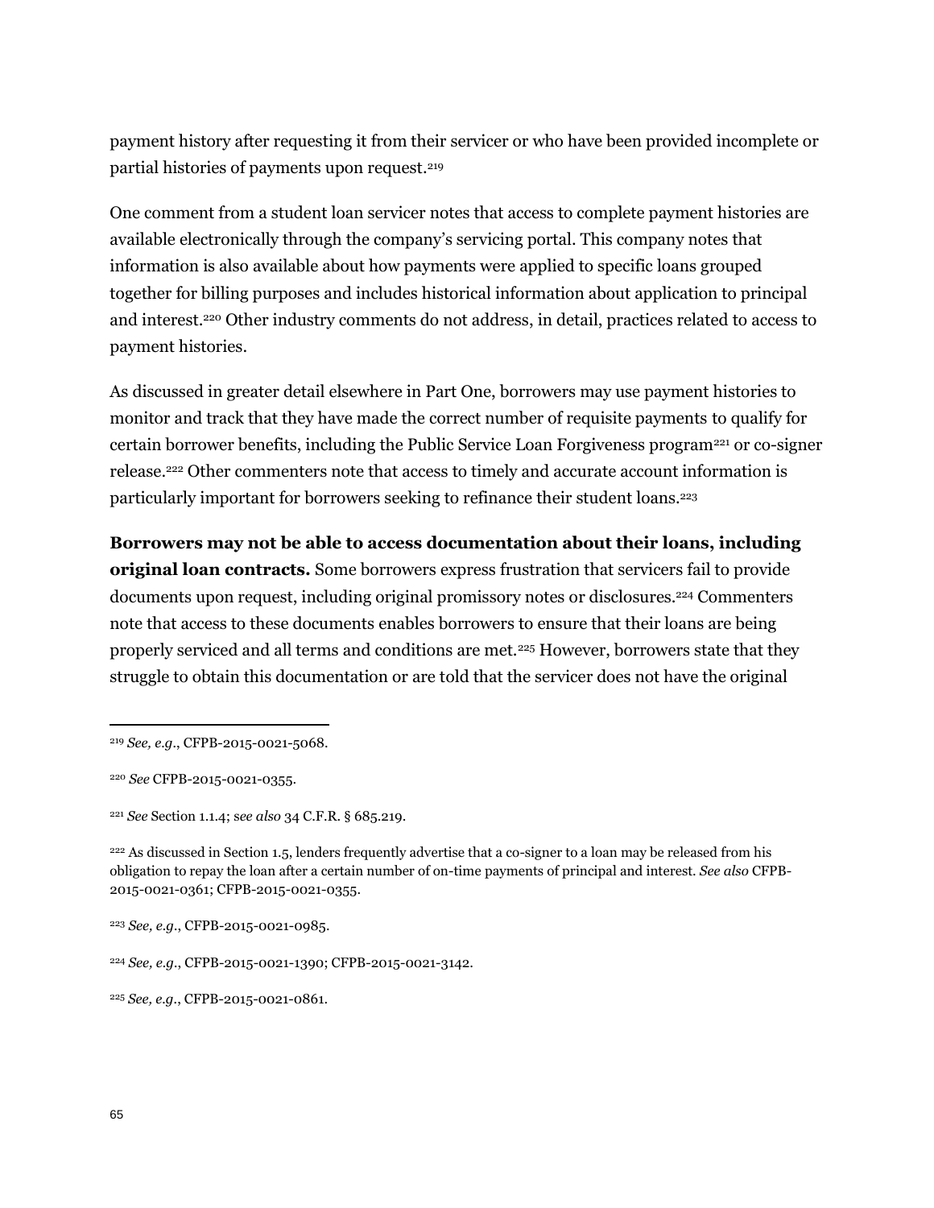payment history after requesting it from their servicer or who have been provided incomplete or partial histories of payments upon request.[219]

One comment from a student loan servicer notes that access to complete payment histories are available electronically through the company's servicing portal. This company notes that information is also available about how payments were applied to specific loans grouped together for billing purposes and includes historical information about application to principal and interest.[220] Other industry comments do not address, in detail, practices related to access to payment histories.

As discussed in greater detail elsewhere in Part One, borrowers may use payment histories to monitor and track that they have made the correct number of requisite payments to qualify for certain borrower benefits, including the Public Service Loan Forgiveness program[221] or co-signer release.[222] Other commenters note that access to timely and accurate account information is particularly important for borrowers seeking to refinance their student loans.[223]

**Borrowers may not be able to access documentation about their loans, including original loan contracts.** Some borrowers express frustration that servicers fail to provide documents upon request, including original promissory notes or disclosures.[224] Commenters note that access to these documents enables borrowers to ensure that their loans are being properly serviced and all terms and conditions are met.[225] However, borrowers state that they struggle to obtain this documentation or are told that the servicer does not have the original

---

[219] *See, e.g.*, CFPB-2015-0021-5068.

[220] *See* CFPB-2015-0021-0355.

[221] *See* Section 1.1.4; *see also* 34 C.F.R. § 685.219.

[222] As discussed in Section 1.5, lenders frequently advertise that a co-signer to a loan may be released from his obligation to repay the loan after a certain number of on-time payments of principal and interest. *See also* CFPB-2015-0021-0361; CFPB-2015-0021-0355.

[223] *See, e.g.*, CFPB-2015-0021-0985.

[224] *See, e.g.*, CFPB-2015-0021-1390; CFPB-2015-0021-3142.

[225] *See, e.g.*, CFPB-2015-0021-0861.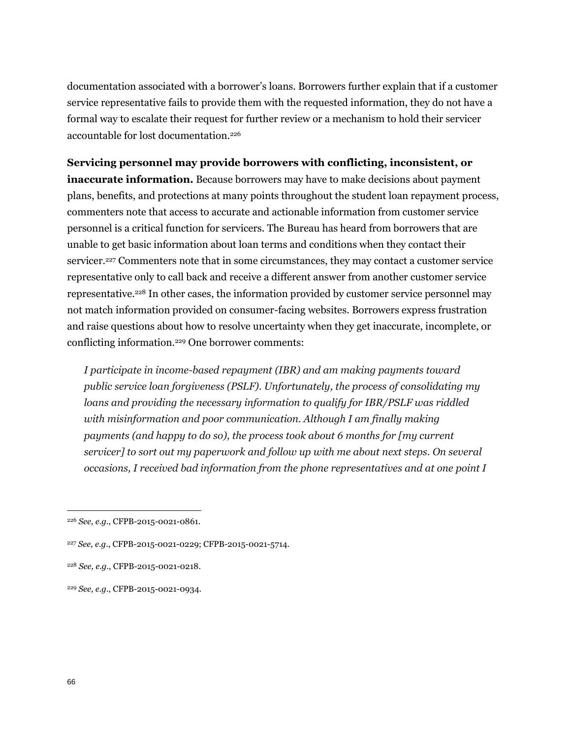documentation associated with a borrower's loans. Borrowers further explain that if a customer service representative fails to provide them with the requested information, they do not have a formal way to escalate their request for further review or a mechanism to hold their servicer accountable for lost documentation.[226]

**Servicing personnel may provide borrowers with conflicting, inconsistent, or inaccurate information.** Because borrowers may have to make decisions about payment plans, benefits, and protections at many points throughout the student loan repayment process, commenters note that access to accurate and actionable information from customer service personnel is a critical function for servicers. The Bureau has heard from borrowers that are unable to get basic information about loan terms and conditions when they contact their servicer.[227] Commenters note that in some circumstances, they may contact a customer service representative only to call back and receive a different answer from another customer service representative.[228] In other cases, the information provided by customer service personnel may not match information provided on consumer-facing websites. Borrowers express frustration and raise questions about how to resolve uncertainty when they get inaccurate, incomplete, or conflicting information.[229] One borrower comments:

> *I participate in income-based repayment (IBR) and am making payments toward public service loan forgiveness (PSLF). Unfortunately, the process of consolidating my loans and providing the necessary information to qualify for IBR/PSLF was riddled with misinformation and poor communication. Although I am finally making payments (and happy to do so), the process took about 6 months for [my current servicer] to sort out my paperwork and follow up with me about next steps. On several occasions, I received bad information from the phone representatives and at one point I*

---

[226] *See, e.g.*, CFPB-2015-0021-0861.

[227] *See, e.g.*, CFPB-2015-0021-0229; CFPB-2015-0021-5714.

[228] *See, e.g.*, CFPB-2015-0021-0218.

[229] *See, e.g.*, CFPB-2015-0021-0934.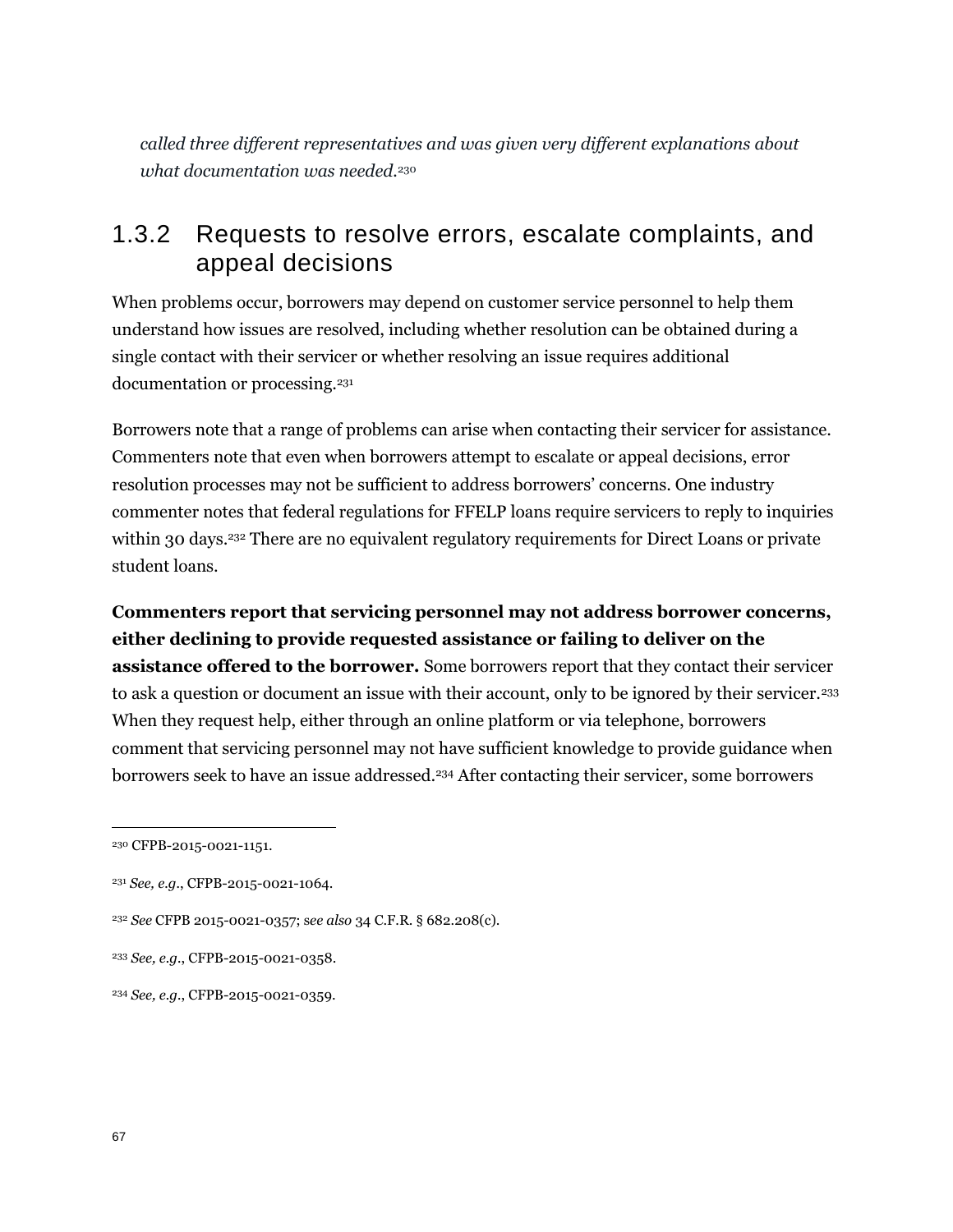*called three different representatives and was given very different explanations about what documentation was needed.*[230]

## 1.3.2 Requests to resolve errors, escalate complaints, and appeal decisions

When problems occur, borrowers may depend on customer service personnel to help them understand how issues are resolved, including whether resolution can be obtained during a single contact with their servicer or whether resolving an issue requires additional documentation or processing.[231]

Borrowers note that a range of problems can arise when contacting their servicer for assistance. Commenters note that even when borrowers attempt to escalate or appeal decisions, error resolution processes may not be sufficient to address borrowers' concerns. One industry commenter notes that federal regulations for FFELP loans require servicers to reply to inquiries within 30 days.[232] There are no equivalent regulatory requirements for Direct Loans or private student loans.

**Commenters report that servicing personnel may not address borrower concerns, either declining to provide requested assistance or failing to deliver on the assistance offered to the borrower.** Some borrowers report that they contact their servicer to ask a question or document an issue with their account, only to be ignored by their servicer.[233] When they request help, either through an online platform or via telephone, borrowers comment that servicing personnel may not have sufficient knowledge to provide guidance when borrowers seek to have an issue addressed.[234] After contacting their servicer, some borrowers

---

[230] CFPB-2015-0021-1151.

[231] *See, e.g.*, CFPB-2015-0021-1064.

[232] *See* CFPB 2015-0021-0357; *see also* 34 C.F.R. § 682.208(c).

[233] *See, e.g.*, CFPB-2015-0021-0358.

[234] *See, e.g.*, CFPB-2015-0021-0359.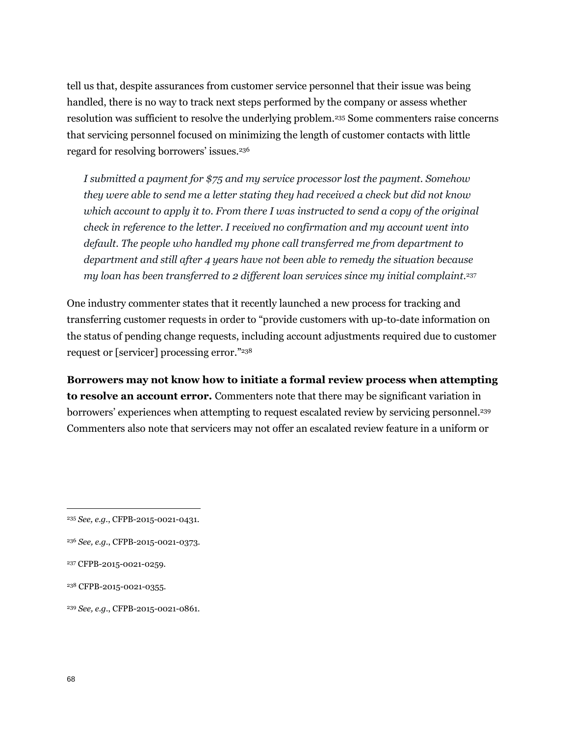tell us that, despite assurances from customer service personnel that their issue was being handled, there is no way to track next steps performed by the company or assess whether resolution was sufficient to resolve the underlying problem.[235] Some commenters raise concerns that servicing personnel focused on minimizing the length of customer contacts with little regard for resolving borrowers' issues.[236]

> *I submitted a payment for $75 and my service processor lost the payment. Somehow they were able to send me a letter stating they had received a check but did not know which account to apply it to. From there I was instructed to send a copy of the original check in reference to the letter. I received no confirmation and my account went into default. The people who handled my phone call transferred me from department to department and still after 4 years have not been able to remedy the situation because my loan has been transferred to 2 different loan services since my initial complaint.*[237]

One industry commenter states that it recently launched a new process for tracking and transferring customer requests in order to "provide customers with up-to-date information on the status of pending change requests, including account adjustments required due to customer request or [servicer] processing error."[238]

**Borrowers may not know how to initiate a formal review process when attempting to resolve an account error.** Commenters note that there may be significant variation in borrowers' experiences when attempting to request escalated review by servicing personnel.[239] Commenters also note that servicers may not offer an escalated review feature in a uniform or

---

[235] *See, e.g.*, CFPB-2015-0021-0431.

[236] *See, e.g.*, CFPB-2015-0021-0373.

[237] CFPB-2015-0021-0259.

[238] CFPB-2015-0021-0355.

[239] *See, e.g.*, CFPB-2015-0021-0861.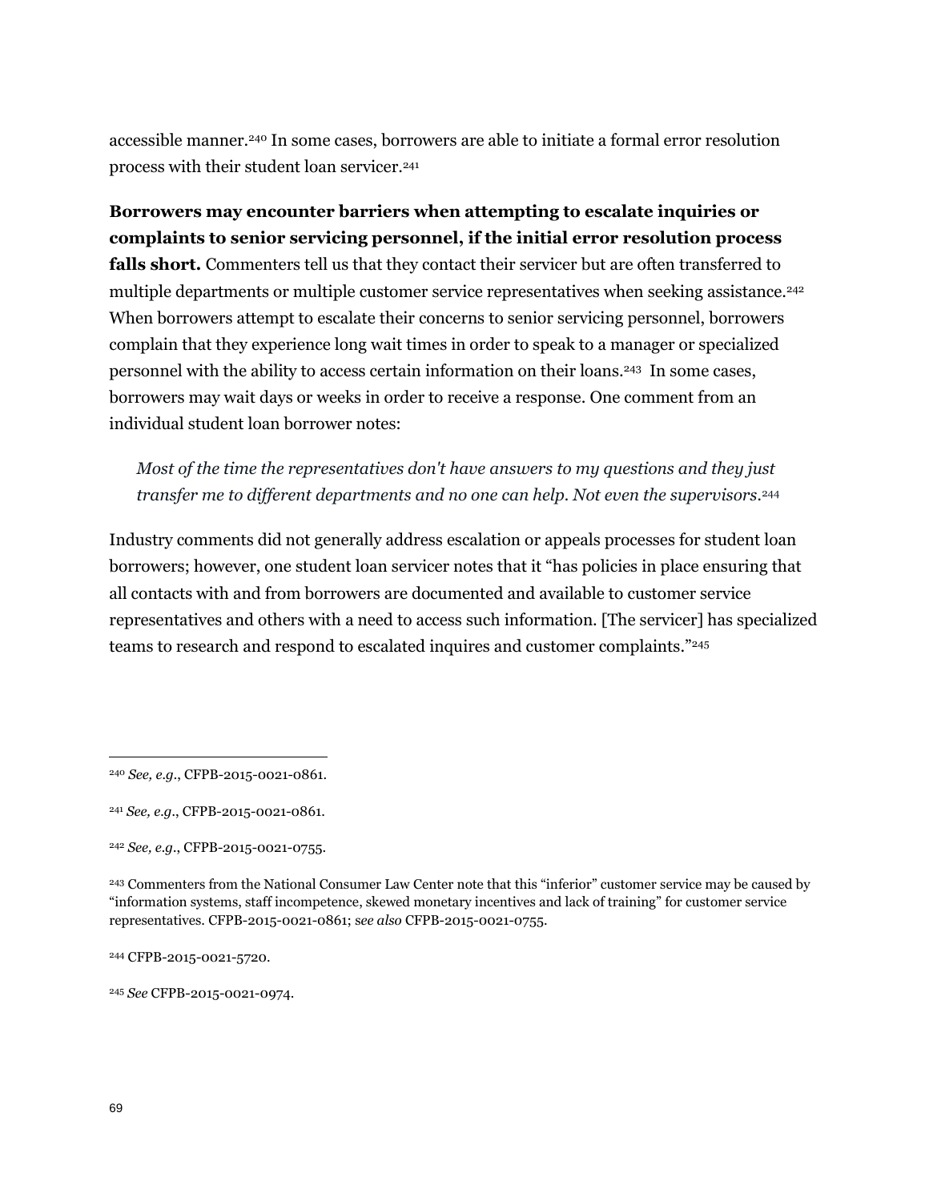accessible manner.[240] In some cases, borrowers are able to initiate a formal error resolution process with their student loan servicer.[241]

**Borrowers may encounter barriers when attempting to escalate inquiries or complaints to senior servicing personnel, if the initial error resolution process falls short.** Commenters tell us that they contact their servicer but are often transferred to multiple departments or multiple customer service representatives when seeking assistance.[242] When borrowers attempt to escalate their concerns to senior servicing personnel, borrowers complain that they experience long wait times in order to speak to a manager or specialized personnel with the ability to access certain information on their loans.[243] In some cases, borrowers may wait days or weeks in order to receive a response. One comment from an individual student loan borrower notes:

> *Most of the time the representatives don't have answers to my questions and they just transfer me to different departments and no one can help. Not even the supervisors.*[244]

Industry comments did not generally address escalation or appeals processes for student loan borrowers; however, one student loan servicer notes that it "has policies in place ensuring that all contacts with and from borrowers are documented and available to customer service representatives and others with a need to access such information. [The servicer] has specialized teams to research and respond to escalated inquires and customer complaints."[245]

---

[240] *See, e.g.*, CFPB-2015-0021-0861.

[241] *See, e.g.*, CFPB-2015-0021-0861.

[242] *See, e.g.*, CFPB-2015-0021-0755.

[243] Commenters from the National Consumer Law Center note that this "inferior" customer service may be caused by "information systems, staff incompetence, skewed monetary incentives and lack of training" for customer service representatives. CFPB-2015-0021-0861; s*ee also* CFPB-2015-0021-0755.

[244] CFPB-2015-0021-5720.

[245] *See* CFPB-2015-0021-0974.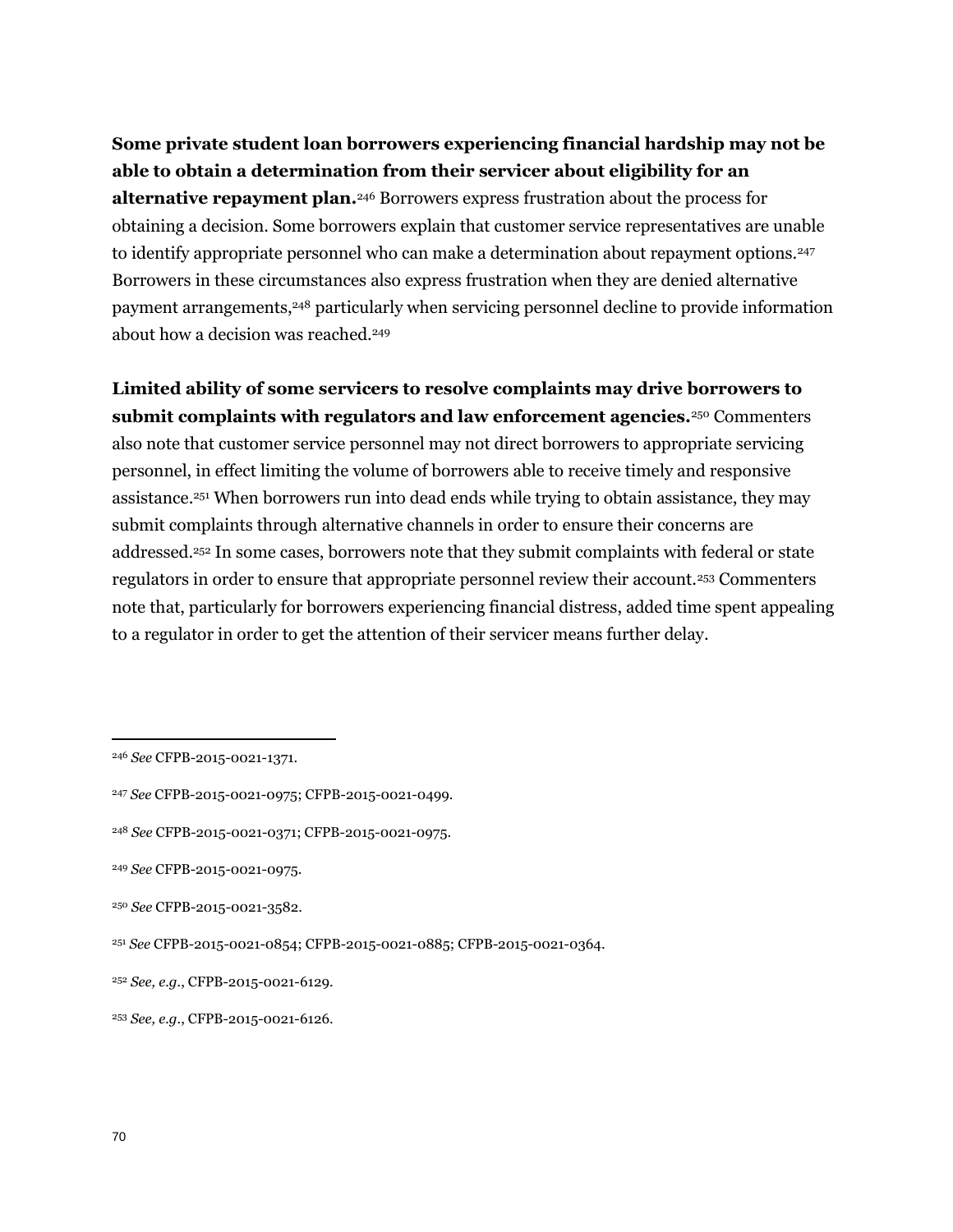**Some private student loan borrowers experiencing financial hardship may not be able to obtain a determination from their servicer about eligibility for an alternative repayment plan.**[246] Borrowers express frustration about the process for obtaining a decision. Some borrowers explain that customer service representatives are unable to identify appropriate personnel who can make a determination about repayment options.[247] Borrowers in these circumstances also express frustration when they are denied alternative payment arrangements,[248] particularly when servicing personnel decline to provide information about how a decision was reached.[249]

**Limited ability of some servicers to resolve complaints may drive borrowers to submit complaints with regulators and law enforcement agencies.**[250] Commenters also note that customer service personnel may not direct borrowers to appropriate servicing personnel, in effect limiting the volume of borrowers able to receive timely and responsive assistance.[251] When borrowers run into dead ends while trying to obtain assistance, they may submit complaints through alternative channels in order to ensure their concerns are addressed.[252] In some cases, borrowers note that they submit complaints with federal or state regulators in order to ensure that appropriate personnel review their account.[253] Commenters note that, particularly for borrowers experiencing financial distress, added time spent appealing to a regulator in order to get the attention of their servicer means further delay.

---

[246] *See* CFPB-2015-0021-1371.

[247] *See* CFPB-2015-0021-0975; CFPB-2015-0021-0499.

[248] *See* CFPB-2015-0021-0371; CFPB-2015-0021-0975.

[249] *See* CFPB-2015-0021-0975.

[250] *See* CFPB-2015-0021-3582.

[251] *See* CFPB-2015-0021-0854; CFPB-2015-0021-0885; CFPB-2015-0021-0364.

[252] *See, e.g.*, CFPB-2015-0021-6129.

[253] *See, e.g.*, CFPB-2015-0021-6126.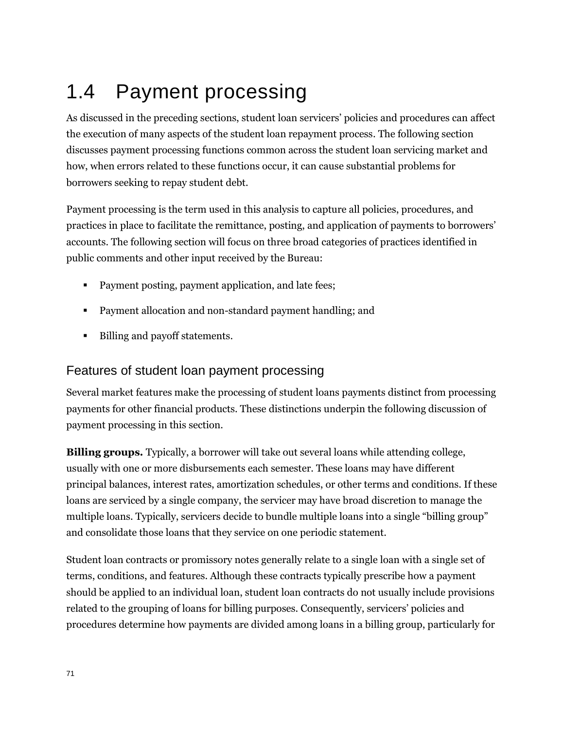## 1.4 Payment processing

As discussed in the preceding sections, student loan servicers' policies and procedures can affect the execution of many aspects of the student loan repayment process. The following section discusses payment processing functions common across the student loan servicing market and how, when errors related to these functions occur, it can cause substantial problems for borrowers seeking to repay student debt.

Payment processing is the term used in this analysis to capture all policies, procedures, and practices in place to facilitate the remittance, posting, and application of payments to borrowers' accounts. The following section will focus on three broad categories of practices identified in public comments and other input received by the Bureau:

- Payment posting, payment application, and late fees;
- Payment allocation and non-standard payment handling; and
- Billing and payoff statements.

### Features of student loan payment processing

Several market features make the processing of student loans payments distinct from processing payments for other financial products. These distinctions underpin the following discussion of payment processing in this section.

**Billing groups.** Typically, a borrower will take out several loans while attending college, usually with one or more disbursements each semester. These loans may have different principal balances, interest rates, amortization schedules, or other terms and conditions. If these loans are serviced by a single company, the servicer may have broad discretion to manage the multiple loans. Typically, servicers decide to bundle multiple loans into a single "billing group" and consolidate those loans that they service on one periodic statement.

Student loan contracts or promissory notes generally relate to a single loan with a single set of terms, conditions, and features. Although these contracts typically prescribe how a payment should be applied to an individual loan, student loan contracts do not usually include provisions related to the grouping of loans for billing purposes. Consequently, servicers' policies and procedures determine how payments are divided among loans in a billing group, particularly for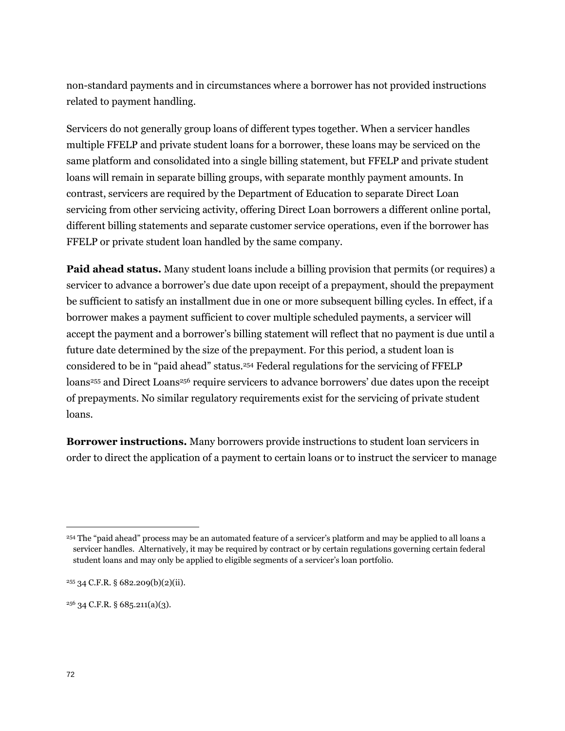non-standard payments and in circumstances where a borrower has not provided instructions related to payment handling.

Servicers do not generally group loans of different types together. When a servicer handles multiple FFELP and private student loans for a borrower, these loans may be serviced on the same platform and consolidated into a single billing statement, but FFELP and private student loans will remain in separate billing groups, with separate monthly payment amounts. In contrast, servicers are required by the Department of Education to separate Direct Loan servicing from other servicing activity, offering Direct Loan borrowers a different online portal, different billing statements and separate customer service operations, even if the borrower has FFELP or private student loan handled by the same company.

**Paid ahead status.** Many student loans include a billing provision that permits (or requires) a servicer to advance a borrower's due date upon receipt of a prepayment, should the prepayment be sufficient to satisfy an installment due in one or more subsequent billing cycles. In effect, if a borrower makes a payment sufficient to cover multiple scheduled payments, a servicer will accept the payment and a borrower's billing statement will reflect that no payment is due until a future date determined by the size of the prepayment. For this period, a student loan is considered to be in "paid ahead" status.[254] Federal regulations for the servicing of FFELP loans[255] and Direct Loans[256] require servicers to advance borrowers' due dates upon the receipt of prepayments. No similar regulatory requirements exist for the servicing of private student loans.

**Borrower instructions.** Many borrowers provide instructions to student loan servicers in order to direct the application of a payment to certain loans or to instruct the servicer to manage

---

[254] The "paid ahead" process may be an automated feature of a servicer's platform and may be applied to all loans a servicer handles. Alternatively, it may be required by contract or by certain regulations governing certain federal student loans and may only be applied to eligible segments of a servicer's loan portfolio.

[255] 34 C.F.R. § 682.209(b)(2)(ii).

[256] 34 C.F.R. § 685.211(a)(3).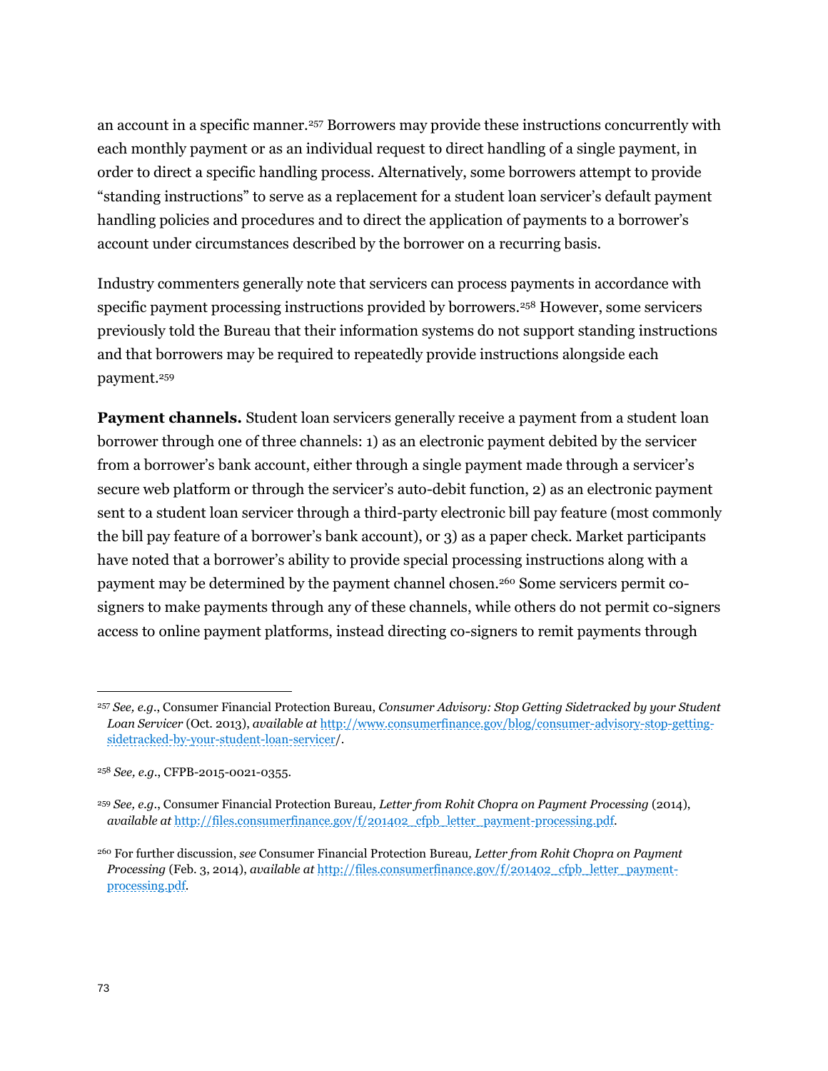an account in a specific manner.[257] Borrowers may provide these instructions concurrently with each monthly payment or as an individual request to direct handling of a single payment, in order to direct a specific handling process. Alternatively, some borrowers attempt to provide "standing instructions" to serve as a replacement for a student loan servicer's default payment handling policies and procedures and to direct the application of payments to a borrower's account under circumstances described by the borrower on a recurring basis.

Industry commenters generally note that servicers can process payments in accordance with specific payment processing instructions provided by borrowers.[258] However, some servicers previously told the Bureau that their information systems do not support standing instructions and that borrowers may be required to repeatedly provide instructions alongside each payment.[259]

**Payment channels.** Student loan servicers generally receive a payment from a student loan borrower through one of three channels: 1) as an electronic payment debited by the servicer from a borrower's bank account, either through a single payment made through a servicer's secure web platform or through the servicer's auto-debit function, 2) as an electronic payment sent to a student loan servicer through a third-party electronic bill pay feature (most commonly the bill pay feature of a borrower's bank account), or 3) as a paper check. Market participants have noted that a borrower's ability to provide special processing instructions along with a payment may be determined by the payment channel chosen.[260] Some servicers permit co-signers to make payments through any of these channels, while others do not permit co-signers access to online payment platforms, instead directing co-signers to remit payments through

---

[257] *See, e.g.*, Consumer Financial Protection Bureau, *Consumer Advisory: Stop Getting Sidetracked by your Student Loan Servicer* (Oct. 2013), *available at* http://www.consumerfinance.gov/blog/consumer-advisory-stop-getting-sidetracked-by-your-student-loan-servicer/.

[258] *See, e.g.*, CFPB-2015-0021-0355.

[259] *See, e.g.*, Consumer Financial Protection Bureau, *Letter from Rohit Chopra on Payment Processing* (2014), *available at* http://files.consumerfinance.gov/f/201402_cfpb_letter_payment-processing.pdf.

[260] For further discussion, *see* Consumer Financial Protection Bureau, *Letter from Rohit Chopra on Payment Processing* (Feb. 3, 2014), *available at* http://files.consumerfinance.gov/f/201402_cfpb_letter_payment-processing.pdf.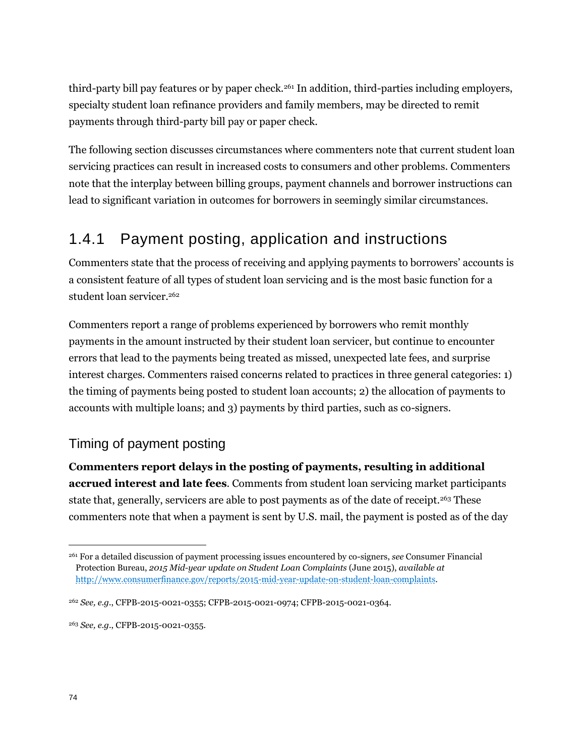third-party bill pay features or by paper check.[261] In addition, third-parties including employers, specialty student loan refinance providers and family members, may be directed to remit payments through third-party bill pay or paper check.

The following section discusses circumstances where commenters note that current student loan servicing practices can result in increased costs to consumers and other problems. Commenters note that the interplay between billing groups, payment channels and borrower instructions can lead to significant variation in outcomes for borrowers in seemingly similar circumstances.

### 1.4.1 Payment posting, application and instructions

Commenters state that the process of receiving and applying payments to borrowers' accounts is a consistent feature of all types of student loan servicing and is the most basic function for a student loan servicer.[262]

Commenters report a range of problems experienced by borrowers who remit monthly payments in the amount instructed by their student loan servicer, but continue to encounter errors that lead to the payments being treated as missed, unexpected late fees, and surprise interest charges. Commenters raised concerns related to practices in three general categories: 1) the timing of payments being posted to student loan accounts; 2) the allocation of payments to accounts with multiple loans; and 3) payments by third parties, such as co-signers.

#### Timing of payment posting

**Commenters report delays in the posting of payments, resulting in additional accrued interest and late fees**. Comments from student loan servicing market participants state that, generally, servicers are able to post payments as of the date of receipt.[263] These commenters note that when a payment is sent by U.S. mail, the payment is posted as of the day

---

[261] For a detailed discussion of payment processing issues encountered by co-signers, *see* Consumer Financial Protection Bureau, *2015 Mid-year update on Student Loan Complaints* (June 2015), *available at* http://www.consumerfinance.gov/reports/2015-mid-year-update-on-student-loan-complaints.

[262] *See, e.g.*, CFPB-2015-0021-0355; CFPB-2015-0021-0974; CFPB-2015-0021-0364.

[263] *See, e.g.*, CFPB-2015-0021-0355.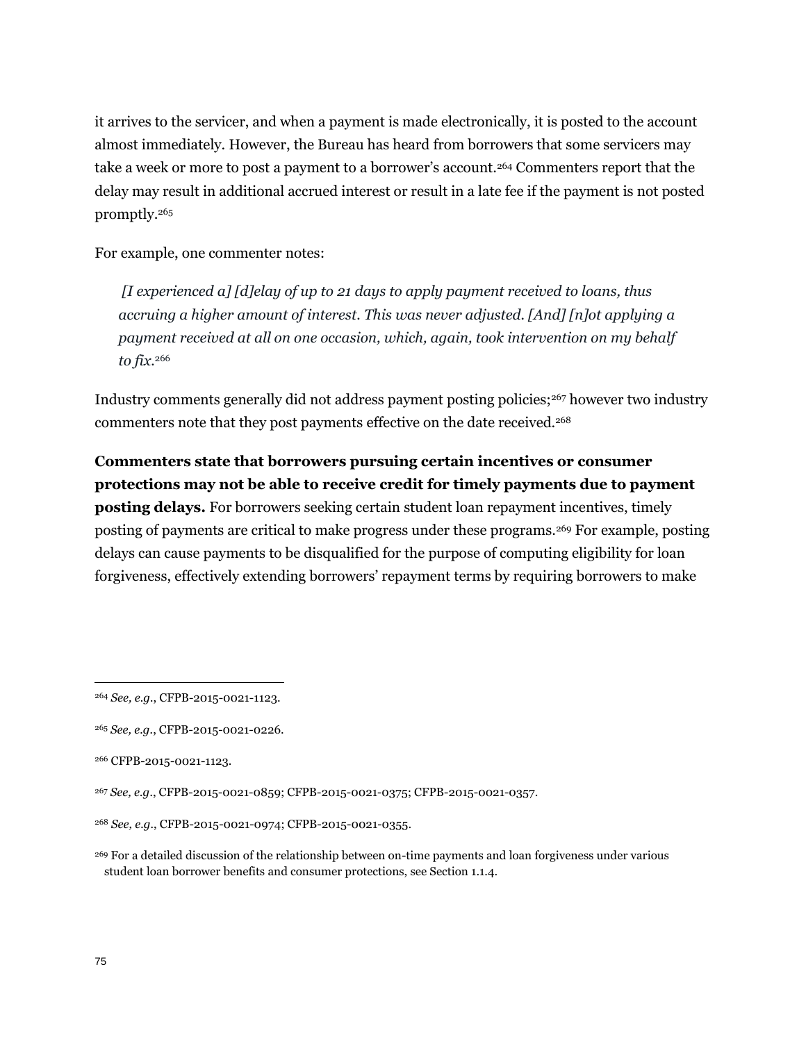it arrives to the servicer, and when a payment is made electronically, it is posted to the account almost immediately. However, the Bureau has heard from borrowers that some servicers may take a week or more to post a payment to a borrower's account.[264] Commenters report that the delay may result in additional accrued interest or result in a late fee if the payment is not posted promptly.[265]

For example, one commenter notes:

> *[I experienced a] [d]elay of up to 21 days to apply payment received to loans, thus accruing a higher amount of interest. This was never adjusted. [And] [n]ot applying a payment received at all on one occasion, which, again, took intervention on my behalf to fix.*[266]

Industry comments generally did not address payment posting policies;[267] however two industry commenters note that they post payments effective on the date received.[268]

**Commenters state that borrowers pursuing certain incentives or consumer protections may not be able to receive credit for timely payments due to payment posting delays.** For borrowers seeking certain student loan repayment incentives, timely posting of payments are critical to make progress under these programs.[269] For example, posting delays can cause payments to be disqualified for the purpose of computing eligibility for loan forgiveness, effectively extending borrowers' repayment terms by requiring borrowers to make

---

[264] *See, e.g.*, CFPB-2015-0021-1123.

[265] *See, e.g.*, CFPB-2015-0021-0226.

[266] CFPB-2015-0021-1123.

[267] *See, e.g.*, CFPB-2015-0021-0859; CFPB-2015-0021-0375; CFPB-2015-0021-0357.

[268] *See, e.g.*, CFPB-2015-0021-0974; CFPB-2015-0021-0355.

[269] For a detailed discussion of the relationship between on-time payments and loan forgiveness under various student loan borrower benefits and consumer protections, see Section 1.1.4.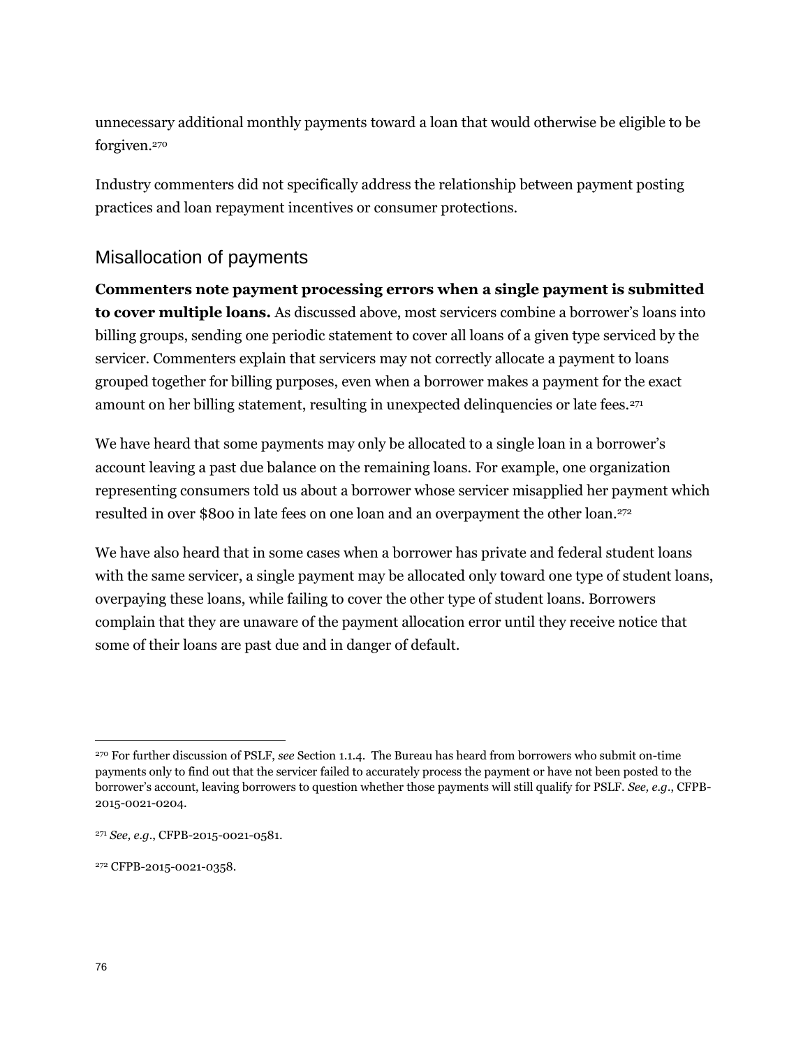unnecessary additional monthly payments toward a loan that would otherwise be eligible to be forgiven.[270]

Industry commenters did not specifically address the relationship between payment posting practices and loan repayment incentives or consumer protections.

## Misallocation of payments

**Commenters note payment processing errors when a single payment is submitted to cover multiple loans.** As discussed above, most servicers combine a borrower's loans into billing groups, sending one periodic statement to cover all loans of a given type serviced by the servicer. Commenters explain that servicers may not correctly allocate a payment to loans grouped together for billing purposes, even when a borrower makes a payment for the exact amount on her billing statement, resulting in unexpected delinquencies or late fees.[271]

We have heard that some payments may only be allocated to a single loan in a borrower's account leaving a past due balance on the remaining loans. For example, one organization representing consumers told us about a borrower whose servicer misapplied her payment which resulted in over $800 in late fees on one loan and an overpayment the other loan.[272]

We have also heard that in some cases when a borrower has private and federal student loans with the same servicer, a single payment may be allocated only toward one type of student loans, overpaying these loans, while failing to cover the other type of student loans. Borrowers complain that they are unaware of the payment allocation error until they receive notice that some of their loans are past due and in danger of default.

---

[270] For further discussion of PSLF, *see* Section 1.1.4. The Bureau has heard from borrowers who submit on-time payments only to find out that the servicer failed to accurately process the payment or have not been posted to the borrower's account, leaving borrowers to question whether those payments will still qualify for PSLF. *See, e.g.*, CFPB-2015-0021-0204.

[271] *See, e.g.*, CFPB-2015-0021-0581.

[272] CFPB-2015-0021-0358.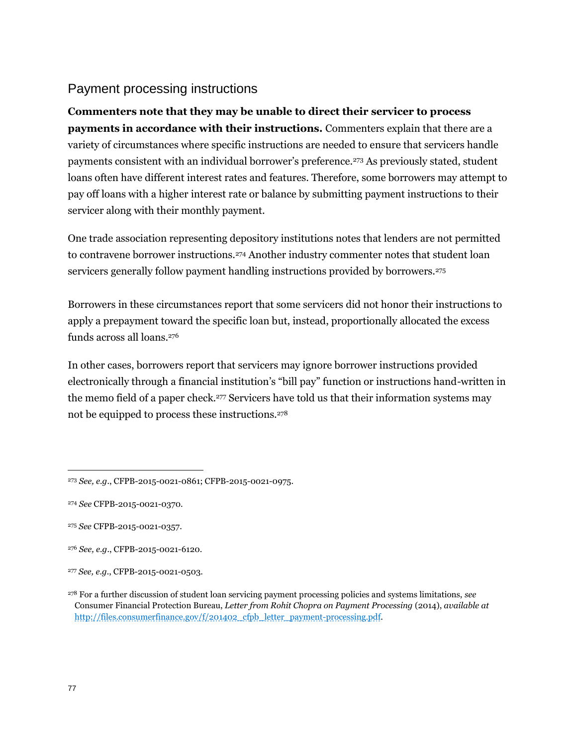## Payment processing instructions

**Commenters note that they may be unable to direct their servicer to process payments in accordance with their instructions.** Commenters explain that there are a variety of circumstances where specific instructions are needed to ensure that servicers handle payments consistent with an individual borrower's preference.[273] As previously stated, student loans often have different interest rates and features. Therefore, some borrowers may attempt to pay off loans with a higher interest rate or balance by submitting payment instructions to their servicer along with their monthly payment.

One trade association representing depository institutions notes that lenders are not permitted to contravene borrower instructions.[274] Another industry commenter notes that student loan servicers generally follow payment handling instructions provided by borrowers.[275]

Borrowers in these circumstances report that some servicers did not honor their instructions to apply a prepayment toward the specific loan but, instead, proportionally allocated the excess funds across all loans.[276]

In other cases, borrowers report that servicers may ignore borrower instructions provided electronically through a financial institution's "bill pay" function or instructions hand-written in the memo field of a paper check.[277] Servicers have told us that their information systems may not be equipped to process these instructions.[278]

---

[273] *See, e.g.*, CFPB-2015-0021-0861; CFPB-2015-0021-0975.

[274] *See* CFPB-2015-0021-0370.

[275] *See* CFPB-2015-0021-0357.

[276] *See, e.g.*, CFPB-2015-0021-6120.

[277] *See, e.g.*, CFPB-2015-0021-0503.

[278] For a further discussion of student loan servicing payment processing policies and systems limitations, *see* Consumer Financial Protection Bureau, *Letter from Rohit Chopra on Payment Processing* (2014), *available at* [http://files.consumerfinance.gov/f/201402_cfpb_letter_payment-processing.pdf](http://files.consumerfinance.gov/f/201402_cfpb_letter_payment-processing.pdf).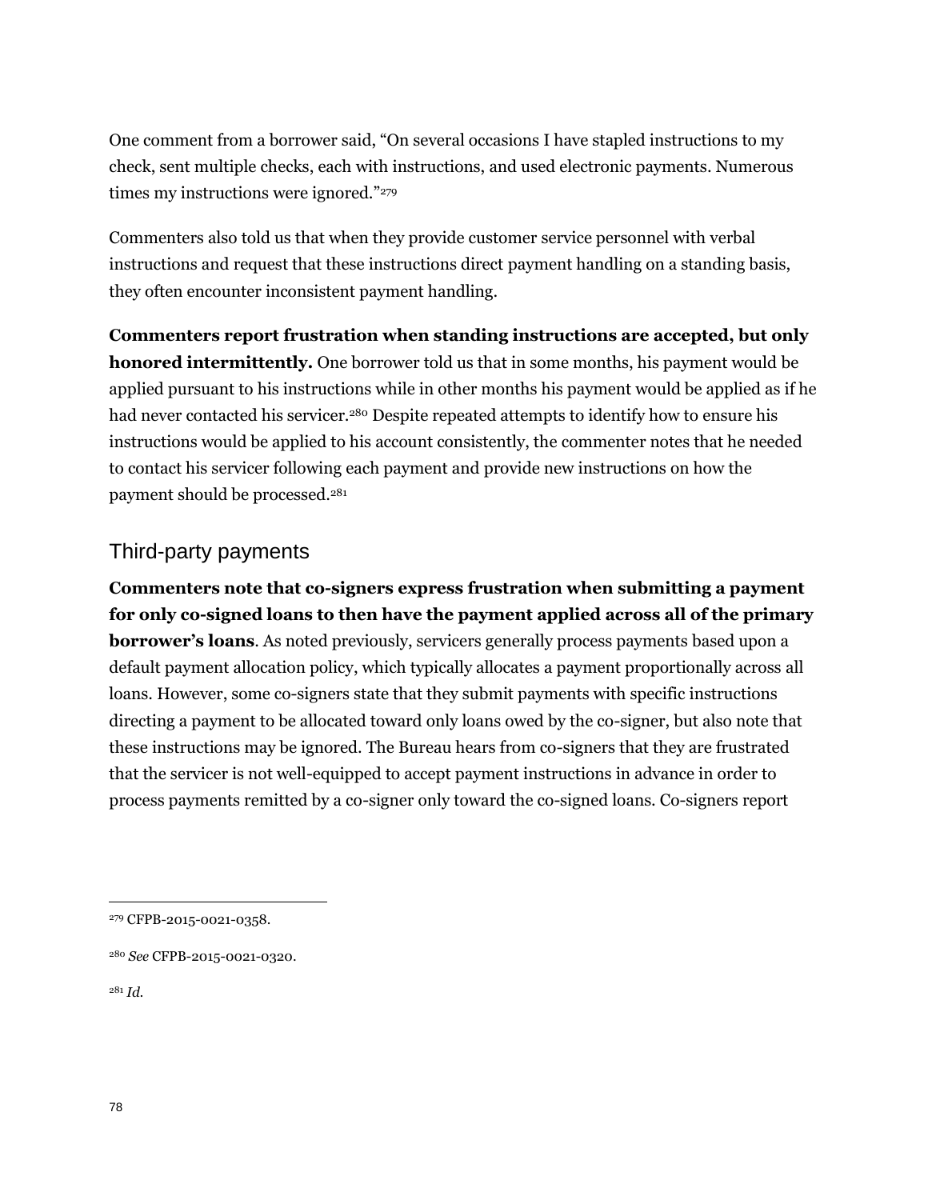One comment from a borrower said, "On several occasions I have stapled instructions to my check, sent multiple checks, each with instructions, and used electronic payments. Numerous times my instructions were ignored."[279]

Commenters also told us that when they provide customer service personnel with verbal instructions and request that these instructions direct payment handling on a standing basis, they often encounter inconsistent payment handling.

**Commenters report frustration when standing instructions are accepted, but only honored intermittently.** One borrower told us that in some months, his payment would be applied pursuant to his instructions while in other months his payment would be applied as if he had never contacted his servicer.[280] Despite repeated attempts to identify how to ensure his instructions would be applied to his account consistently, the commenter notes that he needed to contact his servicer following each payment and provide new instructions on how the payment should be processed.[281]

## Third-party payments

**Commenters note that co-signers express frustration when submitting a payment for only co-signed loans to then have the payment applied across all of the primary borrower's loans**. As noted previously, servicers generally process payments based upon a default payment allocation policy, which typically allocates a payment proportionally across all loans. However, some co-signers state that they submit payments with specific instructions directing a payment to be allocated toward only loans owed by the co-signer, but also note that these instructions may be ignored. The Bureau hears from co-signers that they are frustrated that the servicer is not well-equipped to accept payment instructions in advance in order to process payments remitted by a co-signer only toward the co-signed loans. Co-signers report

---

[279] CFPB-2015-0021-0358.

[280] *See* CFPB-2015-0021-0320.

[281] *Id.*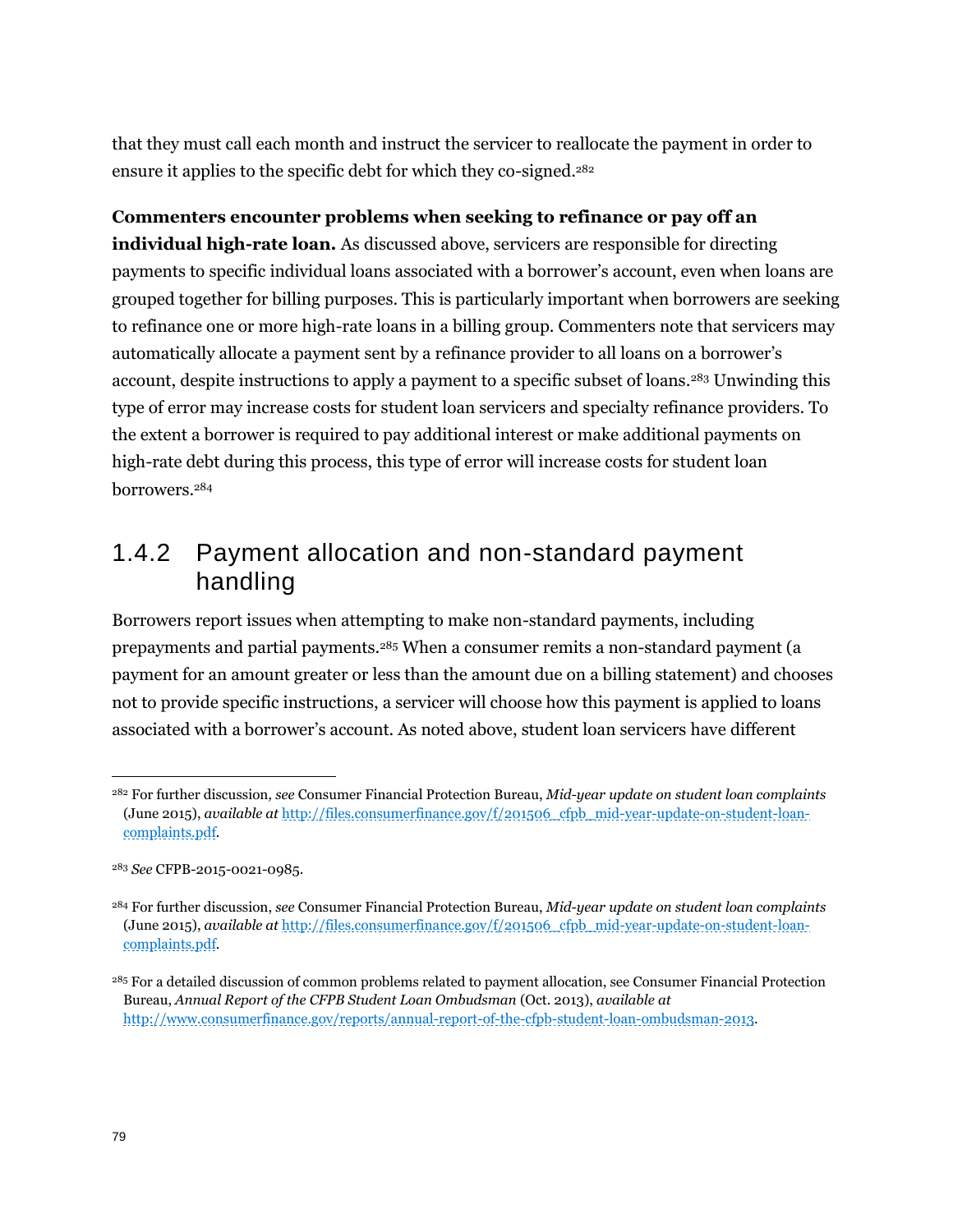that they must call each month and instruct the servicer to reallocate the payment in order to ensure it applies to the specific debt for which they co-signed.[282]

**Commenters encounter problems when seeking to refinance or pay off an individual high-rate loan.** As discussed above, servicers are responsible for directing payments to specific individual loans associated with a borrower's account, even when loans are grouped together for billing purposes. This is particularly important when borrowers are seeking to refinance one or more high-rate loans in a billing group. Commenters note that servicers may automatically allocate a payment sent by a refinance provider to all loans on a borrower's account, despite instructions to apply a payment to a specific subset of loans.[283] Unwinding this type of error may increase costs for student loan servicers and specialty refinance providers. To the extent a borrower is required to pay additional interest or make additional payments on high-rate debt during this process, this type of error will increase costs for student loan borrowers.[284]

### 1.4.2 Payment allocation and non-standard payment handling

Borrowers report issues when attempting to make non-standard payments, including prepayments and partial payments.[285] When a consumer remits a non-standard payment (a payment for an amount greater or less than the amount due on a billing statement) and chooses not to provide specific instructions, a servicer will choose how this payment is applied to loans associated with a borrower's account. As noted above, student loan servicers have different

---

[282] For further discussion, *see* Consumer Financial Protection Bureau, *Mid-year update on student loan complaints* (June 2015), *available at* http://files.consumerfinance.gov/f/201506_cfpb_mid-year-update-on-student-loan-complaints.pdf.

[283] *See* CFPB-2015-0021-0985.

[284] For further discussion, *see* Consumer Financial Protection Bureau, *Mid-year update on student loan complaints* (June 2015), *available at* http://files.consumerfinance.gov/f/201506_cfpb_mid-year-update-on-student-loan-complaints.pdf.

[285] For a detailed discussion of common problems related to payment allocation, see Consumer Financial Protection Bureau, *Annual Report of the CFPB Student Loan Ombudsman* (Oct. 2013), *available at* http://www.consumerfinance.gov/reports/annual-report-of-the-cfpb-student-loan-ombudsman-2013.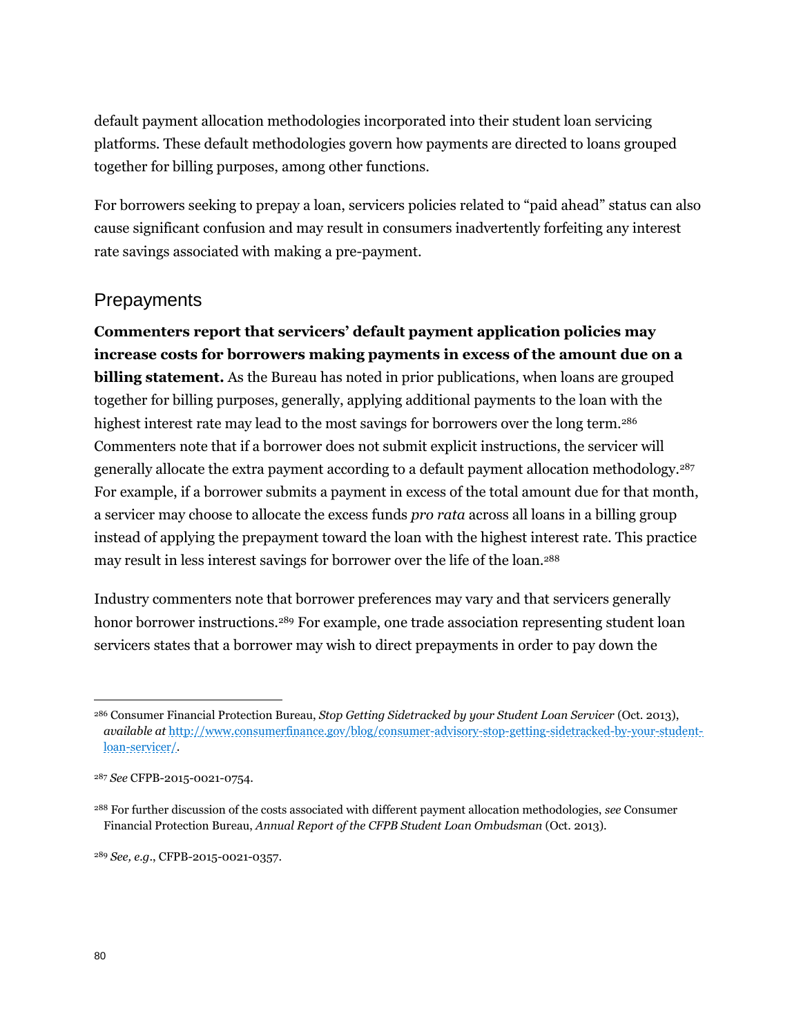default payment allocation methodologies incorporated into their student loan servicing platforms. These default methodologies govern how payments are directed to loans grouped together for billing purposes, among other functions.

For borrowers seeking to prepay a loan, servicers policies related to "paid ahead" status can also cause significant confusion and may result in consumers inadvertently forfeiting any interest rate savings associated with making a pre-payment.

## Prepayments

**Commenters report that servicers' default payment application policies may increase costs for borrowers making payments in excess of the amount due on a billing statement.** As the Bureau has noted in prior publications, when loans are grouped together for billing purposes, generally, applying additional payments to the loan with the highest interest rate may lead to the most savings for borrowers over the long term.[286] Commenters note that if a borrower does not submit explicit instructions, the servicer will generally allocate the extra payment according to a default payment allocation methodology.[287] For example, if a borrower submits a payment in excess of the total amount due for that month, a servicer may choose to allocate the excess funds *pro rata* across all loans in a billing group instead of applying the prepayment toward the loan with the highest interest rate. This practice may result in less interest savings for borrower over the life of the loan.[288]

Industry commenters note that borrower preferences may vary and that servicers generally honor borrower instructions.[289] For example, one trade association representing student loan servicers states that a borrower may wish to direct prepayments in order to pay down the

---

[286] Consumer Financial Protection Bureau, *Stop Getting Sidetracked by your Student Loan Servicer* (Oct. 2013), *available at* http://www.consumerfinance.gov/blog/consumer-advisory-stop-getting-sidetracked-by-your-student-loan-servicer/.

[287] *See* CFPB-2015-0021-0754.

[288] For further discussion of the costs associated with different payment allocation methodologies, *see* Consumer Financial Protection Bureau, *Annual Report of the CFPB Student Loan Ombudsman* (Oct. 2013).

[289] *See, e.g.*, CFPB-2015-0021-0357.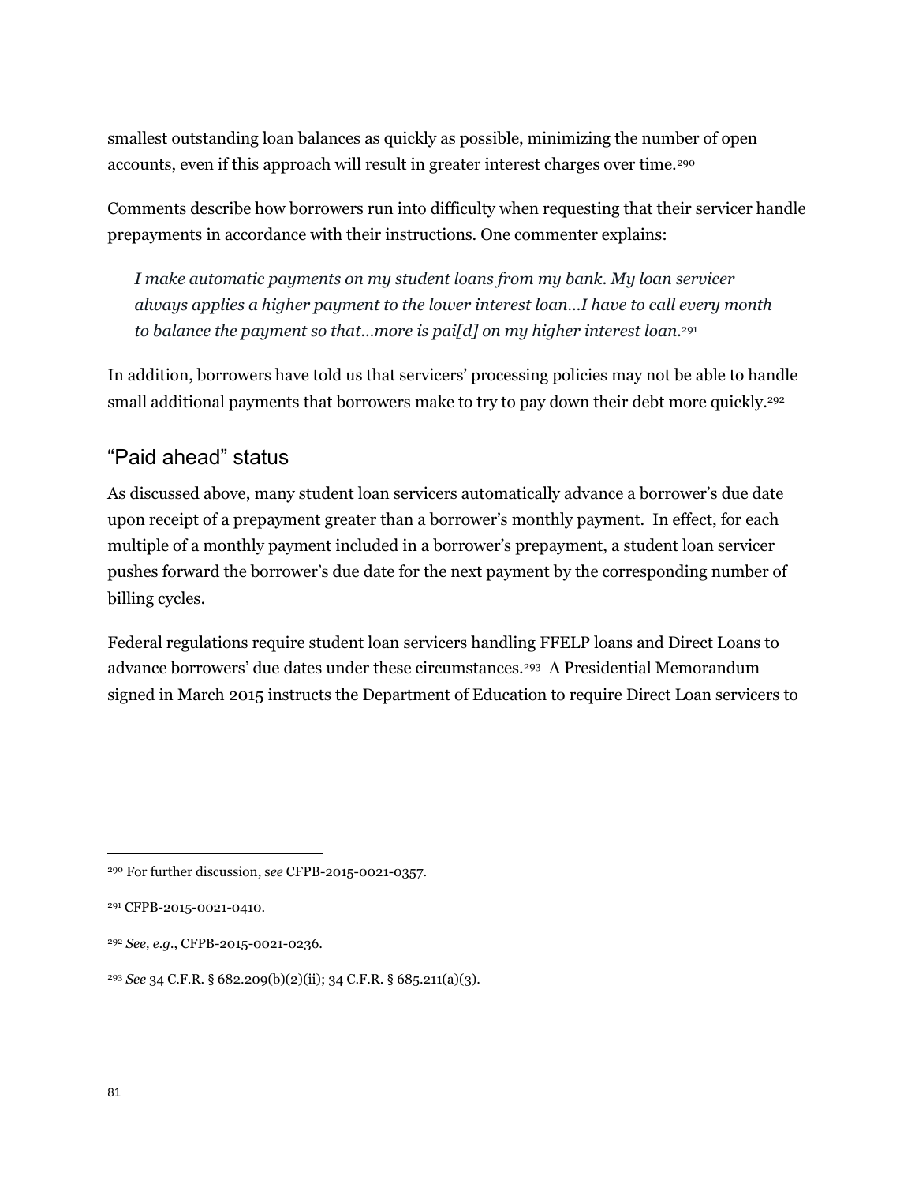smallest outstanding loan balances as quickly as possible, minimizing the number of open accounts, even if this approach will result in greater interest charges over time.[290]

Comments describe how borrowers run into difficulty when requesting that their servicer handle prepayments in accordance with their instructions. One commenter explains:

> *I make automatic payments on my student loans from my bank. My loan servicer always applies a higher payment to the lower interest loan…I have to call every month to balance the payment so that…more is pai[d] on my higher interest loan.*[291]

In addition, borrowers have told us that servicers' processing policies may not be able to handle small additional payments that borrowers make to try to pay down their debt more quickly.[292]

## "Paid ahead" status

As discussed above, many student loan servicers automatically advance a borrower's due date upon receipt of a prepayment greater than a borrower's monthly payment. In effect, for each multiple of a monthly payment included in a borrower's prepayment, a student loan servicer pushes forward the borrower's due date for the next payment by the corresponding number of billing cycles.

Federal regulations require student loan servicers handling FFELP loans and Direct Loans to advance borrowers' due dates under these circumstances.[293] A Presidential Memorandum signed in March 2015 instructs the Department of Education to require Direct Loan servicers to

---

[290] For further discussion, *see* CFPB-2015-0021-0357.

[291] CFPB-2015-0021-0410.

[292] *See, e.g.*, CFPB-2015-0021-0236.

[293] *See* 34 C.F.R. § 682.209(b)(2)(ii); 34 C.F.R. § 685.211(a)(3).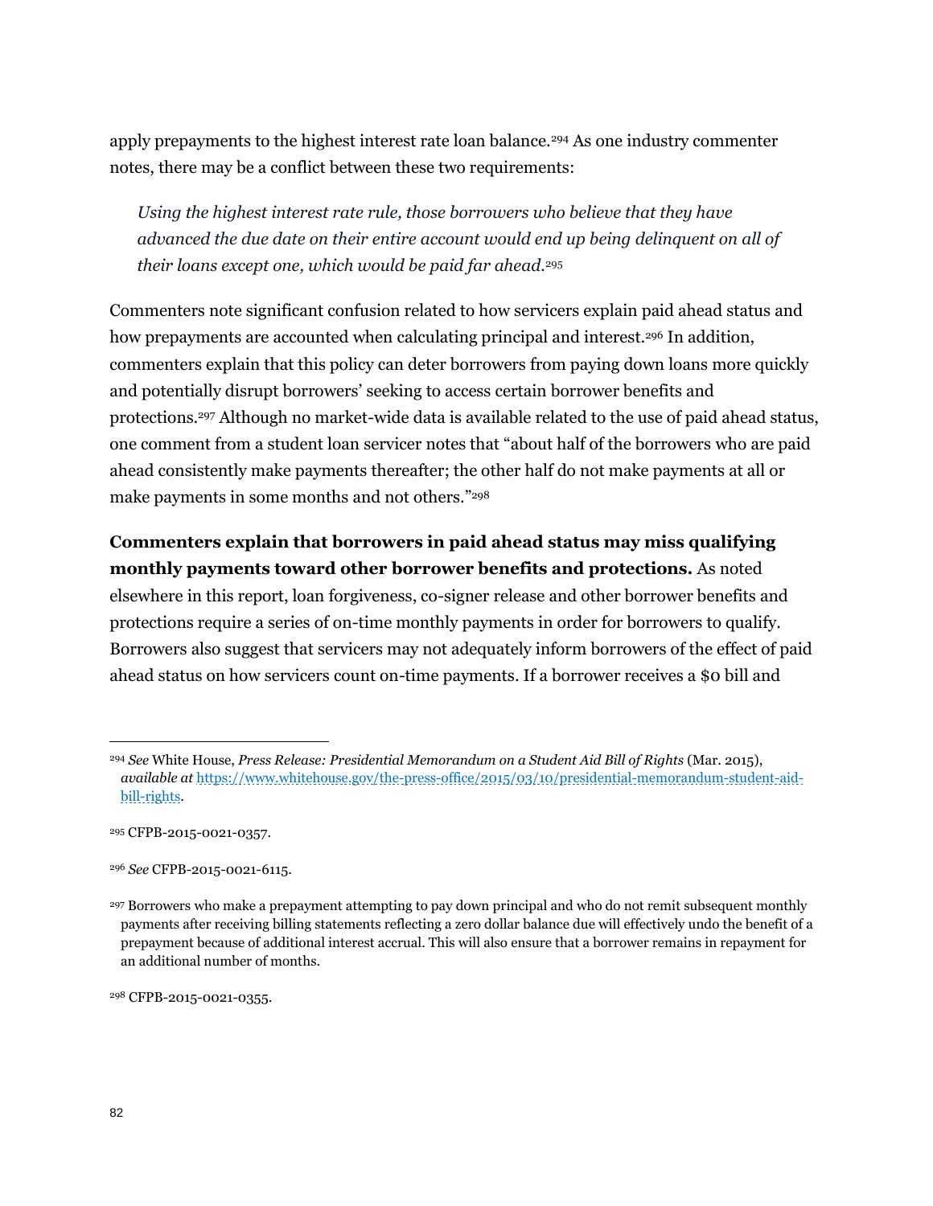apply prepayments to the highest interest rate loan balance.[294] As one industry commenter notes, there may be a conflict between these two requirements:

> *Using the highest interest rate rule, those borrowers who believe that they have advanced the due date on their entire account would end up being delinquent on all of their loans except one, which would be paid far ahead.*[295]

Commenters note significant confusion related to how servicers explain paid ahead status and how prepayments are accounted when calculating principal and interest.[296] In addition, commenters explain that this policy can deter borrowers from paying down loans more quickly and potentially disrupt borrowers' seeking to access certain borrower benefits and protections.[297] Although no market-wide data is available related to the use of paid ahead status, one comment from a student loan servicer notes that "about half of the borrowers who are paid ahead consistently make payments thereafter; the other half do not make payments at all or make payments in some months and not others."[298]

**Commenters explain that borrowers in paid ahead status may miss qualifying monthly payments toward other borrower benefits and protections.** As noted elsewhere in this report, loan forgiveness, co-signer release and other borrower benefits and protections require a series of on-time monthly payments in order for borrowers to qualify. Borrowers also suggest that servicers may not adequately inform borrowers of the effect of paid ahead status on how servicers count on-time payments. If a borrower receives a $0 bill and

---

[294] *See* White House, *Press Release: Presidential Memorandum on a Student Aid Bill of Rights* (Mar. 2015), *available at* https://www.whitehouse.gov/the-press-office/2015/03/10/presidential-memorandum-student-aid-bill-rights.

[295] CFPB-2015-0021-0357.

[296] *See* CFPB-2015-0021-6115.

[297] Borrowers who make a prepayment attempting to pay down principal and who do not remit subsequent monthly payments after receiving billing statements reflecting a zero dollar balance due will effectively undo the benefit of a prepayment because of additional interest accrual. This will also ensure that a borrower remains in repayment for an additional number of months.

[298] CFPB-2015-0021-0355.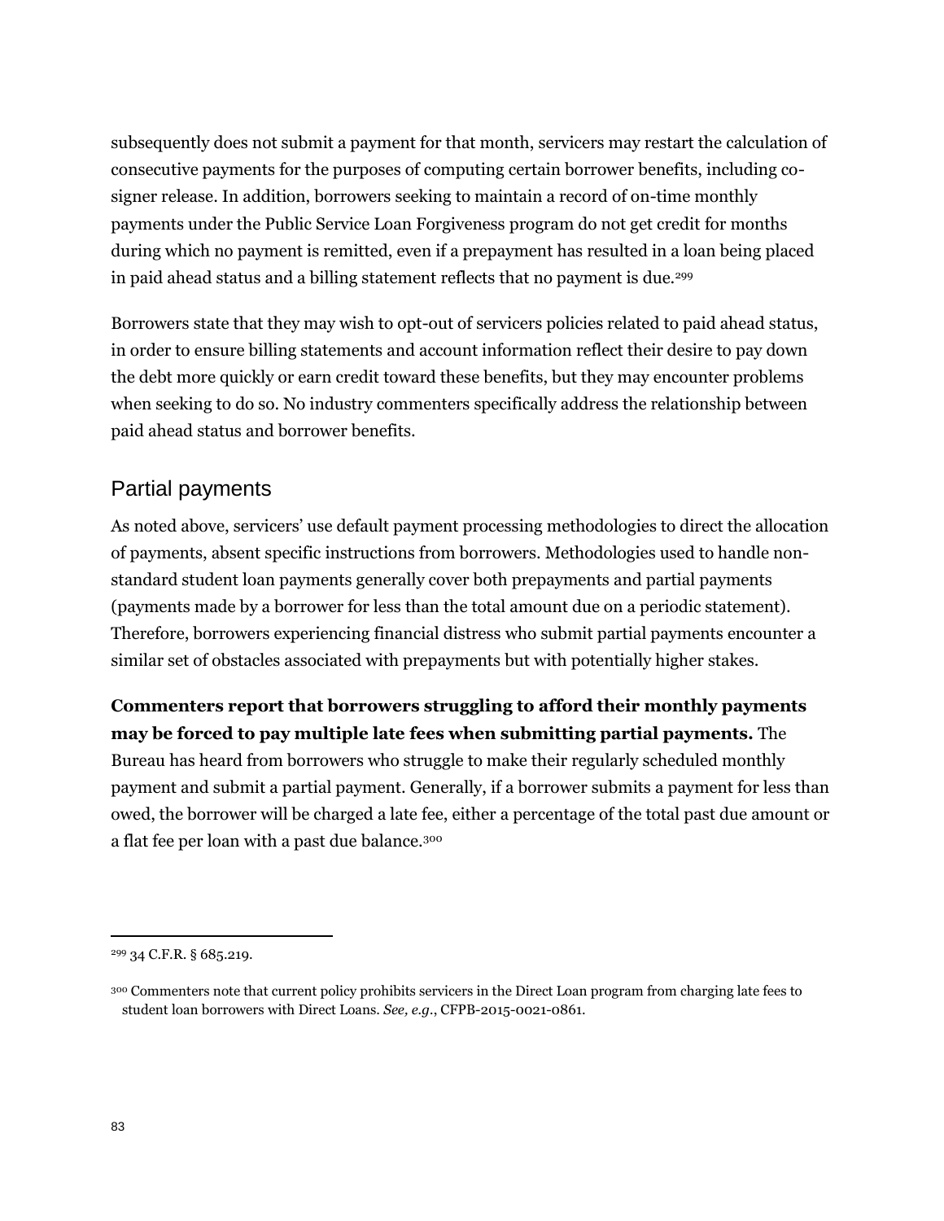subsequently does not submit a payment for that month, servicers may restart the calculation of consecutive payments for the purposes of computing certain borrower benefits, including co-signer release. In addition, borrowers seeking to maintain a record of on-time monthly payments under the Public Service Loan Forgiveness program do not get credit for months during which no payment is remitted, even if a prepayment has resulted in a loan being placed in paid ahead status and a billing statement reflects that no payment is due.[299]

Borrowers state that they may wish to opt-out of servicers policies related to paid ahead status, in order to ensure billing statements and account information reflect their desire to pay down the debt more quickly or earn credit toward these benefits, but they may encounter problems when seeking to do so. No industry commenters specifically address the relationship between paid ahead status and borrower benefits.

## Partial payments

As noted above, servicers' use default payment processing methodologies to direct the allocation of payments, absent specific instructions from borrowers. Methodologies used to handle non-standard student loan payments generally cover both prepayments and partial payments (payments made by a borrower for less than the total amount due on a periodic statement). Therefore, borrowers experiencing financial distress who submit partial payments encounter a similar set of obstacles associated with prepayments but with potentially higher stakes.

**Commenters report that borrowers struggling to afford their monthly payments may be forced to pay multiple late fees when submitting partial payments.** The Bureau has heard from borrowers who struggle to make their regularly scheduled monthly payment and submit a partial payment. Generally, if a borrower submits a payment for less than owed, the borrower will be charged a late fee, either a percentage of the total past due amount or a flat fee per loan with a past due balance.[300]

---

[299] 34 C.F.R. § 685.219.

[300] Commenters note that current policy prohibits servicers in the Direct Loan program from charging late fees to student loan borrowers with Direct Loans. *See, e.g.*, CFPB-2015-0021-0861.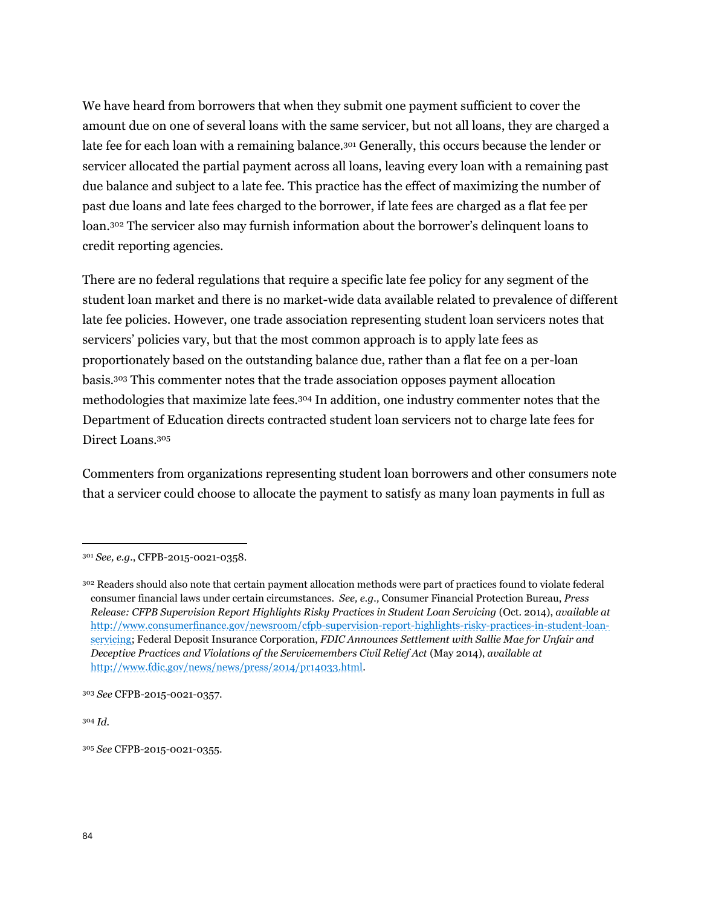We have heard from borrowers that when they submit one payment sufficient to cover the amount due on one of several loans with the same servicer, but not all loans, they are charged a late fee for each loan with a remaining balance.[301] Generally, this occurs because the lender or servicer allocated the partial payment across all loans, leaving every loan with a remaining past due balance and subject to a late fee. This practice has the effect of maximizing the number of past due loans and late fees charged to the borrower, if late fees are charged as a flat fee per loan.[302] The servicer also may furnish information about the borrower's delinquent loans to credit reporting agencies.

There are no federal regulations that require a specific late fee policy for any segment of the student loan market and there is no market-wide data available related to prevalence of different late fee policies. However, one trade association representing student loan servicers notes that servicers' policies vary, but that the most common approach is to apply late fees as proportionately based on the outstanding balance due, rather than a flat fee on a per-loan basis.[303] This commenter notes that the trade association opposes payment allocation methodologies that maximize late fees.[304] In addition, one industry commenter notes that the Department of Education directs contracted student loan servicers not to charge late fees for Direct Loans.[305]

Commenters from organizations representing student loan borrowers and other consumers note that a servicer could choose to allocate the payment to satisfy as many loan payments in full as

---

[301] *See, e.g.*, CFPB-2015-0021-0358.

[302] Readers should also note that certain payment allocation methods were part of practices found to violate federal consumer financial laws under certain circumstances. *See, e.g.*, Consumer Financial Protection Bureau, *Press Release: CFPB Supervision Report Highlights Risky Practices in Student Loan Servicing* (Oct. 2014), *available at* http://www.consumerfinance.gov/newsroom/cfpb-supervision-report-highlights-risky-practices-in-student-loan-servicing; Federal Deposit Insurance Corporation, *FDIC Announces Settlement with Sallie Mae for Unfair and Deceptive Practices and Violations of the Servicemembers Civil Relief Act* (May 2014), *available at* http://www.fdic.gov/news/news/press/2014/pr14033.html.

[303] *See* CFPB-2015-0021-0357.

[304] *Id.*

[305] *See* CFPB-2015-0021-0355.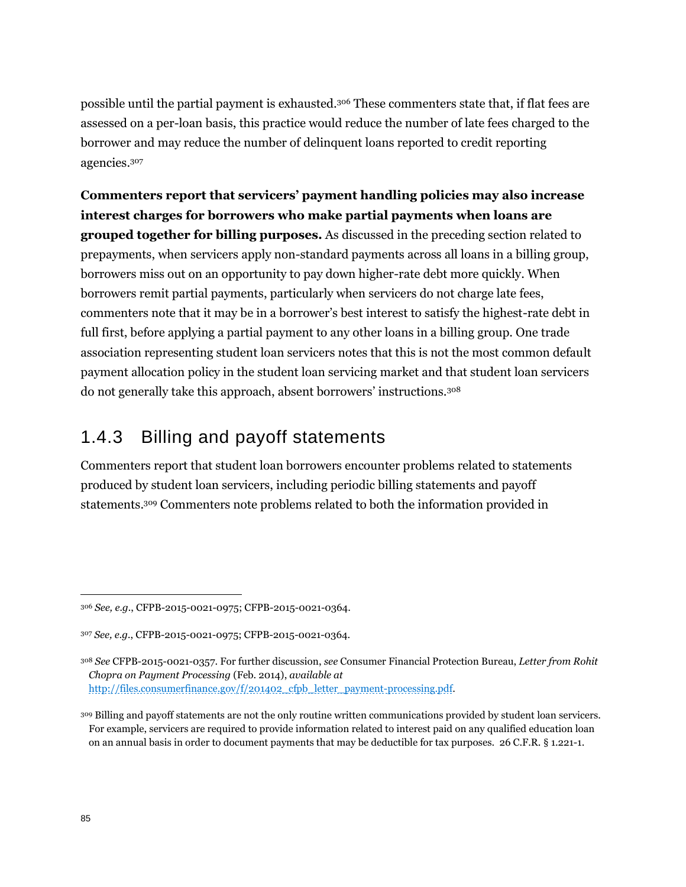possible until the partial payment is exhausted.[306] These commenters state that, if flat fees are assessed on a per-loan basis, this practice would reduce the number of late fees charged to the borrower and may reduce the number of delinquent loans reported to credit reporting agencies.[307]

**Commenters report that servicers' payment handling policies may also increase interest charges for borrowers who make partial payments when loans are grouped together for billing purposes.** As discussed in the preceding section related to prepayments, when servicers apply non-standard payments across all loans in a billing group, borrowers miss out on an opportunity to pay down higher-rate debt more quickly. When borrowers remit partial payments, particularly when servicers do not charge late fees, commenters note that it may be in a borrower's best interest to satisfy the highest-rate debt in full first, before applying a partial payment to any other loans in a billing group. One trade association representing student loan servicers notes that this is not the most common default payment allocation policy in the student loan servicing market and that student loan servicers do not generally take this approach, absent borrowers' instructions.[308]

### 1.4.3 Billing and payoff statements

Commenters report that student loan borrowers encounter problems related to statements produced by student loan servicers, including periodic billing statements and payoff statements.[309] Commenters note problems related to both the information provided in

---

[306] *See, e.g.*, CFPB-2015-0021-0975; CFPB-2015-0021-0364.

[307] *See, e.g.*, CFPB-2015-0021-0975; CFPB-2015-0021-0364.

[308] *See* CFPB-2015-0021-0357. For further discussion, *see* Consumer Financial Protection Bureau, *Letter from Rohit Chopra on Payment Processing* (Feb. 2014), *available at* http://files.consumerfinance.gov/f/201402_cfpb_letter_payment-processing.pdf.

[309] Billing and payoff statements are not the only routine written communications provided by student loan servicers. For example, servicers are required to provide information related to interest paid on any qualified education loan on an annual basis in order to document payments that may be deductible for tax purposes. 26 C.F.R. § 1.221-1.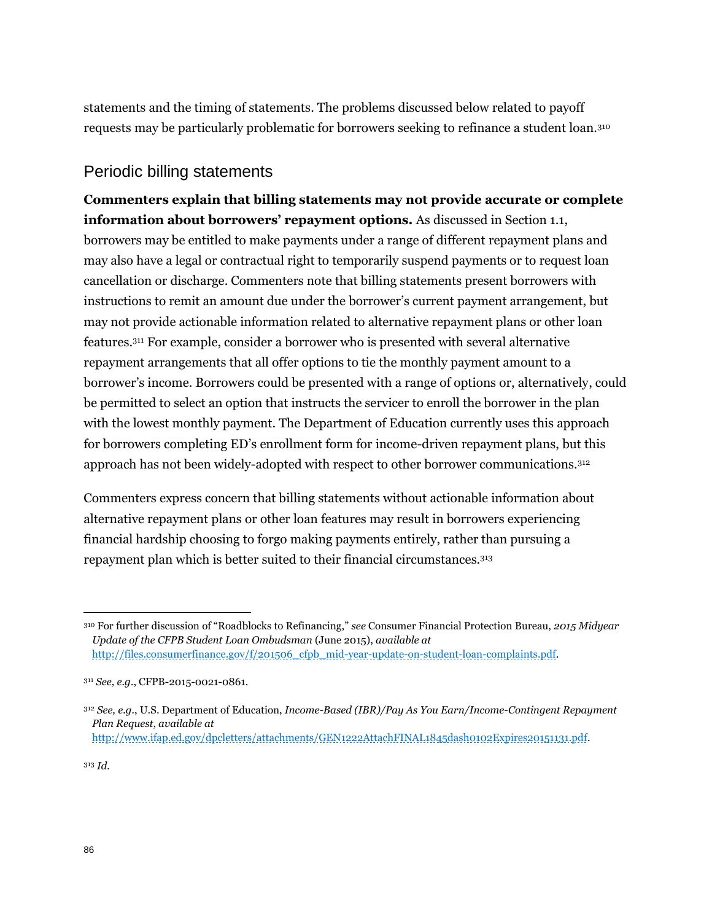statements and the timing of statements. The problems discussed below related to payoff requests may be particularly problematic for borrowers seeking to refinance a student loan.[310]

## Periodic billing statements

**Commenters explain that billing statements may not provide accurate or complete information about borrowers' repayment options.** As discussed in Section 1.1, borrowers may be entitled to make payments under a range of different repayment plans and may also have a legal or contractual right to temporarily suspend payments or to request loan cancellation or discharge. Commenters note that billing statements present borrowers with instructions to remit an amount due under the borrower's current payment arrangement, but may not provide actionable information related to alternative repayment plans or other loan features.[311] For example, consider a borrower who is presented with several alternative repayment arrangements that all offer options to tie the monthly payment amount to a borrower's income. Borrowers could be presented with a range of options or, alternatively, could be permitted to select an option that instructs the servicer to enroll the borrower in the plan with the lowest monthly payment. The Department of Education currently uses this approach for borrowers completing ED's enrollment form for income-driven repayment plans, but this approach has not been widely-adopted with respect to other borrower communications.[312]

Commenters express concern that billing statements without actionable information about alternative repayment plans or other loan features may result in borrowers experiencing financial hardship choosing to forgo making payments entirely, rather than pursuing a repayment plan which is better suited to their financial circumstances.[313]

---

[310] For further discussion of "Roadblocks to Refinancing," *see* Consumer Financial Protection Bureau, *2015 Midyear Update of the CFPB Student Loan Ombudsman* (June 2015), *available at* http://files.consumerfinance.gov/f/201506_cfpb_mid-year-update-on-student-loan-complaints.pdf.

[311] *See, e.g.*, CFPB-2015-0021-0861.

[312] *See, e.g.*, U.S. Department of Education, *Income-Based (IBR)/Pay As You Earn/Income-Contingent Repayment Plan Request*, *available at* http://www.ifap.ed.gov/dpcletters/attachments/GEN1222AttachFINAL1845dash0102Expires20151131.pdf.

[313] *Id.*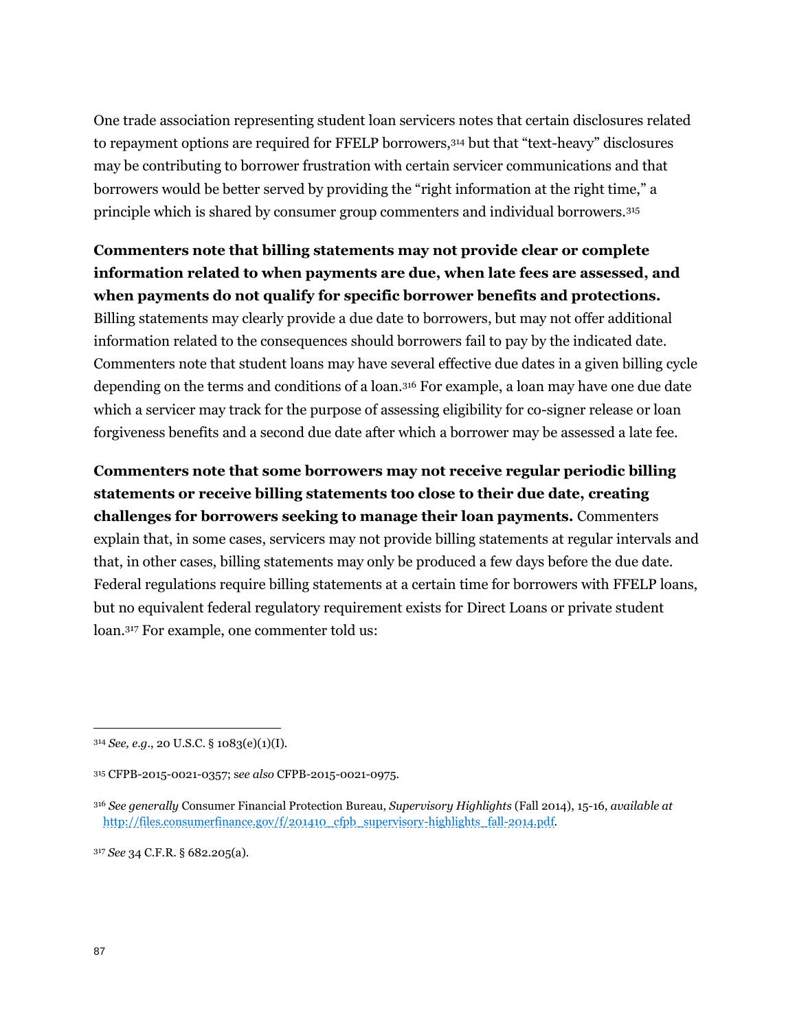One trade association representing student loan servicers notes that certain disclosures related to repayment options are required for FFELP borrowers,[314] but that "text-heavy" disclosures may be contributing to borrower frustration with certain servicer communications and that borrowers would be better served by providing the "right information at the right time," a principle which is shared by consumer group commenters and individual borrowers.[315]

**Commenters note that billing statements may not provide clear or complete information related to when payments are due, when late fees are assessed, and when payments do not qualify for specific borrower benefits and protections.** Billing statements may clearly provide a due date to borrowers, but may not offer additional information related to the consequences should borrowers fail to pay by the indicated date. Commenters note that student loans may have several effective due dates in a given billing cycle depending on the terms and conditions of a loan.[316] For example, a loan may have one due date which a servicer may track for the purpose of assessing eligibility for co-signer release or loan forgiveness benefits and a second due date after which a borrower may be assessed a late fee.

**Commenters note that some borrowers may not receive regular periodic billing statements or receive billing statements too close to their due date, creating challenges for borrowers seeking to manage their loan payments.** Commenters explain that, in some cases, servicers may not provide billing statements at regular intervals and that, in other cases, billing statements may only be produced a few days before the due date. Federal regulations require billing statements at a certain time for borrowers with FFELP loans, but no equivalent federal regulatory requirement exists for Direct Loans or private student loan.[317] For example, one commenter told us:

---

[314] *See, e.g.*, 20 U.S.C. § 1083(e)(1)(I).

[315] CFPB-2015-0021-0357; s*ee also* CFPB-2015-0021-0975.

[316] *See generally* Consumer Financial Protection Bureau, *Supervisory Highlights* (Fall 2014), 15-16, *available at* http://files.consumerfinance.gov/f/201410_cfpb_supervisory-highlights_fall-2014.pdf.

[317] *See* 34 C.F.R. § 682.205(a).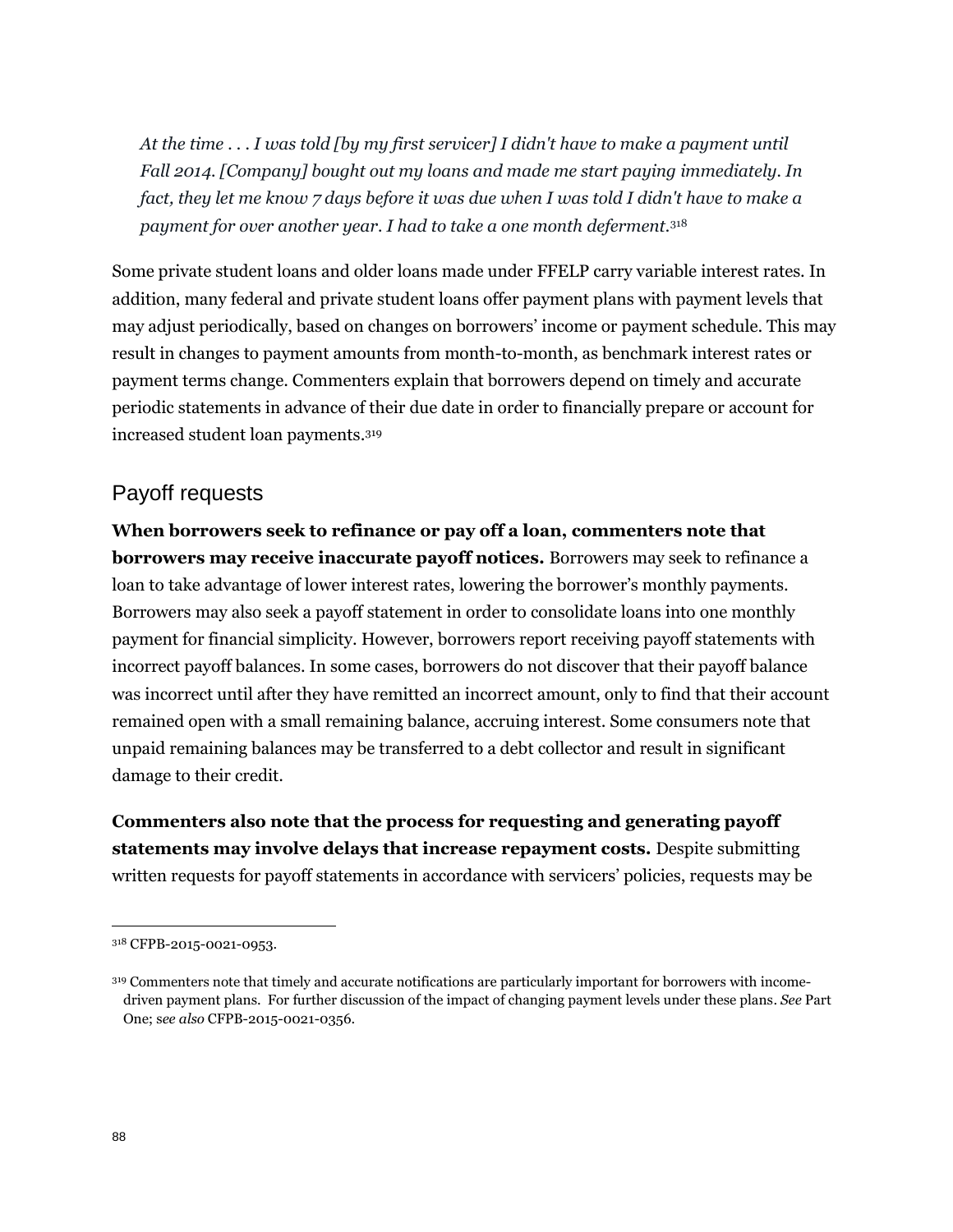*At the time . . . I was told [by my first servicer] I didn't have to make a payment until Fall 2014. [Company] bought out my loans and made me start paying immediately. In fact, they let me know 7 days before it was due when I was told I didn't have to make a payment for over another year. I had to take a one month deferment.*[318]

Some private student loans and older loans made under FFELP carry variable interest rates. In addition, many federal and private student loans offer payment plans with payment levels that may adjust periodically, based on changes on borrowers' income or payment schedule. This may result in changes to payment amounts from month-to-month, as benchmark interest rates or payment terms change. Commenters explain that borrowers depend on timely and accurate periodic statements in advance of their due date in order to financially prepare or account for increased student loan payments.[319]

## Payoff requests

**When borrowers seek to refinance or pay off a loan, commenters note that borrowers may receive inaccurate payoff notices.** Borrowers may seek to refinance a loan to take advantage of lower interest rates, lowering the borrower's monthly payments. Borrowers may also seek a payoff statement in order to consolidate loans into one monthly payment for financial simplicity. However, borrowers report receiving payoff statements with incorrect payoff balances. In some cases, borrowers do not discover that their payoff balance was incorrect until after they have remitted an incorrect amount, only to find that their account remained open with a small remaining balance, accruing interest. Some consumers note that unpaid remaining balances may be transferred to a debt collector and result in significant damage to their credit.

**Commenters also note that the process for requesting and generating payoff statements may involve delays that increase repayment costs.** Despite submitting written requests for payoff statements in accordance with servicers' policies, requests may be

---

[318] CFPB-2015-0021-0953.

[319] Commenters note that timely and accurate notifications are particularly important for borrowers with income-driven payment plans. For further discussion of the impact of changing payment levels under these plans. *See* Part One; *see also* CFPB-2015-0021-0356.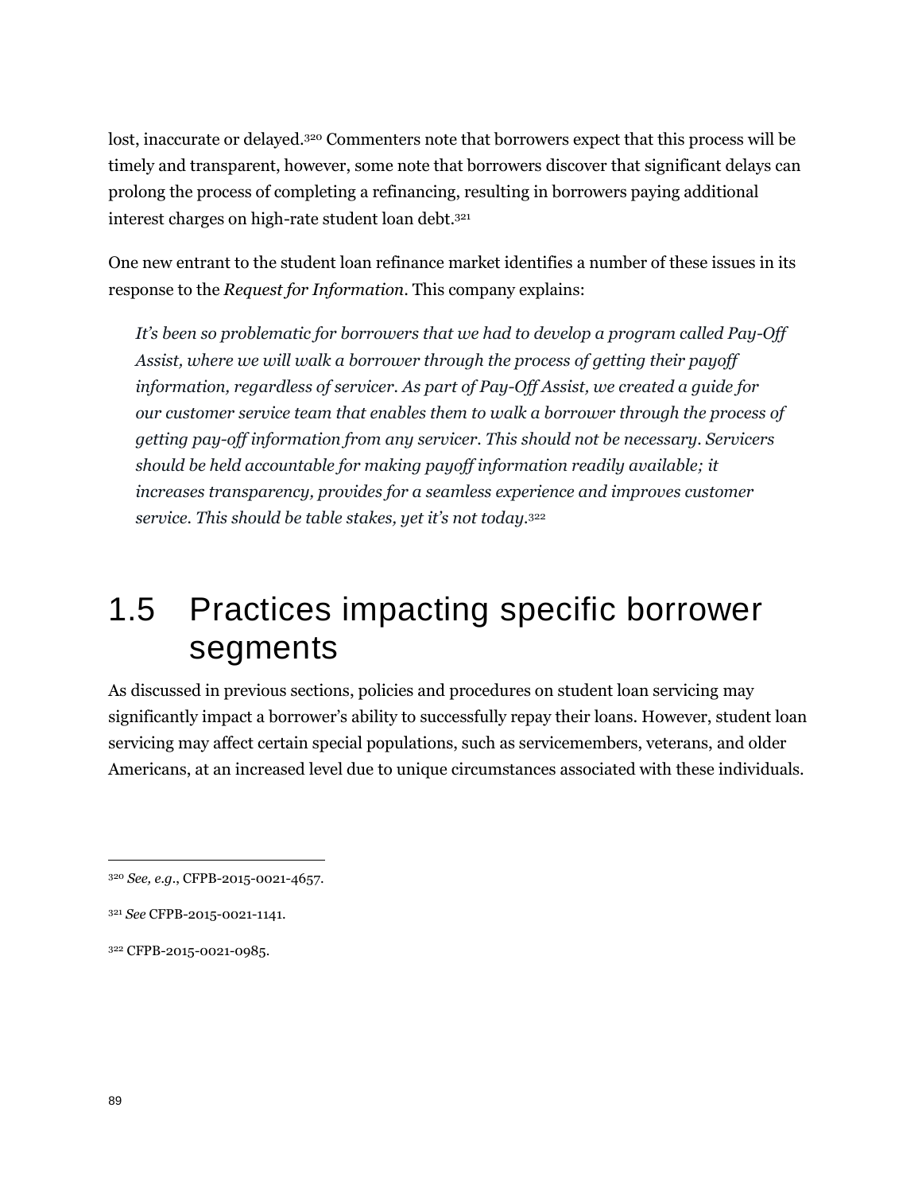lost, inaccurate or delayed.[320] Commenters note that borrowers expect that this process will be timely and transparent, however, some note that borrowers discover that significant delays can prolong the process of completing a refinancing, resulting in borrowers paying additional interest charges on high-rate student loan debt.[321]

One new entrant to the student loan refinance market identifies a number of these issues in its response to the *Request for Information*. This company explains:

> *It's been so problematic for borrowers that we had to develop a program called Pay-Off Assist, where we will walk a borrower through the process of getting their payoff information, regardless of servicer. As part of Pay-Off Assist, we created a guide for our customer service team that enables them to walk a borrower through the process of getting pay-off information from any servicer. This should not be necessary. Servicers should be held accountable for making payoff information readily available; it increases transparency, provides for a seamless experience and improves customer service. This should be table stakes, yet it's not today.*[322]

## 1.5 Practices impacting specific borrower segments

As discussed in previous sections, policies and procedures on student loan servicing may significantly impact a borrower's ability to successfully repay their loans. However, student loan servicing may affect certain special populations, such as servicemembers, veterans, and older Americans, at an increased level due to unique circumstances associated with these individuals.

---

[320] *See, e.g.*, CFPB-2015-0021-4657.

[321] *See* CFPB-2015-0021-1141.

[322] CFPB-2015-0021-0985.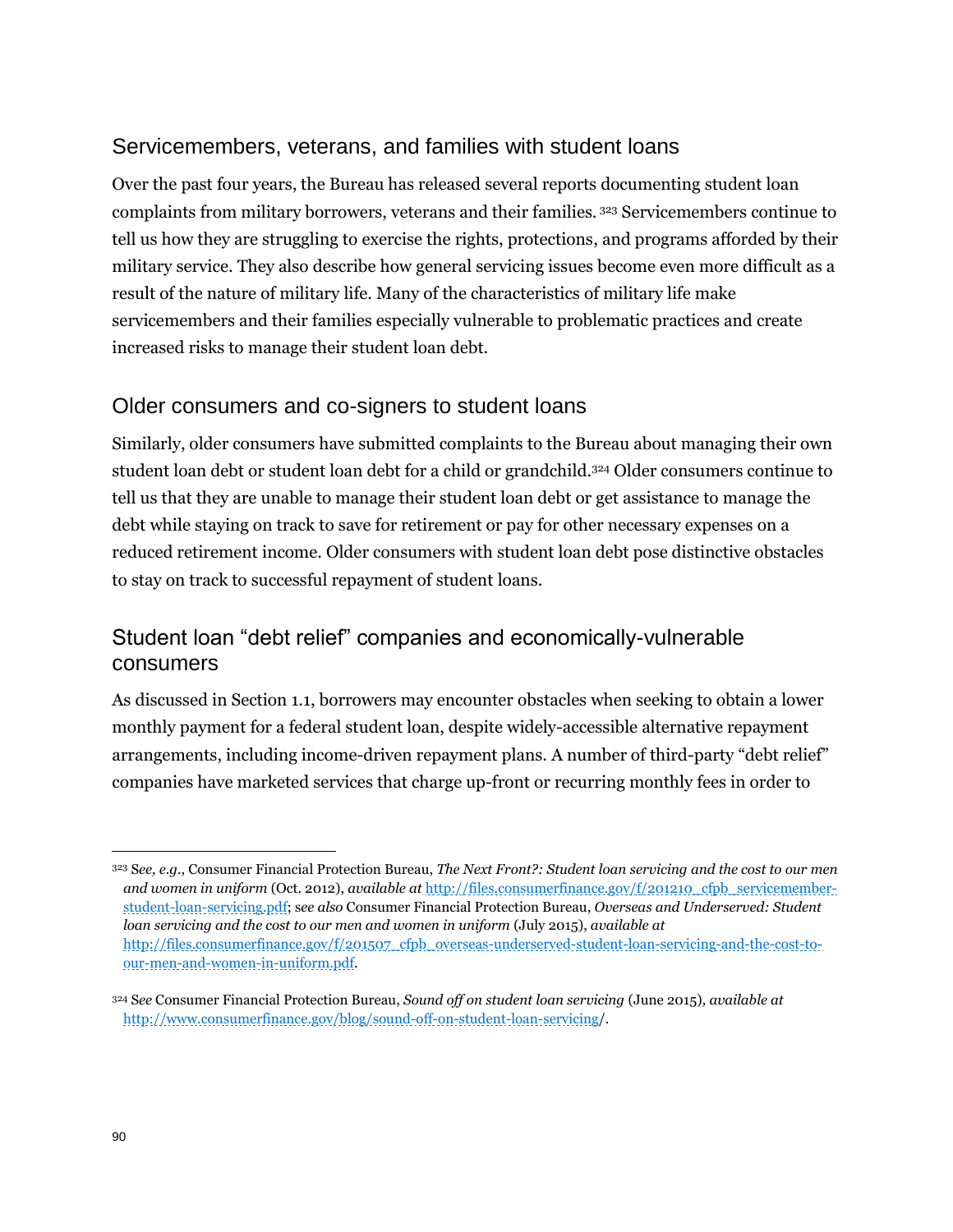## Servicemembers, veterans, and families with student loans

Over the past four years, the Bureau has released several reports documenting student loan complaints from military borrowers, veterans and their families. [323] Servicemembers continue to tell us how they are struggling to exercise the rights, protections, and programs afforded by their military service. They also describe how general servicing issues become even more difficult as a result of the nature of military life. Many of the characteristics of military life make servicemembers and their families especially vulnerable to problematic practices and create increased risks to manage their student loan debt.

## Older consumers and co-signers to student loans

Similarly, older consumers have submitted complaints to the Bureau about managing their own student loan debt or student loan debt for a child or grandchild.[324] Older consumers continue to tell us that they are unable to manage their student loan debt or get assistance to manage the debt while staying on track to save for retirement or pay for other necessary expenses on a reduced retirement income. Older consumers with student loan debt pose distinctive obstacles to stay on track to successful repayment of student loans.

## Student loan "debt relief" companies and economically-vulnerable consumers

As discussed in Section 1.1, borrowers may encounter obstacles when seeking to obtain a lower monthly payment for a federal student loan, despite widely-accessible alternative repayment arrangements, including income-driven repayment plans. A number of third-party "debt relief" companies have marketed services that charge up-front or recurring monthly fees in order to

---

[323] S*ee, e.g.*, Consumer Financial Protection Bureau, *The Next Front?: Student loan servicing and the cost to our men and women in uniform* (Oct. 2012), *available at* http://files.consumerfinance.gov/f/201210_cfpb_servicemember-student-loan-servicing.pdf; s*ee also* Consumer Financial Protection Bureau, *Overseas and Underserved: Student loan servicing and the cost to our men and women in uniform* (July 2015), *available at* http://files.consumerfinance.gov/f/201507_cfpb_overseas-underserved-student-loan-servicing-and-the-cost-to-our-men-and-women-in-uniform.pdf.

[324] S*ee* Consumer Financial Protection Bureau, *Sound off on student loan servicing* (June 2015)*, available at* http://www.consumerfinance.gov/blog/sound-off-on-student-loan-servicing/.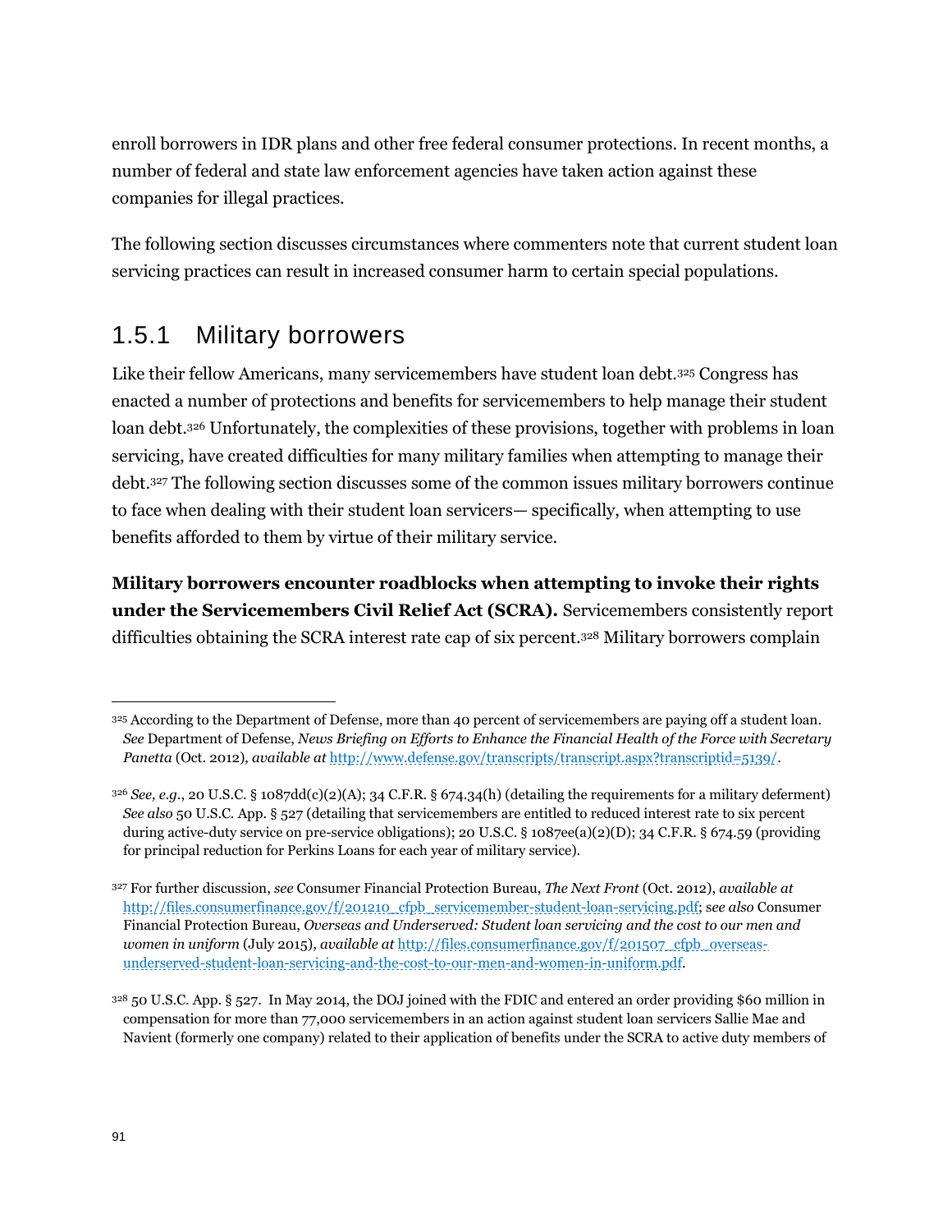enroll borrowers in IDR plans and other free federal consumer protections. In recent months, a number of federal and state law enforcement agencies have taken action against these companies for illegal practices.

The following section discusses circumstances where commenters note that current student loan servicing practices can result in increased consumer harm to certain special populations.

## 1.5.1 Military borrowers

Like their fellow Americans, many servicemembers have student loan debt.[325] Congress has enacted a number of protections and benefits for servicemembers to help manage their student loan debt.[326] Unfortunately, the complexities of these provisions, together with problems in loan servicing, have created difficulties for many military families when attempting to manage their debt.[327] The following section discusses some of the common issues military borrowers continue to face when dealing with their student loan servicers— specifically, when attempting to use benefits afforded to them by virtue of their military service.

**Military borrowers encounter roadblocks when attempting to invoke their rights under the Servicemembers Civil Relief Act (SCRA).** Servicemembers consistently report difficulties obtaining the SCRA interest rate cap of six percent.[328] Military borrowers complain

---

[325] According to the Department of Defense, more than 40 percent of servicemembers are paying off a student loan. *See* Department of Defense, *News Briefing on Efforts to Enhance the Financial Health of the Force with Secretary Panetta* (Oct. 2012)*, available at* http://www.defense.gov/transcripts/transcript.aspx?transcriptid=5139/.

[326] *See, e.g.*, 20 U.S.C. § 1087dd(c)(2)(A); 34 C.F.R. § 674.34(h) (detailing the requirements for a military deferment) *See also* 50 U.S.C. App. § 527 (detailing that servicemembers are entitled to reduced interest rate to six percent during active-duty service on pre-service obligations); 20 U.S.C. § 1087ee(a)(2)(D); 34 C.F.R. § 674.59 (providing for principal reduction for Perkins Loans for each year of military service).

[327] For further discussion, *see* Consumer Financial Protection Bureau, *The Next Front* (Oct. 2012), *available at* http://files.consumerfinance.gov/f/201210_cfpb_servicemember-student-loan-servicing.pdf; *see also* Consumer Financial Protection Bureau, *Overseas and Underserved: Student loan servicing and the cost to our men and women in uniform* (July 2015), *available at* http://files.consumerfinance.gov/f/201507_cfpb_overseas-underserved-student-loan-servicing-and-the-cost-to-our-men-and-women-in-uniform.pdf.

[328] 50 U.S.C. App. § 527. In May 2014, the DOJ joined with the FDIC and entered an order providing $60 million in compensation for more than 77,000 servicemembers in an action against student loan servicers Sallie Mae and Navient (formerly one company) related to their application of benefits under the SCRA to active duty members of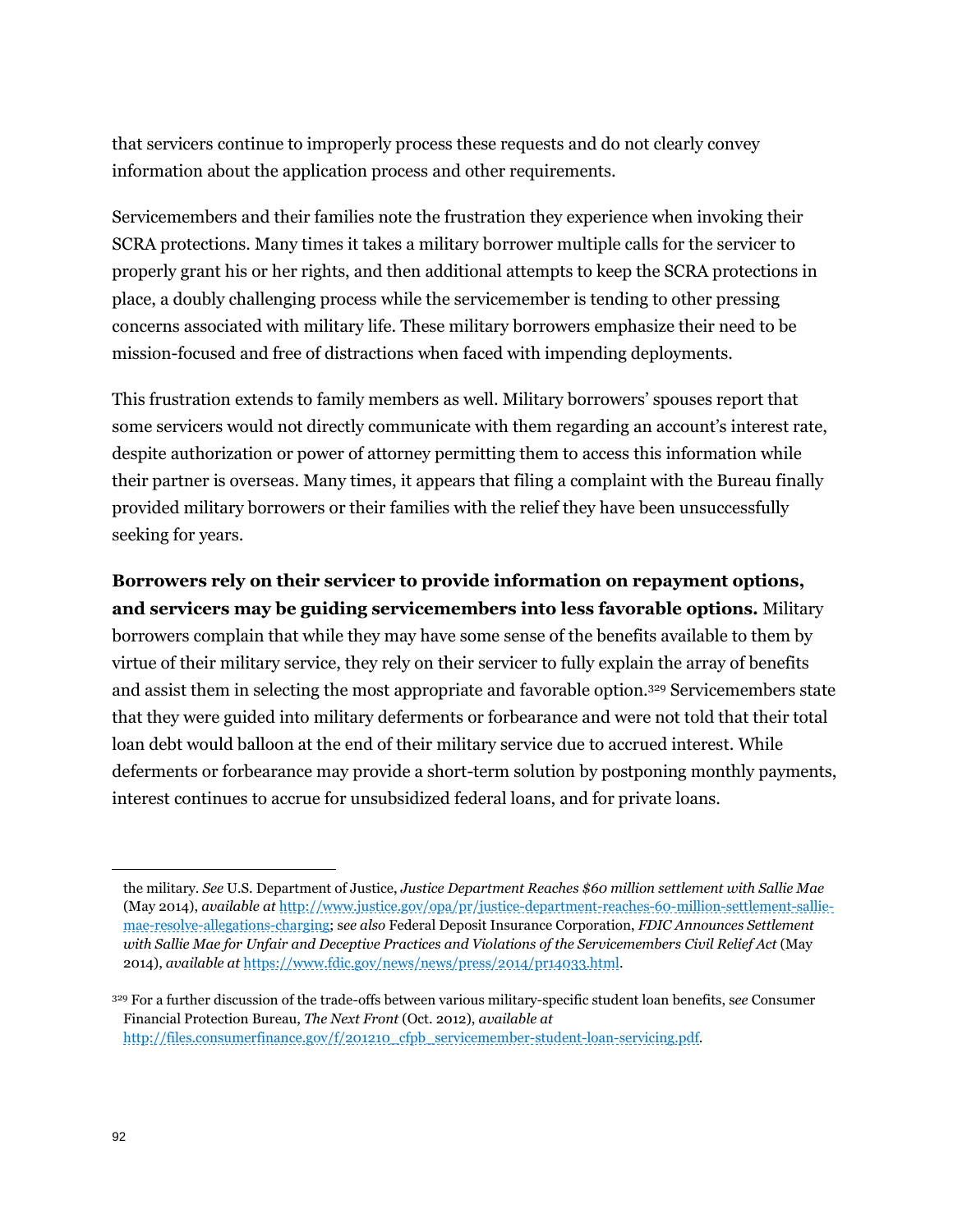that servicers continue to improperly process these requests and do not clearly convey information about the application process and other requirements.

Servicemembers and their families note the frustration they experience when invoking their SCRA protections. Many times it takes a military borrower multiple calls for the servicer to properly grant his or her rights, and then additional attempts to keep the SCRA protections in place, a doubly challenging process while the servicemember is tending to other pressing concerns associated with military life. These military borrowers emphasize their need to be mission-focused and free of distractions when faced with impending deployments.

This frustration extends to family members as well. Military borrowers' spouses report that some servicers would not directly communicate with them regarding an account's interest rate, despite authorization or power of attorney permitting them to access this information while their partner is overseas. Many times, it appears that filing a complaint with the Bureau finally provided military borrowers or their families with the relief they have been unsuccessfully seeking for years.

**Borrowers rely on their servicer to provide information on repayment options, and servicers may be guiding servicemembers into less favorable options.** Military borrowers complain that while they may have some sense of the benefits available to them by virtue of their military service, they rely on their servicer to fully explain the array of benefits and assist them in selecting the most appropriate and favorable option.[329] Servicemembers state that they were guided into military deferments or forbearance and were not told that their total loan debt would balloon at the end of their military service due to accrued interest. While deferments or forbearance may provide a short-term solution by postponing monthly payments, interest continues to accrue for unsubsidized federal loans, and for private loans.

---

the military. *See* U.S. Department of Justice, *Justice Department Reaches $60 million settlement with Sallie Mae* (May 2014), *available at* http://www.justice.gov/opa/pr/justice-department-reaches-60-million-settlement-sallie-mae-resolve-allegations-charging; *see also* Federal Deposit Insurance Corporation, *FDIC Announces Settlement with Sallie Mae for Unfair and Deceptive Practices and Violations of the Servicemembers Civil Relief Act* (May 2014), *available at* https://www.fdic.gov/news/news/press/2014/pr14033.html.

[329] For a further discussion of the trade-offs between various military-specific student loan benefits, *see* Consumer Financial Protection Bureau, *The Next Front* (Oct. 2012), *available at* http://files.consumerfinance.gov/f/201210_cfpb_servicemember-student-loan-servicing.pdf.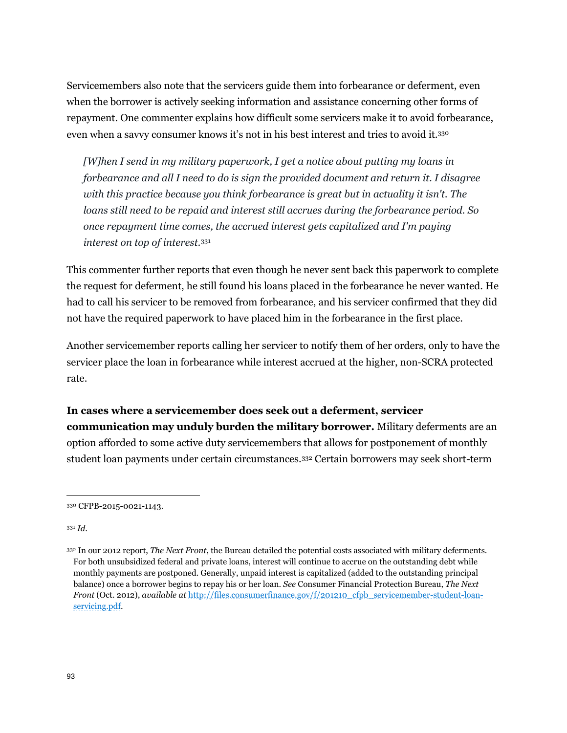Servicemembers also note that the servicers guide them into forbearance or deferment, even when the borrower is actively seeking information and assistance concerning other forms of repayment. One commenter explains how difficult some servicers make it to avoid forbearance, even when a savvy consumer knows it's not in his best interest and tries to avoid it.[330]

> *[W]hen I send in my military paperwork, I get a notice about putting my loans in forbearance and all I need to do is sign the provided document and return it. I disagree with this practice because you think forbearance is great but in actuality it isn't. The loans still need to be repaid and interest still accrues during the forbearance period. So once repayment time comes, the accrued interest gets capitalized and I'm paying interest on top of interest.*[331]

This commenter further reports that even though he never sent back this paperwork to complete the request for deferment, he still found his loans placed in the forbearance he never wanted. He had to call his servicer to be removed from forbearance, and his servicer confirmed that they did not have the required paperwork to have placed him in the forbearance in the first place.

Another servicemember reports calling her servicer to notify them of her orders, only to have the servicer place the loan in forbearance while interest accrued at the higher, non-SCRA protected rate.

**In cases where a servicemember does seek out a deferment, servicer communication may unduly burden the military borrower.** Military deferments are an option afforded to some active duty servicemembers that allows for postponement of monthly student loan payments under certain circumstances.[332] Certain borrowers may seek short-term

---

[330] CFPB-2015-0021-1143.

[331] *Id.*

[332] In our 2012 report, *The Next Front*, the Bureau detailed the potential costs associated with military deferments. For both unsubsidized federal and private loans, interest will continue to accrue on the outstanding debt while monthly payments are postponed. Generally, unpaid interest is capitalized (added to the outstanding principal balance) once a borrower begins to repay his or her loan. *See* Consumer Financial Protection Bureau, *The Next Front* (Oct. 2012), *available at* http://files.consumerfinance.gov/f/201210_cfpb_servicemember-student-loan-servicing.pdf.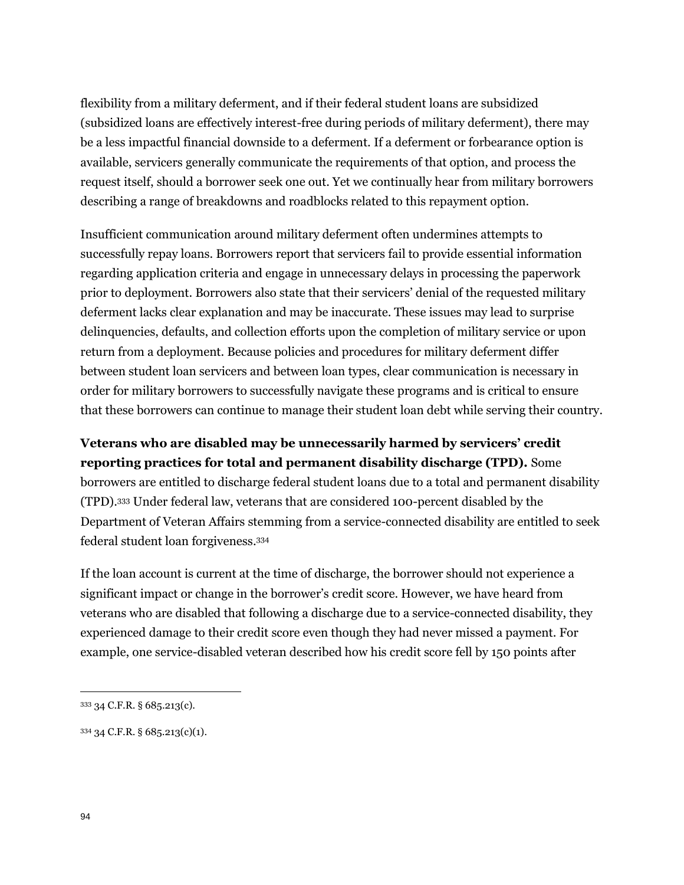flexibility from a military deferment, and if their federal student loans are subsidized (subsidized loans are effectively interest-free during periods of military deferment), there may be a less impactful financial downside to a deferment. If a deferment or forbearance option is available, servicers generally communicate the requirements of that option, and process the request itself, should a borrower seek one out. Yet we continually hear from military borrowers describing a range of breakdowns and roadblocks related to this repayment option.

Insufficient communication around military deferment often undermines attempts to successfully repay loans. Borrowers report that servicers fail to provide essential information regarding application criteria and engage in unnecessary delays in processing the paperwork prior to deployment. Borrowers also state that their servicers' denial of the requested military deferment lacks clear explanation and may be inaccurate. These issues may lead to surprise delinquencies, defaults, and collection efforts upon the completion of military service or upon return from a deployment. Because policies and procedures for military deferment differ between student loan servicers and between loan types, clear communication is necessary in order for military borrowers to successfully navigate these programs and is critical to ensure that these borrowers can continue to manage their student loan debt while serving their country.

**Veterans who are disabled may be unnecessarily harmed by servicers' credit reporting practices for total and permanent disability discharge (TPD).** Some borrowers are entitled to discharge federal student loans due to a total and permanent disability (TPD).[333] Under federal law, veterans that are considered 100-percent disabled by the Department of Veteran Affairs stemming from a service-connected disability are entitled to seek federal student loan forgiveness.[334]

If the loan account is current at the time of discharge, the borrower should not experience a significant impact or change in the borrower's credit score. However, we have heard from veterans who are disabled that following a discharge due to a service-connected disability, they experienced damage to their credit score even though they had never missed a payment. For example, one service-disabled veteran described how his credit score fell by 150 points after

[333] 34 C.F.R. § 685.213(c).

[334] 34 C.F.R. § 685.213(c)(1).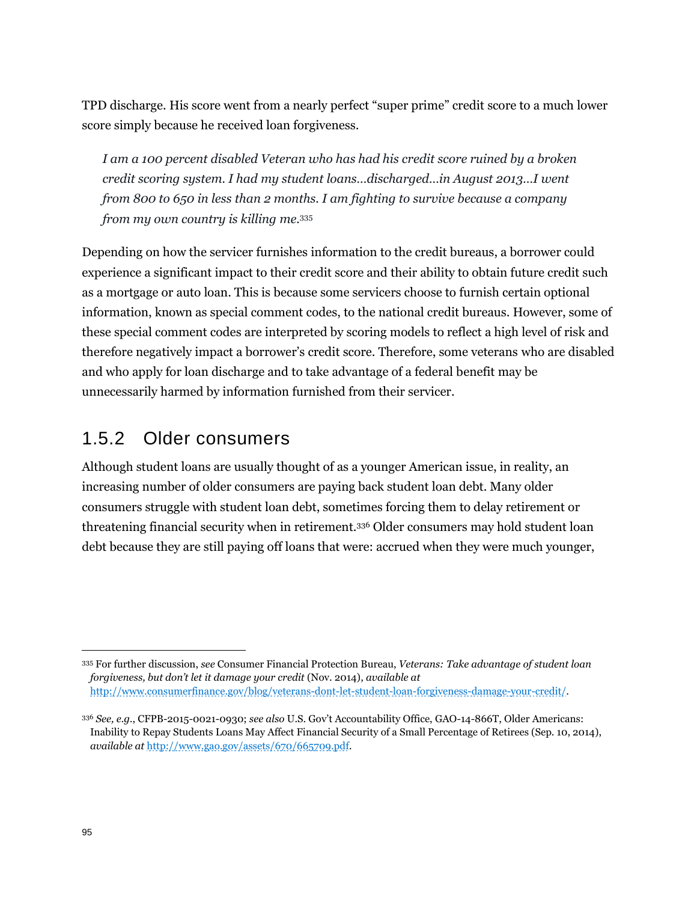TPD discharge. His score went from a nearly perfect "super prime" credit score to a much lower score simply because he received loan forgiveness.

> *I am a 100 percent disabled Veteran who has had his credit score ruined by a broken credit scoring system. I had my student loans…discharged…in August 2013…I went from 800 to 650 in less than 2 months. I am fighting to survive because a company from my own country is killing me.*[335]

Depending on how the servicer furnishes information to the credit bureaus, a borrower could experience a significant impact to their credit score and their ability to obtain future credit such as a mortgage or auto loan. This is because some servicers choose to furnish certain optional information, known as special comment codes, to the national credit bureaus. However, some of these special comment codes are interpreted by scoring models to reflect a high level of risk and therefore negatively impact a borrower's credit score. Therefore, some veterans who are disabled and who apply for loan discharge and to take advantage of a federal benefit may be unnecessarily harmed by information furnished from their servicer.

## 1.5.2 Older consumers

Although student loans are usually thought of as a younger American issue, in reality, an increasing number of older consumers are paying back student loan debt. Many older consumers struggle with student loan debt, sometimes forcing them to delay retirement or threatening financial security when in retirement.[336] Older consumers may hold student loan debt because they are still paying off loans that were: accrued when they were much younger,

---

[335] For further discussion, *see* Consumer Financial Protection Bureau, *Veterans: Take advantage of student loan forgiveness, but don't let it damage your credit* (Nov. 2014), *available at* http://www.consumerfinance.gov/blog/veterans-dont-let-student-loan-forgiveness-damage-your-credit/.

[336] *See, e.g.*, CFPB-2015-0021-0930; *see also* U.S. Gov't Accountability Office, GAO-14-866T, Older Americans: Inability to Repay Students Loans May Affect Financial Security of a Small Percentage of Retirees (Sep. 10, 2014), *available at* http://www.gao.gov/assets/670/665709.pdf.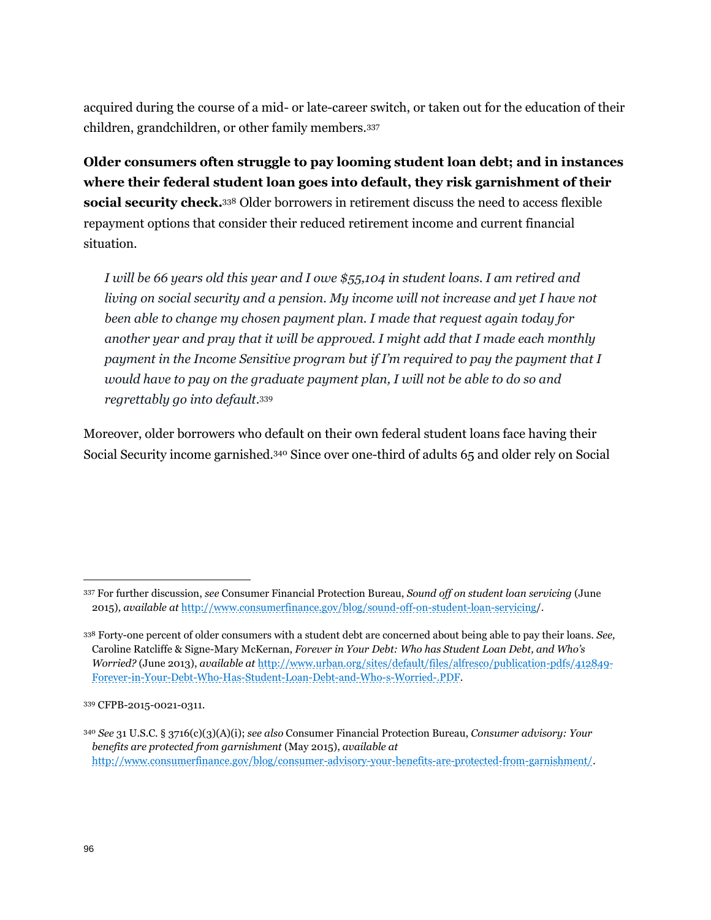acquired during the course of a mid- or late-career switch, or taken out for the education of their children, grandchildren, or other family members.[337]

**Older consumers often struggle to pay looming student loan debt; and in instances where their federal student loan goes into default, they risk garnishment of their social security check.**[338] Older borrowers in retirement discuss the need to access flexible repayment options that consider their reduced retirement income and current financial situation.

> *I will be 66 years old this year and I owe $55,104 in student loans. I am retired and living on social security and a pension. My income will not increase and yet I have not been able to change my chosen payment plan. I made that request again today for another year and pray that it will be approved. I might add that I made each monthly payment in the Income Sensitive program but if I'm required to pay the payment that I would have to pay on the graduate payment plan, I will not be able to do so and regrettably go into default*.[339]

Moreover, older borrowers who default on their own federal student loans face having their Social Security income garnished.[340] Since over one-third of adults 65 and older rely on Social

---

[337] For further discussion, *see* Consumer Financial Protection Bureau, *Sound off on student loan servicing* (June 2015), *available at* http://www.consumerfinance.gov/blog/sound-off-on-student-loan-servicing/.

[338] Forty-one percent of older consumers with a student debt are concerned about being able to pay their loans. *See,* Caroline Ratcliffe & Signe-Mary McKernan, *Forever in Your Debt: Who has Student Loan Debt, and Who's Worried?* (June 2013), *available at* http://www.urban.org/sites/default/files/alfresco/publication-pdfs/412849-Forever-in-Your-Debt-Who-Has-Student-Loan-Debt-and-Who-s-Worried-.PDF.

[339] CFPB-2015-0021-0311.

[340] *See* 31 U.S.C. § 3716(c)(3)(A)(i); *see also* Consumer Financial Protection Bureau, *Consumer advisory: Your benefits are protected from garnishment* (May 2015), *available at* http://www.consumerfinance.gov/blog/consumer-advisory-your-benefits-are-protected-from-garnishment/.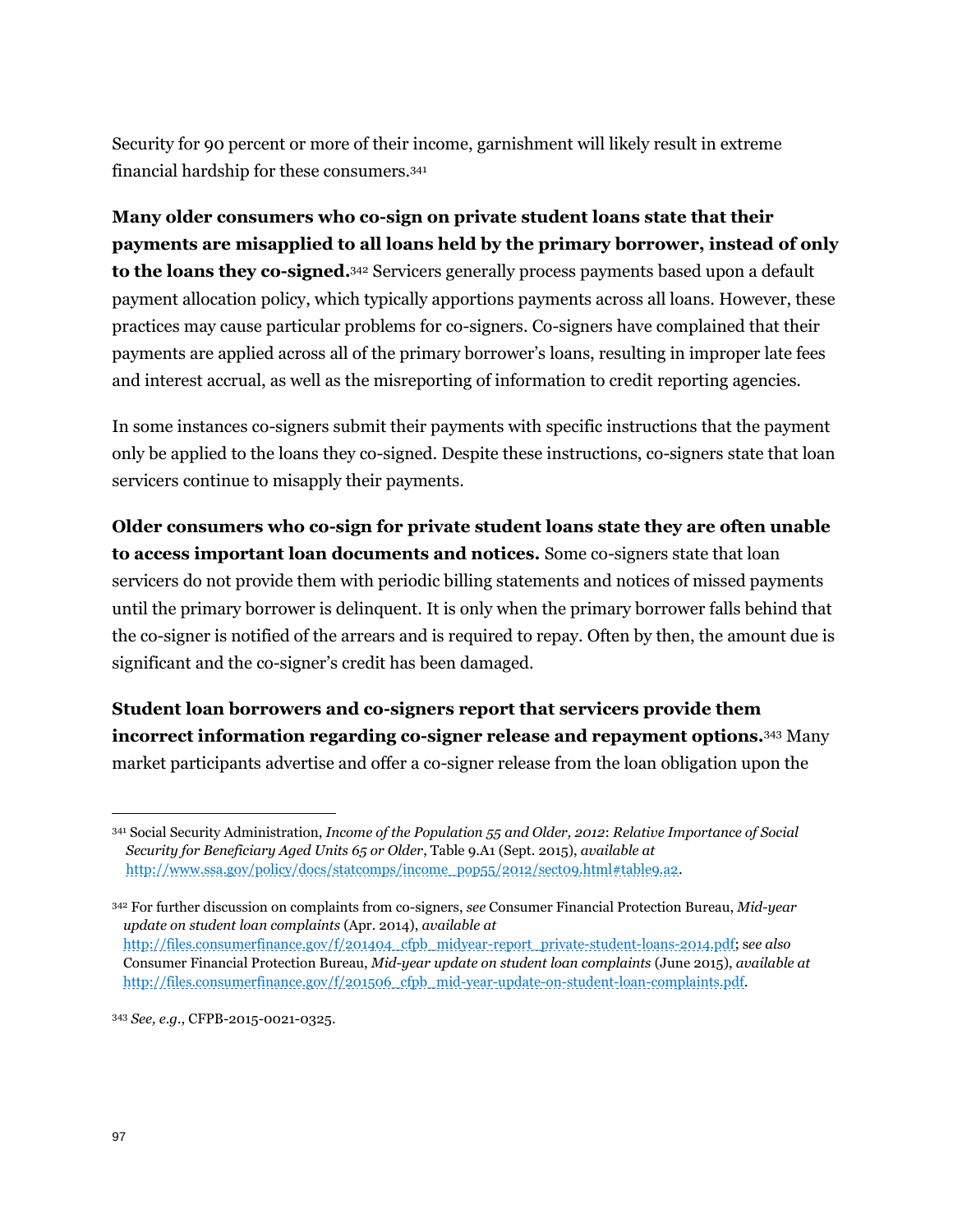Security for 90 percent or more of their income, garnishment will likely result in extreme financial hardship for these consumers.[341]

**Many older consumers who co-sign on private student loans state that their payments are misapplied to all loans held by the primary borrower, instead of only to the loans they co-signed.**[342] Servicers generally process payments based upon a default payment allocation policy, which typically apportions payments across all loans. However, these practices may cause particular problems for co-signers. Co-signers have complained that their payments are applied across all of the primary borrower's loans, resulting in improper late fees and interest accrual, as well as the misreporting of information to credit reporting agencies.

In some instances co-signers submit their payments with specific instructions that the payment only be applied to the loans they co-signed. Despite these instructions, co-signers state that loan servicers continue to misapply their payments.

**Older consumers who co-sign for private student loans state they are often unable to access important loan documents and notices.** Some co-signers state that loan servicers do not provide them with periodic billing statements and notices of missed payments until the primary borrower is delinquent. It is only when the primary borrower falls behind that the co-signer is notified of the arrears and is required to repay. Often by then, the amount due is significant and the co-signer's credit has been damaged.

**Student loan borrowers and co-signers report that servicers provide them incorrect information regarding co-signer release and repayment options.**[343] Many market participants advertise and offer a co-signer release from the loan obligation upon the

---

[341] Social Security Administration, *Income of the Population 55 and Older, 2012*: *Relative Importance of Social Security for Beneficiary Aged Units 65 or Older*, Table 9.A1 (Sept. 2015), *available at* http://www.ssa.gov/policy/docs/statcomps/income_pop55/2012/sect09.html#table9.a2.

[342] For further discussion on complaints from co-signers, *see* Consumer Financial Protection Bureau, *Mid-year update on student loan complaints* (Apr. 2014), *available at* http://files.consumerfinance.gov/f/201404_cfpb_midyear-report_private-student-loans-2014.pdf; *see also* Consumer Financial Protection Bureau, *Mid-year update on student loan complaints* (June 2015), *available at* http://files.consumerfinance.gov/f/201506_cfpb_mid-year-update-on-student-loan-complaints.pdf.

[343] *See, e.g.*, CFPB-2015-0021-0325.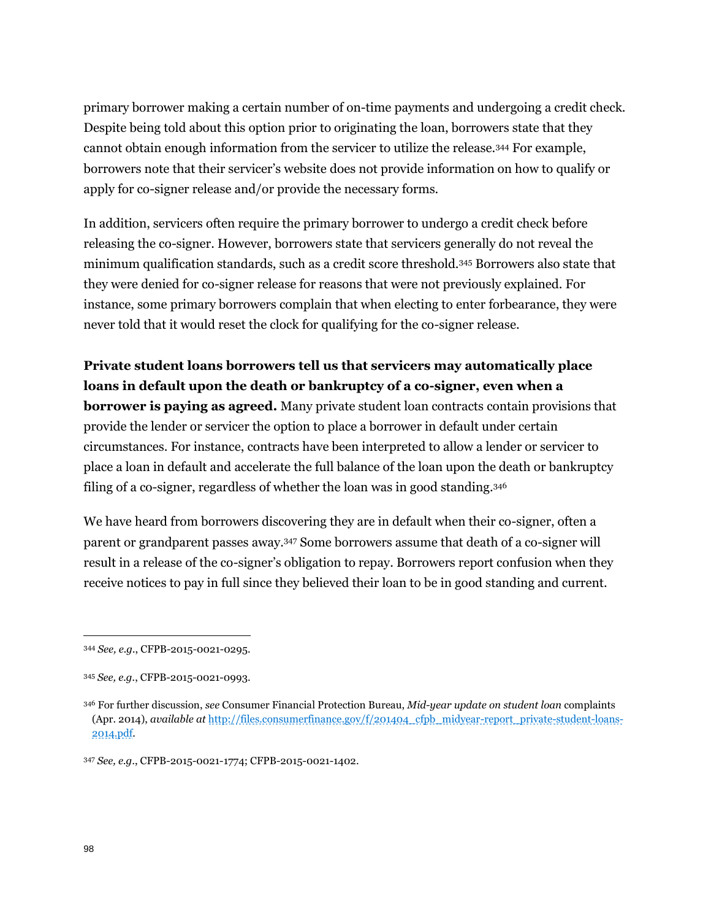primary borrower making a certain number of on-time payments and undergoing a credit check. Despite being told about this option prior to originating the loan, borrowers state that they cannot obtain enough information from the servicer to utilize the release.[344] For example, borrowers note that their servicer's website does not provide information on how to qualify or apply for co-signer release and/or provide the necessary forms.

In addition, servicers often require the primary borrower to undergo a credit check before releasing the co-signer. However, borrowers state that servicers generally do not reveal the minimum qualification standards, such as a credit score threshold.[345] Borrowers also state that they were denied for co-signer release for reasons that were not previously explained. For instance, some primary borrowers complain that when electing to enter forbearance, they were never told that it would reset the clock for qualifying for the co-signer release.

**Private student loans borrowers tell us that servicers may automatically place loans in default upon the death or bankruptcy of a co-signer, even when a borrower is paying as agreed.** Many private student loan contracts contain provisions that provide the lender or servicer the option to place a borrower in default under certain circumstances. For instance, contracts have been interpreted to allow a lender or servicer to place a loan in default and accelerate the full balance of the loan upon the death or bankruptcy filing of a co-signer, regardless of whether the loan was in good standing.[346]

We have heard from borrowers discovering they are in default when their co-signer, often a parent or grandparent passes away.[347] Some borrowers assume that death of a co-signer will result in a release of the co-signer's obligation to repay. Borrowers report confusion when they receive notices to pay in full since they believed their loan to be in good standing and current.

---

[344] *See, e.g.*, CFPB-2015-0021-0295.

[345] *See, e.g.*, CFPB-2015-0021-0993.

[346] For further discussion, *see* Consumer Financial Protection Bureau, *Mid-year update on student loan* complaints (Apr. 2014), *available at* http://files.consumerfinance.gov/f/201404_cfpb_midyear-report_private-student-loans-2014.pdf.

[347] *See, e.g.*, CFPB-2015-0021-1774; CFPB-2015-0021-1402.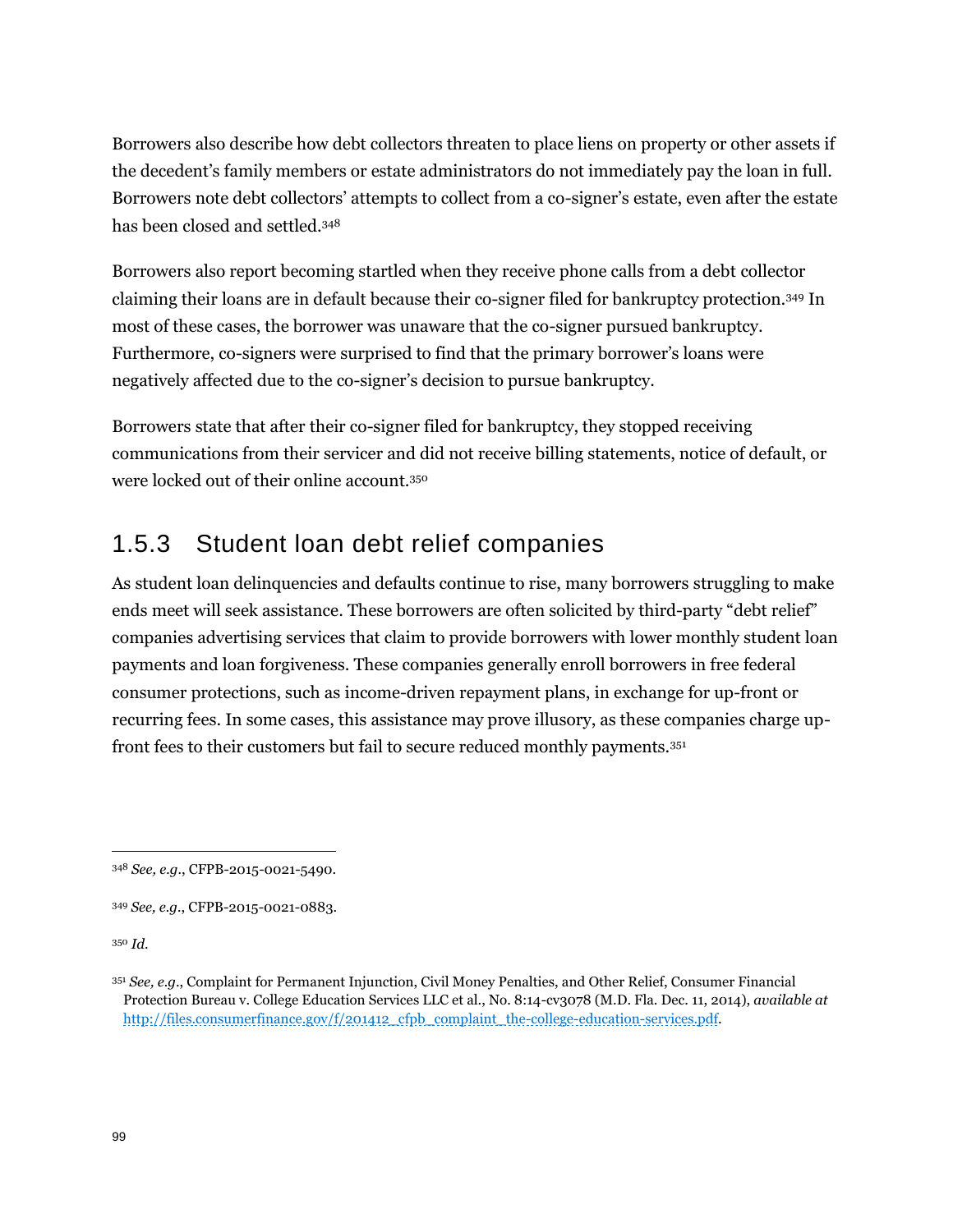Borrowers also describe how debt collectors threaten to place liens on property or other assets if the decedent's family members or estate administrators do not immediately pay the loan in full. Borrowers note debt collectors' attempts to collect from a co-signer's estate, even after the estate has been closed and settled.[348]

Borrowers also report becoming startled when they receive phone calls from a debt collector claiming their loans are in default because their co-signer filed for bankruptcy protection.[349] In most of these cases, the borrower was unaware that the co-signer pursued bankruptcy. Furthermore, co-signers were surprised to find that the primary borrower's loans were negatively affected due to the co-signer's decision to pursue bankruptcy.

Borrowers state that after their co-signer filed for bankruptcy, they stopped receiving communications from their servicer and did not receive billing statements, notice of default, or were locked out of their online account.[350]

### 1.5.3 Student loan debt relief companies

As student loan delinquencies and defaults continue to rise, many borrowers struggling to make ends meet will seek assistance. These borrowers are often solicited by third-party "debt relief" companies advertising services that claim to provide borrowers with lower monthly student loan payments and loan forgiveness. These companies generally enroll borrowers in free federal consumer protections, such as income-driven repayment plans, in exchange for up-front or recurring fees. In some cases, this assistance may prove illusory, as these companies charge up-front fees to their customers but fail to secure reduced monthly payments.[351]

---

[348] *See, e.g.*, CFPB-2015-0021-5490.

[349] *See, e.g.*, CFPB-2015-0021-0883.

[350] *Id.*

[351] *See, e.g.*, Complaint for Permanent Injunction, Civil Money Penalties, and Other Relief, Consumer Financial Protection Bureau v. College Education Services LLC et al., No. 8:14-cv3078 (M.D. Fla. Dec. 11, 2014), *available at* http://files.consumerfinance.gov/f/201412_cfpb_complaint_the-college-education-services.pdf.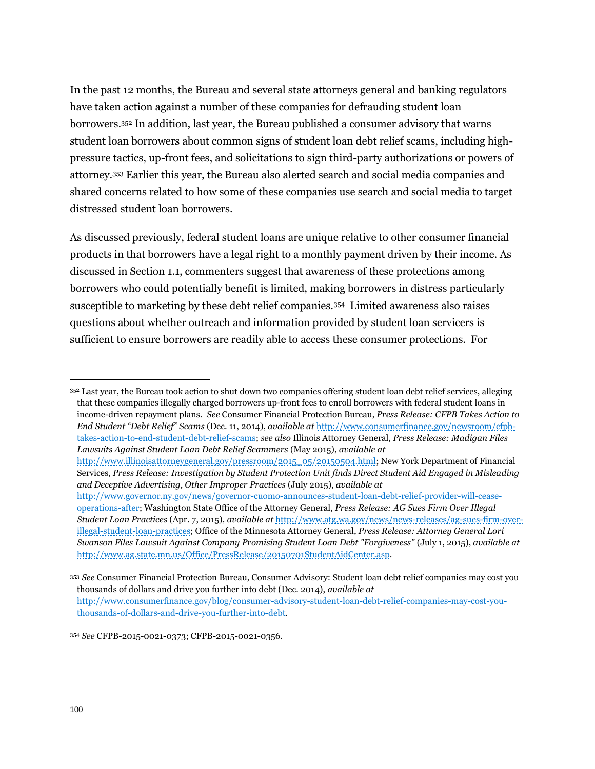In the past 12 months, the Bureau and several state attorneys general and banking regulators have taken action against a number of these companies for defrauding student loan borrowers.[352] In addition, last year, the Bureau published a consumer advisory that warns student loan borrowers about common signs of student loan debt relief scams, including high-pressure tactics, up-front fees, and solicitations to sign third-party authorizations or powers of attorney.[353] Earlier this year, the Bureau also alerted search and social media companies and shared concerns related to how some of these companies use search and social media to target distressed student loan borrowers.

As discussed previously, federal student loans are unique relative to other consumer financial products in that borrowers have a legal right to a monthly payment driven by their income. As discussed in Section 1.1, commenters suggest that awareness of these protections among borrowers who could potentially benefit is limited, making borrowers in distress particularly susceptible to marketing by these debt relief companies.[354] Limited awareness also raises questions about whether outreach and information provided by student loan servicers is sufficient to ensure borrowers are readily able to access these consumer protections. For

---

[352] Last year, the Bureau took action to shut down two companies offering student loan debt relief services, alleging that these companies illegally charged borrowers up-front fees to enroll borrowers with federal student loans in income-driven repayment plans. *See* Consumer Financial Protection Bureau, *Press Release: CFPB Takes Action to End Student "Debt Relief" Scams* (Dec. 11, 2014), *available at* http://www.consumerfinance.gov/newsroom/cfpb-takes-action-to-end-student-debt-relief-scams; *see also* Illinois Attorney General, *Press Release: Madigan Files Lawsuits Against Student Loan Debt Relief Scammers* (May 2015), *available at* http://www.illinoisattorneygeneral.gov/pressroom/2015_05/20150504.html; New York Department of Financial Services, *Press Release: Investigation by Student Protection Unit finds Direct Student Aid Engaged in Misleading and Deceptive Advertising, Other Improper Practices* (July 2015), *available at* http://www.governor.ny.gov/news/governor-cuomo-announces-student-loan-debt-relief-provider-will-cease-operations-after; Washington State Office of the Attorney General, *Press Release: AG Sues Firm Over Illegal Student Loan Practices* (Apr. 7, 2015), *available at* http://www.atg.wa.gov/news/news-releases/ag-sues-firm-over-illegal-student-loan-practices; Office of the Minnesota Attorney General, *Press Release: Attorney General Lori Swanson Files Lawsuit Against Company Promising Student Loan Debt "Forgiveness"* (July 1, 2015), *available at* http://www.ag.state.mn.us/Office/PressRelease/20150701StudentAidCenter.asp.

[353] *See* Consumer Financial Protection Bureau, Consumer Advisory: Student loan debt relief companies may cost you thousands of dollars and drive you further into debt (Dec. 2014), *available at* http://www.consumerfinance.gov/blog/consumer-advisory-student-loan-debt-relief-companies-may-cost-you-thousands-of-dollars-and-drive-you-further-into-debt.

[354] *See* CFPB-2015-0021-0373; CFPB-2015-0021-0356.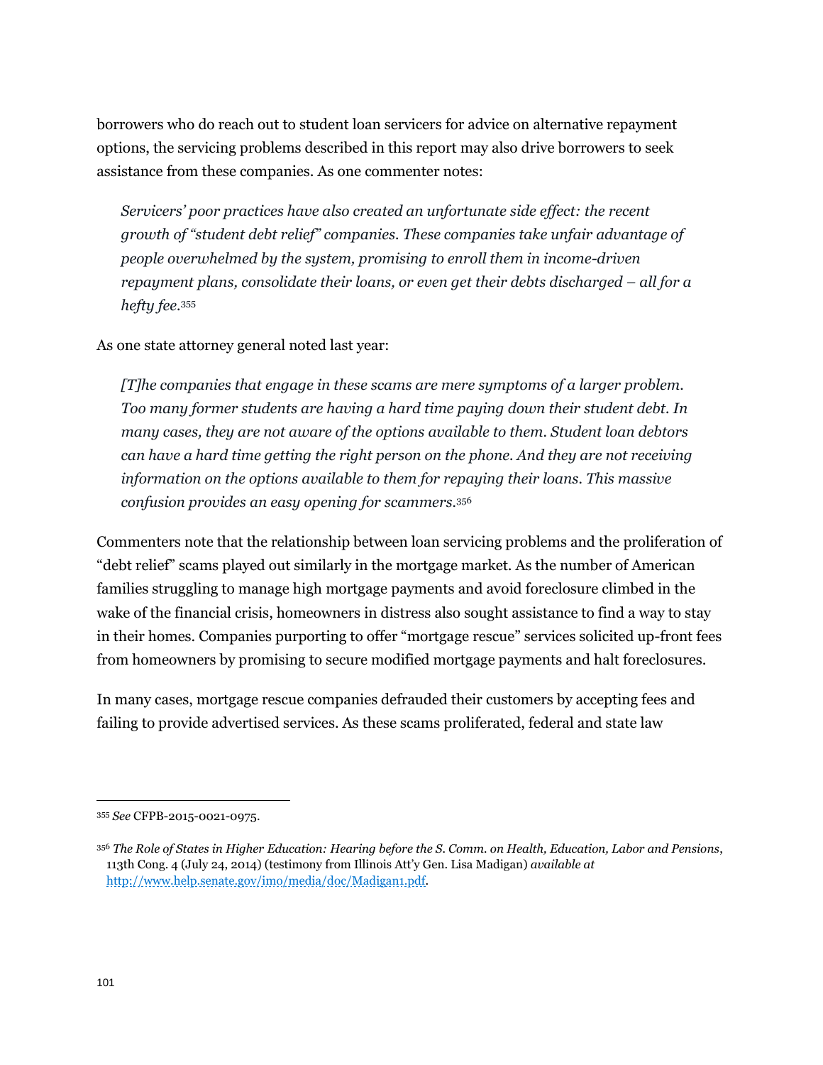borrowers who do reach out to student loan servicers for advice on alternative repayment options, the servicing problems described in this report may also drive borrowers to seek assistance from these companies. As one commenter notes:

> *Servicers' poor practices have also created an unfortunate side effect: the recent growth of "student debt relief" companies. These companies take unfair advantage of people overwhelmed by the system, promising to enroll them in income-driven repayment plans, consolidate their loans, or even get their debts discharged – all for a hefty fee.*[355]

As one state attorney general noted last year:

> *[T]he companies that engage in these scams are mere symptoms of a larger problem. Too many former students are having a hard time paying down their student debt. In many cases, they are not aware of the options available to them. Student loan debtors can have a hard time getting the right person on the phone. And they are not receiving information on the options available to them for repaying their loans. This massive confusion provides an easy opening for scammers.*[356]

Commenters note that the relationship between loan servicing problems and the proliferation of "debt relief" scams played out similarly in the mortgage market. As the number of American families struggling to manage high mortgage payments and avoid foreclosure climbed in the wake of the financial crisis, homeowners in distress also sought assistance to find a way to stay in their homes. Companies purporting to offer "mortgage rescue" services solicited up-front fees from homeowners by promising to secure modified mortgage payments and halt foreclosures.

In many cases, mortgage rescue companies defrauded their customers by accepting fees and failing to provide advertised services. As these scams proliferated, federal and state law

---

[355] *See* CFPB-2015-0021-0975.

[356] *The Role of States in Higher Education: Hearing before the S. Comm. on Health, Education, Labor and Pensions*, 113th Cong. 4 (July 24, 2014) (testimony from Illinois Att'y Gen. Lisa Madigan) *available at* http://www.help.senate.gov/imo/media/doc/Madigan1.pdf.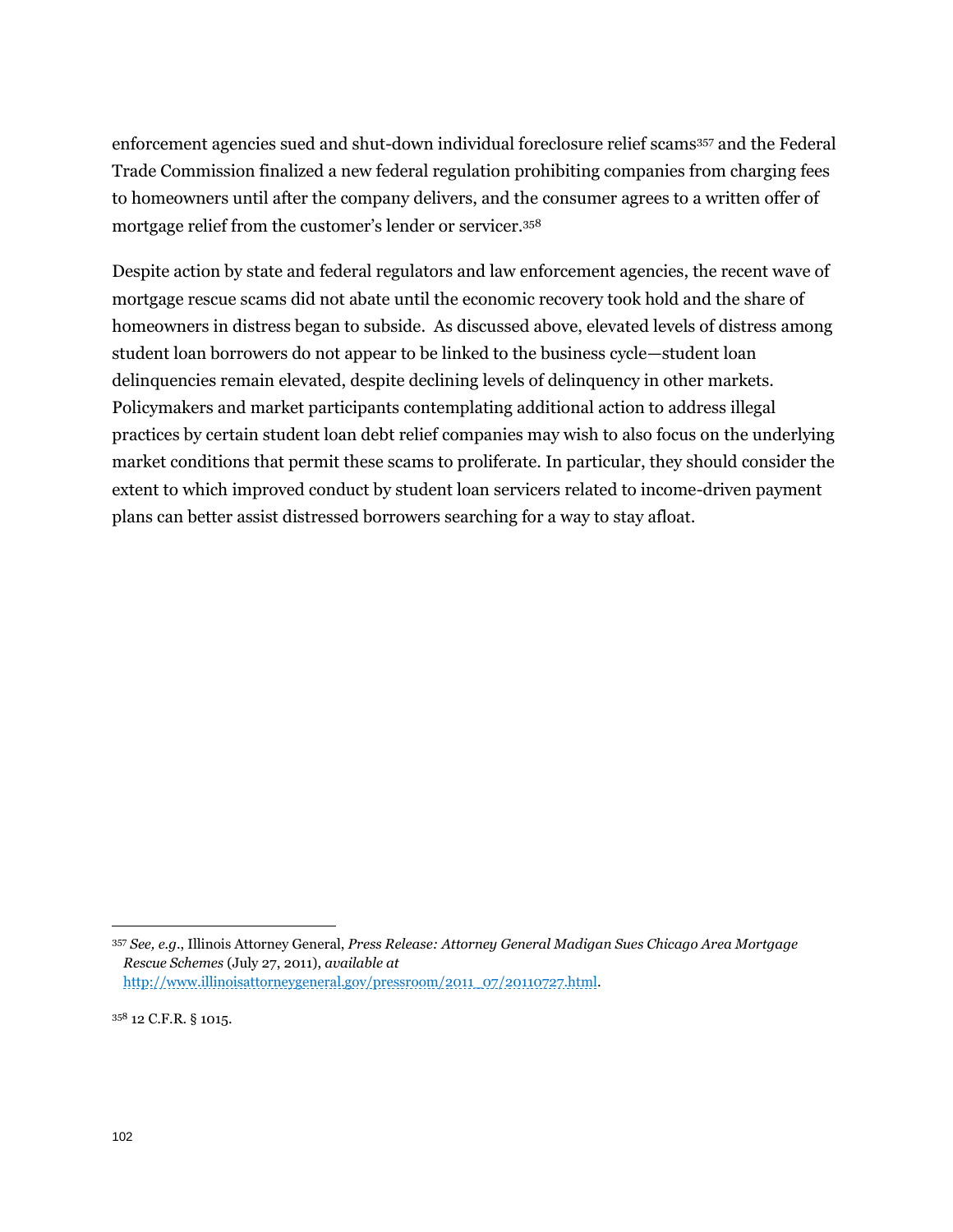enforcement agencies sued and shut-down individual foreclosure relief scams[357] and the Federal Trade Commission finalized a new federal regulation prohibiting companies from charging fees to homeowners until after the company delivers, and the consumer agrees to a written offer of mortgage relief from the customer's lender or servicer.[358]

Despite action by state and federal regulators and law enforcement agencies, the recent wave of mortgage rescue scams did not abate until the economic recovery took hold and the share of homeowners in distress began to subside. As discussed above, elevated levels of distress among student loan borrowers do not appear to be linked to the business cycle—student loan delinquencies remain elevated, despite declining levels of delinquency in other markets. Policymakers and market participants contemplating additional action to address illegal practices by certain student loan debt relief companies may wish to also focus on the underlying market conditions that permit these scams to proliferate. In particular, they should consider the extent to which improved conduct by student loan servicers related to income-driven payment plans can better assist distressed borrowers searching for a way to stay afloat.

---

[357] *See, e.g.*, Illinois Attorney General, *Press Release: Attorney General Madigan Sues Chicago Area Mortgage Rescue Schemes* (July 27, 2011), *available at* http://www.illinoisattorneygeneral.gov/pressroom/2011_07/20110727.html.

[358] 12 C.F.R. § 1015.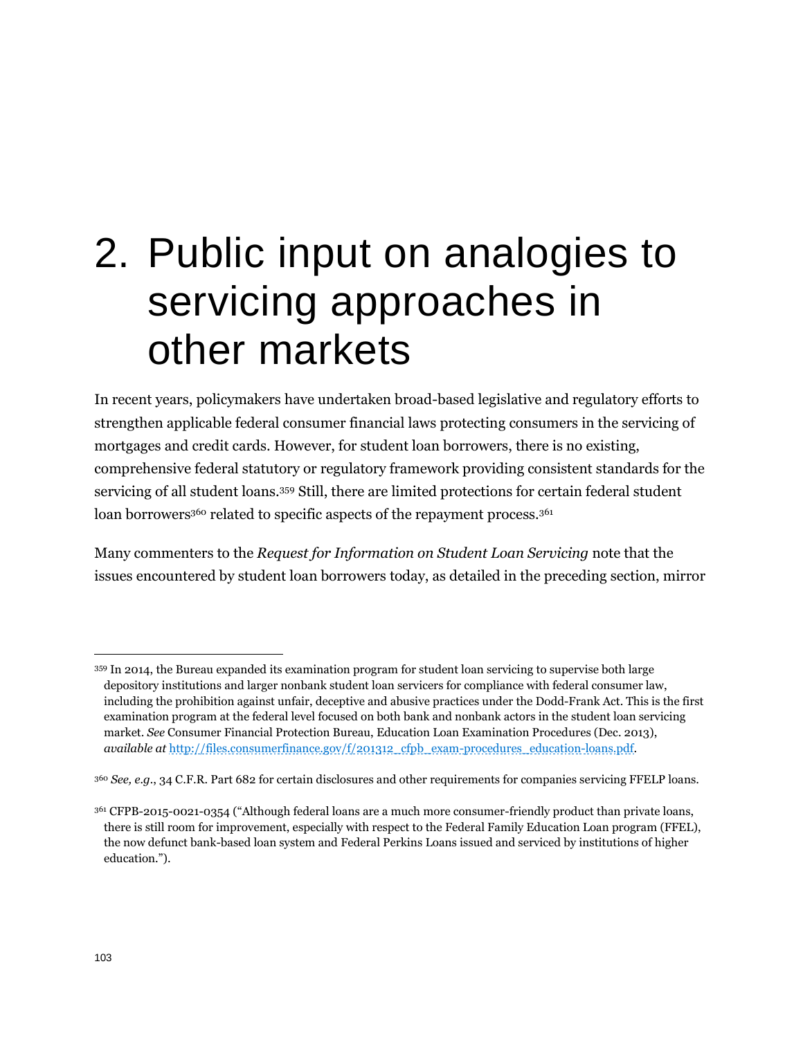# 2. Public input on analogies to servicing approaches in other markets

In recent years, policymakers have undertaken broad-based legislative and regulatory efforts to strengthen applicable federal consumer financial laws protecting consumers in the servicing of mortgages and credit cards. However, for student loan borrowers, there is no existing, comprehensive federal statutory or regulatory framework providing consistent standards for the servicing of all student loans.[359] Still, there are limited protections for certain federal student loan borrowers[360] related to specific aspects of the repayment process.[361]

Many commenters to the *Request for Information on Student Loan Servicing* note that the issues encountered by student loan borrowers today, as detailed in the preceding section, mirror

---

[359] In 2014, the Bureau expanded its examination program for student loan servicing to supervise both large depository institutions and larger nonbank student loan servicers for compliance with federal consumer law, including the prohibition against unfair, deceptive and abusive practices under the Dodd-Frank Act. This is the first examination program at the federal level focused on both bank and nonbank actors in the student loan servicing market. *See* Consumer Financial Protection Bureau, Education Loan Examination Procedures (Dec. 2013), *available at* http://files.consumerfinance.gov/f/201312_cfpb_exam-procedures_education-loans.pdf.

[360] *See, e.g.*, 34 C.F.R. Part 682 for certain disclosures and other requirements for companies servicing FFELP loans.

[361] CFPB-2015-0021-0354 ("Although federal loans are a much more consumer-friendly product than private loans, there is still room for improvement, especially with respect to the Federal Family Education Loan program (FFEL), the now defunct bank-based loan system and Federal Perkins Loans issued and serviced by institutions of higher education.").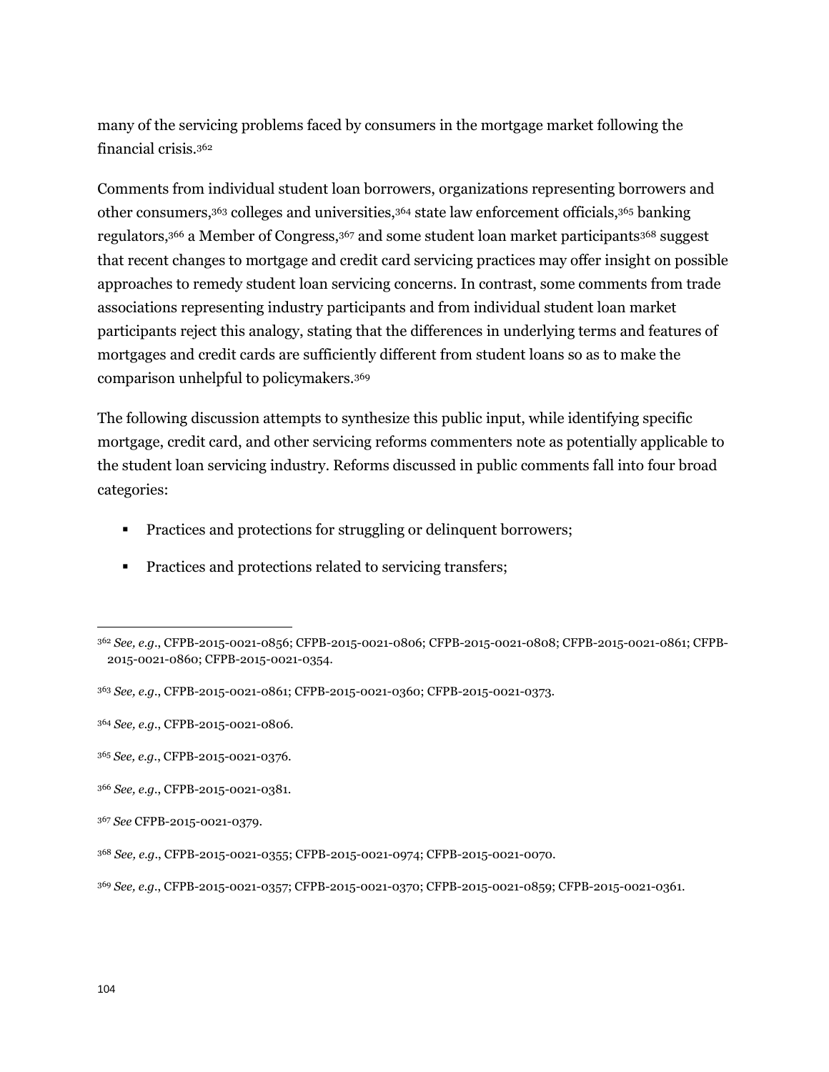many of the servicing problems faced by consumers in the mortgage market following the financial crisis.[362]

Comments from individual student loan borrowers, organizations representing borrowers and other consumers,[363] colleges and universities,[364] state law enforcement officials,[365] banking regulators,[366] a Member of Congress,[367] and some student loan market participants[368] suggest that recent changes to mortgage and credit card servicing practices may offer insight on possible approaches to remedy student loan servicing concerns. In contrast, some comments from trade associations representing industry participants and from individual student loan market participants reject this analogy, stating that the differences in underlying terms and features of mortgages and credit cards are sufficiently different from student loans so as to make the comparison unhelpful to policymakers.[369]

The following discussion attempts to synthesize this public input, while identifying specific mortgage, credit card, and other servicing reforms commenters note as potentially applicable to the student loan servicing industry. Reforms discussed in public comments fall into four broad categories:

- Practices and protections for struggling or delinquent borrowers;
- Practices and protections related to servicing transfers;

---

[362] *See, e.g.*, CFPB-2015-0021-0856; CFPB-2015-0021-0806; CFPB-2015-0021-0808; CFPB-2015-0021-0861; CFPB-2015-0021-0860; CFPB-2015-0021-0354.

[363] *See, e.g.*, CFPB-2015-0021-0861; CFPB-2015-0021-0360; CFPB-2015-0021-0373.

[364] *See, e.g.*, CFPB-2015-0021-0806.

[365] *See, e.g.*, CFPB-2015-0021-0376.

[366] *See, e.g.*, CFPB-2015-0021-0381.

[367] *See* CFPB-2015-0021-0379.

[368] *See, e.g.*, CFPB-2015-0021-0355; CFPB-2015-0021-0974; CFPB-2015-0021-0070.

[369] *See, e.g.*, CFPB-2015-0021-0357; CFPB-2015-0021-0370; CFPB-2015-0021-0859; CFPB-2015-0021-0361.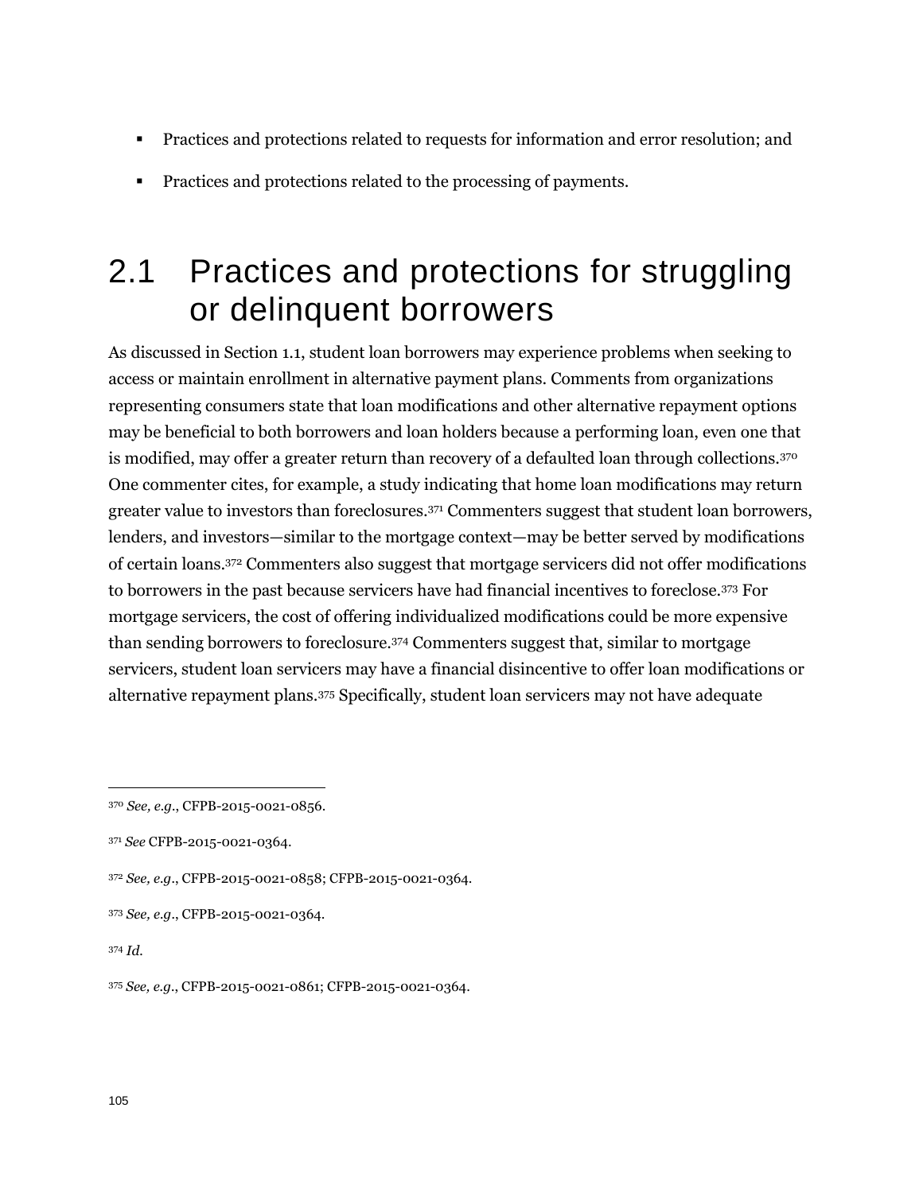- Practices and protections related to requests for information and error resolution; and
- Practices and protections related to the processing of payments.

## 2.1 Practices and protections for struggling or delinquent borrowers

As discussed in Section 1.1, student loan borrowers may experience problems when seeking to access or maintain enrollment in alternative payment plans. Comments from organizations representing consumers state that loan modifications and other alternative repayment options may be beneficial to both borrowers and loan holders because a performing loan, even one that is modified, may offer a greater return than recovery of a defaulted loan through collections.[370] One commenter cites, for example, a study indicating that home loan modifications may return greater value to investors than foreclosures.[371] Commenters suggest that student loan borrowers, lenders, and investors—similar to the mortgage context—may be better served by modifications of certain loans.[372] Commenters also suggest that mortgage servicers did not offer modifications to borrowers in the past because servicers have had financial incentives to foreclose.[373] For mortgage servicers, the cost of offering individualized modifications could be more expensive than sending borrowers to foreclosure.[374] Commenters suggest that, similar to mortgage servicers, student loan servicers may have a financial disincentive to offer loan modifications or alternative repayment plans.[375] Specifically, student loan servicers may not have adequate

---

[370] *See, e.g.*, CFPB-2015-0021-0856.

[371] *See* CFPB-2015-0021-0364.

[372] *See, e.g.*, CFPB-2015-0021-0858; CFPB-2015-0021-0364.

[373] *See, e.g.*, CFPB-2015-0021-0364.

[374] *Id.*

[375] *See, e.g.*, CFPB-2015-0021-0861; CFPB-2015-0021-0364.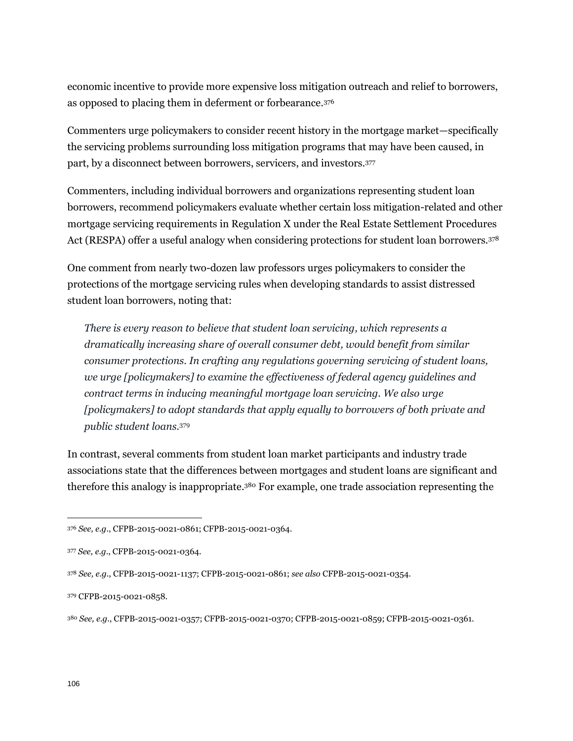economic incentive to provide more expensive loss mitigation outreach and relief to borrowers, as opposed to placing them in deferment or forbearance.[376]

Commenters urge policymakers to consider recent history in the mortgage market—specifically the servicing problems surrounding loss mitigation programs that may have been caused, in part, by a disconnect between borrowers, servicers, and investors.[377]

Commenters, including individual borrowers and organizations representing student loan borrowers, recommend policymakers evaluate whether certain loss mitigation-related and other mortgage servicing requirements in Regulation X under the Real Estate Settlement Procedures Act (RESPA) offer a useful analogy when considering protections for student loan borrowers.[378]

One comment from nearly two-dozen law professors urges policymakers to consider the protections of the mortgage servicing rules when developing standards to assist distressed student loan borrowers, noting that:

> *There is every reason to believe that student loan servicing, which represents a dramatically increasing share of overall consumer debt, would benefit from similar consumer protections. In crafting any regulations governing servicing of student loans, we urge [policymakers] to examine the effectiveness of federal agency guidelines and contract terms in inducing meaningful mortgage loan servicing. We also urge [policymakers] to adopt standards that apply equally to borrowers of both private and public student loans.*[379]

In contrast, several comments from student loan market participants and industry trade associations state that the differences between mortgages and student loans are significant and therefore this analogy is inappropriate.[380] For example, one trade association representing the

---

[376] *See, e.g.*, CFPB-2015-0021-0861; CFPB-2015-0021-0364.

[377] *See, e.g.*, CFPB-2015-0021-0364.

[378] *See, e.g.*, CFPB-2015-0021-1137; CFPB-2015-0021-0861; *see also* CFPB-2015-0021-0354.

[379] CFPB-2015-0021-0858.

[380] *See, e.g.*, CFPB-2015-0021-0357; CFPB-2015-0021-0370; CFPB-2015-0021-0859; CFPB-2015-0021-0361.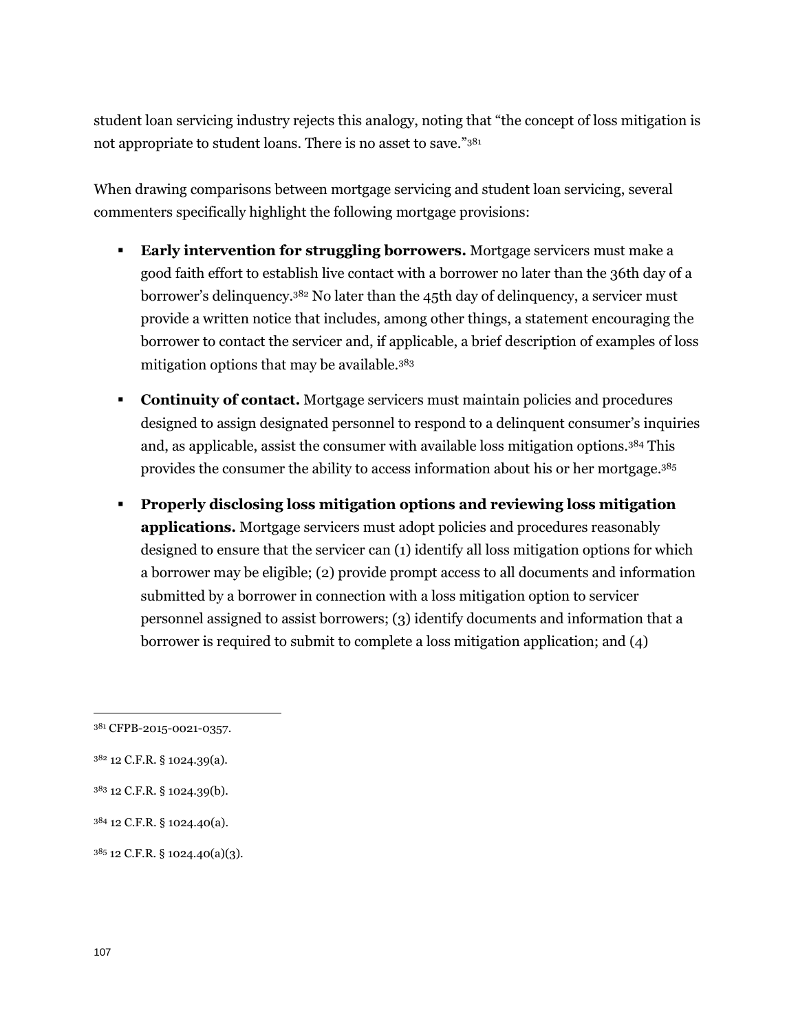student loan servicing industry rejects this analogy, noting that "the concept of loss mitigation is not appropriate to student loans. There is no asset to save."[381]

When drawing comparisons between mortgage servicing and student loan servicing, several commenters specifically highlight the following mortgage provisions:

- **Early intervention for struggling borrowers.** Mortgage servicers must make a good faith effort to establish live contact with a borrower no later than the 36th day of a borrower's delinquency.[382] No later than the 45th day of delinquency, a servicer must provide a written notice that includes, among other things, a statement encouraging the borrower to contact the servicer and, if applicable, a brief description of examples of loss mitigation options that may be available.[383]

- **Continuity of contact.** Mortgage servicers must maintain policies and procedures designed to assign designated personnel to respond to a delinquent consumer's inquiries and, as applicable, assist the consumer with available loss mitigation options.[384] This provides the consumer the ability to access information about his or her mortgage.[385]

- **Properly disclosing loss mitigation options and reviewing loss mitigation applications.** Mortgage servicers must adopt policies and procedures reasonably designed to ensure that the servicer can (1) identify all loss mitigation options for which a borrower may be eligible; (2) provide prompt access to all documents and information submitted by a borrower in connection with a loss mitigation option to servicer personnel assigned to assist borrowers; (3) identify documents and information that a borrower is required to submit to complete a loss mitigation application; and (4)

---

[381] CFPB-2015-0021-0357.

[382] 12 C.F.R. § 1024.39(a).

[383] 12 C.F.R. § 1024.39(b).

[384] 12 C.F.R. § 1024.40(a).

[385] 12 C.F.R. § 1024.40(a)(3).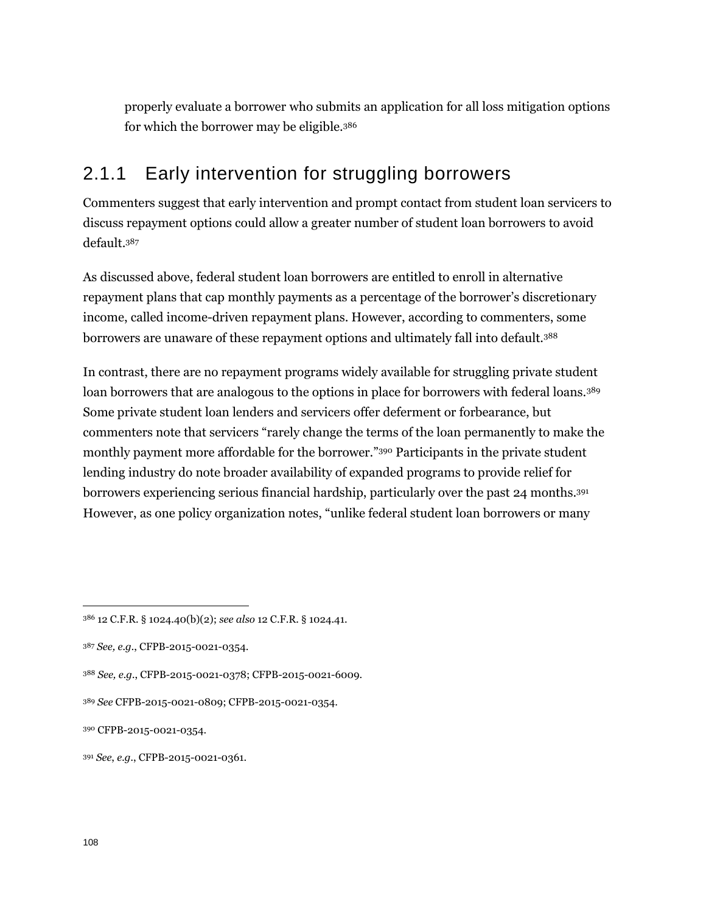properly evaluate a borrower who submits an application for all loss mitigation options for which the borrower may be eligible.[386]

### 2.1.1 Early intervention for struggling borrowers

Commenters suggest that early intervention and prompt contact from student loan servicers to discuss repayment options could allow a greater number of student loan borrowers to avoid default.[387]

As discussed above, federal student loan borrowers are entitled to enroll in alternative repayment plans that cap monthly payments as a percentage of the borrower's discretionary income, called income-driven repayment plans. However, according to commenters, some borrowers are unaware of these repayment options and ultimately fall into default.[388]

In contrast, there are no repayment programs widely available for struggling private student loan borrowers that are analogous to the options in place for borrowers with federal loans.[389] Some private student loan lenders and servicers offer deferment or forbearance, but commenters note that servicers "rarely change the terms of the loan permanently to make the monthly payment more affordable for the borrower."[390] Participants in the private student lending industry do note broader availability of expanded programs to provide relief for borrowers experiencing serious financial hardship, particularly over the past 24 months.[391] However, as one policy organization notes, "unlike federal student loan borrowers or many

---

[386] 12 C.F.R. § 1024.40(b)(2); *see also* 12 C.F.R. § 1024.41.

[387] *See, e.g.*, CFPB-2015-0021-0354.

[388] *See, e.g.*, CFPB-2015-0021-0378; CFPB-2015-0021-6009.

[389] *See* CFPB-2015-0021-0809; CFPB-2015-0021-0354.

[390] CFPB-2015-0021-0354.

[391] *See, e.g.*, CFPB-2015-0021-0361.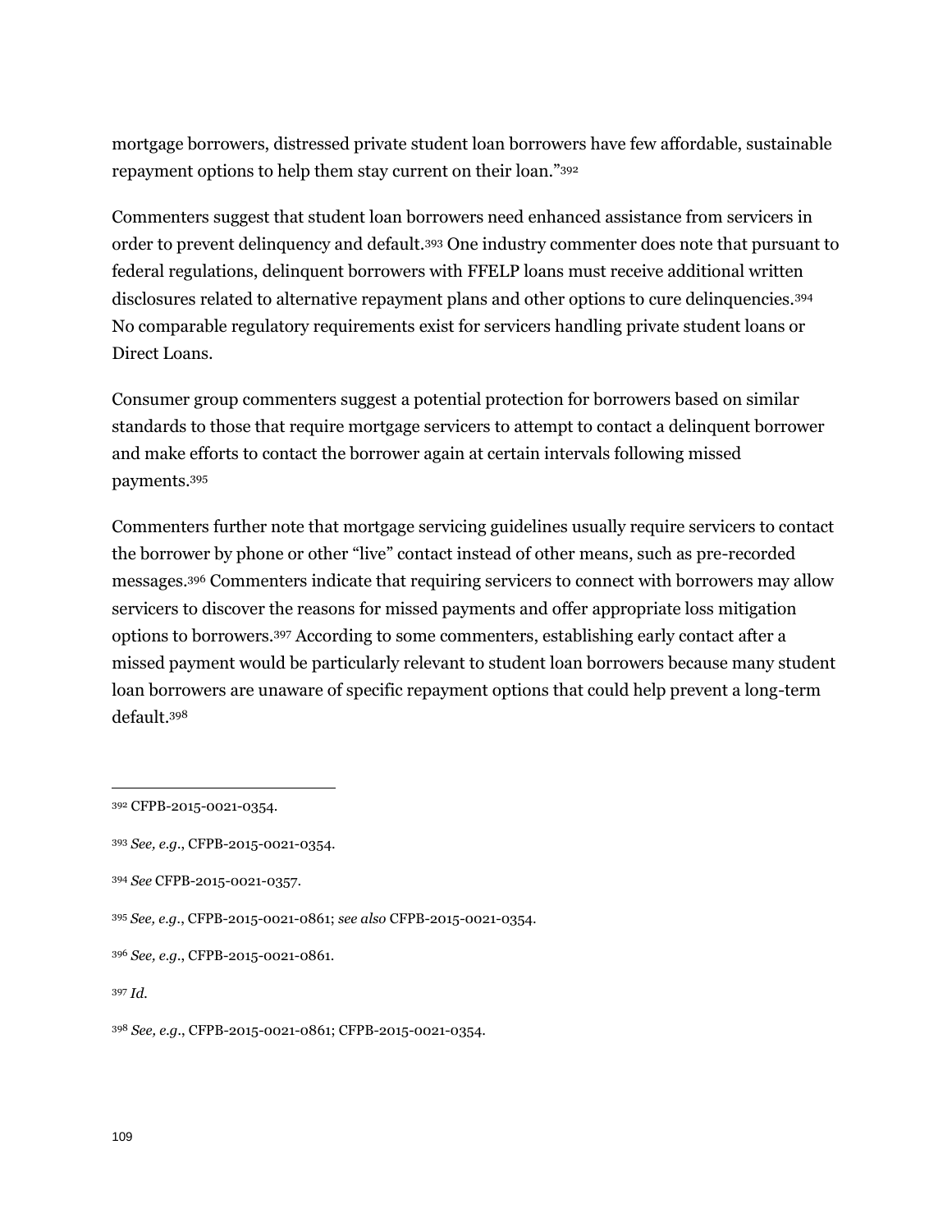mortgage borrowers, distressed private student loan borrowers have few affordable, sustainable repayment options to help them stay current on their loan."[392]

Commenters suggest that student loan borrowers need enhanced assistance from servicers in order to prevent delinquency and default.[393] One industry commenter does note that pursuant to federal regulations, delinquent borrowers with FFELP loans must receive additional written disclosures related to alternative repayment plans and other options to cure delinquencies.[394] No comparable regulatory requirements exist for servicers handling private student loans or Direct Loans.

Consumer group commenters suggest a potential protection for borrowers based on similar standards to those that require mortgage servicers to attempt to contact a delinquent borrower and make efforts to contact the borrower again at certain intervals following missed payments.[395]

Commenters further note that mortgage servicing guidelines usually require servicers to contact the borrower by phone or other "live" contact instead of other means, such as pre-recorded messages.[396] Commenters indicate that requiring servicers to connect with borrowers may allow servicers to discover the reasons for missed payments and offer appropriate loss mitigation options to borrowers.[397] According to some commenters, establishing early contact after a missed payment would be particularly relevant to student loan borrowers because many student loan borrowers are unaware of specific repayment options that could help prevent a long-term default.[398]

---

[392] CFPB-2015-0021-0354.

[393] *See, e.g.*, CFPB-2015-0021-0354.

[394] *See* CFPB-2015-0021-0357.

[395] *See, e.g.*, CFPB-2015-0021-0861; *see also* CFPB-2015-0021-0354.

[396] *See, e.g.*, CFPB-2015-0021-0861.

[397] *Id.*

[398] *See, e.g.*, CFPB-2015-0021-0861; CFPB-2015-0021-0354.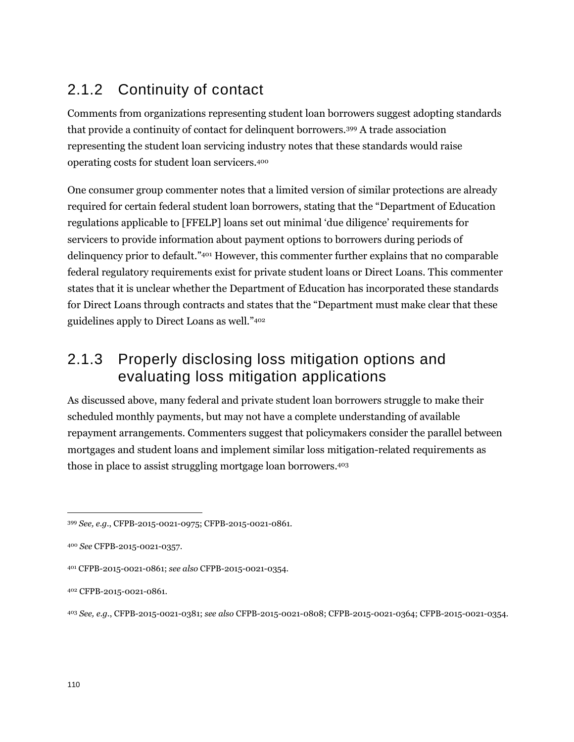### 2.1.2 Continuity of contact

Comments from organizations representing student loan borrowers suggest adopting standards that provide a continuity of contact for delinquent borrowers.[399] A trade association representing the student loan servicing industry notes that these standards would raise operating costs for student loan servicers.[400]

One consumer group commenter notes that a limited version of similar protections are already required for certain federal student loan borrowers, stating that the "Department of Education regulations applicable to [FFELP] loans set out minimal 'due diligence' requirements for servicers to provide information about payment options to borrowers during periods of delinquency prior to default."[401] However, this commenter further explains that no comparable federal regulatory requirements exist for private student loans or Direct Loans. This commenter states that it is unclear whether the Department of Education has incorporated these standards for Direct Loans through contracts and states that the "Department must make clear that these guidelines apply to Direct Loans as well."[402]

### 2.1.3 Properly disclosing loss mitigation options and evaluating loss mitigation applications

As discussed above, many federal and private student loan borrowers struggle to make their scheduled monthly payments, but may not have a complete understanding of available repayment arrangements. Commenters suggest that policymakers consider the parallel between mortgages and student loans and implement similar loss mitigation-related requirements as those in place to assist struggling mortgage loan borrowers.[403]

---

[399] *See, e.g.*, CFPB-2015-0021-0975; CFPB-2015-0021-0861.

[400] *See* CFPB-2015-0021-0357.

[401] CFPB-2015-0021-0861; *see also* CFPB-2015-0021-0354.

[402] CFPB-2015-0021-0861.

[403] *See, e.g.*, CFPB-2015-0021-0381; *see also* CFPB-2015-0021-0808; CFPB-2015-0021-0364; CFPB-2015-0021-0354.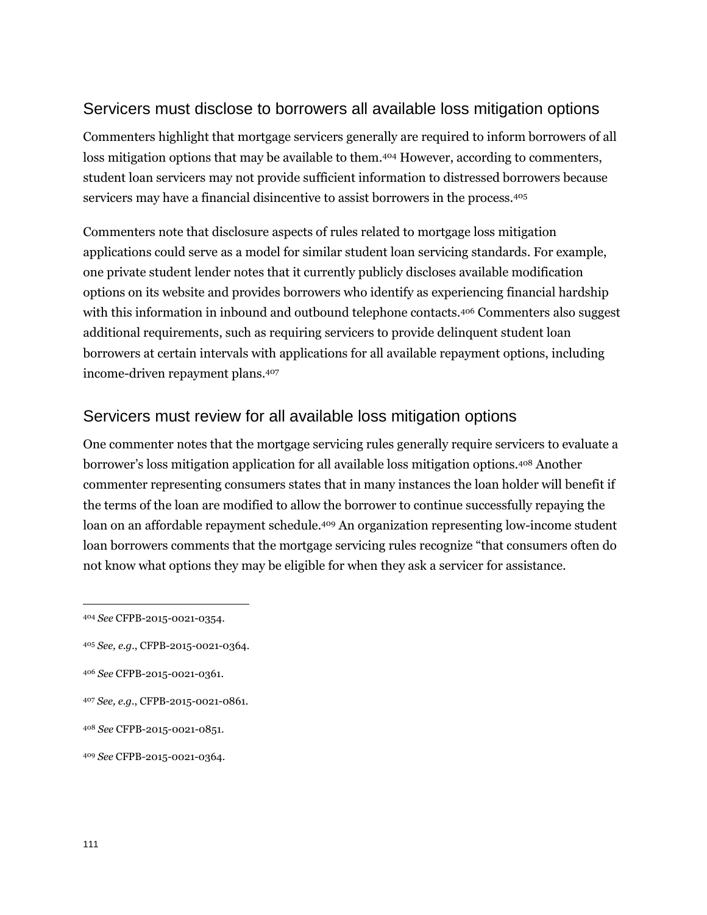## Servicers must disclose to borrowers all available loss mitigation options

Commenters highlight that mortgage servicers generally are required to inform borrowers of all loss mitigation options that may be available to them.[404] However, according to commenters, student loan servicers may not provide sufficient information to distressed borrowers because servicers may have a financial disincentive to assist borrowers in the process.[405]

Commenters note that disclosure aspects of rules related to mortgage loss mitigation applications could serve as a model for similar student loan servicing standards. For example, one private student lender notes that it currently publicly discloses available modification options on its website and provides borrowers who identify as experiencing financial hardship with this information in inbound and outbound telephone contacts.[406] Commenters also suggest additional requirements, such as requiring servicers to provide delinquent student loan borrowers at certain intervals with applications for all available repayment options, including income-driven repayment plans.[407]

## Servicers must review for all available loss mitigation options

One commenter notes that the mortgage servicing rules generally require servicers to evaluate a borrower's loss mitigation application for all available loss mitigation options.[408] Another commenter representing consumers states that in many instances the loan holder will benefit if the terms of the loan are modified to allow the borrower to continue successfully repaying the loan on an affordable repayment schedule.[409] An organization representing low-income student loan borrowers comments that the mortgage servicing rules recognize "that consumers often do not know what options they may be eligible for when they ask a servicer for assistance.

---

[404] *See* CFPB-2015-0021-0354.

[405] *See, e.g.*, CFPB-2015-0021-0364.

[406] *See* CFPB-2015-0021-0361.

[407] *See, e.g.*, CFPB-2015-0021-0861.

[408] *See* CFPB-2015-0021-0851.

[409] *See* CFPB-2015-0021-0364.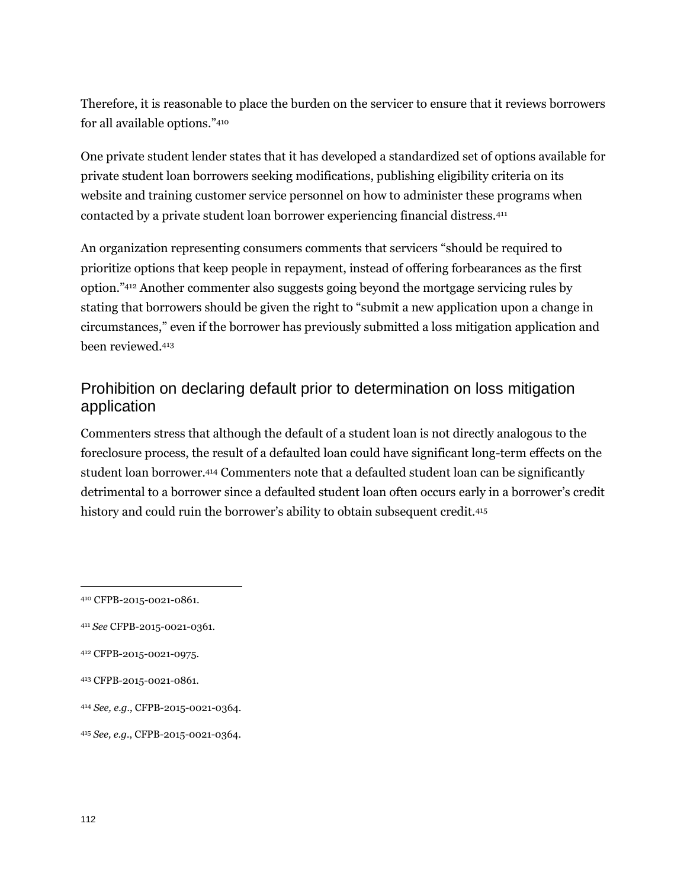Therefore, it is reasonable to place the burden on the servicer to ensure that it reviews borrowers for all available options."[410]

One private student lender states that it has developed a standardized set of options available for private student loan borrowers seeking modifications, publishing eligibility criteria on its website and training customer service personnel on how to administer these programs when contacted by a private student loan borrower experiencing financial distress.[411]

An organization representing consumers comments that servicers "should be required to prioritize options that keep people in repayment, instead of offering forbearances as the first option."[412] Another commenter also suggests going beyond the mortgage servicing rules by stating that borrowers should be given the right to "submit a new application upon a change in circumstances," even if the borrower has previously submitted a loss mitigation application and been reviewed.[413]

## Prohibition on declaring default prior to determination on loss mitigation application

Commenters stress that although the default of a student loan is not directly analogous to the foreclosure process, the result of a defaulted loan could have significant long-term effects on the student loan borrower.[414] Commenters note that a defaulted student loan can be significantly detrimental to a borrower since a defaulted student loan often occurs early in a borrower's credit history and could ruin the borrower's ability to obtain subsequent credit.[415]

---

[410] CFPB-2015-0021-0861.

[411] *See* CFPB-2015-0021-0361.

[412] CFPB-2015-0021-0975.

[413] CFPB-2015-0021-0861.

[414] *See, e.g.*, CFPB-2015-0021-0364.

[415] *See, e.g.*, CFPB-2015-0021-0364.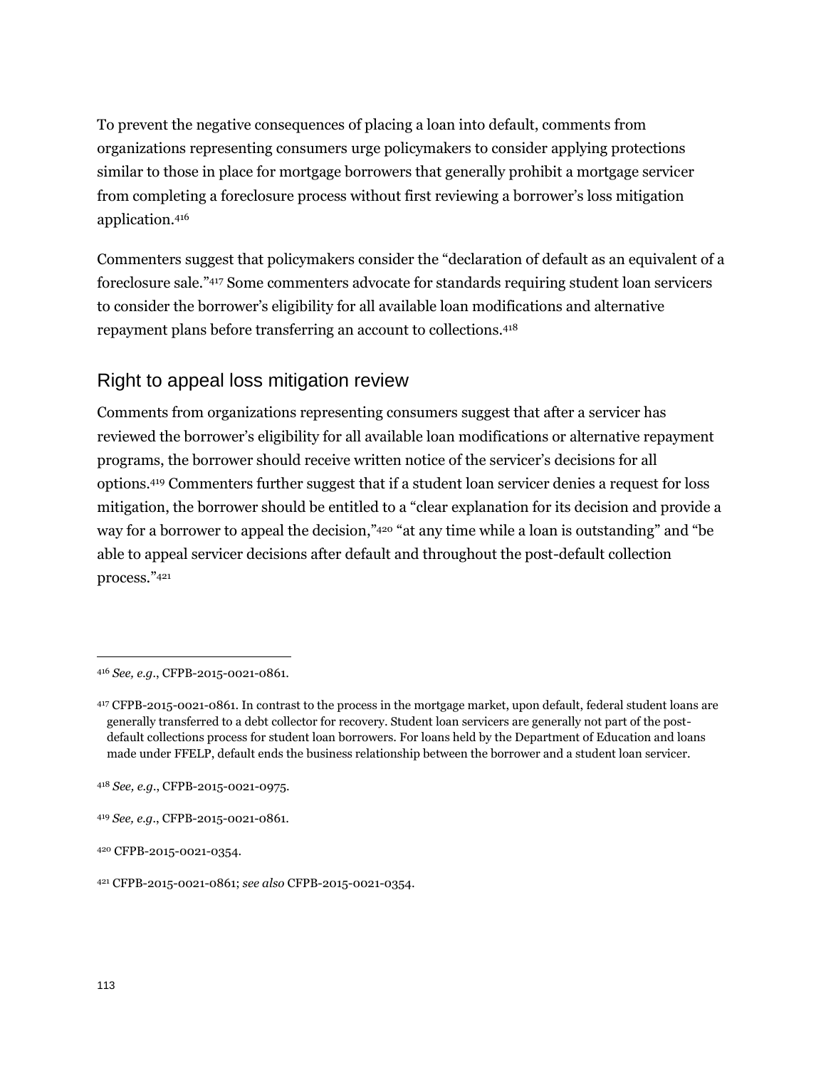To prevent the negative consequences of placing a loan into default, comments from organizations representing consumers urge policymakers to consider applying protections similar to those in place for mortgage borrowers that generally prohibit a mortgage servicer from completing a foreclosure process without first reviewing a borrower's loss mitigation application.[416]

Commenters suggest that policymakers consider the "declaration of default as an equivalent of a foreclosure sale."[417] Some commenters advocate for standards requiring student loan servicers to consider the borrower's eligibility for all available loan modifications and alternative repayment plans before transferring an account to collections.[418]

## Right to appeal loss mitigation review

Comments from organizations representing consumers suggest that after a servicer has reviewed the borrower's eligibility for all available loan modifications or alternative repayment programs, the borrower should receive written notice of the servicer's decisions for all options.[419] Commenters further suggest that if a student loan servicer denies a request for loss mitigation, the borrower should be entitled to a "clear explanation for its decision and provide a way for a borrower to appeal the decision,"[420] "at any time while a loan is outstanding" and "be able to appeal servicer decisions after default and throughout the post-default collection process."[421]

---

[416] *See, e.g.*, CFPB-2015-0021-0861.

[417] CFPB-2015-0021-0861. In contrast to the process in the mortgage market, upon default, federal student loans are generally transferred to a debt collector for recovery. Student loan servicers are generally not part of the post-default collections process for student loan borrowers. For loans held by the Department of Education and loans made under FFELP, default ends the business relationship between the borrower and a student loan servicer.

[418] *See, e.g.*, CFPB-2015-0021-0975.

[419] *See, e.g.*, CFPB-2015-0021-0861.

[420] CFPB-2015-0021-0354.

[421] CFPB-2015-0021-0861; *see also* CFPB-2015-0021-0354.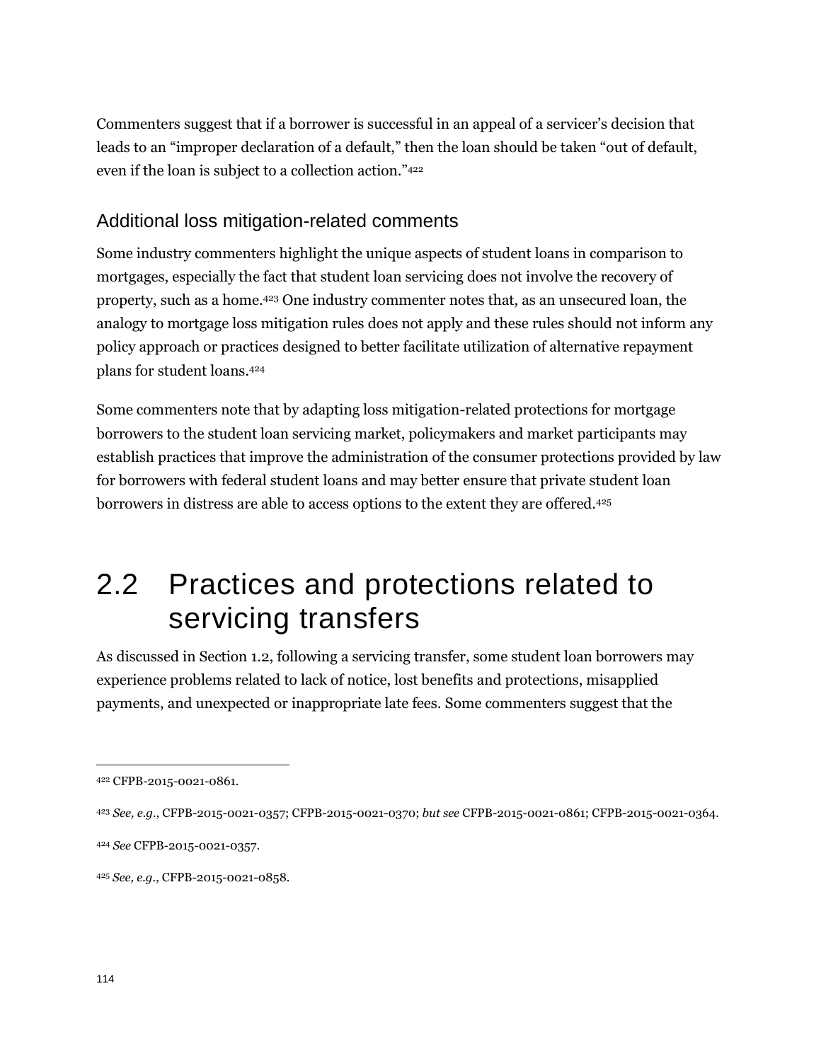Commenters suggest that if a borrower is successful in an appeal of a servicer's decision that leads to an "improper declaration of a default," then the loan should be taken "out of default, even if the loan is subject to a collection action."[422]

### Additional loss mitigation-related comments

Some industry commenters highlight the unique aspects of student loans in comparison to mortgages, especially the fact that student loan servicing does not involve the recovery of property, such as a home.[423] One industry commenter notes that, as an unsecured loan, the analogy to mortgage loss mitigation rules does not apply and these rules should not inform any policy approach or practices designed to better facilitate utilization of alternative repayment plans for student loans.[424]

Some commenters note that by adapting loss mitigation-related protections for mortgage borrowers to the student loan servicing market, policymakers and market participants may establish practices that improve the administration of the consumer protections provided by law for borrowers with federal student loans and may better ensure that private student loan borrowers in distress are able to access options to the extent they are offered.[425]

## 2.2 Practices and protections related to servicing transfers

As discussed in Section 1.2, following a servicing transfer, some student loan borrowers may experience problems related to lack of notice, lost benefits and protections, misapplied payments, and unexpected or inappropriate late fees. Some commenters suggest that the

---

[422] CFPB-2015-0021-0861.

[423] *See, e.g.*, CFPB-2015-0021-0357; CFPB-2015-0021-0370; *but see* CFPB-2015-0021-0861; CFPB-2015-0021-0364.

[424] *See* CFPB-2015-0021-0357.

[425] *See, e.g.*, CFPB-2015-0021-0858.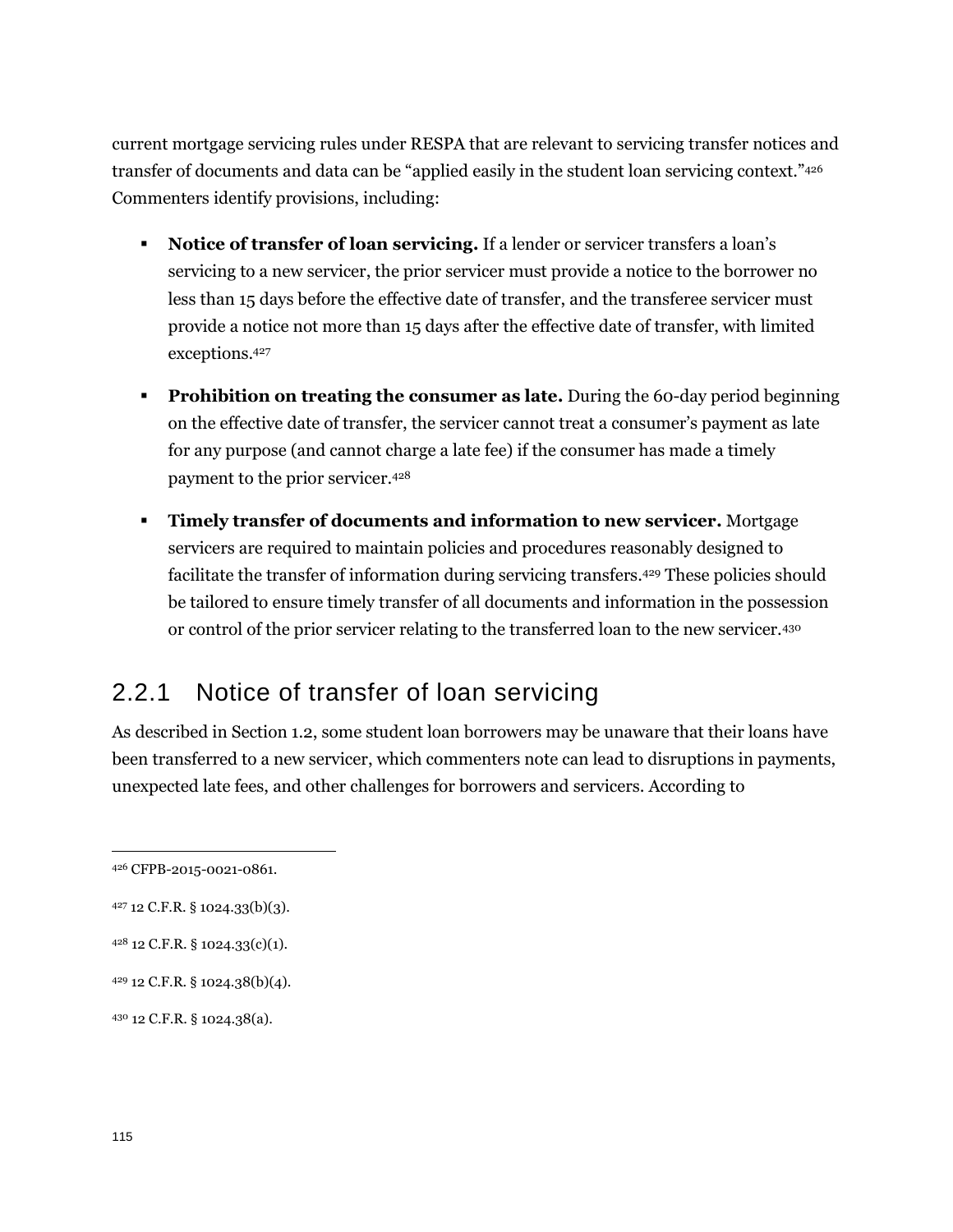current mortgage servicing rules under RESPA that are relevant to servicing transfer notices and transfer of documents and data can be "applied easily in the student loan servicing context."[426] Commenters identify provisions, including:

- **Notice of transfer of loan servicing.** If a lender or servicer transfers a loan's servicing to a new servicer, the prior servicer must provide a notice to the borrower no less than 15 days before the effective date of transfer, and the transferee servicer must provide a notice not more than 15 days after the effective date of transfer, with limited exceptions.[427]

- **Prohibition on treating the consumer as late.** During the 60-day period beginning on the effective date of transfer, the servicer cannot treat a consumer's payment as late for any purpose (and cannot charge a late fee) if the consumer has made a timely payment to the prior servicer.[428]

- **Timely transfer of documents and information to new servicer.** Mortgage servicers are required to maintain policies and procedures reasonably designed to facilitate the transfer of information during servicing transfers.[429] These policies should be tailored to ensure timely transfer of all documents and information in the possession or control of the prior servicer relating to the transferred loan to the new servicer.[430]

## 2.2.1 Notice of transfer of loan servicing

As described in Section 1.2, some student loan borrowers may be unaware that their loans have been transferred to a new servicer, which commenters note can lead to disruptions in payments, unexpected late fees, and other challenges for borrowers and servicers. According to

---

[426] CFPB-2015-0021-0861.

[427] 12 C.F.R. § 1024.33(b)(3).

[428] 12 C.F.R. § 1024.33(c)(1).

[429] 12 C.F.R. § 1024.38(b)(4).

[430] 12 C.F.R. § 1024.38(a).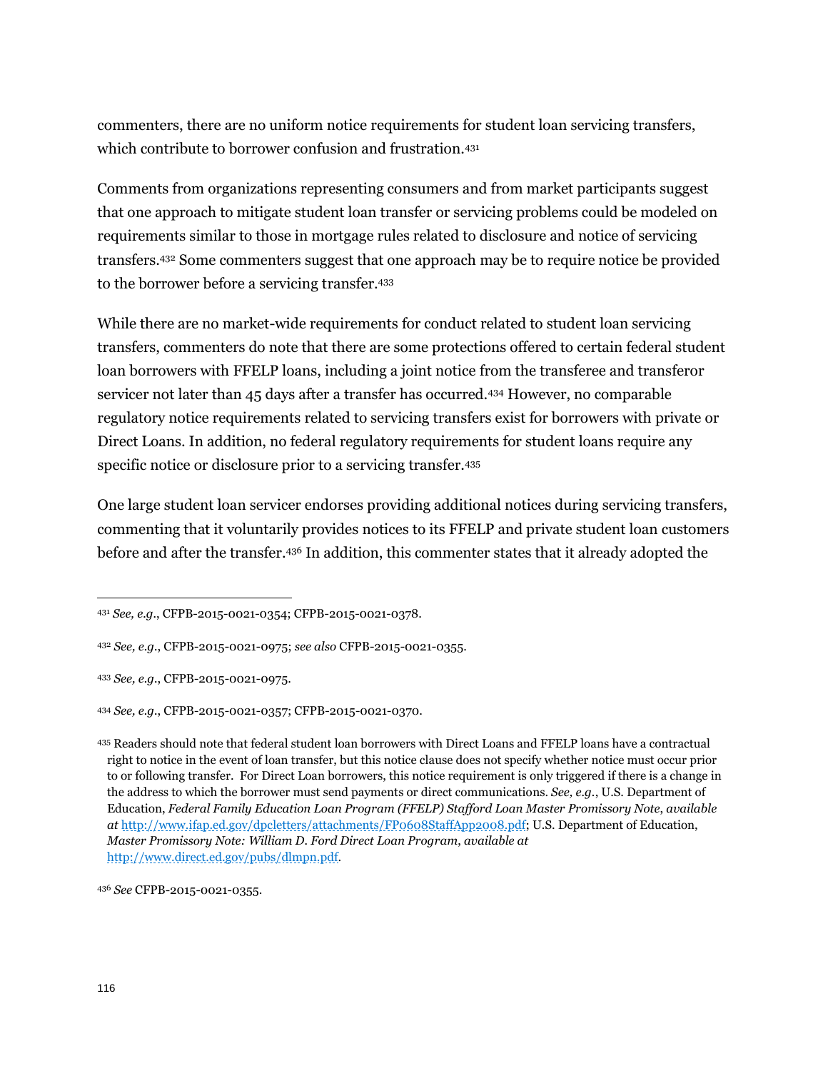commenters, there are no uniform notice requirements for student loan servicing transfers, which contribute to borrower confusion and frustration.[431]

Comments from organizations representing consumers and from market participants suggest that one approach to mitigate student loan transfer or servicing problems could be modeled on requirements similar to those in mortgage rules related to disclosure and notice of servicing transfers.[432] Some commenters suggest that one approach may be to require notice be provided to the borrower before a servicing transfer.[433]

While there are no market-wide requirements for conduct related to student loan servicing transfers, commenters do note that there are some protections offered to certain federal student loan borrowers with FFELP loans, including a joint notice from the transferee and transferor servicer not later than 45 days after a transfer has occurred.[434] However, no comparable regulatory notice requirements related to servicing transfers exist for borrowers with private or Direct Loans. In addition, no federal regulatory requirements for student loans require any specific notice or disclosure prior to a servicing transfer.[435]

One large student loan servicer endorses providing additional notices during servicing transfers, commenting that it voluntarily provides notices to its FFELP and private student loan customers before and after the transfer.[436] In addition, this commenter states that it already adopted the

---

[431] *See, e.g.*, CFPB-2015-0021-0354; CFPB-2015-0021-0378.

[432] *See, e.g.*, CFPB-2015-0021-0975; *see also* CFPB-2015-0021-0355.

[433] *See, e.g.*, CFPB-2015-0021-0975.

[434] *See, e.g.*, CFPB-2015-0021-0357; CFPB-2015-0021-0370.

[435] Readers should note that federal student loan borrowers with Direct Loans and FFELP loans have a contractual right to notice in the event of loan transfer, but this notice clause does not specify whether notice must occur prior to or following transfer. For Direct Loan borrowers, this notice requirement is only triggered if there is a change in the address to which the borrower must send payments or direct communications. *See, e.g.*, U.S. Department of Education, *Federal Family Education Loan Program (FFELP) Stafford Loan Master Promissory Note*, *available at* http://www.ifap.ed.gov/dpcletters/attachments/FP0608StaffApp2008.pdf; U.S. Department of Education, *Master Promissory Note: William D. Ford Direct Loan Program*, *available at* http://www.direct.ed.gov/pubs/dlmpn.pdf.

[436] *See* CFPB-2015-0021-0355.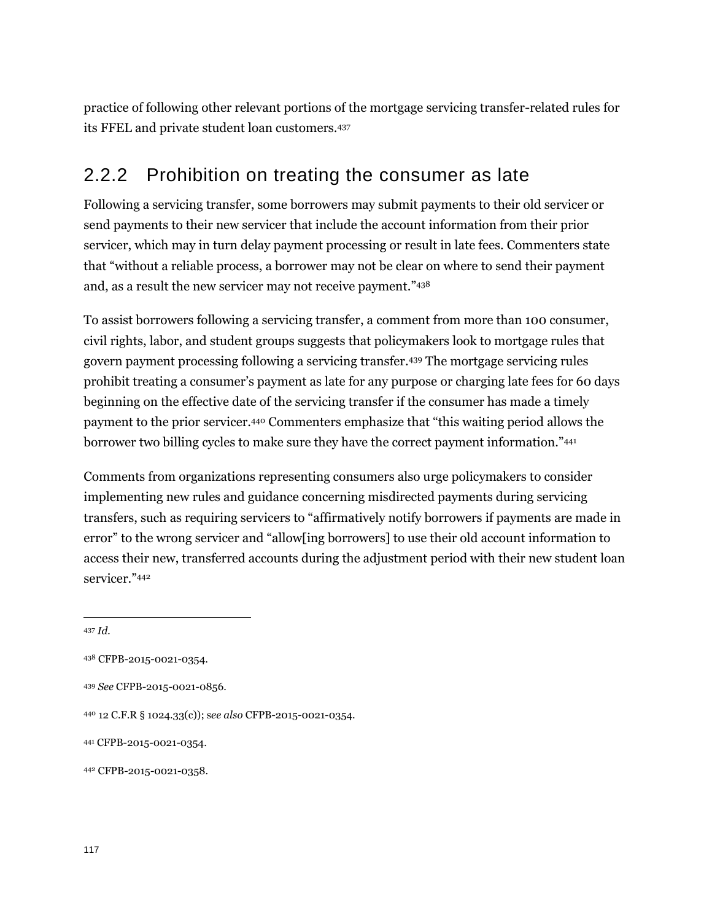practice of following other relevant portions of the mortgage servicing transfer-related rules for its FFEL and private student loan customers.[437]

### 2.2.2 Prohibition on treating the consumer as late

Following a servicing transfer, some borrowers may submit payments to their old servicer or send payments to their new servicer that include the account information from their prior servicer, which may in turn delay payment processing or result in late fees. Commenters state that "without a reliable process, a borrower may not be clear on where to send their payment and, as a result the new servicer may not receive payment."[438]

To assist borrowers following a servicing transfer, a comment from more than 100 consumer, civil rights, labor, and student groups suggests that policymakers look to mortgage rules that govern payment processing following a servicing transfer.[439] The mortgage servicing rules prohibit treating a consumer's payment as late for any purpose or charging late fees for 60 days beginning on the effective date of the servicing transfer if the consumer has made a timely payment to the prior servicer.[440] Commenters emphasize that "this waiting period allows the borrower two billing cycles to make sure they have the correct payment information."[441]

Comments from organizations representing consumers also urge policymakers to consider implementing new rules and guidance concerning misdirected payments during servicing transfers, such as requiring servicers to "affirmatively notify borrowers if payments are made in error" to the wrong servicer and "allow[ing borrowers] to use their old account information to access their new, transferred accounts during the adjustment period with their new student loan servicer."[442]

---

[437] *Id.*

[438] CFPB-2015-0021-0354.

[439] *See* CFPB-2015-0021-0856.

[440] 12 C.F.R § 1024.33(c)); *see also* CFPB-2015-0021-0354.

[441] CFPB-2015-0021-0354.

[442] CFPB-2015-0021-0358.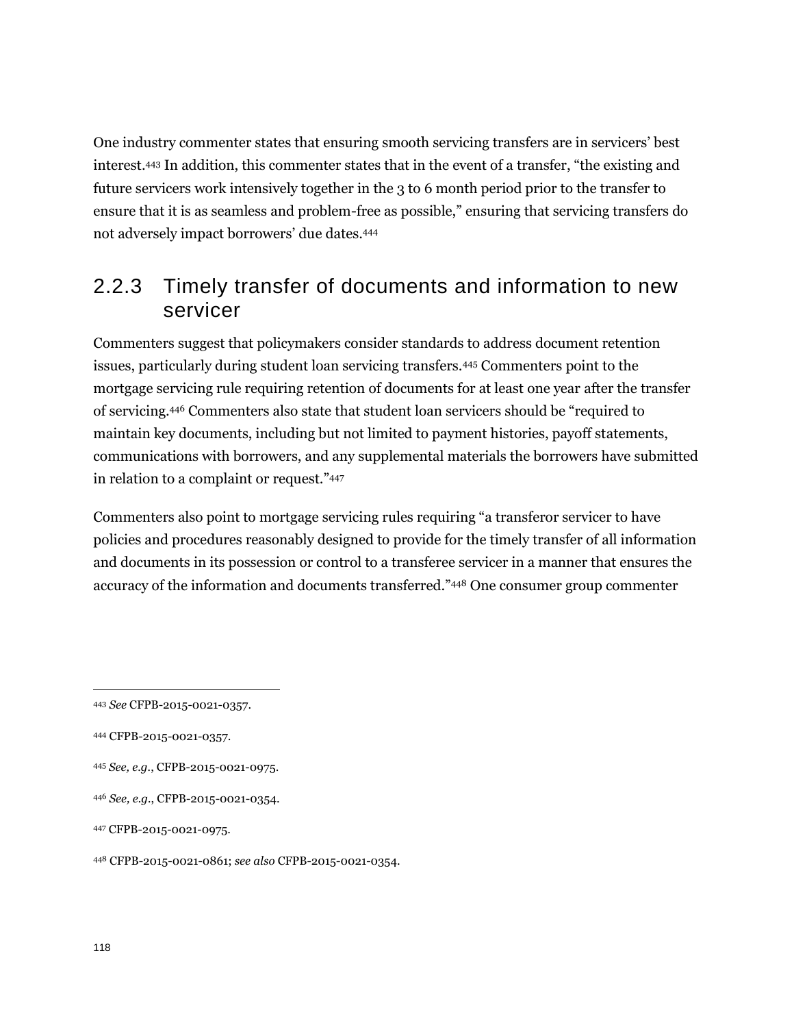One industry commenter states that ensuring smooth servicing transfers are in servicers' best interest.[443] In addition, this commenter states that in the event of a transfer, "the existing and future servicers work intensively together in the 3 to 6 month period prior to the transfer to ensure that it is as seamless and problem-free as possible," ensuring that servicing transfers do not adversely impact borrowers' due dates.[444]

### 2.2.3 Timely transfer of documents and information to new servicer

Commenters suggest that policymakers consider standards to address document retention issues, particularly during student loan servicing transfers.[445] Commenters point to the mortgage servicing rule requiring retention of documents for at least one year after the transfer of servicing.[446] Commenters also state that student loan servicers should be "required to maintain key documents, including but not limited to payment histories, payoff statements, communications with borrowers, and any supplemental materials the borrowers have submitted in relation to a complaint or request."[447]

Commenters also point to mortgage servicing rules requiring "a transferor servicer to have policies and procedures reasonably designed to provide for the timely transfer of all information and documents in its possession or control to a transferee servicer in a manner that ensures the accuracy of the information and documents transferred."[448] One consumer group commenter

---

[443] *See* CFPB-2015-0021-0357.

[444] CFPB-2015-0021-0357.

[445] *See, e.g.*, CFPB-2015-0021-0975.

[446] *See, e.g.*, CFPB-2015-0021-0354.

[447] CFPB-2015-0021-0975.

[448] CFPB-2015-0021-0861; *see also* CFPB-2015-0021-0354.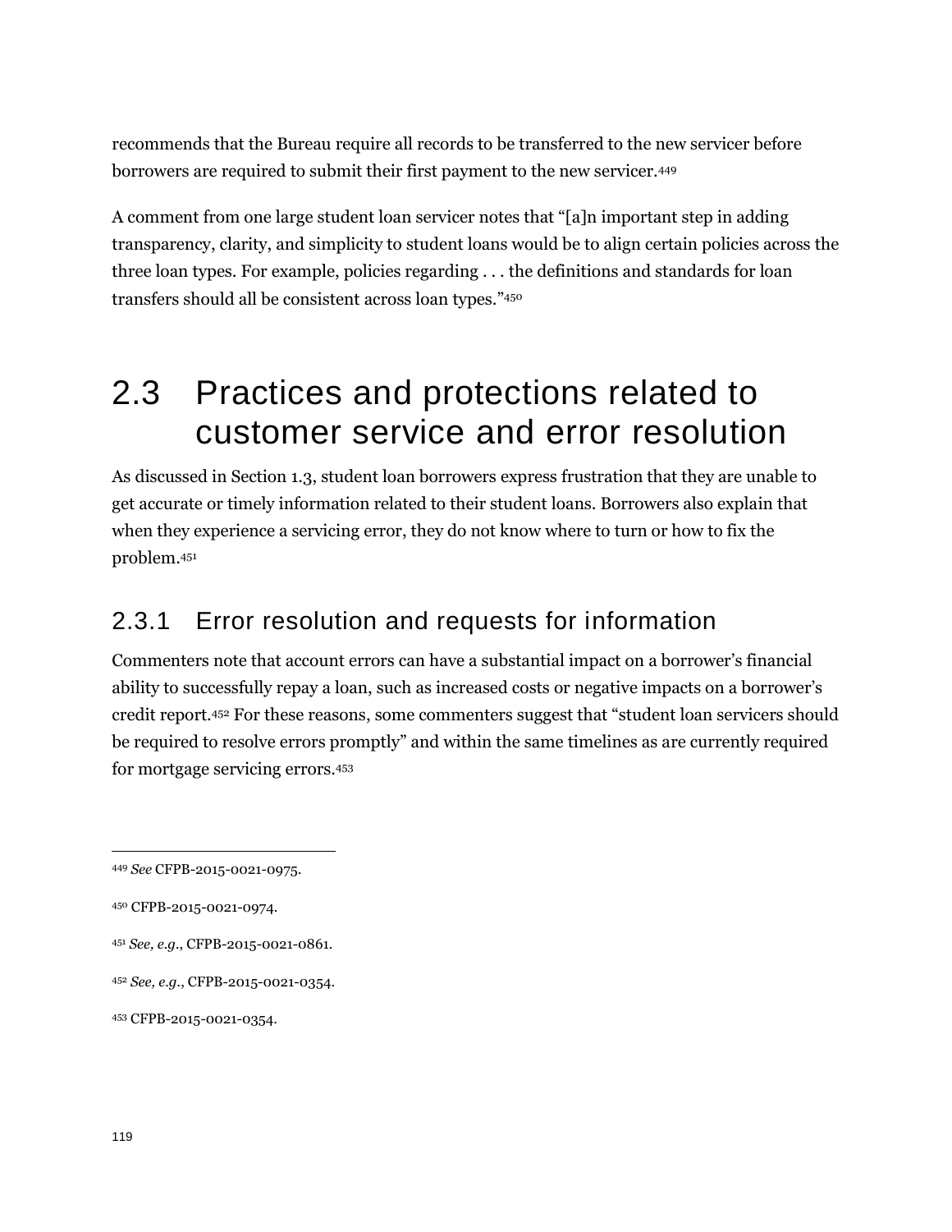recommends that the Bureau require all records to be transferred to the new servicer before borrowers are required to submit their first payment to the new servicer.[449]

A comment from one large student loan servicer notes that "[a]n important step in adding transparency, clarity, and simplicity to student loans would be to align certain policies across the three loan types. For example, policies regarding . . . the definitions and standards for loan transfers should all be consistent across loan types."[450]

## 2.3 Practices and protections related to customer service and error resolution

As discussed in Section 1.3, student loan borrowers express frustration that they are unable to get accurate or timely information related to their student loans. Borrowers also explain that when they experience a servicing error, they do not know where to turn or how to fix the problem.[451]

### 2.3.1 Error resolution and requests for information

Commenters note that account errors can have a substantial impact on a borrower's financial ability to successfully repay a loan, such as increased costs or negative impacts on a borrower's credit report.[452] For these reasons, some commenters suggest that "student loan servicers should be required to resolve errors promptly" and within the same timelines as are currently required for mortgage servicing errors.[453]

---

[449] *See* CFPB-2015-0021-0975.

[450] CFPB-2015-0021-0974.

[451] *See, e.g.*, CFPB-2015-0021-0861.

[452] *See, e.g.*, CFPB-2015-0021-0354.

[453] CFPB-2015-0021-0354.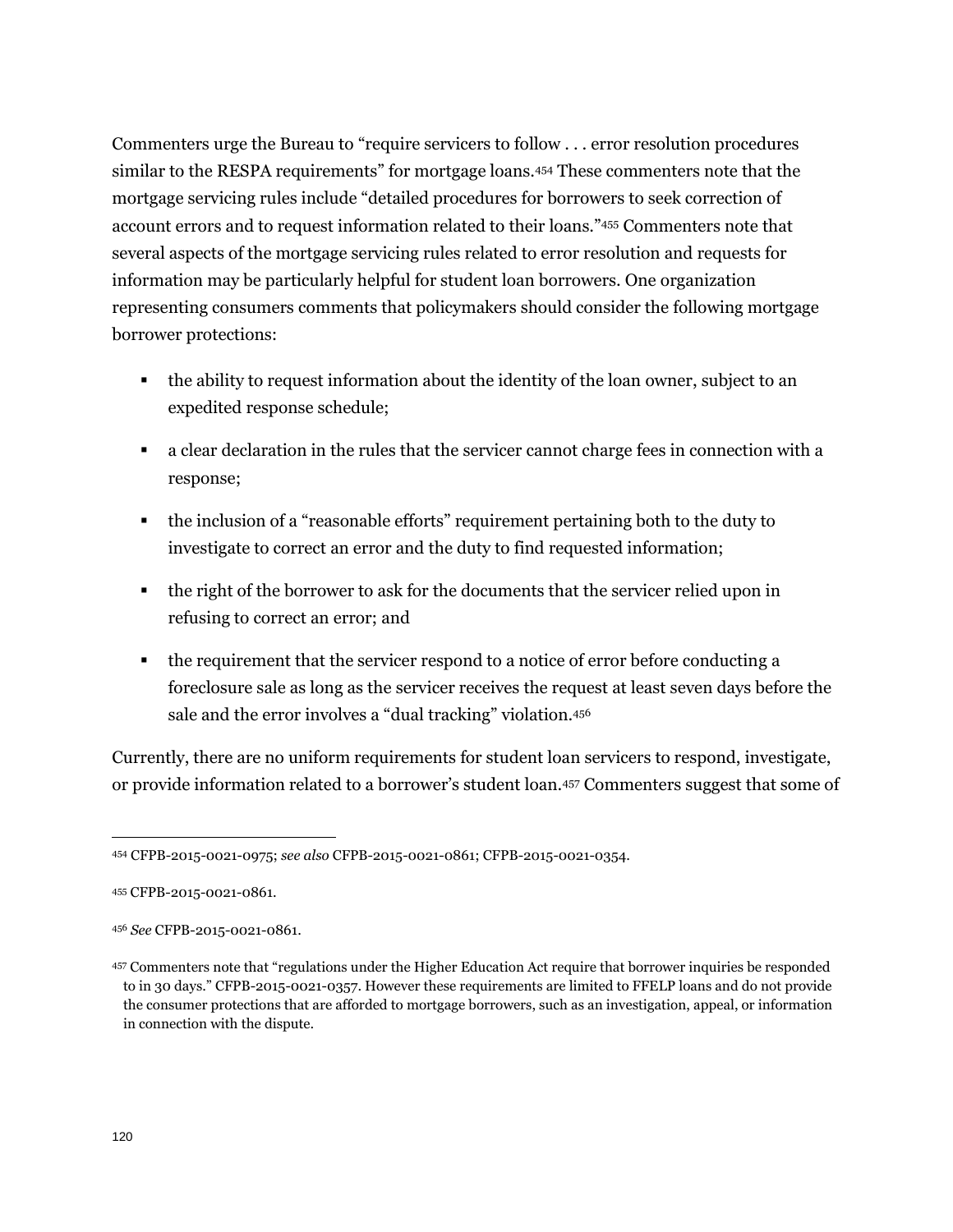Commenters urge the Bureau to "require servicers to follow . . . error resolution procedures similar to the RESPA requirements" for mortgage loans.[454] These commenters note that the mortgage servicing rules include "detailed procedures for borrowers to seek correction of account errors and to request information related to their loans."[455] Commenters note that several aspects of the mortgage servicing rules related to error resolution and requests for information may be particularly helpful for student loan borrowers. One organization representing consumers comments that policymakers should consider the following mortgage borrower protections:

- the ability to request information about the identity of the loan owner, subject to an expedited response schedule;
- a clear declaration in the rules that the servicer cannot charge fees in connection with a response;
- the inclusion of a "reasonable efforts" requirement pertaining both to the duty to investigate to correct an error and the duty to find requested information;
- the right of the borrower to ask for the documents that the servicer relied upon in refusing to correct an error; and
- the requirement that the servicer respond to a notice of error before conducting a foreclosure sale as long as the servicer receives the request at least seven days before the sale and the error involves a "dual tracking" violation.[456]

Currently, there are no uniform requirements for student loan servicers to respond, investigate, or provide information related to a borrower's student loan.[457] Commenters suggest that some of

---

[454] CFPB-2015-0021-0975; *see also* CFPB-2015-0021-0861; CFPB-2015-0021-0354.

[455] CFPB-2015-0021-0861.

[456] *See* CFPB-2015-0021-0861.

[457] Commenters note that "regulations under the Higher Education Act require that borrower inquiries be responded to in 30 days." CFPB-2015-0021-0357. However these requirements are limited to FFELP loans and do not provide the consumer protections that are afforded to mortgage borrowers, such as an investigation, appeal, or information in connection with the dispute.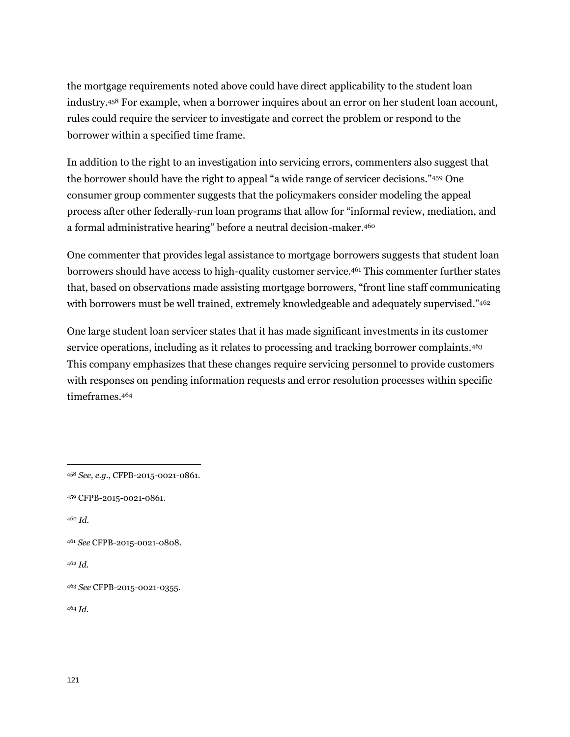the mortgage requirements noted above could have direct applicability to the student loan industry.[458] For example, when a borrower inquires about an error on her student loan account, rules could require the servicer to investigate and correct the problem or respond to the borrower within a specified time frame.

In addition to the right to an investigation into servicing errors, commenters also suggest that the borrower should have the right to appeal "a wide range of servicer decisions."[459] One consumer group commenter suggests that the policymakers consider modeling the appeal process after other federally-run loan programs that allow for "informal review, mediation, and a formal administrative hearing" before a neutral decision-maker.[460]

One commenter that provides legal assistance to mortgage borrowers suggests that student loan borrowers should have access to high-quality customer service.[461] This commenter further states that, based on observations made assisting mortgage borrowers, "front line staff communicating with borrowers must be well trained, extremely knowledgeable and adequately supervised."[462]

One large student loan servicer states that it has made significant investments in its customer service operations, including as it relates to processing and tracking borrower complaints.[463] This company emphasizes that these changes require servicing personnel to provide customers with responses on pending information requests and error resolution processes within specific timeframes.[464]

---

[458] *See, e.g.*, CFPB-2015-0021-0861.

[459] CFPB-2015-0021-0861.

[460] *Id.*

[461] *See* CFPB-2015-0021-0808.

[462] *Id.*

[463] *See* CFPB-2015-0021-0355.

[464] *Id.*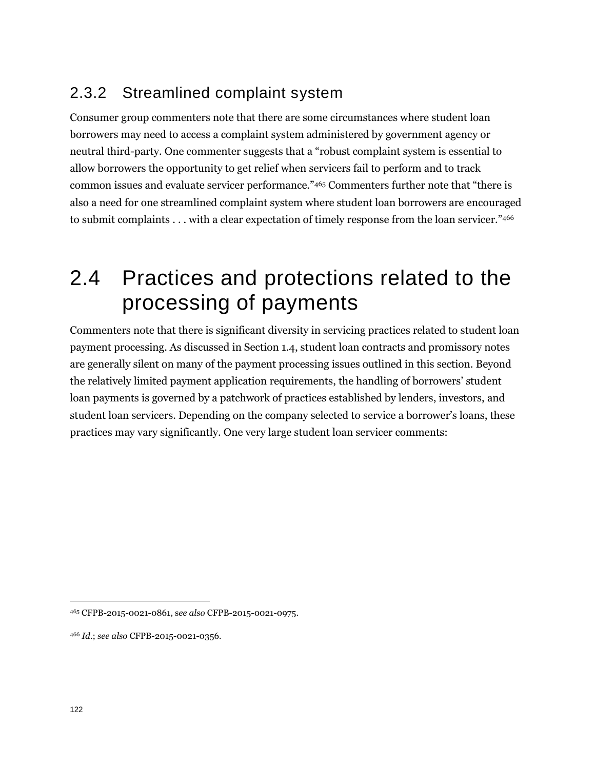### 2.3.2 Streamlined complaint system

Consumer group commenters note that there are some circumstances where student loan borrowers may need to access a complaint system administered by government agency or neutral third-party. One commenter suggests that a "robust complaint system is essential to allow borrowers the opportunity to get relief when servicers fail to perform and to track common issues and evaluate servicer performance."[465] Commenters further note that "there is also a need for one streamlined complaint system where student loan borrowers are encouraged to submit complaints . . . with a clear expectation of timely response from the loan servicer."[466]

## 2.4 Practices and protections related to the processing of payments

Commenters note that there is significant diversity in servicing practices related to student loan payment processing. As discussed in Section 1.4, student loan contracts and promissory notes are generally silent on many of the payment processing issues outlined in this section. Beyond the relatively limited payment application requirements, the handling of borrowers' student loan payments is governed by a patchwork of practices established by lenders, investors, and student loan servicers. Depending on the company selected to service a borrower's loans, these practices may vary significantly. One very large student loan servicer comments:

---

[465] CFPB-2015-0021-0861, s*ee also* CFPB-2015-0021-0975.

[466] *Id.*; *see also* CFPB-2015-0021-0356.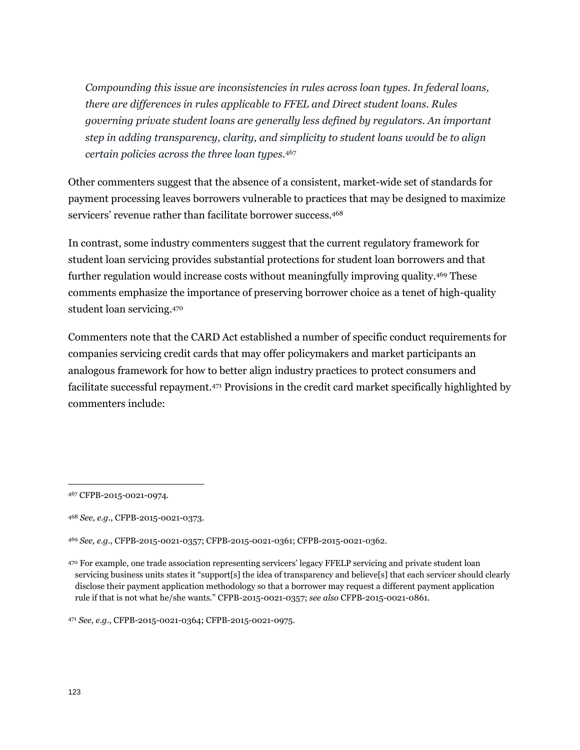*Compounding this issue are inconsistencies in rules across loan types. In federal loans, there are differences in rules applicable to FFEL and Direct student loans. Rules governing private student loans are generally less defined by regulators. An important step in adding transparency, clarity, and simplicity to student loans would be to align certain policies across the three loan types.*[467]

Other commenters suggest that the absence of a consistent, market-wide set of standards for payment processing leaves borrowers vulnerable to practices that may be designed to maximize servicers' revenue rather than facilitate borrower success.[468]

In contrast, some industry commenters suggest that the current regulatory framework for student loan servicing provides substantial protections for student loan borrowers and that further regulation would increase costs without meaningfully improving quality.[469] These comments emphasize the importance of preserving borrower choice as a tenet of high-quality student loan servicing.[470]

Commenters note that the CARD Act established a number of specific conduct requirements for companies servicing credit cards that may offer policymakers and market participants an analogous framework for how to better align industry practices to protect consumers and facilitate successful repayment.[471] Provisions in the credit card market specifically highlighted by commenters include:

---

[467] CFPB-2015-0021-0974.

[468] *See, e.g.*, CFPB-2015-0021-0373.

[469] *See, e.g.*, CFPB-2015-0021-0357; CFPB-2015-0021-0361; CFPB-2015-0021-0362.

[470] For example, one trade association representing servicers' legacy FFELP servicing and private student loan servicing business units states it "support[s] the idea of transparency and believe[s] that each servicer should clearly disclose their payment application methodology so that a borrower may request a different payment application rule if that is not what he/she wants." CFPB-2015-0021-0357; *see also* CFPB-2015-0021-0861.

[471] *See, e.g.*, CFPB-2015-0021-0364; CFPB-2015-0021-0975.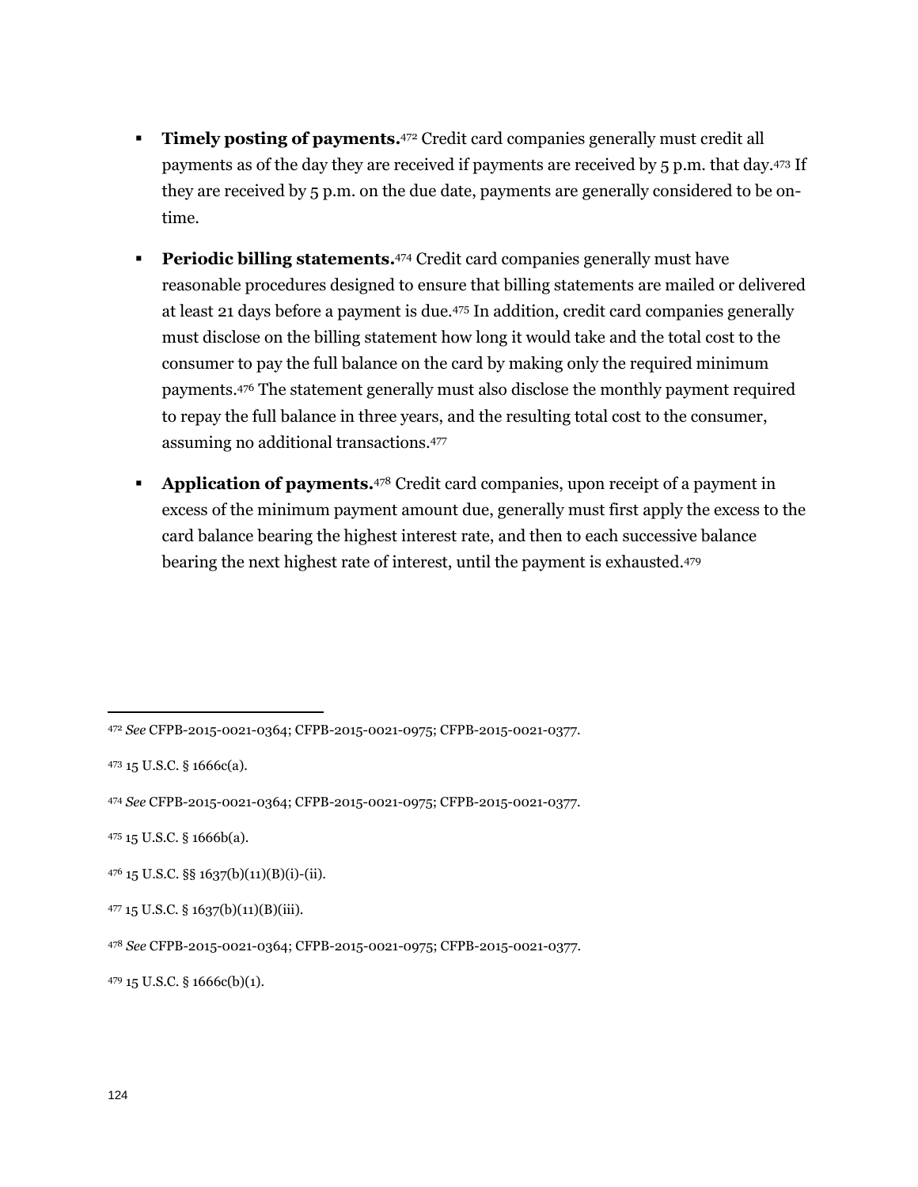- **Timely posting of payments.**[472] Credit card companies generally must credit all payments as of the day they are received if payments are received by 5 p.m. that day.[473] If they are received by 5 p.m. on the due date, payments are generally considered to be on-time.

- **Periodic billing statements.**[474] Credit card companies generally must have reasonable procedures designed to ensure that billing statements are mailed or delivered at least 21 days before a payment is due.[475] In addition, credit card companies generally must disclose on the billing statement how long it would take and the total cost to the consumer to pay the full balance on the card by making only the required minimum payments.[476] The statement generally must also disclose the monthly payment required to repay the full balance in three years, and the resulting total cost to the consumer, assuming no additional transactions.[477]

- **Application of payments.**[478] Credit card companies, upon receipt of a payment in excess of the minimum payment amount due, generally must first apply the excess to the card balance bearing the highest interest rate, and then to each successive balance bearing the next highest rate of interest, until the payment is exhausted.[479]

---

[472] *See* CFPB-2015-0021-0364; CFPB-2015-0021-0975; CFPB-2015-0021-0377.

[473] 15 U.S.C. § 1666c(a).

[474] *See* CFPB-2015-0021-0364; CFPB-2015-0021-0975; CFPB-2015-0021-0377.

[475] 15 U.S.C. § 1666b(a).

[476] 15 U.S.C. §§ 1637(b)(11)(B)(i)-(ii).

[477] 15 U.S.C. § 1637(b)(11)(B)(iii).

[478] *See* CFPB-2015-0021-0364; CFPB-2015-0021-0975; CFPB-2015-0021-0377.

[479] 15 U.S.C. § 1666c(b)(1).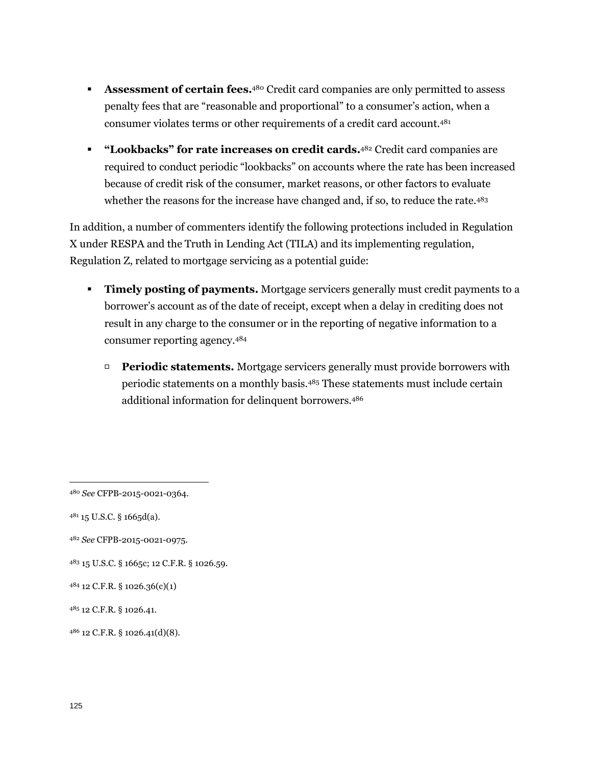- **Assessment of certain fees.**[480] Credit card companies are only permitted to assess penalty fees that are "reasonable and proportional" to a consumer's action, when a consumer violates terms or other requirements of a credit card account.[481]
- **"Lookbacks" for rate increases on credit cards.**[482] Credit card companies are required to conduct periodic "lookbacks" on accounts where the rate has been increased because of credit risk of the consumer, market reasons, or other factors to evaluate whether the reasons for the increase have changed and, if so, to reduce the rate.[483]

In addition, a number of commenters identify the following protections included in Regulation X under RESPA and the Truth in Lending Act (TILA) and its implementing regulation, Regulation Z, related to mortgage servicing as a potential guide:

- **Timely posting of payments.** Mortgage servicers generally must credit payments to a borrower's account as of the date of receipt, except when a delay in crediting does not result in any charge to the consumer or in the reporting of negative information to a consumer reporting agency.[484]
  - **Periodic statements.** Mortgage servicers generally must provide borrowers with periodic statements on a monthly basis.[485] These statements must include certain additional information for delinquent borrowers.[486]

---

[480] *See* CFPB-2015-0021-0364.

[481] 15 U.S.C. § 1665d(a).

[482] *See* CFPB-2015-0021-0975.

[483] 15 U.S.C. § 1665c; 12 C.F.R. § 1026.59.

[484] 12 C.F.R. § 1026.36(c)(1)

[485] 12 C.F.R. § 1026.41.

[486] 12 C.F.R. § 1026.41(d)(8).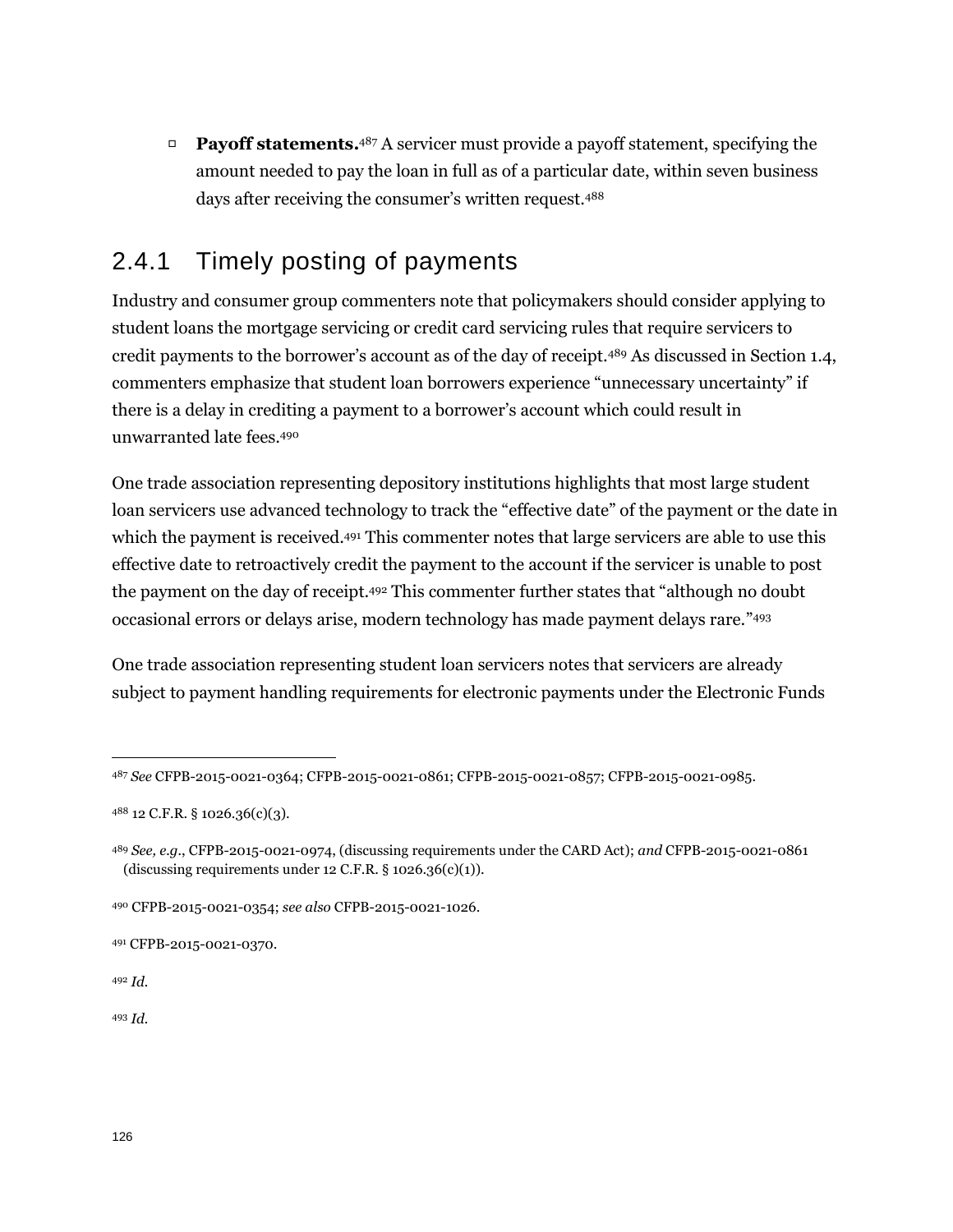- **Payoff statements.**[487] A servicer must provide a payoff statement, specifying the amount needed to pay the loan in full as of a particular date, within seven business days after receiving the consumer's written request.[488]

## 2.4.1 Timely posting of payments

Industry and consumer group commenters note that policymakers should consider applying to student loans the mortgage servicing or credit card servicing rules that require servicers to credit payments to the borrower's account as of the day of receipt.[489] As discussed in Section 1.4, commenters emphasize that student loan borrowers experience "unnecessary uncertainty" if there is a delay in crediting a payment to a borrower's account which could result in unwarranted late fees.[490]

One trade association representing depository institutions highlights that most large student loan servicers use advanced technology to track the "effective date" of the payment or the date in which the payment is received.[491] This commenter notes that large servicers are able to use this effective date to retroactively credit the payment to the account if the servicer is unable to post the payment on the day of receipt.[492] This commenter further states that "although no doubt occasional errors or delays arise, modern technology has made payment delays rare."[493]

One trade association representing student loan servicers notes that servicers are already subject to payment handling requirements for electronic payments under the Electronic Funds

---

[487] *See* CFPB-2015-0021-0364; CFPB-2015-0021-0861; CFPB-2015-0021-0857; CFPB-2015-0021-0985.

[488] 12 C.F.R. § 1026.36(c)(3).

[489] *See, e.g.*, CFPB-2015-0021-0974, (discussing requirements under the CARD Act); *and* CFPB-2015-0021-0861 (discussing requirements under 12 C.F.R. § 1026.36(c)(1)).

[490] CFPB-2015-0021-0354; *see also* CFPB-2015-0021-1026.

[491] CFPB-2015-0021-0370.

[492] *Id.*

[493] *Id.*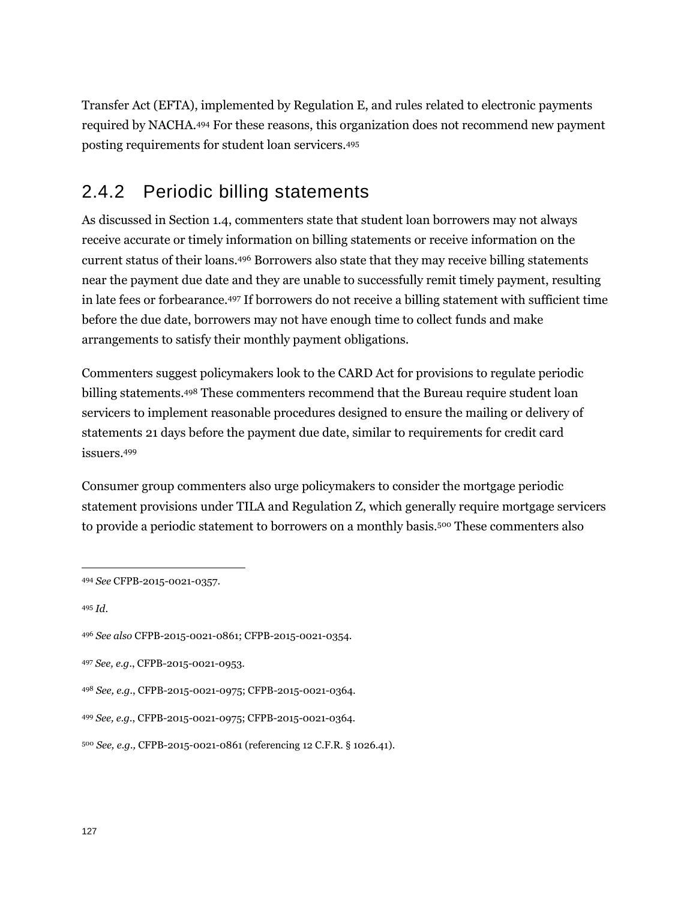Transfer Act (EFTA), implemented by Regulation E, and rules related to electronic payments required by NACHA.[494] For these reasons, this organization does not recommend new payment posting requirements for student loan servicers.[495]

## 2.4.2 Periodic billing statements

As discussed in Section 1.4, commenters state that student loan borrowers may not always receive accurate or timely information on billing statements or receive information on the current status of their loans.[496] Borrowers also state that they may receive billing statements near the payment due date and they are unable to successfully remit timely payment, resulting in late fees or forbearance.[497] If borrowers do not receive a billing statement with sufficient time before the due date, borrowers may not have enough time to collect funds and make arrangements to satisfy their monthly payment obligations.

Commenters suggest policymakers look to the CARD Act for provisions to regulate periodic billing statements.[498] These commenters recommend that the Bureau require student loan servicers to implement reasonable procedures designed to ensure the mailing or delivery of statements 21 days before the payment due date, similar to requirements for credit card issuers.[499]

Consumer group commenters also urge policymakers to consider the mortgage periodic statement provisions under TILA and Regulation Z, which generally require mortgage servicers to provide a periodic statement to borrowers on a monthly basis.[500] These commenters also

---

[494] *See* CFPB-2015-0021-0357.

[495] *Id.*

[496] *See also* CFPB-2015-0021-0861; CFPB-2015-0021-0354.

[497] *See, e.g.*, CFPB-2015-0021-0953.

[498] *See, e.g.*, CFPB-2015-0021-0975; CFPB-2015-0021-0364.

[499] *See, e.g.*, CFPB-2015-0021-0975; CFPB-2015-0021-0364.

[500] *See, e.g.,* CFPB-2015-0021-0861 (referencing 12 C.F.R. § 1026.41).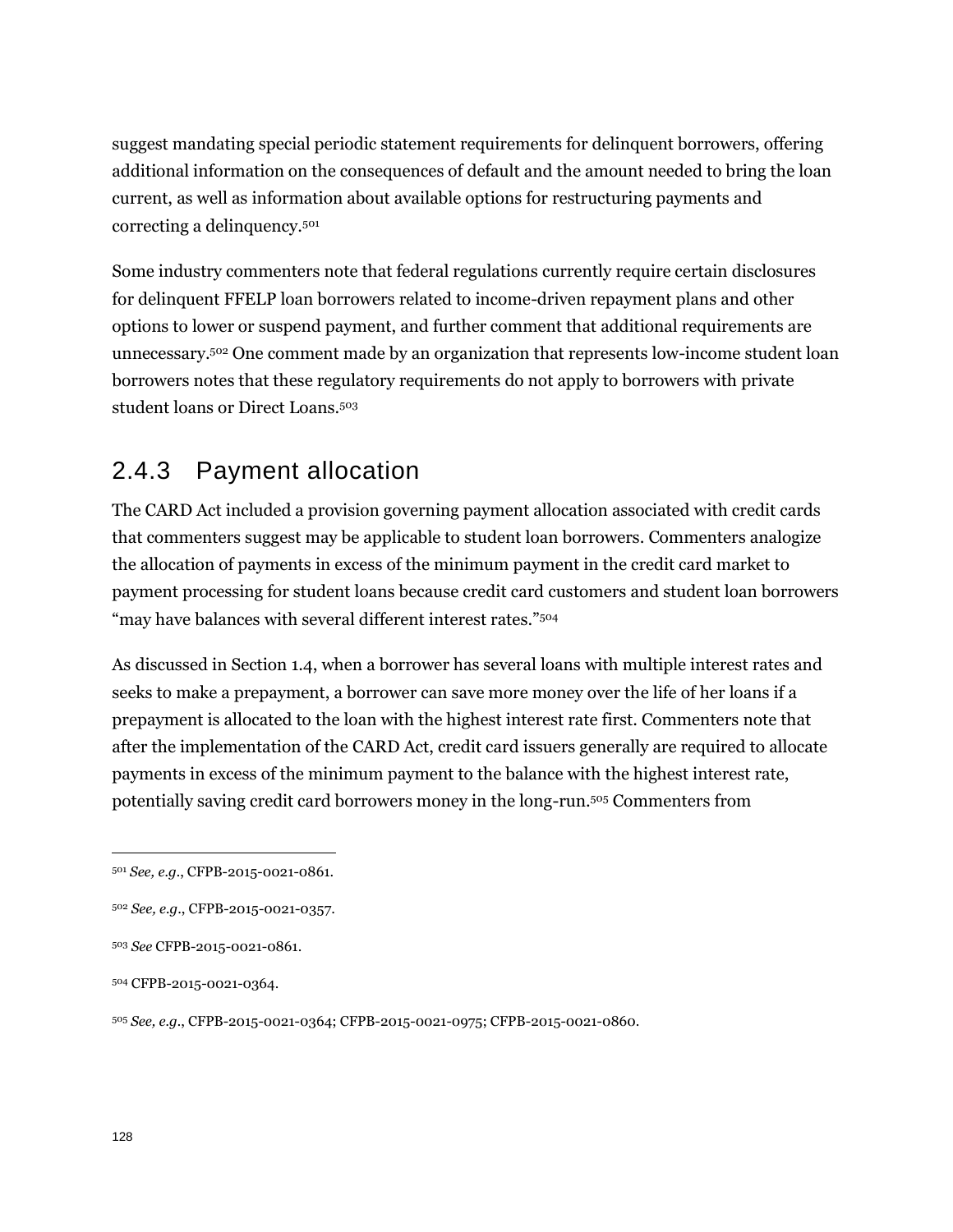suggest mandating special periodic statement requirements for delinquent borrowers, offering additional information on the consequences of default and the amount needed to bring the loan current, as well as information about available options for restructuring payments and correcting a delinquency.[501]

Some industry commenters note that federal regulations currently require certain disclosures for delinquent FFELP loan borrowers related to income-driven repayment plans and other options to lower or suspend payment, and further comment that additional requirements are unnecessary.[502] One comment made by an organization that represents low-income student loan borrowers notes that these regulatory requirements do not apply to borrowers with private student loans or Direct Loans.[503]

## 2.4.3 Payment allocation

The CARD Act included a provision governing payment allocation associated with credit cards that commenters suggest may be applicable to student loan borrowers. Commenters analogize the allocation of payments in excess of the minimum payment in the credit card market to payment processing for student loans because credit card customers and student loan borrowers "may have balances with several different interest rates."[504]

As discussed in Section 1.4, when a borrower has several loans with multiple interest rates and seeks to make a prepayment, a borrower can save more money over the life of her loans if a prepayment is allocated to the loan with the highest interest rate first. Commenters note that after the implementation of the CARD Act, credit card issuers generally are required to allocate payments in excess of the minimum payment to the balance with the highest interest rate, potentially saving credit card borrowers money in the long-run.[505] Commenters from

---

[501] *See, e.g.*, CFPB-2015-0021-0861.

[502] *See, e.g.*, CFPB-2015-0021-0357.

[503] *See* CFPB-2015-0021-0861.

[504] CFPB-2015-0021-0364.

[505] *See, e.g.*, CFPB-2015-0021-0364; CFPB-2015-0021-0975; CFPB-2015-0021-0860.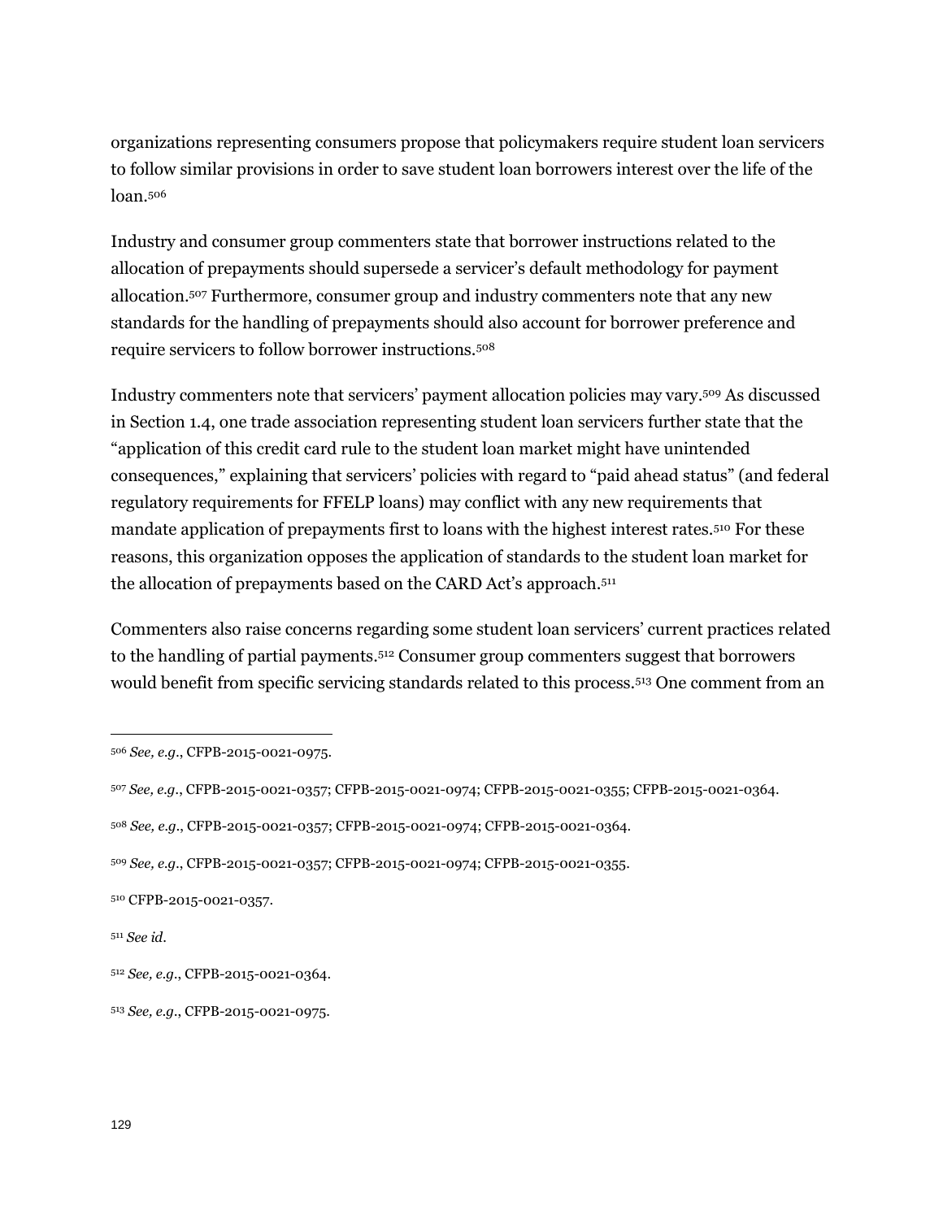organizations representing consumers propose that policymakers require student loan servicers to follow similar provisions in order to save student loan borrowers interest over the life of the loan.[506]

Industry and consumer group commenters state that borrower instructions related to the allocation of prepayments should supersede a servicer's default methodology for payment allocation.[507] Furthermore, consumer group and industry commenters note that any new standards for the handling of prepayments should also account for borrower preference and require servicers to follow borrower instructions.[508]

Industry commenters note that servicers' payment allocation policies may vary.[509] As discussed in Section 1.4, one trade association representing student loan servicers further state that the "application of this credit card rule to the student loan market might have unintended consequences," explaining that servicers' policies with regard to "paid ahead status" (and federal regulatory requirements for FFELP loans) may conflict with any new requirements that mandate application of prepayments first to loans with the highest interest rates.[510] For these reasons, this organization opposes the application of standards to the student loan market for the allocation of prepayments based on the CARD Act's approach.[511]

Commenters also raise concerns regarding some student loan servicers' current practices related to the handling of partial payments.[512] Consumer group commenters suggest that borrowers would benefit from specific servicing standards related to this process.[513] One comment from an

---

[506] *See, e.g.*, CFPB-2015-0021-0975.

[507] *See, e.g.*, CFPB-2015-0021-0357; CFPB-2015-0021-0974; CFPB-2015-0021-0355; CFPB-2015-0021-0364.

[508] *See, e.g.*, CFPB-2015-0021-0357; CFPB-2015-0021-0974; CFPB-2015-0021-0364.

[509] *See, e.g.*, CFPB-2015-0021-0357; CFPB-2015-0021-0974; CFPB-2015-0021-0355.

[510] CFPB-2015-0021-0357.

[511] *See id.*

[512] *See, e.g.*, CFPB-2015-0021-0364.

[513] *See, e.g.*, CFPB-2015-0021-0975.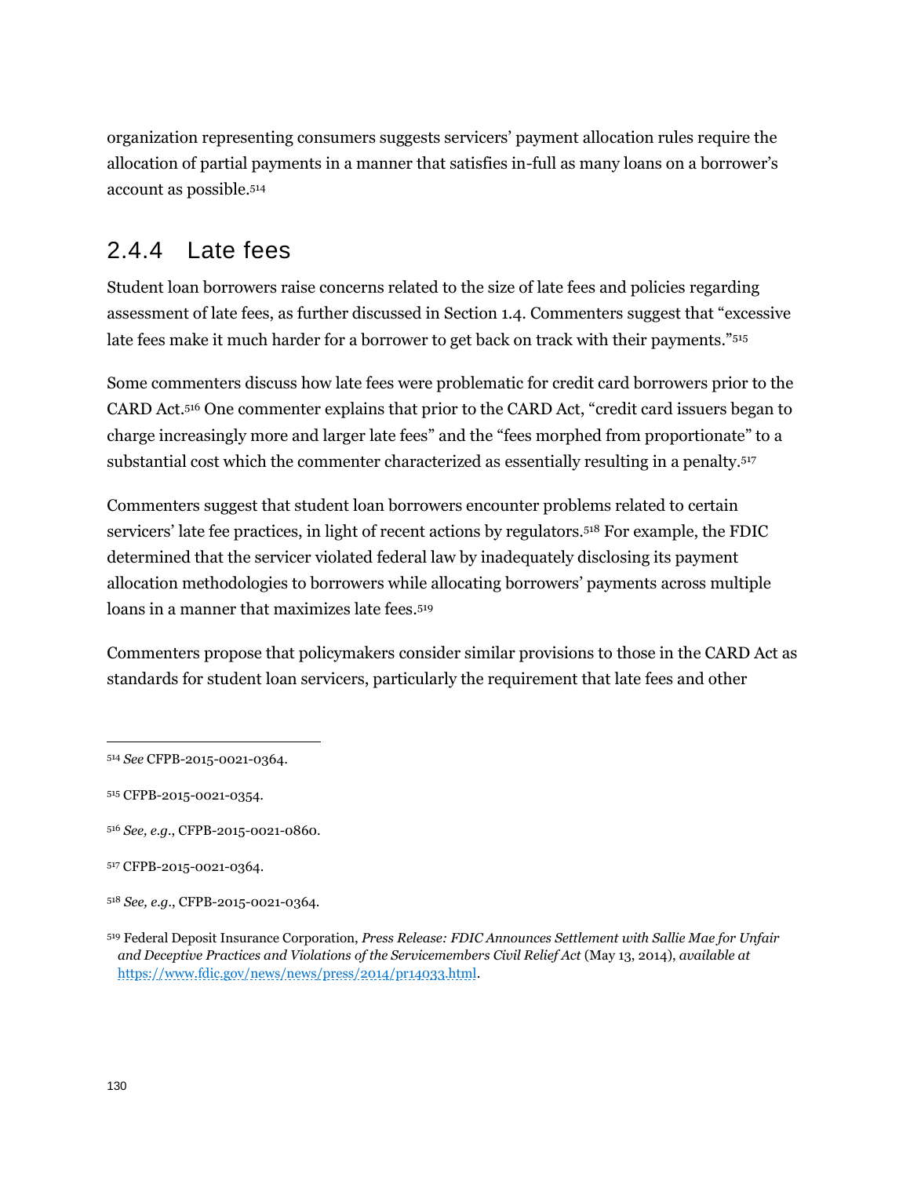organization representing consumers suggests servicers' payment allocation rules require the allocation of partial payments in a manner that satisfies in-full as many loans on a borrower's account as possible.[514]

### 2.4.4 Late fees

Student loan borrowers raise concerns related to the size of late fees and policies regarding assessment of late fees, as further discussed in Section 1.4. Commenters suggest that "excessive late fees make it much harder for a borrower to get back on track with their payments."[515]

Some commenters discuss how late fees were problematic for credit card borrowers prior to the CARD Act.[516] One commenter explains that prior to the CARD Act, "credit card issuers began to charge increasingly more and larger late fees" and the "fees morphed from proportionate" to a substantial cost which the commenter characterized as essentially resulting in a penalty.[517]

Commenters suggest that student loan borrowers encounter problems related to certain servicers' late fee practices, in light of recent actions by regulators.[518] For example, the FDIC determined that the servicer violated federal law by inadequately disclosing its payment allocation methodologies to borrowers while allocating borrowers' payments across multiple loans in a manner that maximizes late fees.[519]

Commenters propose that policymakers consider similar provisions to those in the CARD Act as standards for student loan servicers, particularly the requirement that late fees and other

---

[514] *See* CFPB-2015-0021-0364.

[515] CFPB-2015-0021-0354.

[516] *See, e.g.*, CFPB-2015-0021-0860.

[517] CFPB-2015-0021-0364.

[518] *See, e.g.*, CFPB-2015-0021-0364.

[519] Federal Deposit Insurance Corporation, *Press Release: FDIC Announces Settlement with Sallie Mae for Unfair and Deceptive Practices and Violations of the Servicemembers Civil Relief Act* (May 13, 2014), *available at* https://www.fdic.gov/news/news/press/2014/pr14033.html.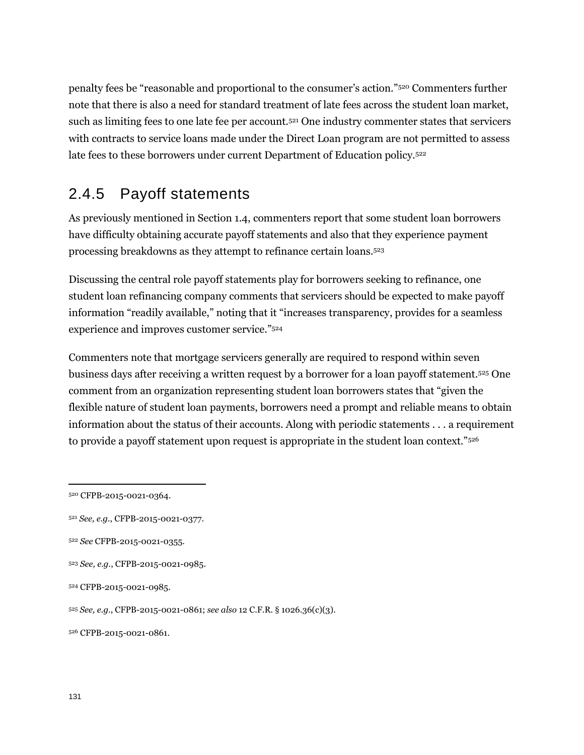penalty fees be "reasonable and proportional to the consumer's action."[520] Commenters further note that there is also a need for standard treatment of late fees across the student loan market, such as limiting fees to one late fee per account.[521] One industry commenter states that servicers with contracts to service loans made under the Direct Loan program are not permitted to assess late fees to these borrowers under current Department of Education policy.[522]

### 2.4.5 Payoff statements

As previously mentioned in Section 1.4, commenters report that some student loan borrowers have difficulty obtaining accurate payoff statements and also that they experience payment processing breakdowns as they attempt to refinance certain loans.[523]

Discussing the central role payoff statements play for borrowers seeking to refinance, one student loan refinancing company comments that servicers should be expected to make payoff information "readily available," noting that it "increases transparency, provides for a seamless experience and improves customer service."[524]

Commenters note that mortgage servicers generally are required to respond within seven business days after receiving a written request by a borrower for a loan payoff statement.[525] One comment from an organization representing student loan borrowers states that "given the flexible nature of student loan payments, borrowers need a prompt and reliable means to obtain information about the status of their accounts. Along with periodic statements . . . a requirement to provide a payoff statement upon request is appropriate in the student loan context."[526]

---

[520] CFPB-2015-0021-0364.

[521] *See, e.g.*, CFPB-2015-0021-0377.

[522] *See* CFPB-2015-0021-0355.

[523] *See, e.g.*, CFPB-2015-0021-0985.

[524] CFPB-2015-0021-0985.

[525] *See, e.g.*, CFPB-2015-0021-0861; *see also* 12 C.F.R. § 1026.36(c)(3).

[526] CFPB-2015-0021-0861.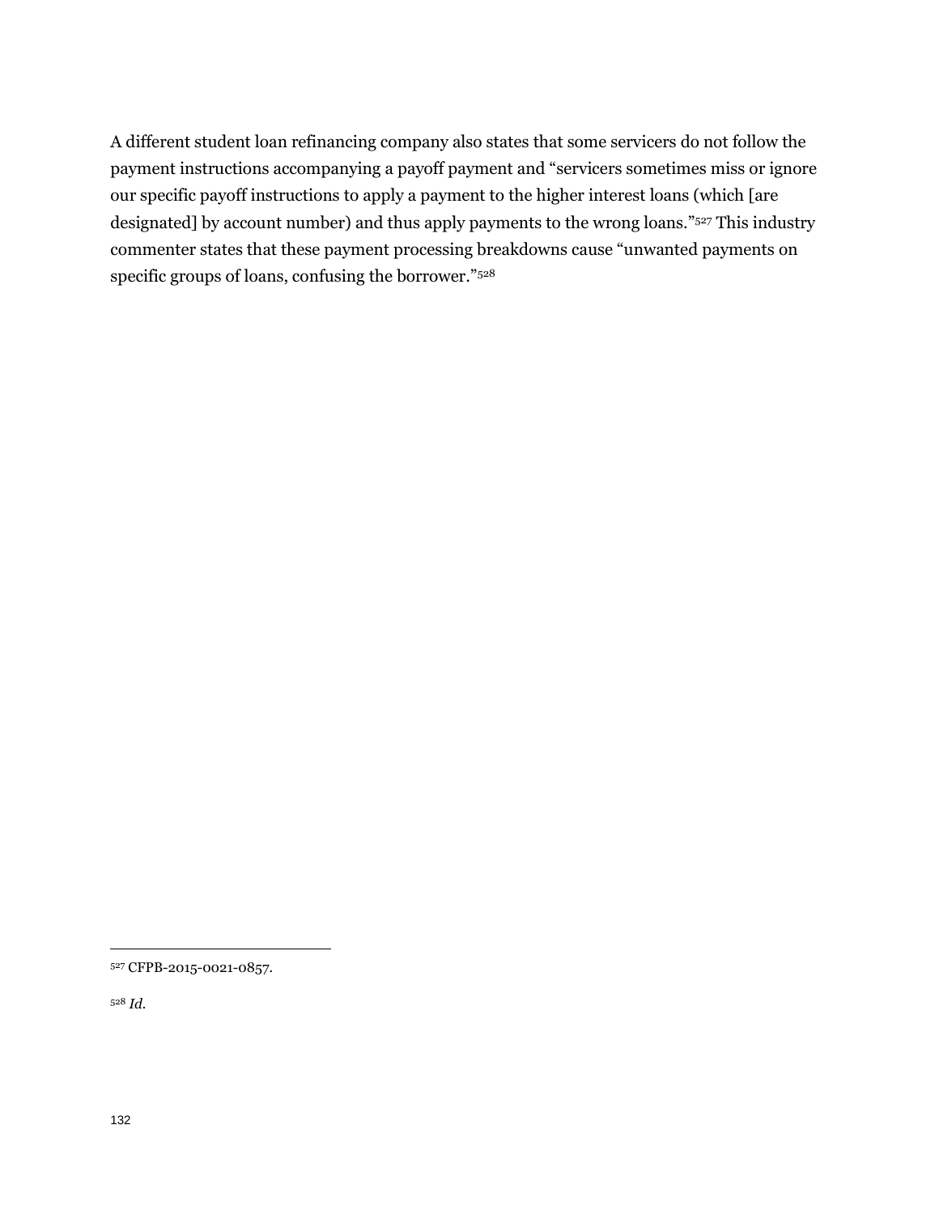A different student loan refinancing company also states that some servicers do not follow the payment instructions accompanying a payoff payment and "servicers sometimes miss or ignore our specific payoff instructions to apply a payment to the higher interest loans (which [are designated] by account number) and thus apply payments to the wrong loans."[527] This industry commenter states that these payment processing breakdowns cause "unwanted payments on specific groups of loans, confusing the borrower."[528]

---

[527] CFPB-2015-0021-0857.

[528] *Id.*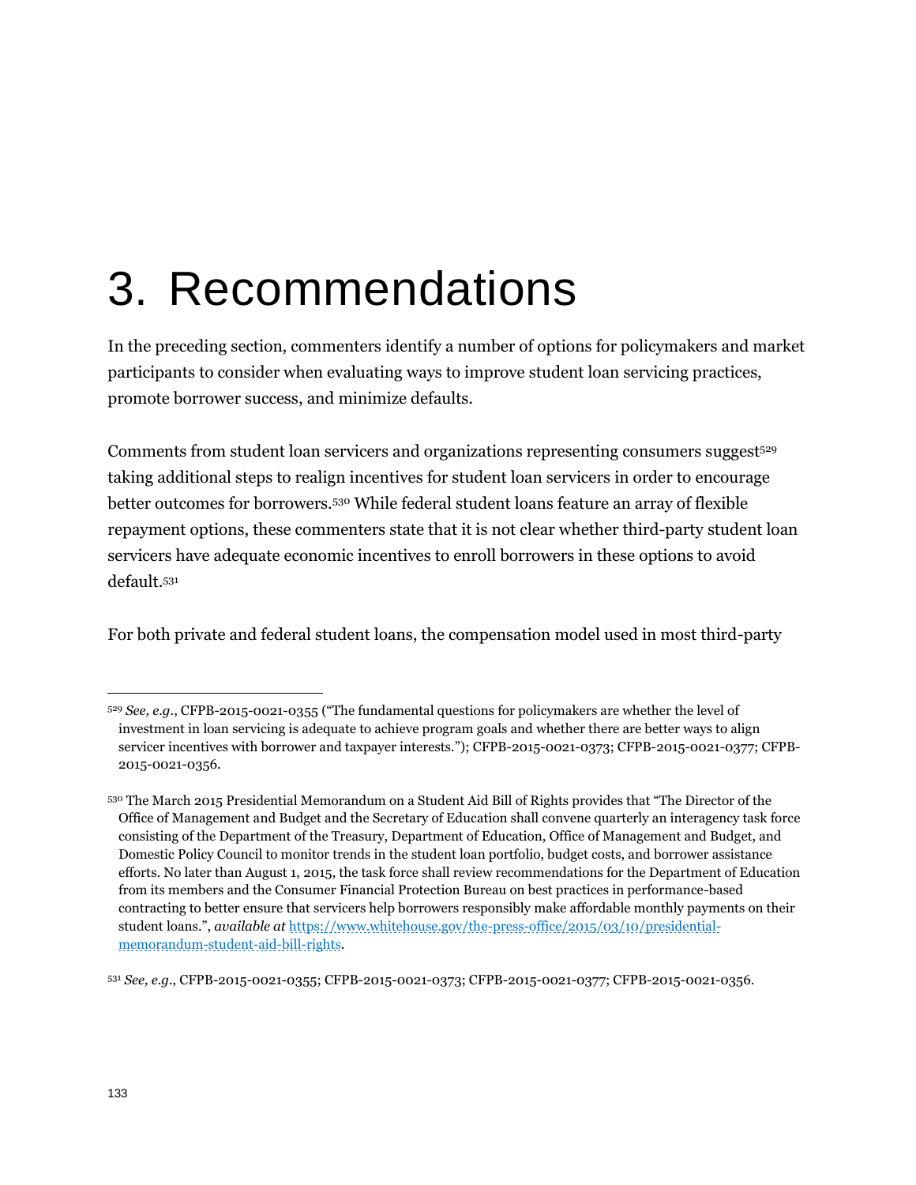# 3. Recommendations

In the preceding section, commenters identify a number of options for policymakers and market participants to consider when evaluating ways to improve student loan servicing practices, promote borrower success, and minimize defaults.

Comments from student loan servicers and organizations representing consumers suggest[529] taking additional steps to realign incentives for student loan servicers in order to encourage better outcomes for borrowers.[530] While federal student loans feature an array of flexible repayment options, these commenters state that it is not clear whether third-party student loan servicers have adequate economic incentives to enroll borrowers in these options to avoid default.[531]

For both private and federal student loans, the compensation model used in most third-party

---

[529] *See, e.g.*, CFPB-2015-0021-0355 ("The fundamental questions for policymakers are whether the level of investment in loan servicing is adequate to achieve program goals and whether there are better ways to align servicer incentives with borrower and taxpayer interests."); CFPB-2015-0021-0373; CFPB-2015-0021-0377; CFPB-2015-0021-0356.

[530] The March 2015 Presidential Memorandum on a Student Aid Bill of Rights provides that "The Director of the Office of Management and Budget and the Secretary of Education shall convene quarterly an interagency task force consisting of the Department of the Treasury, Department of Education, Office of Management and Budget, and Domestic Policy Council to monitor trends in the student loan portfolio, budget costs, and borrower assistance efforts. No later than August 1, 2015, the task force shall review recommendations for the Department of Education from its members and the Consumer Financial Protection Bureau on best practices in performance-based contracting to better ensure that servicers help borrowers responsibly make affordable monthly payments on their student loans.", *available at* https://www.whitehouse.gov/the-press-office/2015/03/10/presidential-memorandum-student-aid-bill-rights.

[531] *See, e.g.*, CFPB-2015-0021-0355; CFPB-2015-0021-0373; CFPB-2015-0021-0377; CFPB-2015-0021-0356.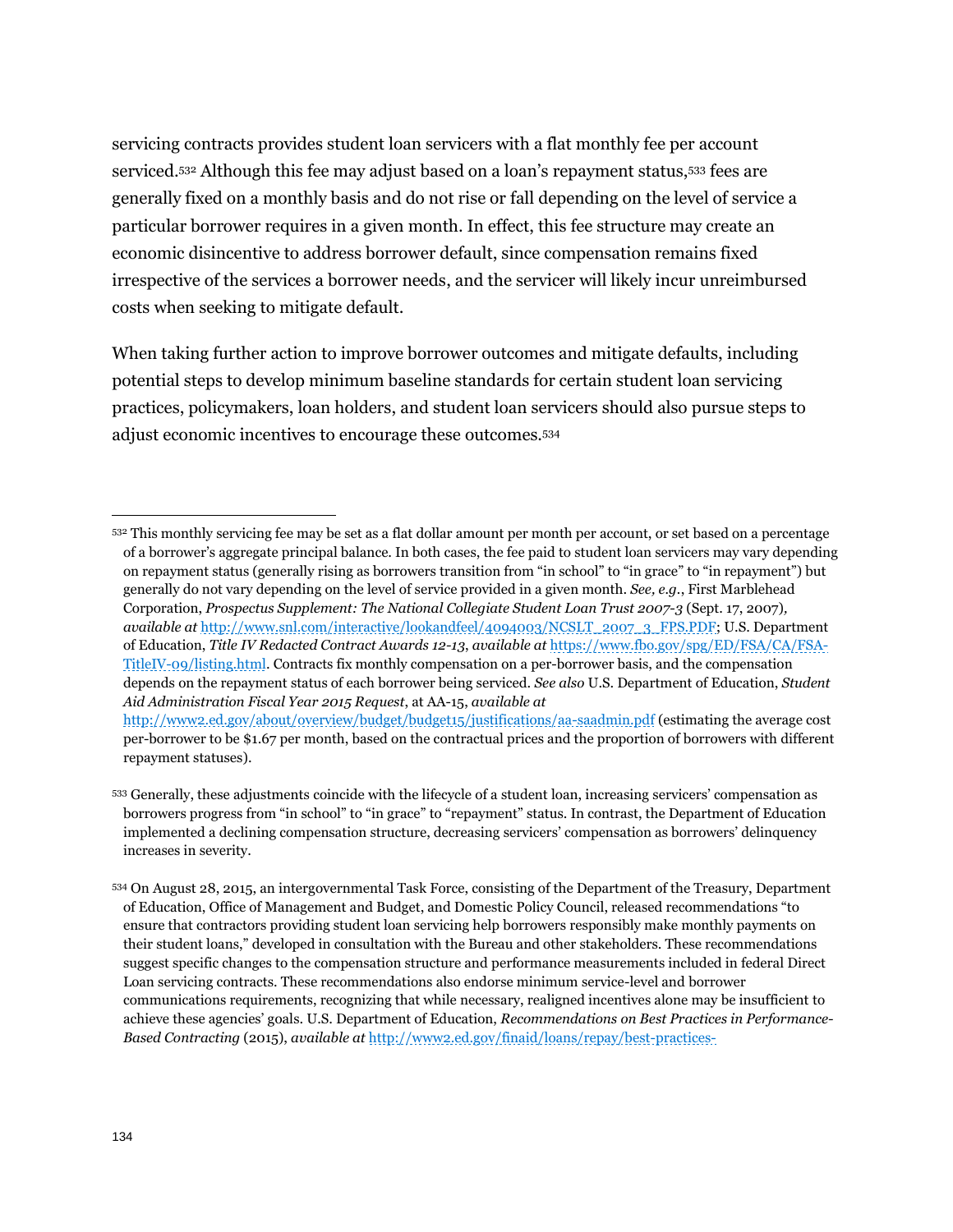servicing contracts provides student loan servicers with a flat monthly fee per account serviced.[532] Although this fee may adjust based on a loan's repayment status,[533] fees are generally fixed on a monthly basis and do not rise or fall depending on the level of service a particular borrower requires in a given month. In effect, this fee structure may create an economic disincentive to address borrower default, since compensation remains fixed irrespective of the services a borrower needs, and the servicer will likely incur unreimbursed costs when seeking to mitigate default.

When taking further action to improve borrower outcomes and mitigate defaults, including potential steps to develop minimum baseline standards for certain student loan servicing practices, policymakers, loan holders, and student loan servicers should also pursue steps to adjust economic incentives to encourage these outcomes.[534]

---

[532] This monthly servicing fee may be set as a flat dollar amount per month per account, or set based on a percentage of a borrower's aggregate principal balance. In both cases, the fee paid to student loan servicers may vary depending on repayment status (generally rising as borrowers transition from "in school" to "in grace" to "in repayment") but generally do not vary depending on the level of service provided in a given month. *See, e.g.*, First Marblehead Corporation, *Prospectus Supplement: The National Collegiate Student Loan Trust 2007-3* (Sept. 17, 2007), *available at* http://www.snl.com/interactive/lookandfeel/4094003/NCSLT_2007_3_FPS.PDF; U.S. Department of Education, *Title IV Redacted Contract Awards 12-13*, *available at* https://www.fbo.gov/spg/ED/FSA/CA/FSA-TitleIV-09/listing.html. Contracts fix monthly compensation on a per-borrower basis, and the compensation depends on the repayment status of each borrower being serviced. *See also* U.S. Department of Education, *Student Aid Administration Fiscal Year 2015 Request*, at AA-15, *available at* http://www2.ed.gov/about/overview/budget/budget15/justifications/aa-saadmin.pdf (estimating the average cost per-borrower to be $1.67 per month, based on the contractual prices and the proportion of borrowers with different repayment statuses).

[533] Generally, these adjustments coincide with the lifecycle of a student loan, increasing servicers' compensation as borrowers progress from "in school" to "in grace" to "repayment" status. In contrast, the Department of Education implemented a declining compensation structure, decreasing servicers' compensation as borrowers' delinquency increases in severity.

[534] On August 28, 2015, an intergovernmental Task Force, consisting of the Department of the Treasury, Department of Education, Office of Management and Budget, and Domestic Policy Council, released recommendations "to ensure that contractors providing student loan servicing help borrowers responsibly make monthly payments on their student loans," developed in consultation with the Bureau and other stakeholders. These recommendations suggest specific changes to the compensation structure and performance measurements included in federal Direct Loan servicing contracts. These recommendations also endorse minimum service-level and borrower communications requirements, recognizing that while necessary, realigned incentives alone may be insufficient to achieve these agencies' goals. U.S. Department of Education, *Recommendations on Best Practices in Performance-Based Contracting* (2015), *available at* http://www2.ed.gov/finaid/loans/repay/best-practices-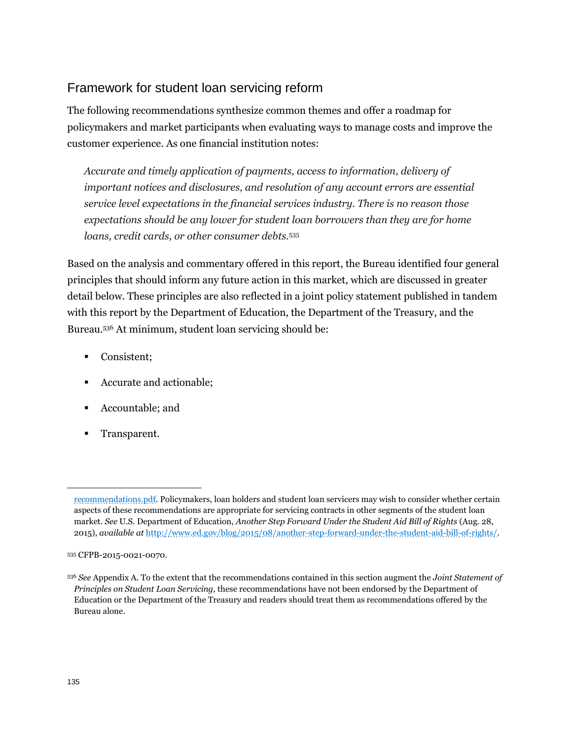## Framework for student loan servicing reform

The following recommendations synthesize common themes and offer a roadmap for policymakers and market participants when evaluating ways to manage costs and improve the customer experience. As one financial institution notes:

> *Accurate and timely application of payments, access to information, delivery of important notices and disclosures, and resolution of any account errors are essential service level expectations in the financial services industry. There is no reason those expectations should be any lower for student loan borrowers than they are for home loans, credit cards, or other consumer debts.*[535]

Based on the analysis and commentary offered in this report, the Bureau identified four general principles that should inform any future action in this market, which are discussed in greater detail below. These principles are also reflected in a joint policy statement published in tandem with this report by the Department of Education, the Department of the Treasury, and the Bureau.[536] At minimum, student loan servicing should be:

- Consistent;
- Accurate and actionable;
- Accountable; and
- Transparent.

---

recommendations.pdf. Policymakers, loan holders and student loan servicers may wish to consider whether certain aspects of these recommendations are appropriate for servicing contracts in other segments of the student loan market. *See* U.S. Department of Education, *Another Step Forward Under the Student Aid Bill of Rights* (Aug. 28, 2015), *available at* http://www.ed.gov/blog/2015/08/another-step-forward-under-the-student-aid-bill-of-rights/.

[535] CFPB-2015-0021-0070.

[536] *See* Appendix A. To the extent that the recommendations contained in this section augment the *Joint Statement of Principles on Student Loan Servicing,* these recommendations have not been endorsed by the Department of Education or the Department of the Treasury and readers should treat them as recommendations offered by the Bureau alone.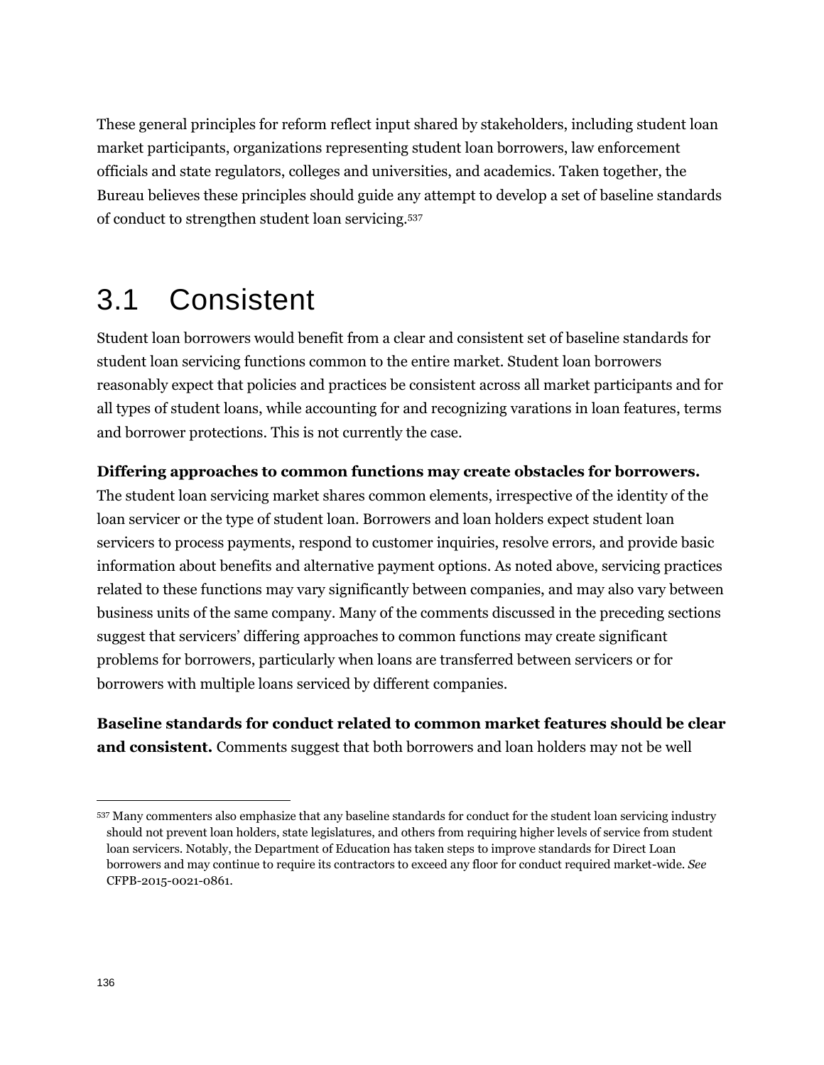These general principles for reform reflect input shared by stakeholders, including student loan market participants, organizations representing student loan borrowers, law enforcement officials and state regulators, colleges and universities, and academics. Taken together, the Bureau believes these principles should guide any attempt to develop a set of baseline standards of conduct to strengthen student loan servicing.[537]

## 3.1 Consistent

Student loan borrowers would benefit from a clear and consistent set of baseline standards for student loan servicing functions common to the entire market. Student loan borrowers reasonably expect that policies and practices be consistent across all market participants and for all types of student loans, while accounting for and recognizing varations in loan features, terms and borrower protections. This is not currently the case.

**Differing approaches to common functions may create obstacles for borrowers.** The student loan servicing market shares common elements, irrespective of the identity of the loan servicer or the type of student loan. Borrowers and loan holders expect student loan servicers to process payments, respond to customer inquiries, resolve errors, and provide basic information about benefits and alternative payment options. As noted above, servicing practices related to these functions may vary significantly between companies, and may also vary between business units of the same company. Many of the comments discussed in the preceding sections suggest that servicers' differing approaches to common functions may create significant problems for borrowers, particularly when loans are transferred between servicers or for borrowers with multiple loans serviced by different companies.

**Baseline standards for conduct related to common market features should be clear and consistent.** Comments suggest that both borrowers and loan holders may not be well

---

[537] Many commenters also emphasize that any baseline standards for conduct for the student loan servicing industry should not prevent loan holders, state legislatures, and others from requiring higher levels of service from student loan servicers. Notably, the Department of Education has taken steps to improve standards for Direct Loan borrowers and may continue to require its contractors to exceed any floor for conduct required market-wide. *See* CFPB-2015-0021-0861.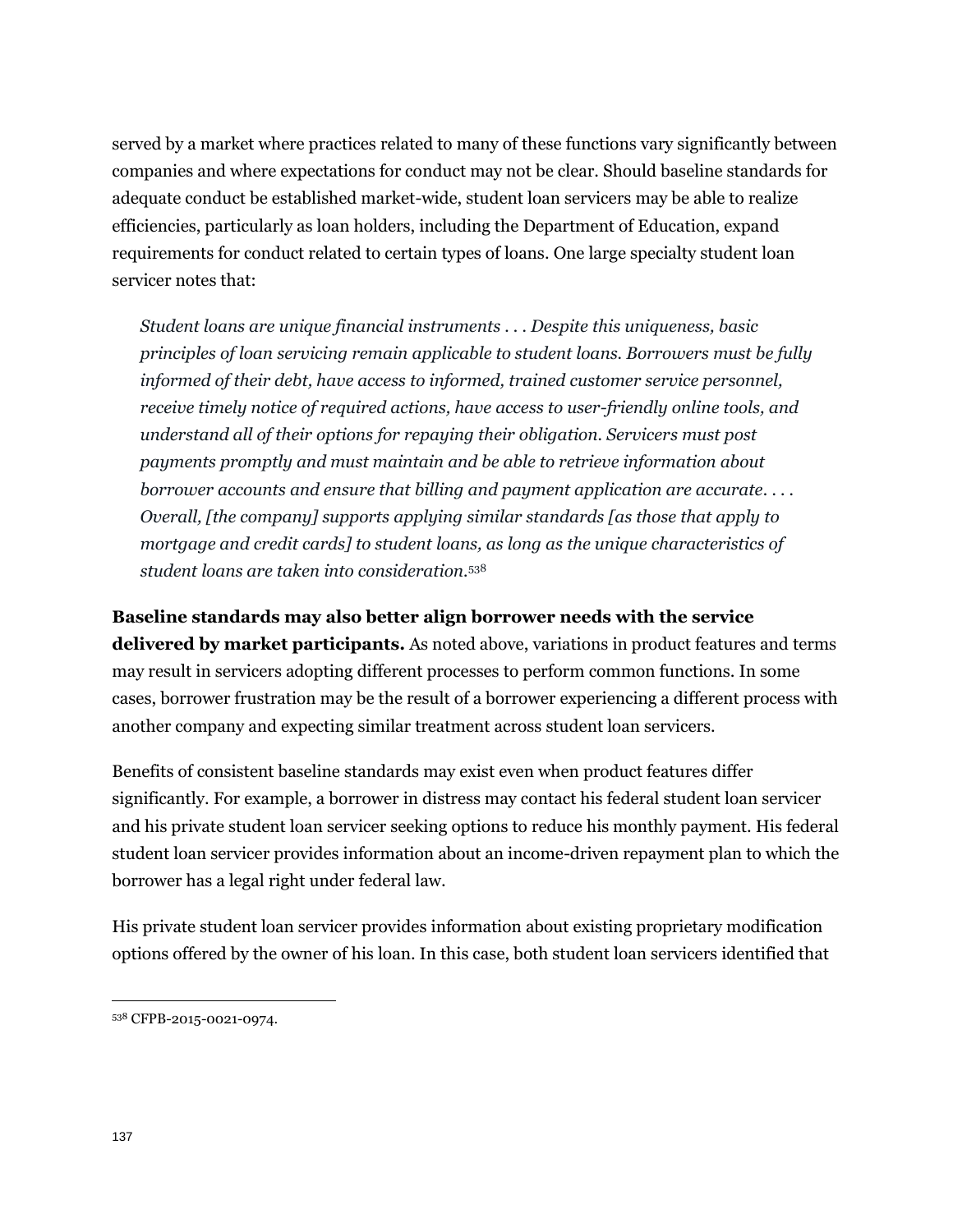served by a market where practices related to many of these functions vary significantly between companies and where expectations for conduct may not be clear. Should baseline standards for adequate conduct be established market-wide, student loan servicers may be able to realize efficiencies, particularly as loan holders, including the Department of Education, expand requirements for conduct related to certain types of loans. One large specialty student loan servicer notes that:

> *Student loans are unique financial instruments . . . Despite this uniqueness, basic principles of loan servicing remain applicable to student loans. Borrowers must be fully informed of their debt, have access to informed, trained customer service personnel, receive timely notice of required actions, have access to user-friendly online tools, and understand all of their options for repaying their obligation. Servicers must post payments promptly and must maintain and be able to retrieve information about borrower accounts and ensure that billing and payment application are accurate. . . . Overall, [the company] supports applying similar standards [as those that apply to mortgage and credit cards] to student loans, as long as the unique characteristics of student loans are taken into consideration.*[538]

**Baseline standards may also better align borrower needs with the service delivered by market participants.** As noted above, variations in product features and terms may result in servicers adopting different processes to perform common functions. In some cases, borrower frustration may be the result of a borrower experiencing a different process with another company and expecting similar treatment across student loan servicers.

Benefits of consistent baseline standards may exist even when product features differ significantly. For example, a borrower in distress may contact his federal student loan servicer and his private student loan servicer seeking options to reduce his monthly payment. His federal student loan servicer provides information about an income-driven repayment plan to which the borrower has a legal right under federal law.

His private student loan servicer provides information about existing proprietary modification options offered by the owner of his loan. In this case, both student loan servicers identified that

---

[538] CFPB-2015-0021-0974.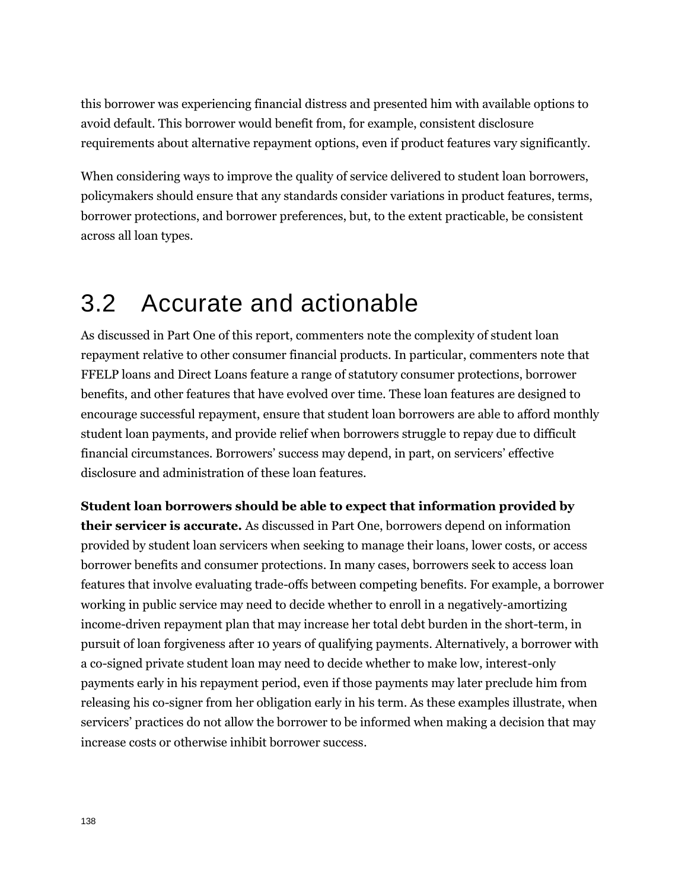this borrower was experiencing financial distress and presented him with available options to avoid default. This borrower would benefit from, for example, consistent disclosure requirements about alternative repayment options, even if product features vary significantly.

When considering ways to improve the quality of service delivered to student loan borrowers, policymakers should ensure that any standards consider variations in product features, terms, borrower protections, and borrower preferences, but, to the extent practicable, be consistent across all loan types.

## 3.2 Accurate and actionable

As discussed in Part One of this report, commenters note the complexity of student loan repayment relative to other consumer financial products. In particular, commenters note that FFELP loans and Direct Loans feature a range of statutory consumer protections, borrower benefits, and other features that have evolved over time. These loan features are designed to encourage successful repayment, ensure that student loan borrowers are able to afford monthly student loan payments, and provide relief when borrowers struggle to repay due to difficult financial circumstances. Borrowers' success may depend, in part, on servicers' effective disclosure and administration of these loan features.

**Student loan borrowers should be able to expect that information provided by their servicer is accurate.** As discussed in Part One, borrowers depend on information provided by student loan servicers when seeking to manage their loans, lower costs, or access borrower benefits and consumer protections. In many cases, borrowers seek to access loan features that involve evaluating trade-offs between competing benefits. For example, a borrower working in public service may need to decide whether to enroll in a negatively-amortizing income-driven repayment plan that may increase her total debt burden in the short-term, in pursuit of loan forgiveness after 10 years of qualifying payments. Alternatively, a borrower with a co-signed private student loan may need to decide whether to make low, interest-only payments early in his repayment period, even if those payments may later preclude him from releasing his co-signer from her obligation early in his term. As these examples illustrate, when servicers' practices do not allow the borrower to be informed when making a decision that may increase costs or otherwise inhibit borrower success.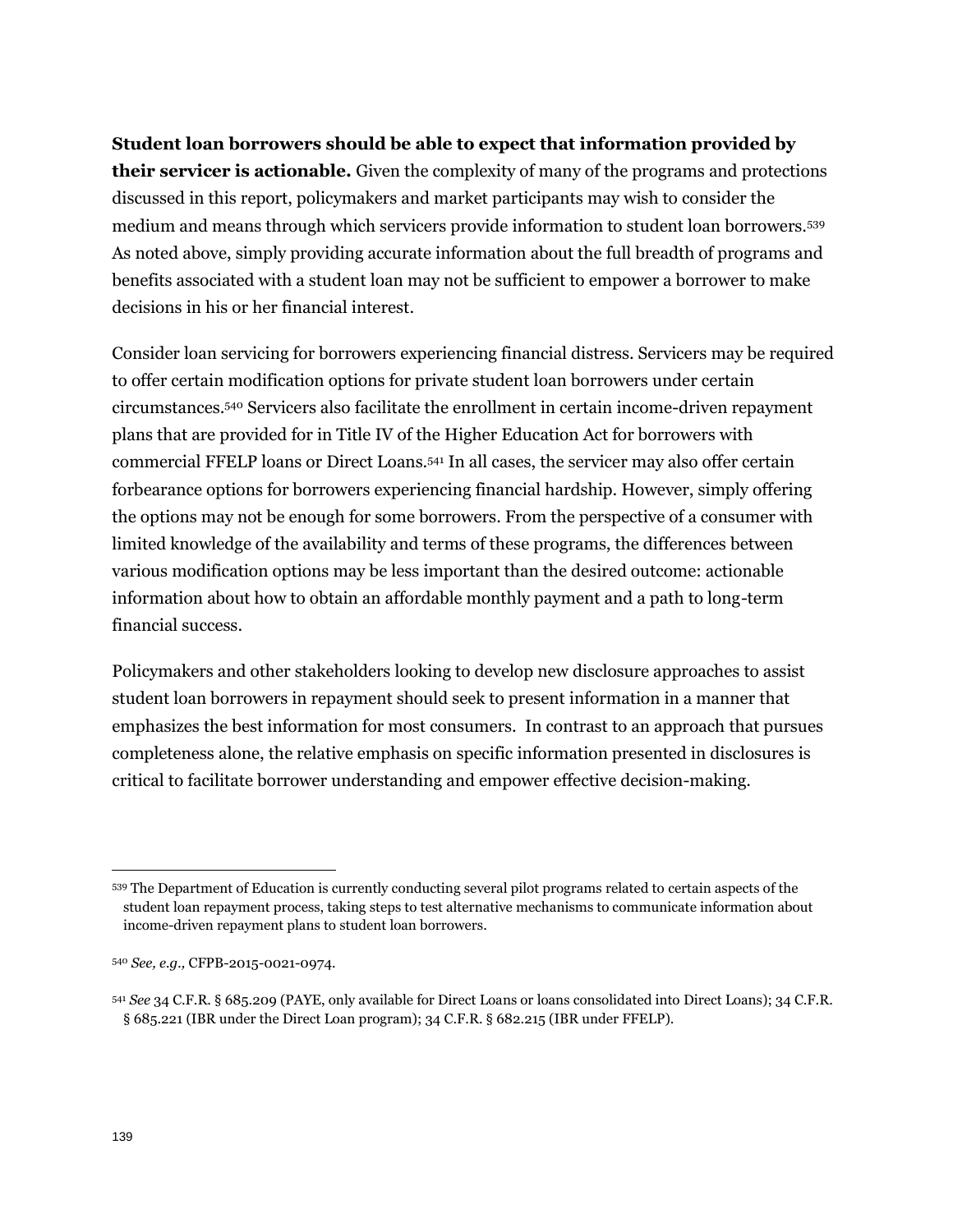**Student loan borrowers should be able to expect that information provided by their servicer is actionable.** Given the complexity of many of the programs and protections discussed in this report, policymakers and market participants may wish to consider the medium and means through which servicers provide information to student loan borrowers.[539] As noted above, simply providing accurate information about the full breadth of programs and benefits associated with a student loan may not be sufficient to empower a borrower to make decisions in his or her financial interest.

Consider loan servicing for borrowers experiencing financial distress. Servicers may be required to offer certain modification options for private student loan borrowers under certain circumstances.[540] Servicers also facilitate the enrollment in certain income-driven repayment plans that are provided for in Title IV of the Higher Education Act for borrowers with commercial FFELP loans or Direct Loans.[541] In all cases, the servicer may also offer certain forbearance options for borrowers experiencing financial hardship. However, simply offering the options may not be enough for some borrowers. From the perspective of a consumer with limited knowledge of the availability and terms of these programs, the differences between various modification options may be less important than the desired outcome: actionable information about how to obtain an affordable monthly payment and a path to long-term financial success.

Policymakers and other stakeholders looking to develop new disclosure approaches to assist student loan borrowers in repayment should seek to present information in a manner that emphasizes the best information for most consumers. In contrast to an approach that pursues completeness alone, the relative emphasis on specific information presented in disclosures is critical to facilitate borrower understanding and empower effective decision-making.

---

[539] The Department of Education is currently conducting several pilot programs related to certain aspects of the student loan repayment process, taking steps to test alternative mechanisms to communicate information about income-driven repayment plans to student loan borrowers.

[540] *See, e.g.,* CFPB-2015-0021-0974.

[541] *See* 34 C.F.R. § 685.209 (PAYE, only available for Direct Loans or loans consolidated into Direct Loans); 34 C.F.R. § 685.221 (IBR under the Direct Loan program); 34 C.F.R. § 682.215 (IBR under FFELP).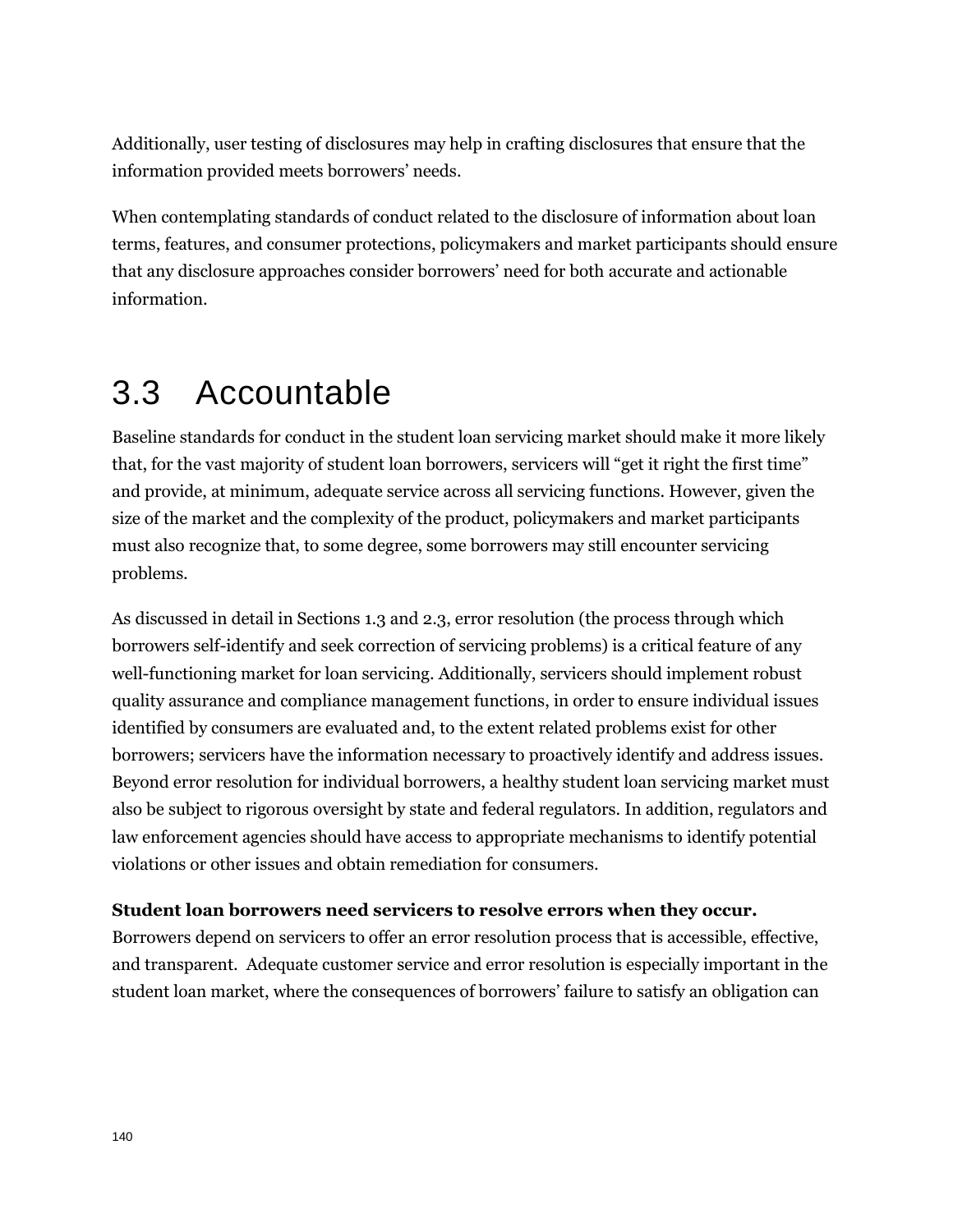Additionally, user testing of disclosures may help in crafting disclosures that ensure that the information provided meets borrowers' needs.

When contemplating standards of conduct related to the disclosure of information about loan terms, features, and consumer protections, policymakers and market participants should ensure that any disclosure approaches consider borrowers' need for both accurate and actionable information.

## 3.3 Accountable

Baseline standards for conduct in the student loan servicing market should make it more likely that, for the vast majority of student loan borrowers, servicers will "get it right the first time" and provide, at minimum, adequate service across all servicing functions. However, given the size of the market and the complexity of the product, policymakers and market participants must also recognize that, to some degree, some borrowers may still encounter servicing problems.

As discussed in detail in Sections 1.3 and 2.3, error resolution (the process through which borrowers self-identify and seek correction of servicing problems) is a critical feature of any well-functioning market for loan servicing. Additionally, servicers should implement robust quality assurance and compliance management functions, in order to ensure individual issues identified by consumers are evaluated and, to the extent related problems exist for other borrowers; servicers have the information necessary to proactively identify and address issues. Beyond error resolution for individual borrowers, a healthy student loan servicing market must also be subject to rigorous oversight by state and federal regulators. In addition, regulators and law enforcement agencies should have access to appropriate mechanisms to identify potential violations or other issues and obtain remediation for consumers.

**Student loan borrowers need servicers to resolve errors when they occur.** Borrowers depend on servicers to offer an error resolution process that is accessible, effective, and transparent. Adequate customer service and error resolution is especially important in the student loan market, where the consequences of borrowers' failure to satisfy an obligation can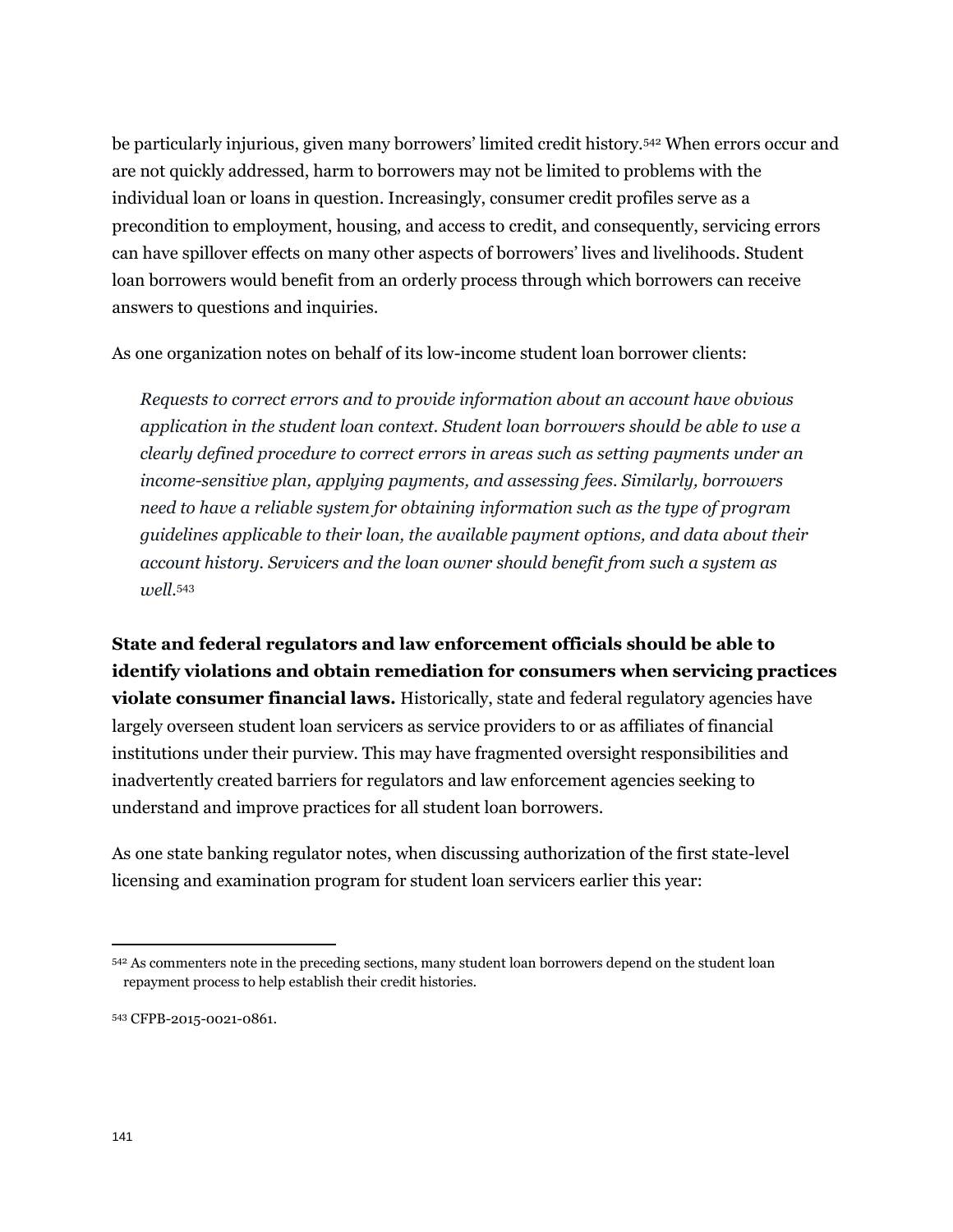be particularly injurious, given many borrowers' limited credit history.[542] When errors occur and are not quickly addressed, harm to borrowers may not be limited to problems with the individual loan or loans in question. Increasingly, consumer credit profiles serve as a precondition to employment, housing, and access to credit, and consequently, servicing errors can have spillover effects on many other aspects of borrowers' lives and livelihoods. Student loan borrowers would benefit from an orderly process through which borrowers can receive answers to questions and inquiries.

As one organization notes on behalf of its low-income student loan borrower clients:

> *Requests to correct errors and to provide information about an account have obvious application in the student loan context. Student loan borrowers should be able to use a clearly defined procedure to correct errors in areas such as setting payments under an income-sensitive plan, applying payments, and assessing fees. Similarly, borrowers need to have a reliable system for obtaining information such as the type of program guidelines applicable to their loan, the available payment options, and data about their account history. Servicers and the loan owner should benefit from such a system as well.*[543]

**State and federal regulators and law enforcement officials should be able to identify violations and obtain remediation for consumers when servicing practices violate consumer financial laws.** Historically, state and federal regulatory agencies have largely overseen student loan servicers as service providers to or as affiliates of financial institutions under their purview. This may have fragmented oversight responsibilities and inadvertently created barriers for regulators and law enforcement agencies seeking to understand and improve practices for all student loan borrowers.

As one state banking regulator notes, when discussing authorization of the first state-level licensing and examination program for student loan servicers earlier this year:

---

[542] As commenters note in the preceding sections, many student loan borrowers depend on the student loan repayment process to help establish their credit histories.

[543] CFPB-2015-0021-0861.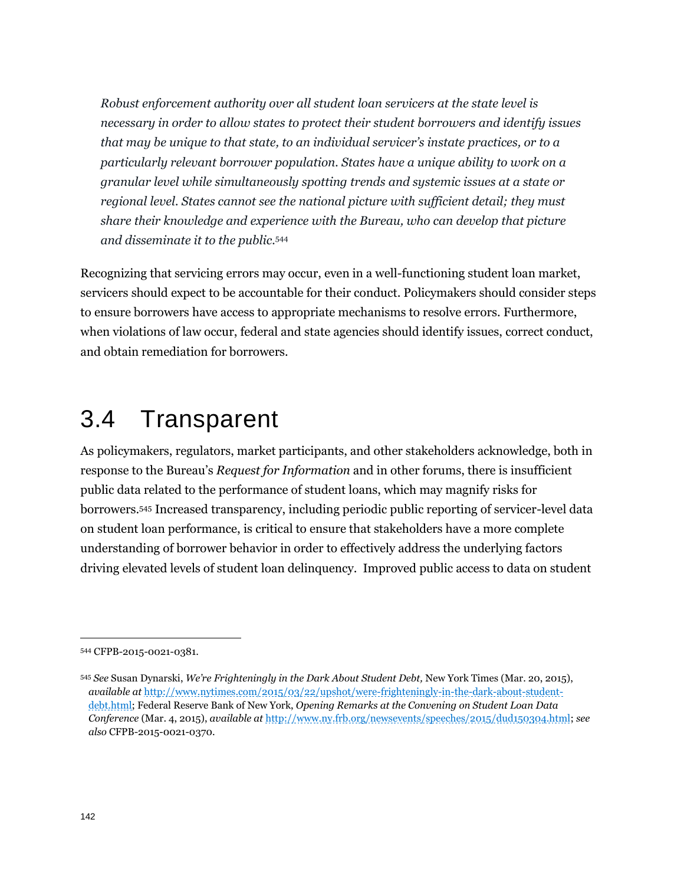*Robust enforcement authority over all student loan servicers at the state level is necessary in order to allow states to protect their student borrowers and identify issues that may be unique to that state, to an individual servicer's instate practices, or to a particularly relevant borrower population. States have a unique ability to work on a granular level while simultaneously spotting trends and systemic issues at a state or regional level. States cannot see the national picture with sufficient detail; they must share their knowledge and experience with the Bureau, who can develop that picture and disseminate it to the public.*[544]

Recognizing that servicing errors may occur, even in a well-functioning student loan market, servicers should expect to be accountable for their conduct. Policymakers should consider steps to ensure borrowers have access to appropriate mechanisms to resolve errors. Furthermore, when violations of law occur, federal and state agencies should identify issues, correct conduct, and obtain remediation for borrowers.

## 3.4 Transparent

As policymakers, regulators, market participants, and other stakeholders acknowledge, both in response to the Bureau's *Request for Information* and in other forums, there is insufficient public data related to the performance of student loans, which may magnify risks for borrowers.[545] Increased transparency, including periodic public reporting of servicer-level data on student loan performance, is critical to ensure that stakeholders have a more complete understanding of borrower behavior in order to effectively address the underlying factors driving elevated levels of student loan delinquency. Improved public access to data on student

---

[544] CFPB-2015-0021-0381.

[545] *See* Susan Dynarski, *We're Frighteningly in the Dark About Student Debt,* New York Times (Mar. 20, 2015), *available at* http://www.nytimes.com/2015/03/22/upshot/were-frighteningly-in-the-dark-about-student-debt.html; Federal Reserve Bank of New York, *Opening Remarks at the Convening on Student Loan Data Conference* (Mar. 4, 2015), *available at* http://www.ny.frb.org/newsevents/speeches/2015/dud150304.html; *see also* CFPB-2015-0021-0370.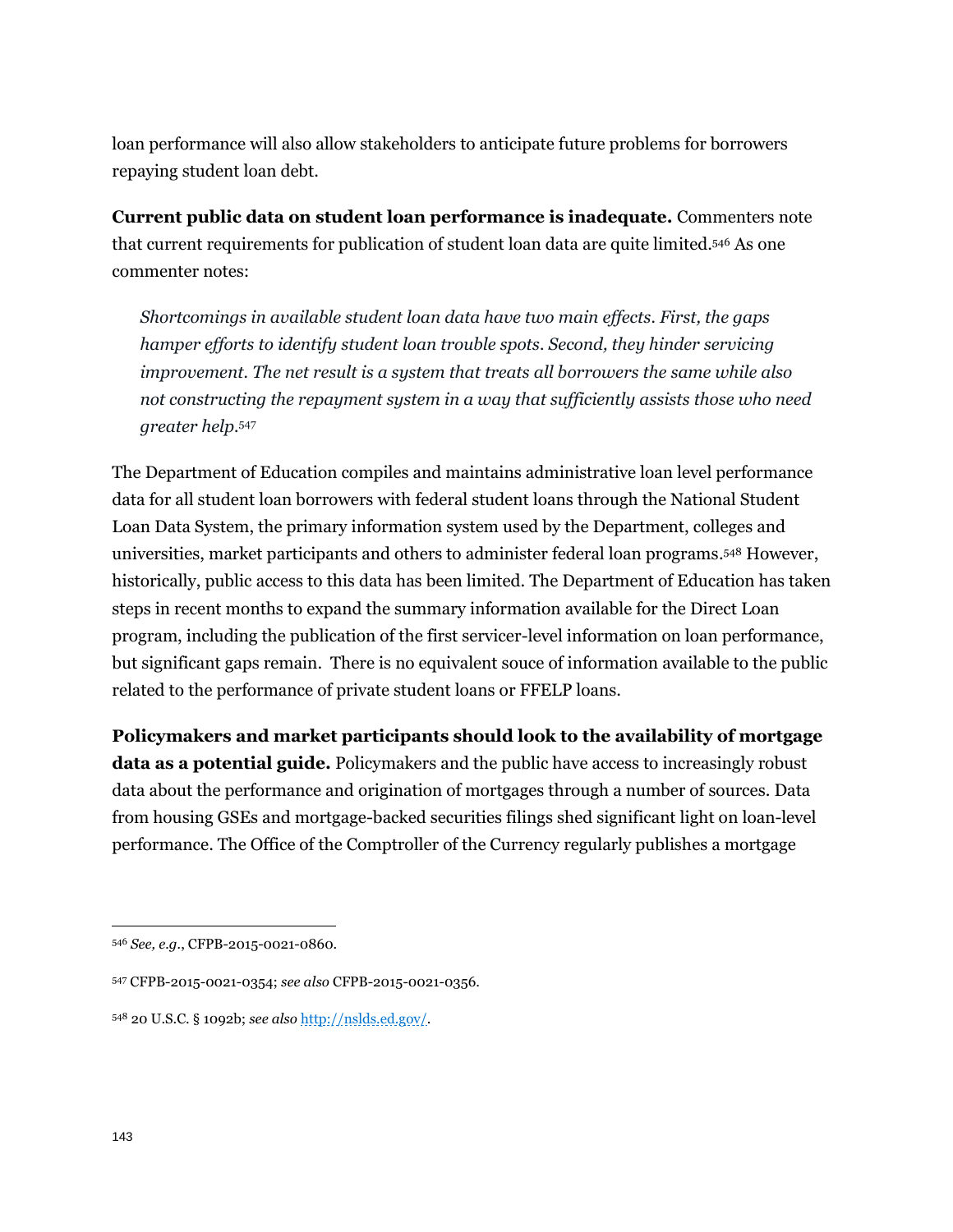loan performance will also allow stakeholders to anticipate future problems for borrowers repaying student loan debt.

**Current public data on student loan performance is inadequate.** Commenters note that current requirements for publication of student loan data are quite limited.[546] As one commenter notes:

> *Shortcomings in available student loan data have two main effects. First, the gaps hamper efforts to identify student loan trouble spots. Second, they hinder servicing improvement. The net result is a system that treats all borrowers the same while also not constructing the repayment system in a way that sufficiently assists those who need greater help.*[547]

The Department of Education compiles and maintains administrative loan level performance data for all student loan borrowers with federal student loans through the National Student Loan Data System, the primary information system used by the Department, colleges and universities, market participants and others to administer federal loan programs.[548] However, historically, public access to this data has been limited. The Department of Education has taken steps in recent months to expand the summary information available for the Direct Loan program, including the publication of the first servicer-level information on loan performance, but significant gaps remain. There is no equivalent souce of information available to the public related to the performance of private student loans or FFELP loans.

**Policymakers and market participants should look to the availability of mortgage data as a potential guide.** Policymakers and the public have access to increasingly robust data about the performance and origination of mortgages through a number of sources. Data from housing GSEs and mortgage-backed securities filings shed significant light on loan-level performance. The Office of the Comptroller of the Currency regularly publishes a mortgage

---

[546] *See, e.g.*, CFPB-2015-0021-0860.

[547] CFPB-2015-0021-0354; *see also* CFPB-2015-0021-0356.

[548] 20 U.S.C. § 1092b; *see also* [http://nslds.ed.gov/](http://nslds.ed.gov/).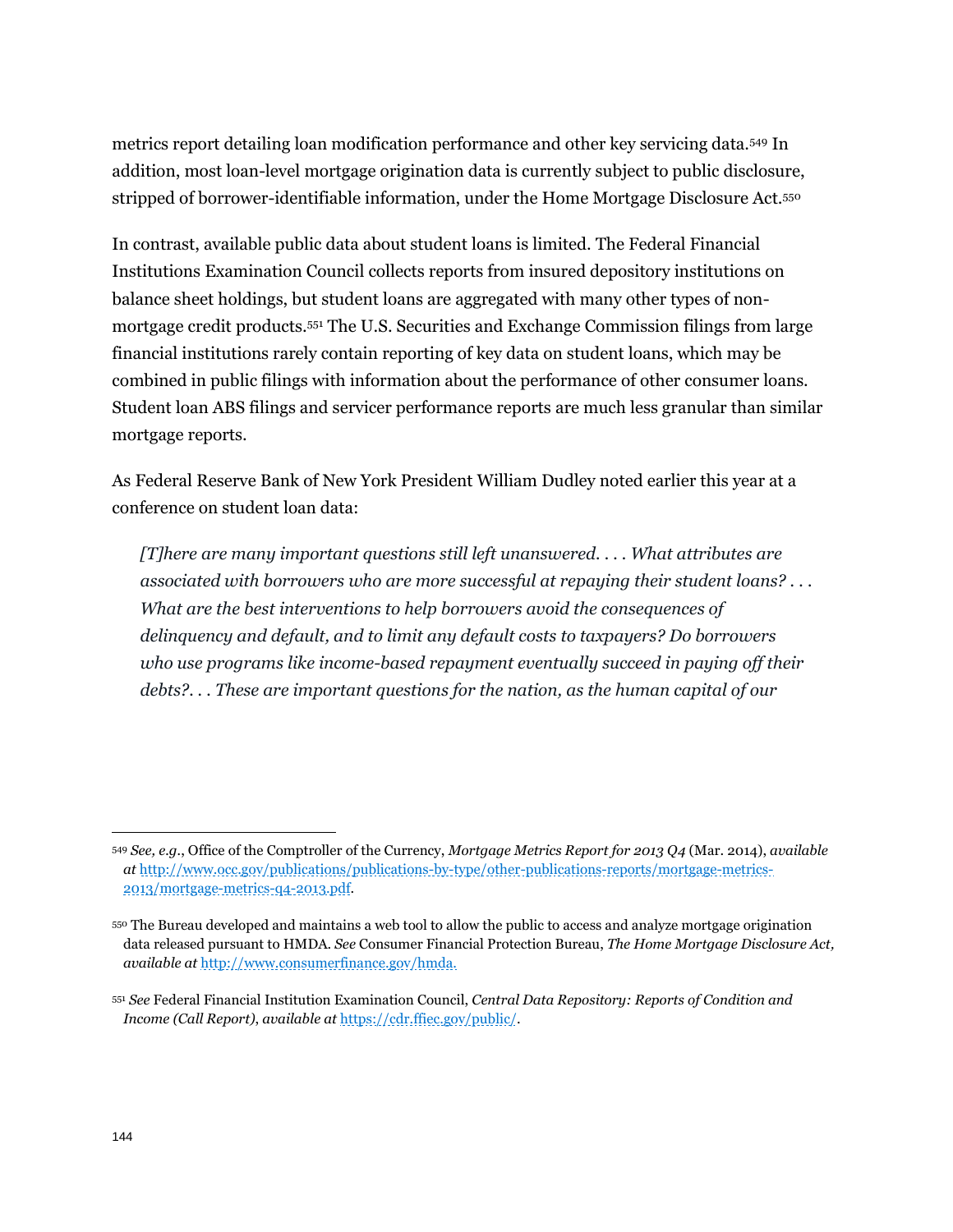metrics report detailing loan modification performance and other key servicing data.[549] In addition, most loan-level mortgage origination data is currently subject to public disclosure, stripped of borrower-identifiable information, under the Home Mortgage Disclosure Act.[550]

In contrast, available public data about student loans is limited. The Federal Financial Institutions Examination Council collects reports from insured depository institutions on balance sheet holdings, but student loans are aggregated with many other types of non-mortgage credit products.[551] The U.S. Securities and Exchange Commission filings from large financial institutions rarely contain reporting of key data on student loans, which may be combined in public filings with information about the performance of other consumer loans. Student loan ABS filings and servicer performance reports are much less granular than similar mortgage reports.

As Federal Reserve Bank of New York President William Dudley noted earlier this year at a conference on student loan data:

> *[T]here are many important questions still left unanswered. . . . What attributes are associated with borrowers who are more successful at repaying their student loans? . . . What are the best interventions to help borrowers avoid the consequences of delinquency and default, and to limit any default costs to taxpayers? Do borrowers who use programs like income-based repayment eventually succeed in paying off their debts?. . . These are important questions for the nation, as the human capital of our*

---

[549] *See, e.g.*, Office of the Comptroller of the Currency, *Mortgage Metrics Report for 2013 Q4* (Mar. 2014), *available at* http://www.occ.gov/publications/publications-by-type/other-publications-reports/mortgage-metrics-2013/mortgage-metrics-q4-2013.pdf.

[550] The Bureau developed and maintains a web tool to allow the public to access and analyze mortgage origination data released pursuant to HMDA. *See* Consumer Financial Protection Bureau, *The Home Mortgage Disclosure Act, available at* http://www.consumerfinance.gov/hmda.

[551] *See* Federal Financial Institution Examination Council, *Central Data Repository: Reports of Condition and Income (Call Report)*, *available at* https://cdr.ffiec.gov/public/.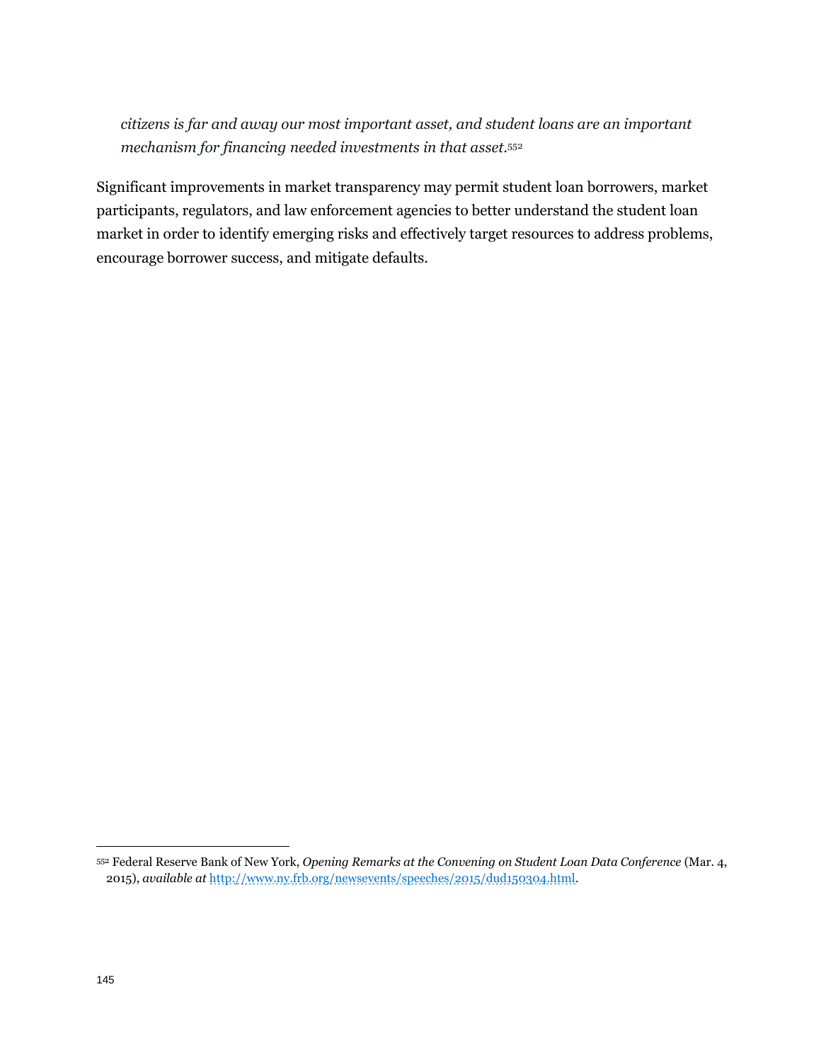> *citizens is far and away our most important asset, and student loans are an important mechanism for financing needed investments in that asset.*[552]

Significant improvements in market transparency may permit student loan borrowers, market participants, regulators, and law enforcement agencies to better understand the student loan market in order to identify emerging risks and effectively target resources to address problems, encourage borrower success, and mitigate defaults.

---

[552] Federal Reserve Bank of New York, *Opening Remarks at the Convening on Student Loan Data Conference* (Mar. 4, 2015), *available at* http://www.ny.frb.org/newsevents/speeches/2015/dud150304.html.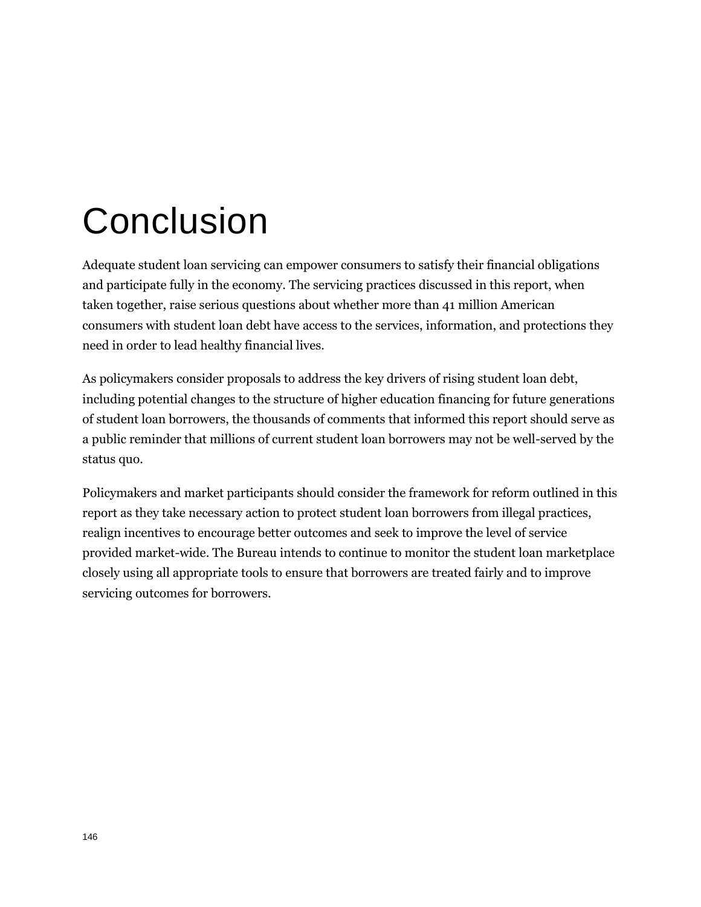# Conclusion

Adequate student loan servicing can empower consumers to satisfy their financial obligations and participate fully in the economy. The servicing practices discussed in this report, when taken together, raise serious questions about whether more than 41 million American consumers with student loan debt have access to the services, information, and protections they need in order to lead healthy financial lives.

As policymakers consider proposals to address the key drivers of rising student loan debt, including potential changes to the structure of higher education financing for future generations of student loan borrowers, the thousands of comments that informed this report should serve as a public reminder that millions of current student loan borrowers may not be well-served by the status quo.

Policymakers and market participants should consider the framework for reform outlined in this report as they take necessary action to protect student loan borrowers from illegal practices, realign incentives to encourage better outcomes and seek to improve the level of service provided market-wide. The Bureau intends to continue to monitor the student loan marketplace closely using all appropriate tools to ensure that borrowers are treated fairly and to improve servicing outcomes for borrowers.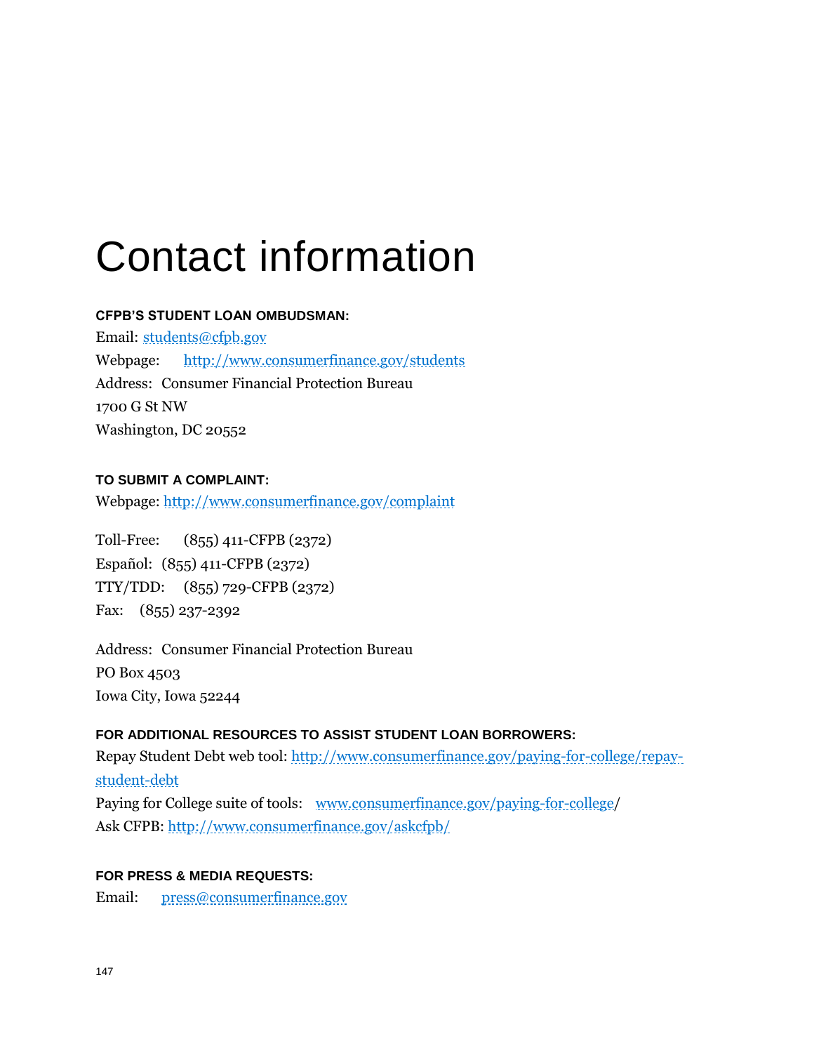# Contact information

**CFPB'S STUDENT LOAN OMBUDSMAN:**

Email: students@cfpb.gov
Webpage: http://www.consumerfinance.gov/students
Address: Consumer Financial Protection Bureau
1700 G St NW
Washington, DC 20552

**TO SUBMIT A COMPLAINT:**

Webpage: http://www.consumerfinance.gov/complaint

Toll-Free: (855) 411-CFPB (2372)
Español: (855) 411-CFPB (2372)
TTY/TDD: (855) 729-CFPB (2372)
Fax: (855) 237-2392

Address: Consumer Financial Protection Bureau
PO Box 4503
Iowa City, Iowa 52244

**FOR ADDITIONAL RESOURCES TO ASSIST STUDENT LOAN BORROWERS:**

Repay Student Debt web tool: http://www.consumerfinance.gov/paying-for-college/repay-student-debt
Paying for College suite of tools: www.consumerfinance.gov/paying-for-college/
Ask CFPB: http://www.consumerfinance.gov/askcfpb/

**FOR PRESS & MEDIA REQUESTS:**

Email: press@consumerfinance.gov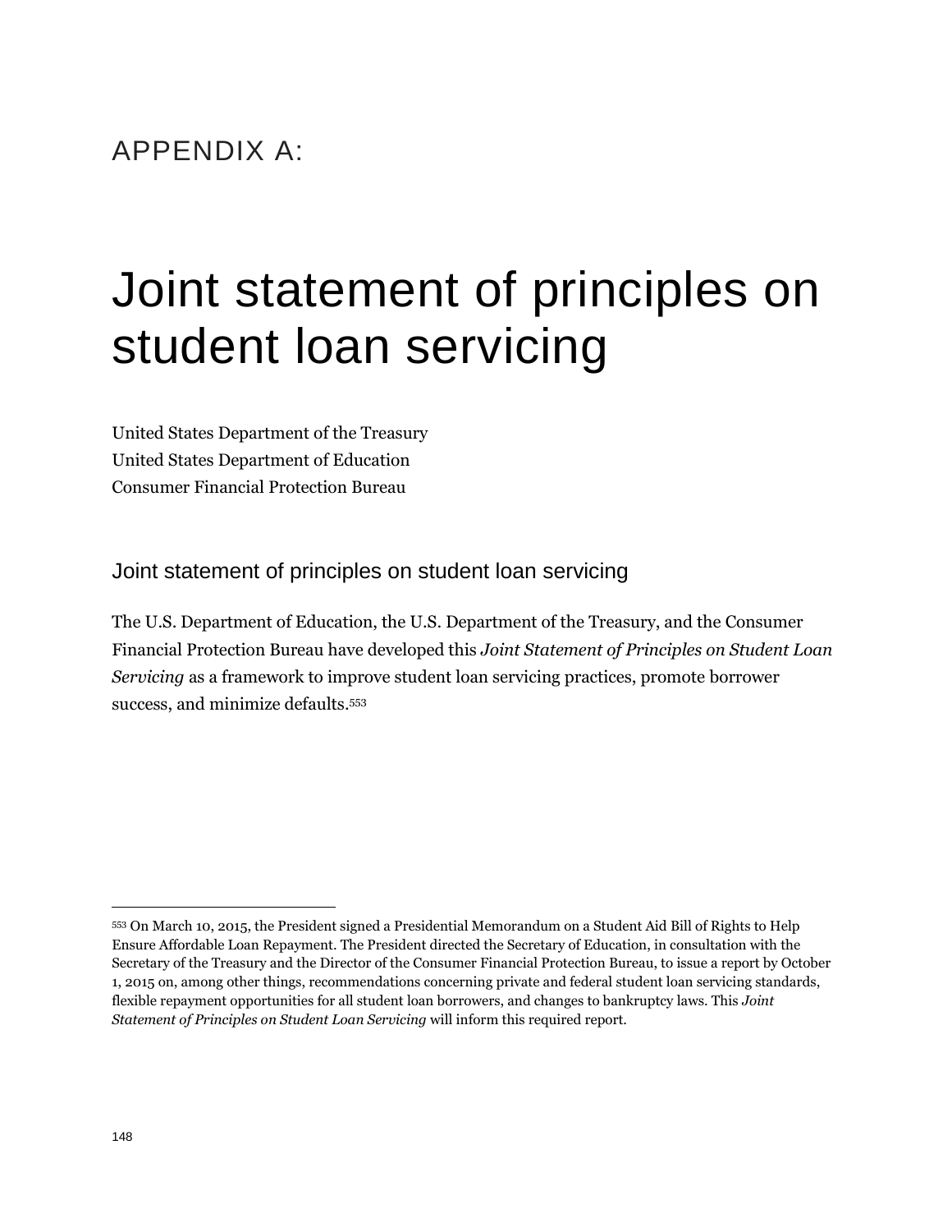# APPENDIX A:

# Joint statement of principles on student loan servicing

United States Department of the Treasury
United States Department of Education
Consumer Financial Protection Bureau

## Joint statement of principles on student loan servicing

The U.S. Department of Education, the U.S. Department of the Treasury, and the Consumer Financial Protection Bureau have developed this *Joint Statement of Principles on Student Loan Servicing* as a framework to improve student loan servicing practices, promote borrower success, and minimize defaults.[553]

---

[553] On March 10, 2015, the President signed a Presidential Memorandum on a Student Aid Bill of Rights to Help Ensure Affordable Loan Repayment. The President directed the Secretary of Education, in consultation with the Secretary of the Treasury and the Director of the Consumer Financial Protection Bureau, to issue a report by October 1, 2015 on, among other things, recommendations concerning private and federal student loan servicing standards, flexible repayment opportunities for all student loan borrowers, and changes to bankruptcy laws. This *Joint Statement of Principles on Student Loan Servicing* will inform this required report.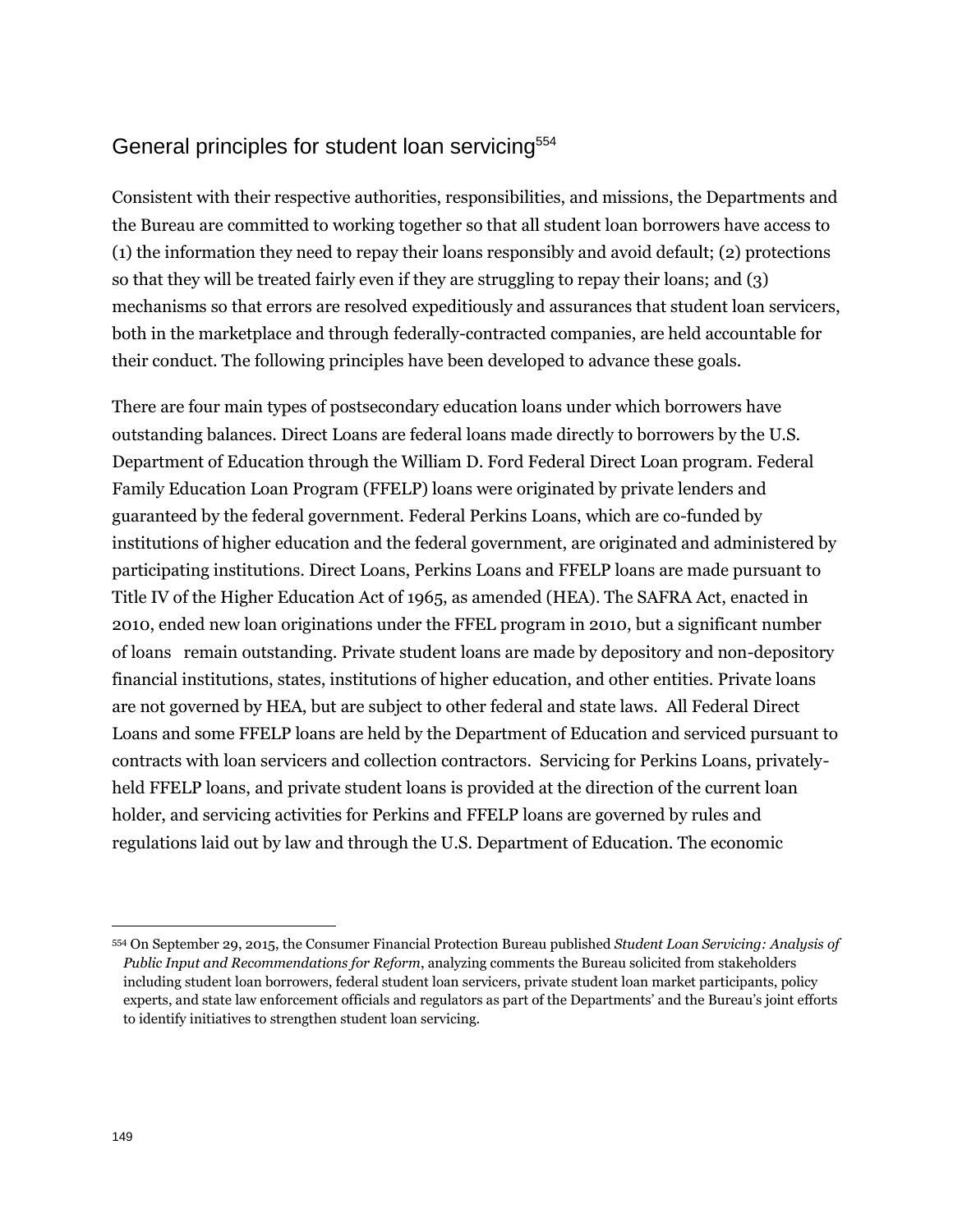## General principles for student loan servicing[554]

Consistent with their respective authorities, responsibilities, and missions, the Departments and the Bureau are committed to working together so that all student loan borrowers have access to (1) the information they need to repay their loans responsibly and avoid default; (2) protections so that they will be treated fairly even if they are struggling to repay their loans; and (3) mechanisms so that errors are resolved expeditiously and assurances that student loan servicers, both in the marketplace and through federally-contracted companies, are held accountable for their conduct. The following principles have been developed to advance these goals.

There are four main types of postsecondary education loans under which borrowers have outstanding balances. Direct Loans are federal loans made directly to borrowers by the U.S. Department of Education through the William D. Ford Federal Direct Loan program. Federal Family Education Loan Program (FFELP) loans were originated by private lenders and guaranteed by the federal government. Federal Perkins Loans, which are co-funded by institutions of higher education and the federal government, are originated and administered by participating institutions. Direct Loans, Perkins Loans and FFELP loans are made pursuant to Title IV of the Higher Education Act of 1965, as amended (HEA). The SAFRA Act, enacted in 2010, ended new loan originations under the FFEL program in 2010, but a significant number of loans remain outstanding. Private student loans are made by depository and non-depository financial institutions, states, institutions of higher education, and other entities. Private loans are not governed by HEA, but are subject to other federal and state laws. All Federal Direct Loans and some FFELP loans are held by the Department of Education and serviced pursuant to contracts with loan servicers and collection contractors. Servicing for Perkins Loans, privately-held FFELP loans, and private student loans is provided at the direction of the current loan holder, and servicing activities for Perkins and FFELP loans are governed by rules and regulations laid out by law and through the U.S. Department of Education. The economic

---

[554] On September 29, 2015, the Consumer Financial Protection Bureau published *Student Loan Servicing: Analysis of Public Input and Recommendations for Reform*, analyzing comments the Bureau solicited from stakeholders including student loan borrowers, federal student loan servicers, private student loan market participants, policy experts, and state law enforcement officials and regulators as part of the Departments' and the Bureau's joint efforts to identify initiatives to strengthen student loan servicing.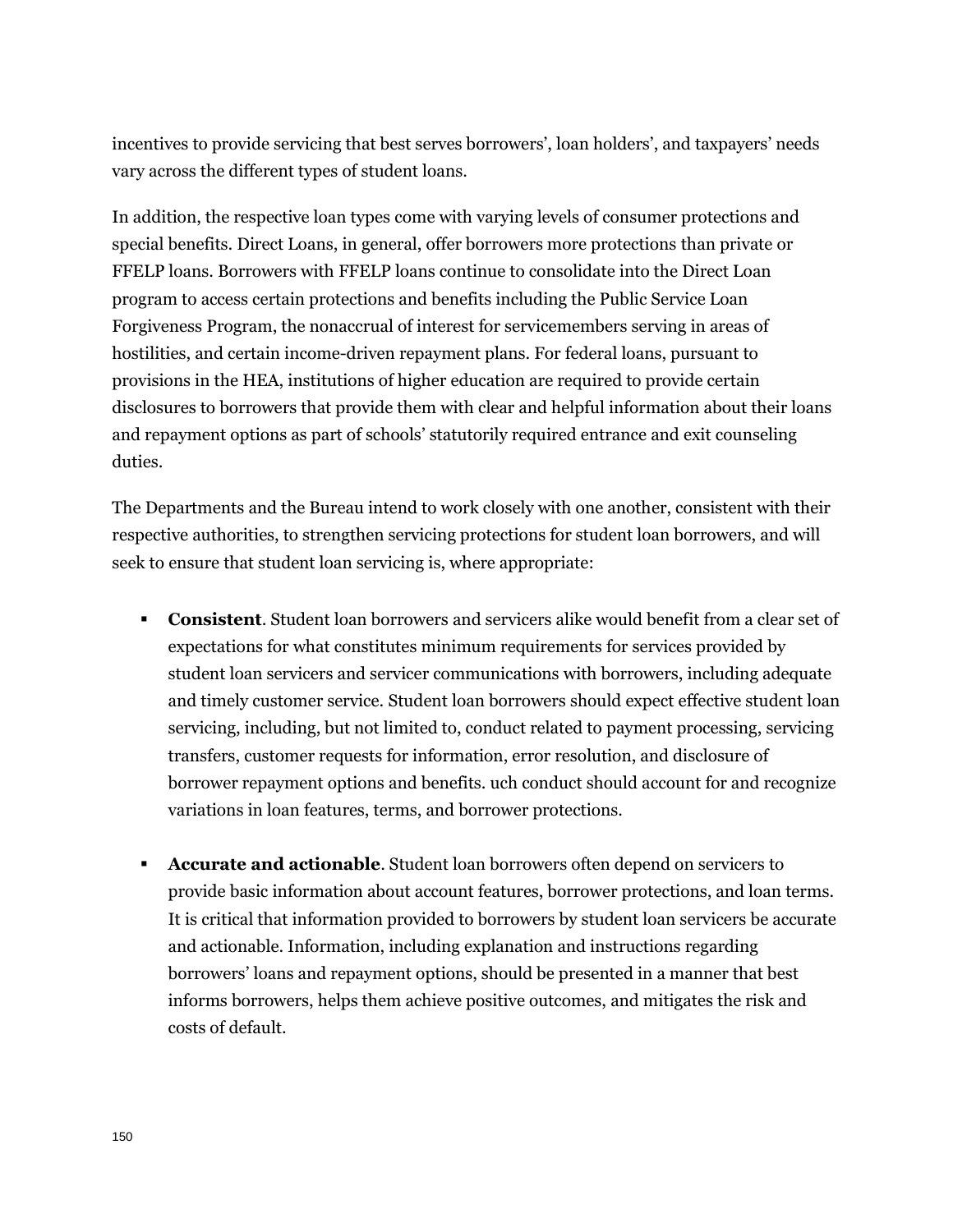incentives to provide servicing that best serves borrowers', loan holders', and taxpayers' needs vary across the different types of student loans.

In addition, the respective loan types come with varying levels of consumer protections and special benefits. Direct Loans, in general, offer borrowers more protections than private or FFELP loans. Borrowers with FFELP loans continue to consolidate into the Direct Loan program to access certain protections and benefits including the Public Service Loan Forgiveness Program, the nonaccrual of interest for servicemembers serving in areas of hostilities, and certain income-driven repayment plans. For federal loans, pursuant to provisions in the HEA, institutions of higher education are required to provide certain disclosures to borrowers that provide them with clear and helpful information about their loans and repayment options as part of schools' statutorily required entrance and exit counseling duties.

The Departments and the Bureau intend to work closely with one another, consistent with their respective authorities, to strengthen servicing protections for student loan borrowers, and will seek to ensure that student loan servicing is, where appropriate:

- **Consistent**. Student loan borrowers and servicers alike would benefit from a clear set of expectations for what constitutes minimum requirements for services provided by student loan servicers and servicer communications with borrowers, including adequate and timely customer service. Student loan borrowers should expect effective student loan servicing, including, but not limited to, conduct related to payment processing, servicing transfers, customer requests for information, error resolution, and disclosure of borrower repayment options and benefits. uch conduct should account for and recognize variations in loan features, terms, and borrower protections.

- **Accurate and actionable**. Student loan borrowers often depend on servicers to provide basic information about account features, borrower protections, and loan terms. It is critical that information provided to borrowers by student loan servicers be accurate and actionable. Information, including explanation and instructions regarding borrowers' loans and repayment options, should be presented in a manner that best informs borrowers, helps them achieve positive outcomes, and mitigates the risk and costs of default.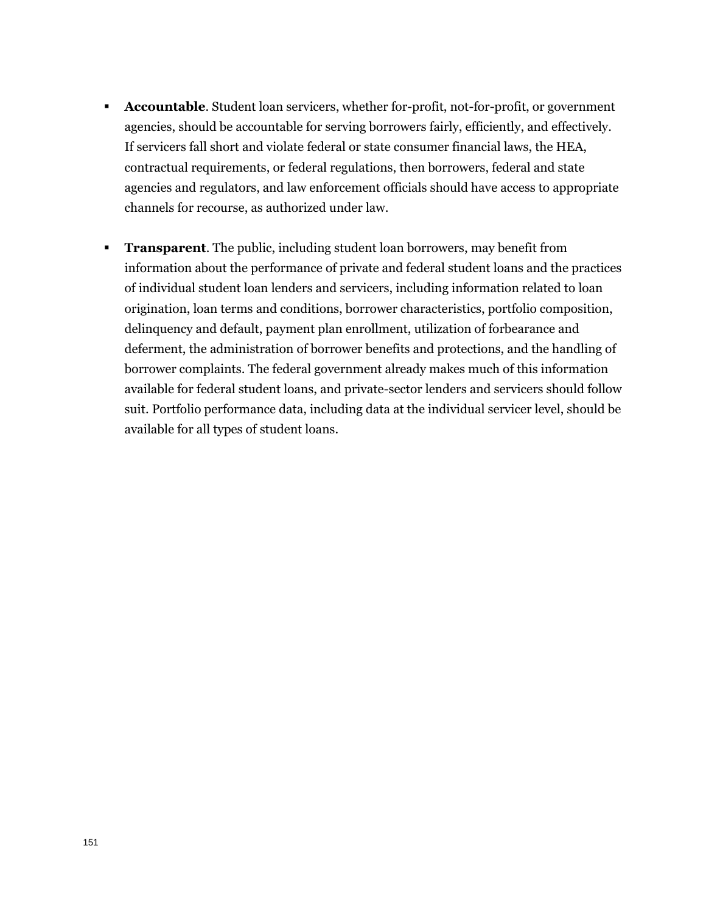- **Accountable**. Student loan servicers, whether for-profit, not-for-profit, or government agencies, should be accountable for serving borrowers fairly, efficiently, and effectively. If servicers fall short and violate federal or state consumer financial laws, the HEA, contractual requirements, or federal regulations, then borrowers, federal and state agencies and regulators, and law enforcement officials should have access to appropriate channels for recourse, as authorized under law.

- **Transparent**. The public, including student loan borrowers, may benefit from information about the performance of private and federal student loans and the practices of individual student loan lenders and servicers, including information related to loan origination, loan terms and conditions, borrower characteristics, portfolio composition, delinquency and default, payment plan enrollment, utilization of forbearance and deferment, the administration of borrower benefits and protections, and the handling of borrower complaints. The federal government already makes much of this information available for federal student loans, and private-sector lenders and servicers should follow suit. Portfolio performance data, including data at the individual servicer level, should be available for all types of student loans.